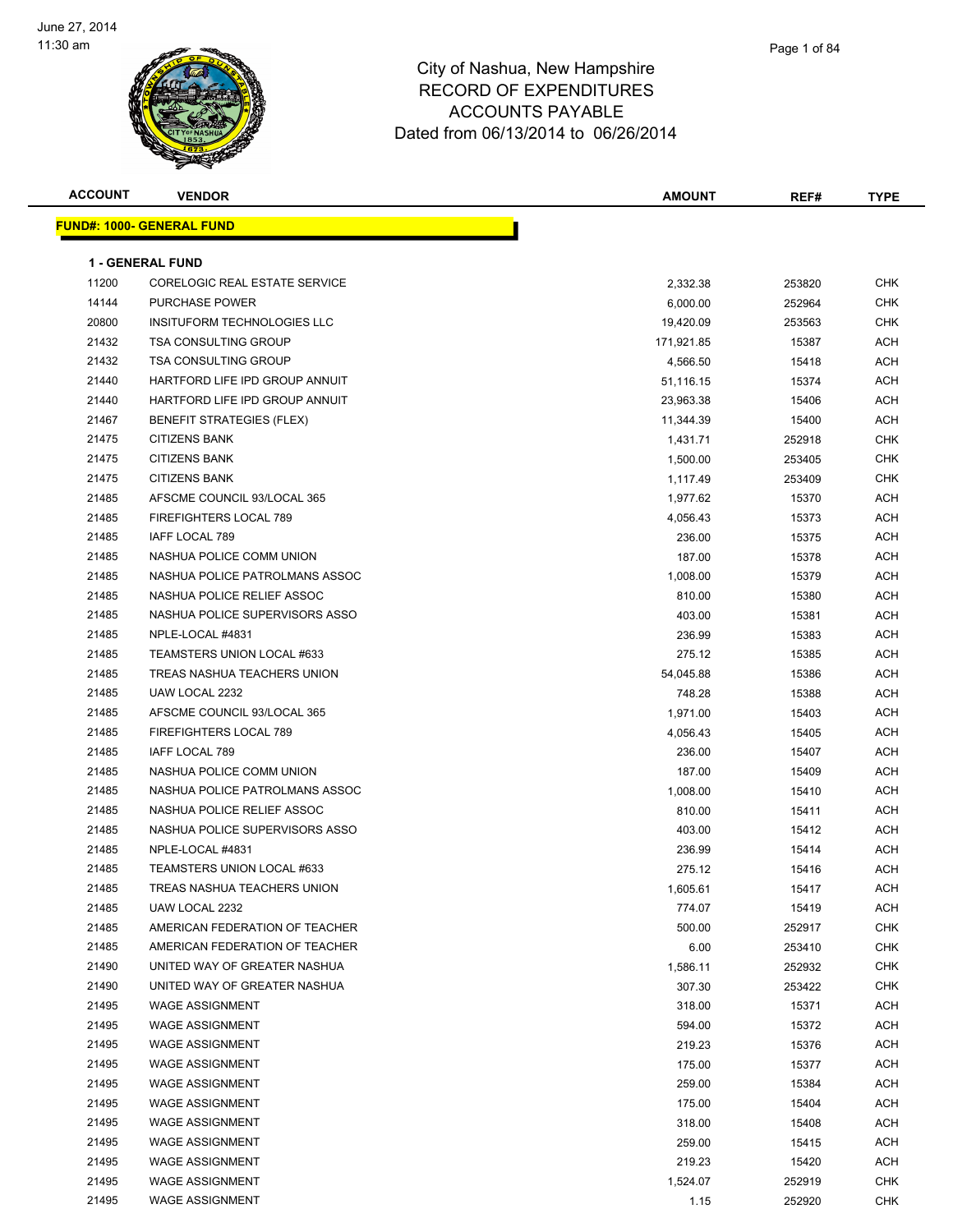June 27, 2014
11:30 am

# City of Nashua, New Hampshire
## RECORD OF EXPENDITURES
## ACCOUNTS PAYABLE
### Dated from 06/13/2014 to 06/26/2014

**FUND#: 1000- GENERAL FUND**

**1 - GENERAL FUND**

| ACCOUNT | VENDOR | AMOUNT | REF# | TYPE |
|---|---|---|---|---|
| 11200 | CORELOGIC REAL ESTATE SERVICE | 2,332.38 | 253820 | CHK |
| 14144 | PURCHASE POWER | 6,000.00 | 252964 | CHK |
| 20800 | INSITUFORM TECHNOLOGIES LLC | 19,420.09 | 253563 | CHK |
| 21432 | TSA CONSULTING GROUP | 171,921.85 | 15387 | ACH |
| 21432 | TSA CONSULTING GROUP | 4,566.50 | 15418 | ACH |
| 21440 | HARTFORD LIFE IPD GROUP ANNUIT | 51,116.15 | 15374 | ACH |
| 21440 | HARTFORD LIFE IPD GROUP ANNUIT | 23,963.38 | 15406 | ACH |
| 21467 | BENEFIT STRATEGIES (FLEX) | 11,344.39 | 15400 | ACH |
| 21475 | CITIZENS BANK | 1,431.71 | 252918 | CHK |
| 21475 | CITIZENS BANK | 1,500.00 | 253405 | CHK |
| 21475 | CITIZENS BANK | 1,117.49 | 253409 | CHK |
| 21485 | AFSCME COUNCIL 93/LOCAL 365 | 1,977.62 | 15370 | ACH |
| 21485 | FIREFIGHTERS LOCAL 789 | 4,056.43 | 15373 | ACH |
| 21485 | IAFF LOCAL 789 | 236.00 | 15375 | ACH |
| 21485 | NASHUA POLICE COMM UNION | 187.00 | 15378 | ACH |
| 21485 | NASHUA POLICE PATROLMANS ASSOC | 1,008.00 | 15379 | ACH |
| 21485 | NASHUA POLICE RELIEF ASSOC | 810.00 | 15380 | ACH |
| 21485 | NASHUA POLICE SUPERVISORS ASSO | 403.00 | 15381 | ACH |
| 21485 | NPLE-LOCAL #4831 | 236.99 | 15383 | ACH |
| 21485 | TEAMSTERS UNION LOCAL #633 | 275.12 | 15385 | ACH |
| 21485 | TREAS NASHUA TEACHERS UNION | 54,045.88 | 15386 | ACH |
| 21485 | UAW LOCAL 2232 | 748.28 | 15388 | ACH |
| 21485 | AFSCME COUNCIL 93/LOCAL 365 | 1,971.00 | 15403 | ACH |
| 21485 | FIREFIGHTERS LOCAL 789 | 4,056.43 | 15405 | ACH |
| 21485 | IAFF LOCAL 789 | 236.00 | 15407 | ACH |
| 21485 | NASHUA POLICE COMM UNION | 187.00 | 15409 | ACH |
| 21485 | NASHUA POLICE PATROLMANS ASSOC | 1,008.00 | 15410 | ACH |
| 21485 | NASHUA POLICE RELIEF ASSOC | 810.00 | 15411 | ACH |
| 21485 | NASHUA POLICE SUPERVISORS ASSO | 403.00 | 15412 | ACH |
| 21485 | NPLE-LOCAL #4831 | 236.99 | 15414 | ACH |
| 21485 | TEAMSTERS UNION LOCAL #633 | 275.12 | 15416 | ACH |
| 21485 | TREAS NASHUA TEACHERS UNION | 1,605.61 | 15417 | ACH |
| 21485 | UAW LOCAL 2232 | 774.07 | 15419 | ACH |
| 21485 | AMERICAN FEDERATION OF TEACHER | 500.00 | 252917 | CHK |
| 21485 | AMERICAN FEDERATION OF TEACHER | 6.00 | 253410 | CHK |
| 21490 | UNITED WAY OF GREATER NASHUA | 1,586.11 | 252932 | CHK |
| 21490 | UNITED WAY OF GREATER NASHUA | 307.30 | 253422 | CHK |
| 21495 | WAGE ASSIGNMENT | 318.00 | 15371 | ACH |
| 21495 | WAGE ASSIGNMENT | 594.00 | 15372 | ACH |
| 21495 | WAGE ASSIGNMENT | 219.23 | 15376 | ACH |
| 21495 | WAGE ASSIGNMENT | 175.00 | 15377 | ACH |
| 21495 | WAGE ASSIGNMENT | 259.00 | 15384 | ACH |
| 21495 | WAGE ASSIGNMENT | 175.00 | 15404 | ACH |
| 21495 | WAGE ASSIGNMENT | 318.00 | 15408 | ACH |
| 21495 | WAGE ASSIGNMENT | 259.00 | 15415 | ACH |
| 21495 | WAGE ASSIGNMENT | 219.23 | 15420 | ACH |
| 21495 | WAGE ASSIGNMENT | 1,524.07 | 252919 | CHK |
| 21495 | WAGE ASSIGNMENT | 1.15 | 252920 | CHK |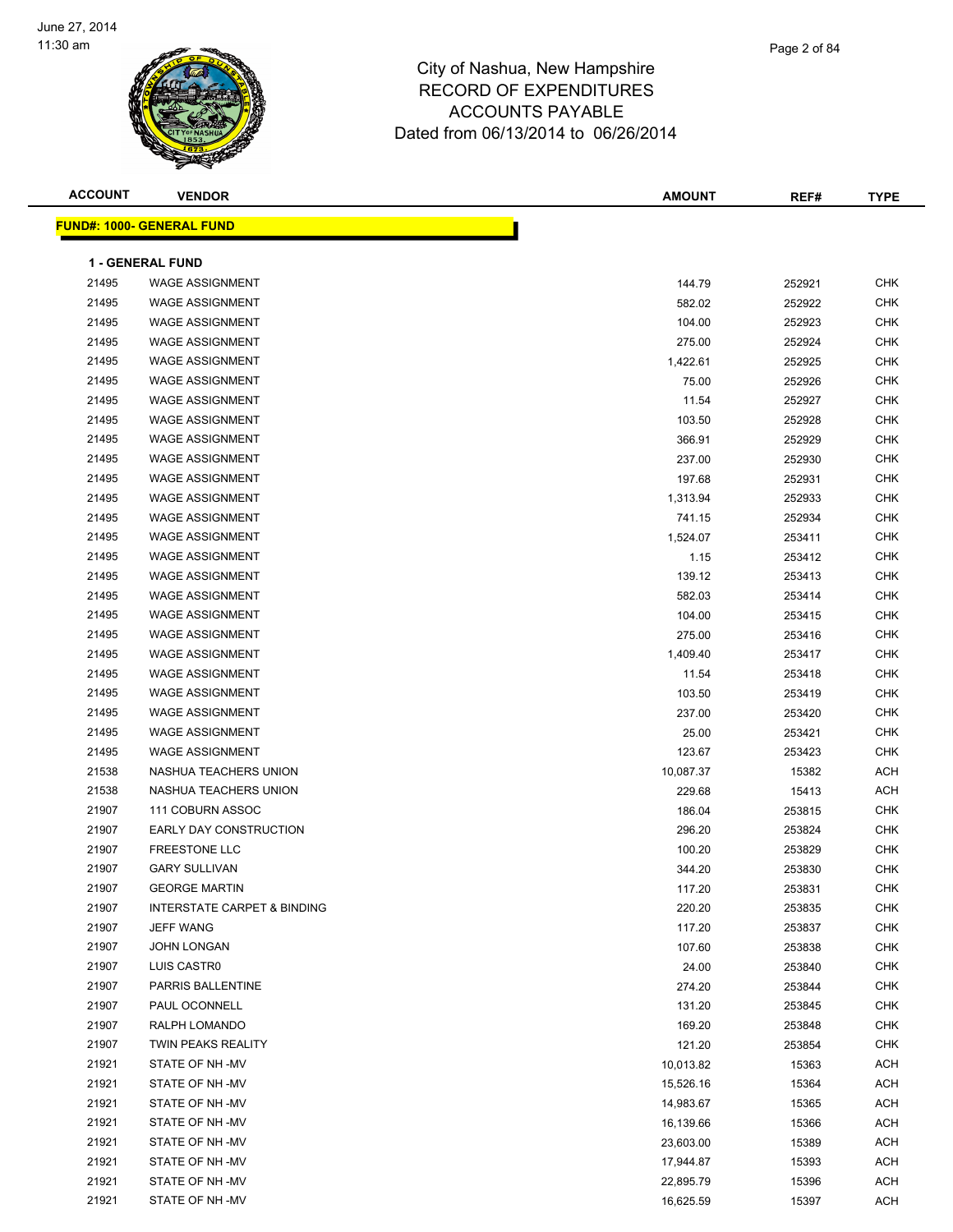# City of Nashua, New Hampshire
## RECORD OF EXPENDITURES
## ACCOUNTS PAYABLE
### Dated from 06/13/2014 to 06/26/2014

| ACCOUNT | VENDOR | AMOUNT | REF# | TYPE |
|---|---|---|---|---|

**FUND#: 1000- GENERAL FUND**

**1 - GENERAL FUND**

| ACCOUNT | VENDOR | AMOUNT | REF# | TYPE |
|---|---|---|---|---|
| 21495 | WAGE ASSIGNMENT | 144.79 | 252921 | CHK |
| 21495 | WAGE ASSIGNMENT | 582.02 | 252922 | CHK |
| 21495 | WAGE ASSIGNMENT | 104.00 | 252923 | CHK |
| 21495 | WAGE ASSIGNMENT | 275.00 | 252924 | CHK |
| 21495 | WAGE ASSIGNMENT | 1,422.61 | 252925 | CHK |
| 21495 | WAGE ASSIGNMENT | 75.00 | 252926 | CHK |
| 21495 | WAGE ASSIGNMENT | 11.54 | 252927 | CHK |
| 21495 | WAGE ASSIGNMENT | 103.50 | 252928 | CHK |
| 21495 | WAGE ASSIGNMENT | 366.91 | 252929 | CHK |
| 21495 | WAGE ASSIGNMENT | 237.00 | 252930 | CHK |
| 21495 | WAGE ASSIGNMENT | 197.68 | 252931 | CHK |
| 21495 | WAGE ASSIGNMENT | 1,313.94 | 252933 | CHK |
| 21495 | WAGE ASSIGNMENT | 741.15 | 252934 | CHK |
| 21495 | WAGE ASSIGNMENT | 1,524.07 | 253411 | CHK |
| 21495 | WAGE ASSIGNMENT | 1.15 | 253412 | CHK |
| 21495 | WAGE ASSIGNMENT | 139.12 | 253413 | CHK |
| 21495 | WAGE ASSIGNMENT | 582.03 | 253414 | CHK |
| 21495 | WAGE ASSIGNMENT | 104.00 | 253415 | CHK |
| 21495 | WAGE ASSIGNMENT | 275.00 | 253416 | CHK |
| 21495 | WAGE ASSIGNMENT | 1,409.40 | 253417 | CHK |
| 21495 | WAGE ASSIGNMENT | 11.54 | 253418 | CHK |
| 21495 | WAGE ASSIGNMENT | 103.50 | 253419 | CHK |
| 21495 | WAGE ASSIGNMENT | 237.00 | 253420 | CHK |
| 21495 | WAGE ASSIGNMENT | 25.00 | 253421 | CHK |
| 21495 | WAGE ASSIGNMENT | 123.67 | 253423 | CHK |
| 21538 | NASHUA TEACHERS UNION | 10,087.37 | 15382 | ACH |
| 21538 | NASHUA TEACHERS UNION | 229.68 | 15413 | ACH |
| 21907 | 111 COBURN ASSOC | 186.04 | 253815 | CHK |
| 21907 | EARLY DAY CONSTRUCTION | 296.20 | 253824 | CHK |
| 21907 | FREESTONE LLC | 100.20 | 253829 | CHK |
| 21907 | GARY SULLIVAN | 344.20 | 253830 | CHK |
| 21907 | GEORGE MARTIN | 117.20 | 253831 | CHK |
| 21907 | INTERSTATE CARPET & BINDING | 220.20 | 253835 | CHK |
| 21907 | JEFF WANG | 117.20 | 253837 | CHK |
| 21907 | JOHN LONGAN | 107.60 | 253838 | CHK |
| 21907 | LUIS CASTR0 | 24.00 | 253840 | CHK |
| 21907 | PARRIS BALLENTINE | 274.20 | 253844 | CHK |
| 21907 | PAUL OCONNELL | 131.20 | 253845 | CHK |
| 21907 | RALPH LOMANDO | 169.20 | 253848 | CHK |
| 21907 | TWIN PEAKS REALITY | 121.20 | 253854 | CHK |
| 21921 | STATE OF NH -MV | 10,013.82 | 15363 | ACH |
| 21921 | STATE OF NH -MV | 15,526.16 | 15364 | ACH |
| 21921 | STATE OF NH -MV | 14,983.67 | 15365 | ACH |
| 21921 | STATE OF NH -MV | 16,139.66 | 15366 | ACH |
| 21921 | STATE OF NH -MV | 23,603.00 | 15389 | ACH |
| 21921 | STATE OF NH -MV | 17,944.87 | 15393 | ACH |
| 21921 | STATE OF NH -MV | 22,895.79 | 15396 | ACH |
| 21921 | STATE OF NH -MV | 16,625.59 | 15397 | ACH |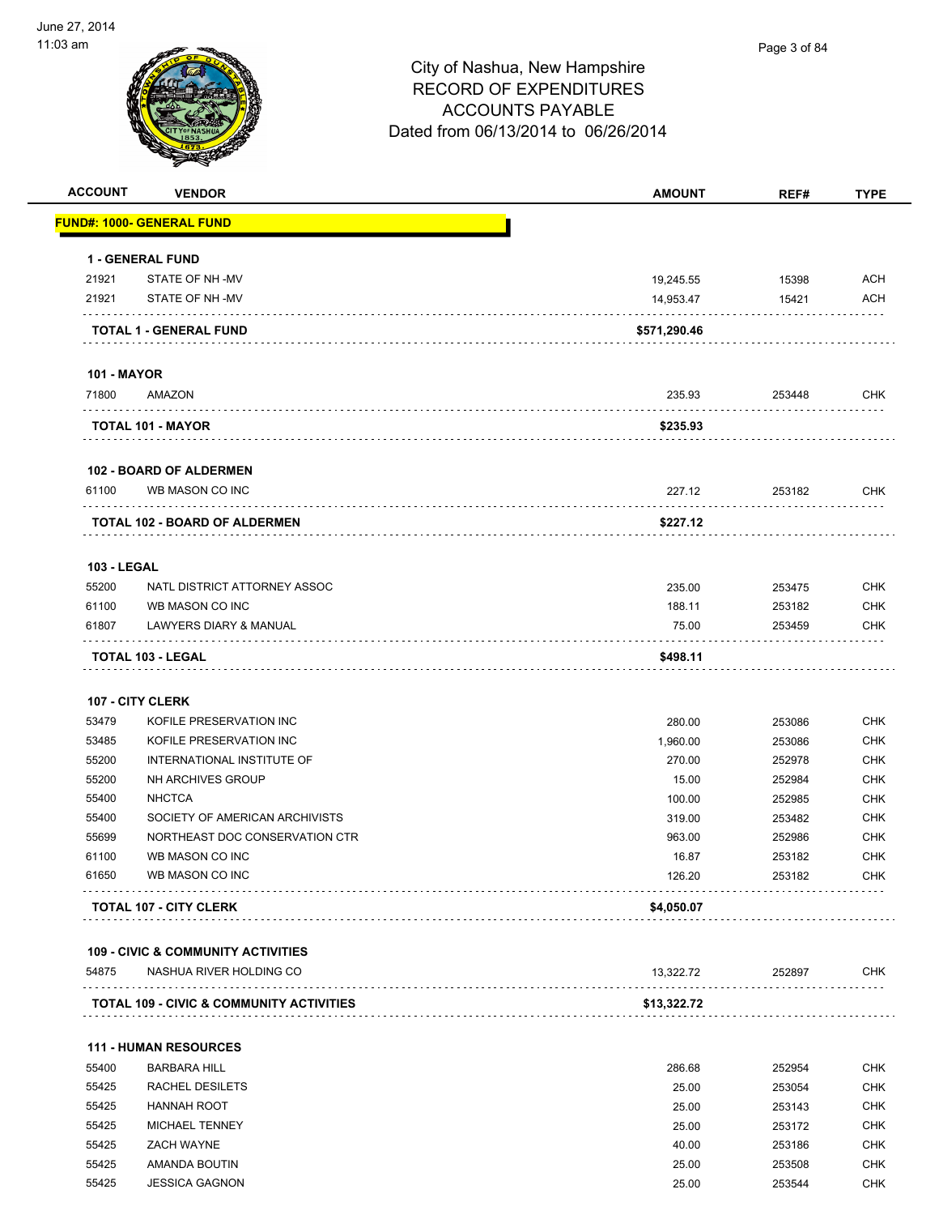# City of Nashua, New Hampshire
## RECORD OF EXPENDITURES
## ACCOUNTS PAYABLE
## Dated from 06/13/2014 to 06/26/2014

| ACCOUNT | VENDOR | AMOUNT | REF# | TYPE |
|---|---|---|---|---|
| **FUND#: 1000- GENERAL FUND** | | | | |
| **1 - GENERAL FUND** | | | | |
| 21921 | STATE OF NH -MV | 19,245.55 | 15398 | ACH |
| 21921 | STATE OF NH -MV | 14,953.47 | 15421 | ACH |
| | **TOTAL 1 - GENERAL FUND** | **$571,290.46** | | |
| **101 - MAYOR** | | | | |
| 71800 | AMAZON | 235.93 | 253448 | CHK |
| | **TOTAL 101 - MAYOR** | **$235.93** | | |
| **102 - BOARD OF ALDERMEN** | | | | |
| 61100 | WB MASON CO INC | 227.12 | 253182 | CHK |
| | **TOTAL 102 - BOARD OF ALDERMEN** | **$227.12** | | |
| **103 - LEGAL** | | | | |
| 55200 | NATL DISTRICT ATTORNEY ASSOC | 235.00 | 253475 | CHK |
| 61100 | WB MASON CO INC | 188.11 | 253182 | CHK |
| 61807 | LAWYERS DIARY & MANUAL | 75.00 | 253459 | CHK |
| | **TOTAL 103 - LEGAL** | **$498.11** | | |
| **107 - CITY CLERK** | | | | |
| 53479 | KOFILE PRESERVATION INC | 280.00 | 253086 | CHK |
| 53485 | KOFILE PRESERVATION INC | 1,960.00 | 253086 | CHK |
| 55200 | INTERNATIONAL INSTITUTE OF | 270.00 | 252978 | CHK |
| 55200 | NH ARCHIVES GROUP | 15.00 | 252984 | CHK |
| 55400 | NHCTCA | 100.00 | 252985 | CHK |
| 55400 | SOCIETY OF AMERICAN ARCHIVISTS | 319.00 | 253482 | CHK |
| 55699 | NORTHEAST DOC CONSERVATION CTR | 963.00 | 252986 | CHK |
| 61100 | WB MASON CO INC | 16.87 | 253182 | CHK |
| 61650 | WB MASON CO INC | 126.20 | 253182 | CHK |
| | **TOTAL 107 - CITY CLERK** | **$4,050.07** | | |
| **109 - CIVIC & COMMUNITY ACTIVITIES** | | | | |
| 54875 | NASHUA RIVER HOLDING CO | 13,322.72 | 252897 | CHK |
| | **TOTAL 109 - CIVIC & COMMUNITY ACTIVITIES** | **$13,322.72** | | |
| **111 - HUMAN RESOURCES** | | | | |
| 55400 | BARBARA HILL | 286.68 | 252954 | CHK |
| 55425 | RACHEL DESILETS | 25.00 | 253054 | CHK |
| 55425 | HANNAH ROOT | 25.00 | 253143 | CHK |
| 55425 | MICHAEL TENNEY | 25.00 | 253172 | CHK |
| 55425 | ZACH WAYNE | 40.00 | 253186 | CHK |
| 55425 | AMANDA BOUTIN | 25.00 | 253508 | CHK |
| 55425 | JESSICA GAGNON | 25.00 | 253544 | CHK |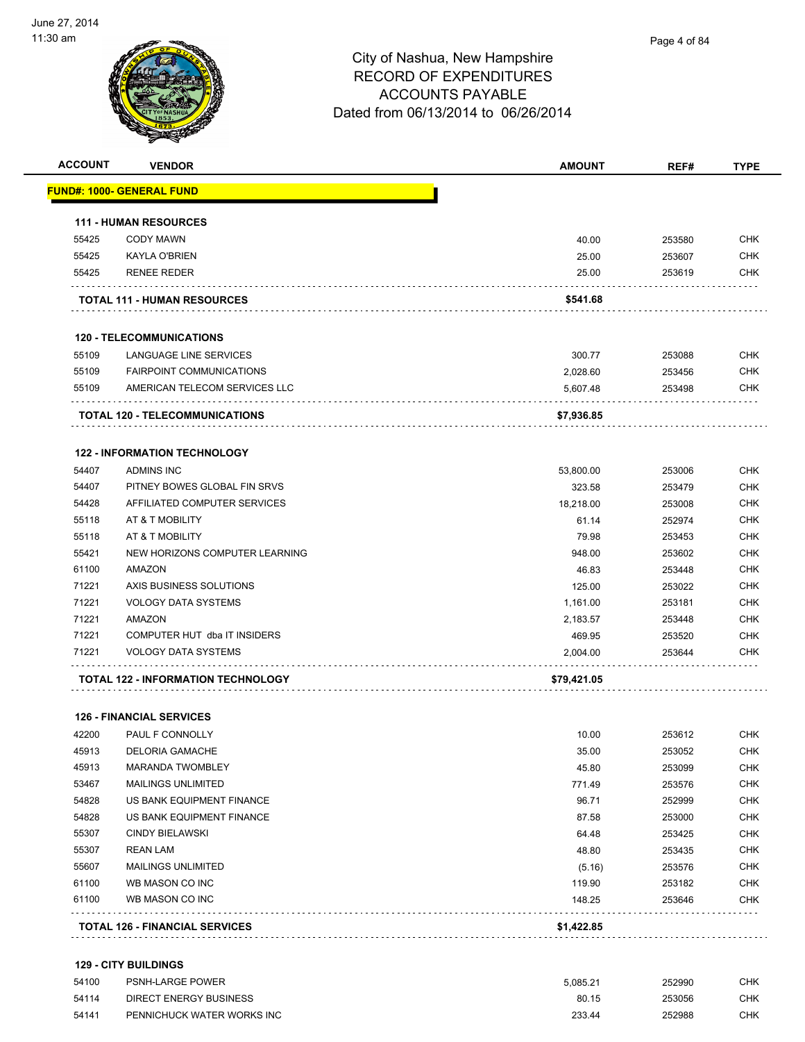City of Nashua, New Hampshire
RECORD OF EXPENDITURES
ACCOUNTS PAYABLE
Dated from 06/13/2014 to 06/26/2014

| ACCOUNT | VENDOR | AMOUNT | REF# | TYPE |
|---|---|---|---|---|
| **FUND#: 1000- GENERAL FUND** | | | | |
| **111 - HUMAN RESOURCES** | | | | |
| 55425 | CODY MAWN | 40.00 | 253580 | CHK |
| 55425 | KAYLA O'BRIEN | 25.00 | 253607 | CHK |
| 55425 | RENEE REDER | 25.00 | 253619 | CHK |
| **TOTAL 111 - HUMAN RESOURCES** | | **$541.68** | | |
| **120 - TELECOMMUNICATIONS** | | | | |
| 55109 | LANGUAGE LINE SERVICES | 300.77 | 253088 | CHK |
| 55109 | FAIRPOINT COMMUNICATIONS | 2,028.60 | 253456 | CHK |
| 55109 | AMERICAN TELECOM SERVICES LLC | 5,607.48 | 253498 | CHK |
| **TOTAL 120 - TELECOMMUNICATIONS** | | **$7,936.85** | | |
| **122 - INFORMATION TECHNOLOGY** | | | | |
| 54407 | ADMINS INC | 53,800.00 | 253006 | CHK |
| 54407 | PITNEY BOWES GLOBAL FIN SRVS | 323.58 | 253479 | CHK |
| 54428 | AFFILIATED COMPUTER SERVICES | 18,218.00 | 253008 | CHK |
| 55118 | AT & T MOBILITY | 61.14 | 252974 | CHK |
| 55118 | AT & T MOBILITY | 79.98 | 253453 | CHK |
| 55421 | NEW HORIZONS COMPUTER LEARNING | 948.00 | 253602 | CHK |
| 61100 | AMAZON | 46.83 | 253448 | CHK |
| 71221 | AXIS BUSINESS SOLUTIONS | 125.00 | 253022 | CHK |
| 71221 | VOLOGY DATA SYSTEMS | 1,161.00 | 253181 | CHK |
| 71221 | AMAZON | 2,183.57 | 253448 | CHK |
| 71221 | COMPUTER HUT dba IT INSIDERS | 469.95 | 253520 | CHK |
| 71221 | VOLOGY DATA SYSTEMS | 2,004.00 | 253644 | CHK |
| **TOTAL 122 - INFORMATION TECHNOLOGY** | | **$79,421.05** | | |
| **126 - FINANCIAL SERVICES** | | | | |
| 42200 | PAUL F CONNOLLY | 10.00 | 253612 | CHK |
| 45913 | DELORIA GAMACHE | 35.00 | 253052 | CHK |
| 45913 | MARANDA TWOMBLEY | 45.80 | 253099 | CHK |
| 53467 | MAILINGS UNLIMITED | 771.49 | 253576 | CHK |
| 54828 | US BANK EQUIPMENT FINANCE | 96.71 | 252999 | CHK |
| 54828 | US BANK EQUIPMENT FINANCE | 87.58 | 253000 | CHK |
| 55307 | CINDY BIELAWSKI | 64.48 | 253425 | CHK |
| 55307 | REAN LAM | 48.80 | 253435 | CHK |
| 55607 | MAILINGS UNLIMITED | (5.16) | 253576 | CHK |
| 61100 | WB MASON CO INC | 119.90 | 253182 | CHK |
| 61100 | WB MASON CO INC | 148.25 | 253646 | CHK |
| **TOTAL 126 - FINANCIAL SERVICES** | | **$1,422.85** | | |
| **129 - CITY BUILDINGS** | | | | |
| 54100 | PSNH-LARGE POWER | 5,085.21 | 252990 | CHK |
| 54114 | DIRECT ENERGY BUSINESS | 80.15 | 253056 | CHK |
| 54141 | PENNICHUCK WATER WORKS INC | 233.44 | 252988 | CHK |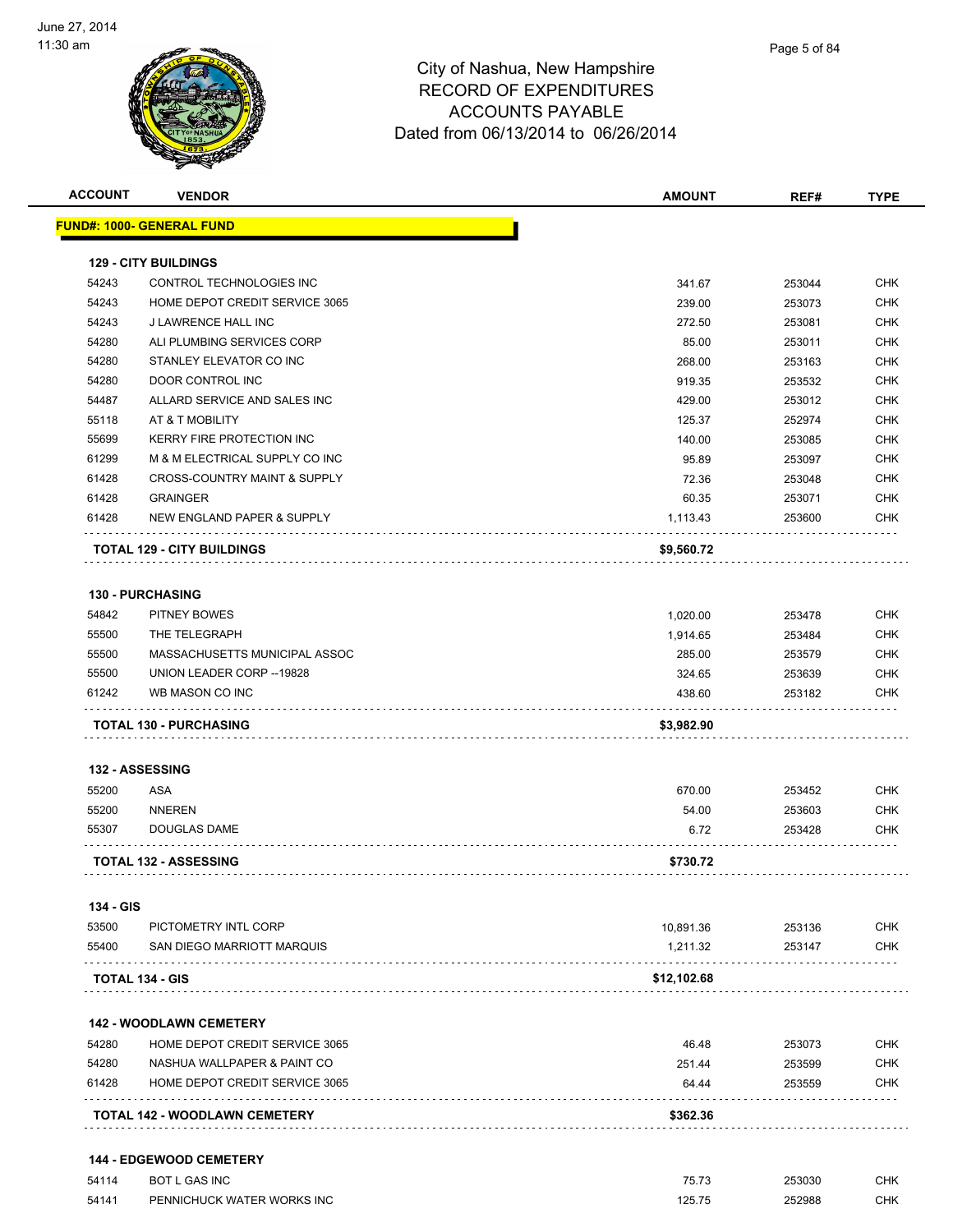# City of Nashua, New Hampshire
## RECORD OF EXPENDITURES
## ACCOUNTS PAYABLE
### Dated from 06/13/2014 to 06/26/2014

| ACCOUNT | VENDOR | AMOUNT | REF# | TYPE |
|---|---|---|---|---|
| **FUND#: 1000- GENERAL FUND** | | | | |
| **129 - CITY BUILDINGS** | | | | |
| 54243 | CONTROL TECHNOLOGIES INC | 341.67 | 253044 | CHK |
| 54243 | HOME DEPOT CREDIT SERVICE 3065 | 239.00 | 253073 | CHK |
| 54243 | J LAWRENCE HALL INC | 272.50 | 253081 | CHK |
| 54280 | ALI PLUMBING SERVICES CORP | 85.00 | 253011 | CHK |
| 54280 | STANLEY ELEVATOR CO INC | 268.00 | 253163 | CHK |
| 54280 | DOOR CONTROL INC | 919.35 | 253532 | CHK |
| 54487 | ALLARD SERVICE AND SALES INC | 429.00 | 253012 | CHK |
| 55118 | AT & T MOBILITY | 125.37 | 252974 | CHK |
| 55699 | KERRY FIRE PROTECTION INC | 140.00 | 253085 | CHK |
| 61299 | M & M ELECTRICAL SUPPLY CO INC | 95.89 | 253097 | CHK |
| 61428 | CROSS-COUNTRY MAINT & SUPPLY | 72.36 | 253048 | CHK |
| 61428 | GRAINGER | 60.35 | 253071 | CHK |
| 61428 | NEW ENGLAND PAPER & SUPPLY | 1,113.43 | 253600 | CHK |
| **TOTAL 129 - CITY BUILDINGS** | | **$9,560.72** | | |
| **130 - PURCHASING** | | | | |
| 54842 | PITNEY BOWES | 1,020.00 | 253478 | CHK |
| 55500 | THE TELEGRAPH | 1,914.65 | 253484 | CHK |
| 55500 | MASSACHUSETTS MUNICIPAL ASSOC | 285.00 | 253579 | CHK |
| 55500 | UNION LEADER CORP --19828 | 324.65 | 253639 | CHK |
| 61242 | WB MASON CO INC | 438.60 | 253182 | CHK |
| **TOTAL 130 - PURCHASING** | | **$3,982.90** | | |
| **132 - ASSESSING** | | | | |
| 55200 | ASA | 670.00 | 253452 | CHK |
| 55200 | NNEREN | 54.00 | 253603 | CHK |
| 55307 | DOUGLAS DAME | 6.72 | 253428 | CHK |
| **TOTAL 132 - ASSESSING** | | **$730.72** | | |
| **134 - GIS** | | | | |
| 53500 | PICTOMETRY INTL CORP | 10,891.36 | 253136 | CHK |
| 55400 | SAN DIEGO MARRIOTT MARQUIS | 1,211.32 | 253147 | CHK |
| **TOTAL 134 - GIS** | | **$12,102.68** | | |
| **142 - WOODLAWN CEMETERY** | | | | |
| 54280 | HOME DEPOT CREDIT SERVICE 3065 | 46.48 | 253073 | CHK |
| 54280 | NASHUA WALLPAPER & PAINT CO | 251.44 | 253599 | CHK |
| 61428 | HOME DEPOT CREDIT SERVICE 3065 | 64.44 | 253559 | CHK |
| **TOTAL 142 - WOODLAWN CEMETERY** | | **$362.36** | | |
| **144 - EDGEWOOD CEMETERY** | | | | |
| 54114 | BOT L GAS INC | 75.73 | 253030 | CHK |
| 54141 | PENNICHUCK WATER WORKS INC | 125.75 | 252988 | CHK |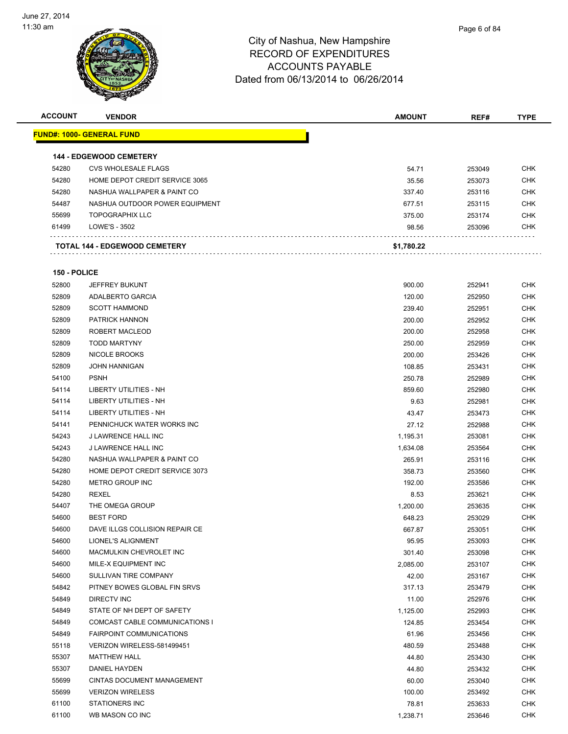# City of Nashua, New Hampshire
## RECORD OF EXPENDITURES
## ACCOUNTS PAYABLE
### Dated from 06/13/2014 to 06/26/2014

| ACCOUNT | VENDOR | AMOUNT | REF# | TYPE |
|---|---|---|---|---|
| **FUND#: 1000- GENERAL FUND** | | | | |
| **144 - EDGEWOOD CEMETERY** | | | | |
| 54280 | CVS WHOLESALE FLAGS | 54.71 | 253049 | CHK |
| 54280 | HOME DEPOT CREDIT SERVICE 3065 | 35.56 | 253073 | CHK |
| 54280 | NASHUA WALLPAPER & PAINT CO | 337.40 | 253116 | CHK |
| 54487 | NASHUA OUTDOOR POWER EQUIPMENT | 677.51 | 253115 | CHK |
| 55699 | TOPOGRAPHIX LLC | 375.00 | 253174 | CHK |
| 61499 | LOWE'S - 3502 | 98.56 | 253096 | CHK |
| | **TOTAL 144 - EDGEWOOD CEMETERY** | **$1,780.22** | | |
| **150 - POLICE** | | | | |
| 52800 | JEFFREY BUKUNT | 900.00 | 252941 | CHK |
| 52809 | ADALBERTO GARCIA | 120.00 | 252950 | CHK |
| 52809 | SCOTT HAMMOND | 239.40 | 252951 | CHK |
| 52809 | PATRICK HANNON | 200.00 | 252952 | CHK |
| 52809 | ROBERT MACLEOD | 200.00 | 252958 | CHK |
| 52809 | TODD MARTYNY | 250.00 | 252959 | CHK |
| 52809 | NICOLE BROOKS | 200.00 | 253426 | CHK |
| 52809 | JOHN HANNIGAN | 108.85 | 253431 | CHK |
| 54100 | PSNH | 250.78 | 252989 | CHK |
| 54114 | LIBERTY UTILITIES - NH | 859.60 | 252980 | CHK |
| 54114 | LIBERTY UTILITIES - NH | 9.63 | 252981 | CHK |
| 54114 | LIBERTY UTILITIES - NH | 43.47 | 253473 | CHK |
| 54141 | PENNICHUCK WATER WORKS INC | 27.12 | 252988 | CHK |
| 54243 | J LAWRENCE HALL INC | 1,195.31 | 253081 | CHK |
| 54243 | J LAWRENCE HALL INC | 1,634.08 | 253564 | CHK |
| 54280 | NASHUA WALLPAPER & PAINT CO | 265.91 | 253116 | CHK |
| 54280 | HOME DEPOT CREDIT SERVICE 3073 | 358.73 | 253560 | CHK |
| 54280 | METRO GROUP INC | 192.00 | 253586 | CHK |
| 54280 | REXEL | 8.53 | 253621 | CHK |
| 54407 | THE OMEGA GROUP | 1,200.00 | 253635 | CHK |
| 54600 | BEST FORD | 648.23 | 253029 | CHK |
| 54600 | DAVE ILLGS COLLISION REPAIR CE | 667.87 | 253051 | CHK |
| 54600 | LIONEL'S ALIGNMENT | 95.95 | 253093 | CHK |
| 54600 | MACMULKIN CHEVROLET INC | 301.40 | 253098 | CHK |
| 54600 | MILE-X EQUIPMENT INC | 2,085.00 | 253107 | CHK |
| 54600 | SULLIVAN TIRE COMPANY | 42.00 | 253167 | CHK |
| 54842 | PITNEY BOWES GLOBAL FIN SRVS | 317.13 | 253479 | CHK |
| 54849 | DIRECTV INC | 11.00 | 252976 | CHK |
| 54849 | STATE OF NH DEPT OF SAFETY | 1,125.00 | 252993 | CHK |
| 54849 | COMCAST CABLE COMMUNICATIONS I | 124.85 | 253454 | CHK |
| 54849 | FAIRPOINT COMMUNICATIONS | 61.96 | 253456 | CHK |
| 55118 | VERIZON WIRELESS-581499451 | 480.59 | 253488 | CHK |
| 55307 | MATTHEW HALL | 44.80 | 253430 | CHK |
| 55307 | DANIEL HAYDEN | 44.80 | 253432 | CHK |
| 55699 | CINTAS DOCUMENT MANAGEMENT | 60.00 | 253040 | CHK |
| 55699 | VERIZON WIRELESS | 100.00 | 253492 | CHK |
| 61100 | STATIONERS INC | 78.81 | 253633 | CHK |
| 61100 | WB MASON CO INC | 1,238.71 | 253646 | CHK |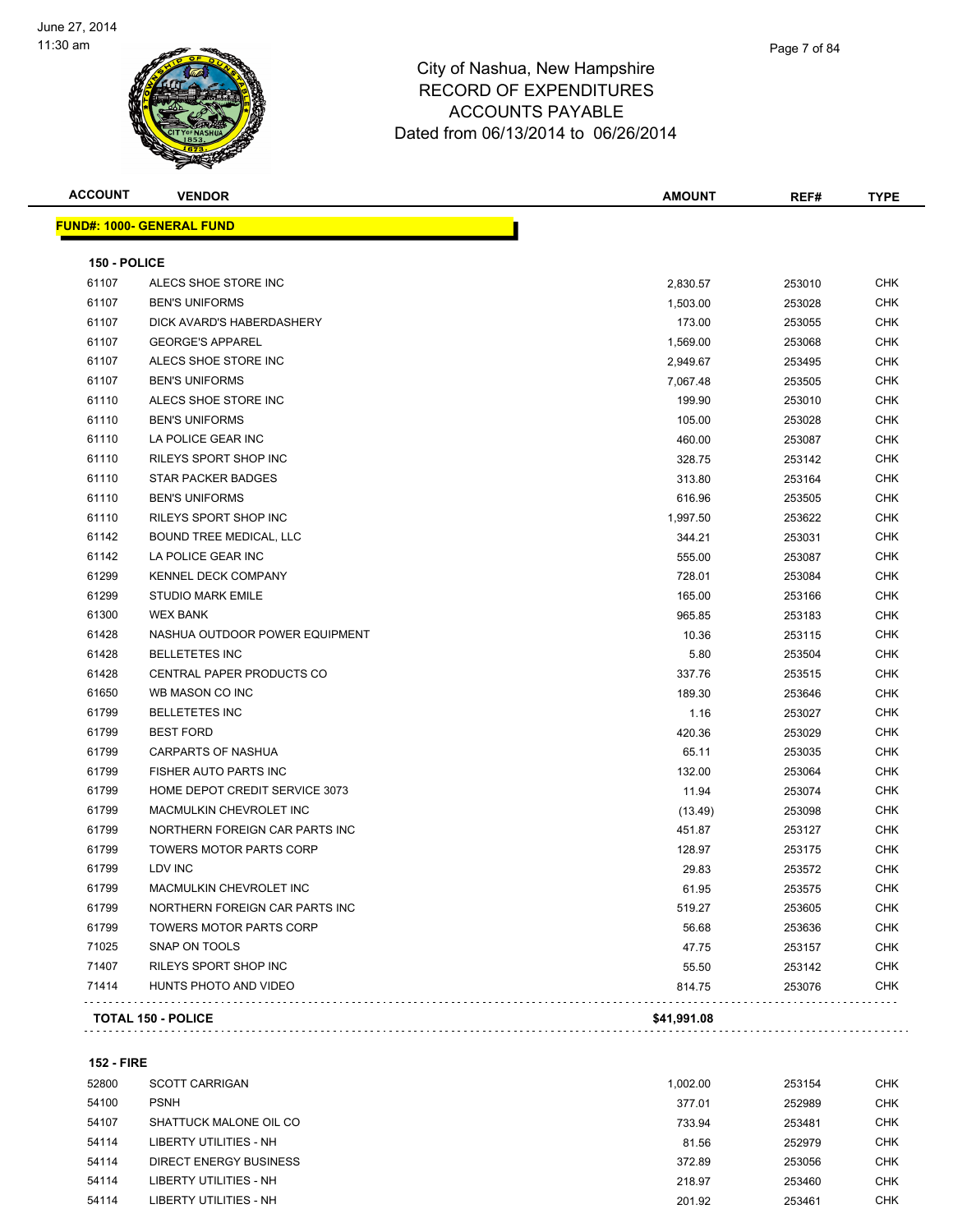# City of Nashua, New Hampshire
## RECORD OF EXPENDITURES
## ACCOUNTS PAYABLE
### Dated from 06/13/2014 to 06/26/2014

| ACCOUNT | VENDOR | AMOUNT | REF# | TYPE |
|---|---|---|---|---|
| **FUND#: 1000- GENERAL FUND** | | | | |
| **150 - POLICE** | | | | |
| 61107 | ALECS SHOE STORE INC | 2,830.57 | 253010 | CHK |
| 61107 | BEN'S UNIFORMS | 1,503.00 | 253028 | CHK |
| 61107 | DICK AVARD'S HABERDASHERY | 173.00 | 253055 | CHK |
| 61107 | GEORGE'S APPAREL | 1,569.00 | 253068 | CHK |
| 61107 | ALECS SHOE STORE INC | 2,949.67 | 253495 | CHK |
| 61107 | BEN'S UNIFORMS | 7,067.48 | 253505 | CHK |
| 61110 | ALECS SHOE STORE INC | 199.90 | 253010 | CHK |
| 61110 | BEN'S UNIFORMS | 105.00 | 253028 | CHK |
| 61110 | LA POLICE GEAR INC | 460.00 | 253087 | CHK |
| 61110 | RILEYS SPORT SHOP INC | 328.75 | 253142 | CHK |
| 61110 | STAR PACKER BADGES | 313.80 | 253164 | CHK |
| 61110 | BEN'S UNIFORMS | 616.96 | 253505 | CHK |
| 61110 | RILEYS SPORT SHOP INC | 1,997.50 | 253622 | CHK |
| 61142 | BOUND TREE MEDICAL, LLC | 344.21 | 253031 | CHK |
| 61142 | LA POLICE GEAR INC | 555.00 | 253087 | CHK |
| 61299 | KENNEL DECK COMPANY | 728.01 | 253084 | CHK |
| 61299 | STUDIO MARK EMILE | 165.00 | 253166 | CHK |
| 61300 | WEX BANK | 965.85 | 253183 | CHK |
| 61428 | NASHUA OUTDOOR POWER EQUIPMENT | 10.36 | 253115 | CHK |
| 61428 | BELLETETES INC | 5.80 | 253504 | CHK |
| 61428 | CENTRAL PAPER PRODUCTS CO | 337.76 | 253515 | CHK |
| 61650 | WB MASON CO INC | 189.30 | 253646 | CHK |
| 61799 | BELLETETES INC | 1.16 | 253027 | CHK |
| 61799 | BEST FORD | 420.36 | 253029 | CHK |
| 61799 | CARPARTS OF NASHUA | 65.11 | 253035 | CHK |
| 61799 | FISHER AUTO PARTS INC | 132.00 | 253064 | CHK |
| 61799 | HOME DEPOT CREDIT SERVICE 3073 | 11.94 | 253074 | CHK |
| 61799 | MACMULKIN CHEVROLET INC | (13.49) | 253098 | CHK |
| 61799 | NORTHERN FOREIGN CAR PARTS INC | 451.87 | 253127 | CHK |
| 61799 | TOWERS MOTOR PARTS CORP | 128.97 | 253175 | CHK |
| 61799 | LDV INC | 29.83 | 253572 | CHK |
| 61799 | MACMULKIN CHEVROLET INC | 61.95 | 253575 | CHK |
| 61799 | NORTHERN FOREIGN CAR PARTS INC | 519.27 | 253605 | CHK |
| 61799 | TOWERS MOTOR PARTS CORP | 56.68 | 253636 | CHK |
| 71025 | SNAP ON TOOLS | 47.75 | 253157 | CHK |
| 71407 | RILEYS SPORT SHOP INC | 55.50 | 253142 | CHK |
| 71414 | HUNTS PHOTO AND VIDEO | 814.75 | 253076 | CHK |
| **TOTAL 150 - POLICE** | | **$41,991.08** | | |
| **152 - FIRE** | | | | |
| 52800 | SCOTT CARRIGAN | 1,002.00 | 253154 | CHK |
| 54100 | PSNH | 377.01 | 252989 | CHK |
| 54107 | SHATTUCK MALONE OIL CO | 733.94 | 253481 | CHK |
| 54114 | LIBERTY UTILITIES - NH | 81.56 | 252979 | CHK |
| 54114 | DIRECT ENERGY BUSINESS | 372.89 | 253056 | CHK |
| 54114 | LIBERTY UTILITIES - NH | 218.97 | 253460 | CHK |
| 54114 | LIBERTY UTILITIES - NH | 201.92 | 253461 | CHK |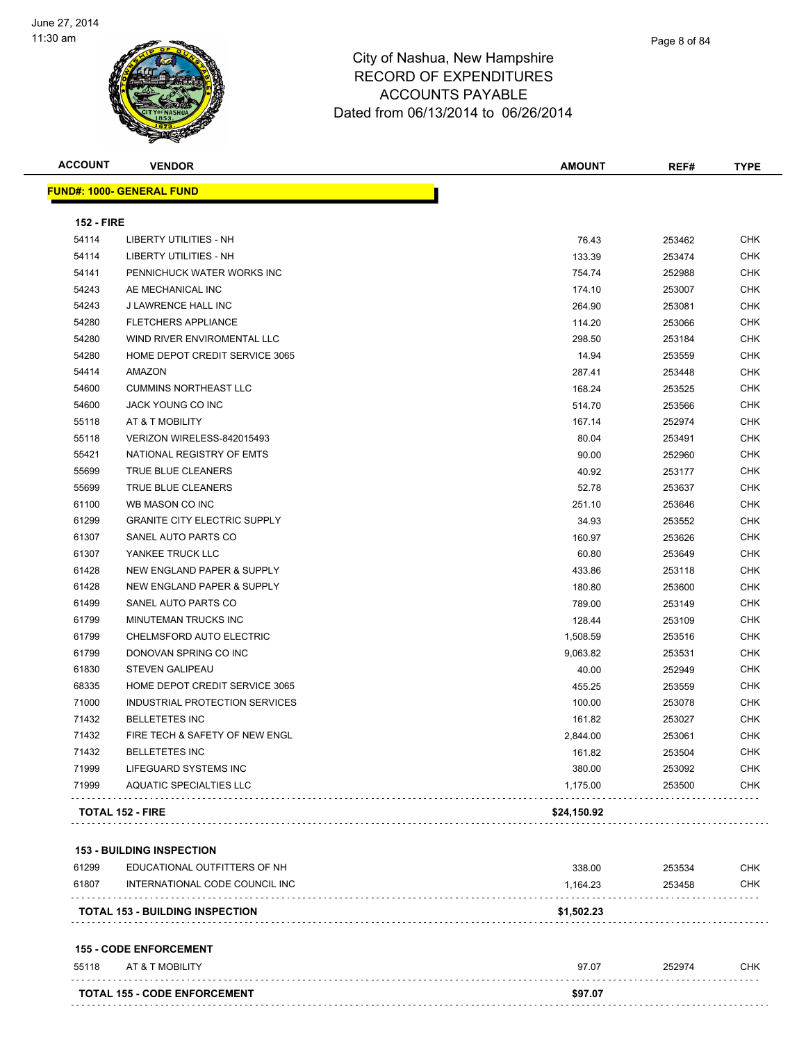# City of Nashua, New Hampshire
## RECORD OF EXPENDITURES
## ACCOUNTS PAYABLE
### Dated from 06/13/2014 to 06/26/2014

| ACCOUNT | VENDOR | AMOUNT | REF# | TYPE |
|---|---|---|---|---|
| **FUND#: 1000- GENERAL FUND** | | | | |
| **152 - FIRE** | | | | |
| 54114 | LIBERTY UTILITIES - NH | 76.43 | 253462 | CHK |
| 54114 | LIBERTY UTILITIES - NH | 133.39 | 253474 | CHK |
| 54141 | PENNICHUCK WATER WORKS INC | 754.74 | 252988 | CHK |
| 54243 | AE MECHANICAL INC | 174.10 | 253007 | CHK |
| 54243 | J LAWRENCE HALL INC | 264.90 | 253081 | CHK |
| 54280 | FLETCHERS APPLIANCE | 114.20 | 253066 | CHK |
| 54280 | WIND RIVER ENVIROMENTAL LLC | 298.50 | 253184 | CHK |
| 54280 | HOME DEPOT CREDIT SERVICE 3065 | 14.94 | 253559 | CHK |
| 54414 | AMAZON | 287.41 | 253448 | CHK |
| 54600 | CUMMINS NORTHEAST LLC | 168.24 | 253525 | CHK |
| 54600 | JACK YOUNG CO INC | 514.70 | 253566 | CHK |
| 55118 | AT & T MOBILITY | 167.14 | 252974 | CHK |
| 55118 | VERIZON WIRELESS-842015493 | 80.04 | 253491 | CHK |
| 55421 | NATIONAL REGISTRY OF EMTS | 90.00 | 252960 | CHK |
| 55699 | TRUE BLUE CLEANERS | 40.92 | 253177 | CHK |
| 55699 | TRUE BLUE CLEANERS | 52.78 | 253637 | CHK |
| 61100 | WB MASON CO INC | 251.10 | 253646 | CHK |
| 61299 | GRANITE CITY ELECTRIC SUPPLY | 34.93 | 253552 | CHK |
| 61307 | SANEL AUTO PARTS CO | 160.97 | 253626 | CHK |
| 61307 | YANKEE TRUCK LLC | 60.80 | 253649 | CHK |
| 61428 | NEW ENGLAND PAPER & SUPPLY | 433.86 | 253118 | CHK |
| 61428 | NEW ENGLAND PAPER & SUPPLY | 180.80 | 253600 | CHK |
| 61499 | SANEL AUTO PARTS CO | 789.00 | 253149 | CHK |
| 61799 | MINUTEMAN TRUCKS INC | 128.44 | 253109 | CHK |
| 61799 | CHELMSFORD AUTO ELECTRIC | 1,508.59 | 253516 | CHK |
| 61799 | DONOVAN SPRING CO INC | 9,063.82 | 253531 | CHK |
| 61830 | STEVEN GALIPEAU | 40.00 | 252949 | CHK |
| 68335 | HOME DEPOT CREDIT SERVICE 3065 | 455.25 | 253559 | CHK |
| 71000 | INDUSTRIAL PROTECTION SERVICES | 100.00 | 253078 | CHK |
| 71432 | BELLETETES INC | 161.82 | 253027 | CHK |
| 71432 | FIRE TECH & SAFETY OF NEW ENGL | 2,844.00 | 253061 | CHK |
| 71432 | BELLETETES INC | 161.82 | 253504 | CHK |
| 71999 | LIFEGUARD SYSTEMS INC | 380.00 | 253092 | CHK |
| 71999 | AQUATIC SPECIALTIES LLC | 1,175.00 | 253500 | CHK |
| **TOTAL 152 - FIRE** | | **$24,150.92** | | |
| **153 - BUILDING INSPECTION** | | | | |
| 61299 | EDUCATIONAL OUTFITTERS OF NH | 338.00 | 253534 | CHK |
| 61807 | INTERNATIONAL CODE COUNCIL INC | 1,164.23 | 253458 | CHK |
| **TOTAL 153 - BUILDING INSPECTION** | | **$1,502.23** | | |
| **155 - CODE ENFORCEMENT** | | | | |
| 55118 | AT & T MOBILITY | 97.07 | 252974 | CHK |
| **TOTAL 155 - CODE ENFORCEMENT** | | **$97.07** | | |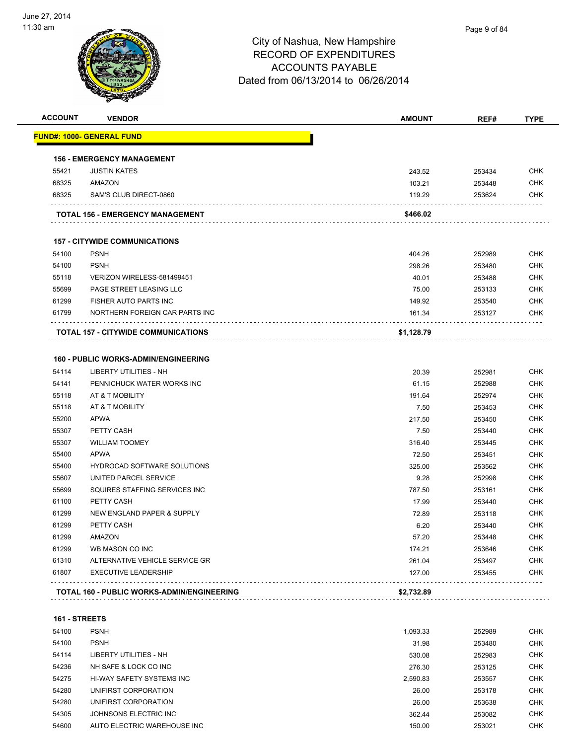City of Nashua, New Hampshire
RECORD OF EXPENDITURES
ACCOUNTS PAYABLE
Dated from 06/13/2014 to 06/26/2014

| ACCOUNT | VENDOR | AMOUNT | REF# | TYPE |
|---|---|---|---|---|
| **FUND#: 1000- GENERAL FUND** | | | | |
| **156 - EMERGENCY MANAGEMENT** | | | | |
| 55421 | JUSTIN KATES | 243.52 | 253434 | CHK |
| 68325 | AMAZON | 103.21 | 253448 | CHK |
| 68325 | SAM'S CLUB DIRECT-0860 | 119.29 | 253624 | CHK |
| | **TOTAL 156 - EMERGENCY MANAGEMENT** | **$466.02** | | |
| **157 - CITYWIDE COMMUNICATIONS** | | | | |
| 54100 | PSNH | 404.26 | 252989 | CHK |
| 54100 | PSNH | 298.26 | 253480 | CHK |
| 55118 | VERIZON WIRELESS-581499451 | 40.01 | 253488 | CHK |
| 55699 | PAGE STREET LEASING LLC | 75.00 | 253133 | CHK |
| 61299 | FISHER AUTO PARTS INC | 149.92 | 253540 | CHK |
| 61799 | NORTHERN FOREIGN CAR PARTS INC | 161.34 | 253127 | CHK |
| | **TOTAL 157 - CITYWIDE COMMUNICATIONS** | **$1,128.79** | | |
| **160 - PUBLIC WORKS-ADMIN/ENGINEERING** | | | | |
| 54114 | LIBERTY UTILITIES - NH | 20.39 | 252981 | CHK |
| 54141 | PENNICHUCK WATER WORKS INC | 61.15 | 252988 | CHK |
| 55118 | AT & T MOBILITY | 191.64 | 252974 | CHK |
| 55118 | AT & T MOBILITY | 7.50 | 253453 | CHK |
| 55200 | APWA | 217.50 | 253450 | CHK |
| 55307 | PETTY CASH | 7.50 | 253440 | CHK |
| 55307 | WILLIAM TOOMEY | 316.40 | 253445 | CHK |
| 55400 | APWA | 72.50 | 253451 | CHK |
| 55400 | HYDROCAD SOFTWARE SOLUTIONS | 325.00 | 253562 | CHK |
| 55607 | UNITED PARCEL SERVICE | 9.28 | 252998 | CHK |
| 55699 | SQUIRES STAFFING SERVICES INC | 787.50 | 253161 | CHK |
| 61100 | PETTY CASH | 17.99 | 253440 | CHK |
| 61299 | NEW ENGLAND PAPER & SUPPLY | 72.89 | 253118 | CHK |
| 61299 | PETTY CASH | 6.20 | 253440 | CHK |
| 61299 | AMAZON | 57.20 | 253448 | CHK |
| 61299 | WB MASON CO INC | 174.21 | 253646 | CHK |
| 61310 | ALTERNATIVE VEHICLE SERVICE GR | 261.04 | 253497 | CHK |
| 61807 | EXECUTIVE LEADERSHIP | 127.00 | 253455 | CHK |
| | **TOTAL 160 - PUBLIC WORKS-ADMIN/ENGINEERING** | **$2,732.89** | | |
| **161 - STREETS** | | | | |
| 54100 | PSNH | 1,093.33 | 252989 | CHK |
| 54100 | PSNH | 31.98 | 253480 | CHK |
| 54114 | LIBERTY UTILITIES - NH | 530.08 | 252983 | CHK |
| 54236 | NH SAFE & LOCK CO INC | 276.30 | 253125 | CHK |
| 54275 | HI-WAY SAFETY SYSTEMS INC | 2,590.83 | 253557 | CHK |
| 54280 | UNIFIRST CORPORATION | 26.00 | 253178 | CHK |
| 54280 | UNIFIRST CORPORATION | 26.00 | 253638 | CHK |
| 54305 | JOHNSONS ELECTRIC INC | 362.44 | 253082 | CHK |
| 54600 | AUTO ELECTRIC WAREHOUSE INC | 150.00 | 253021 | CHK |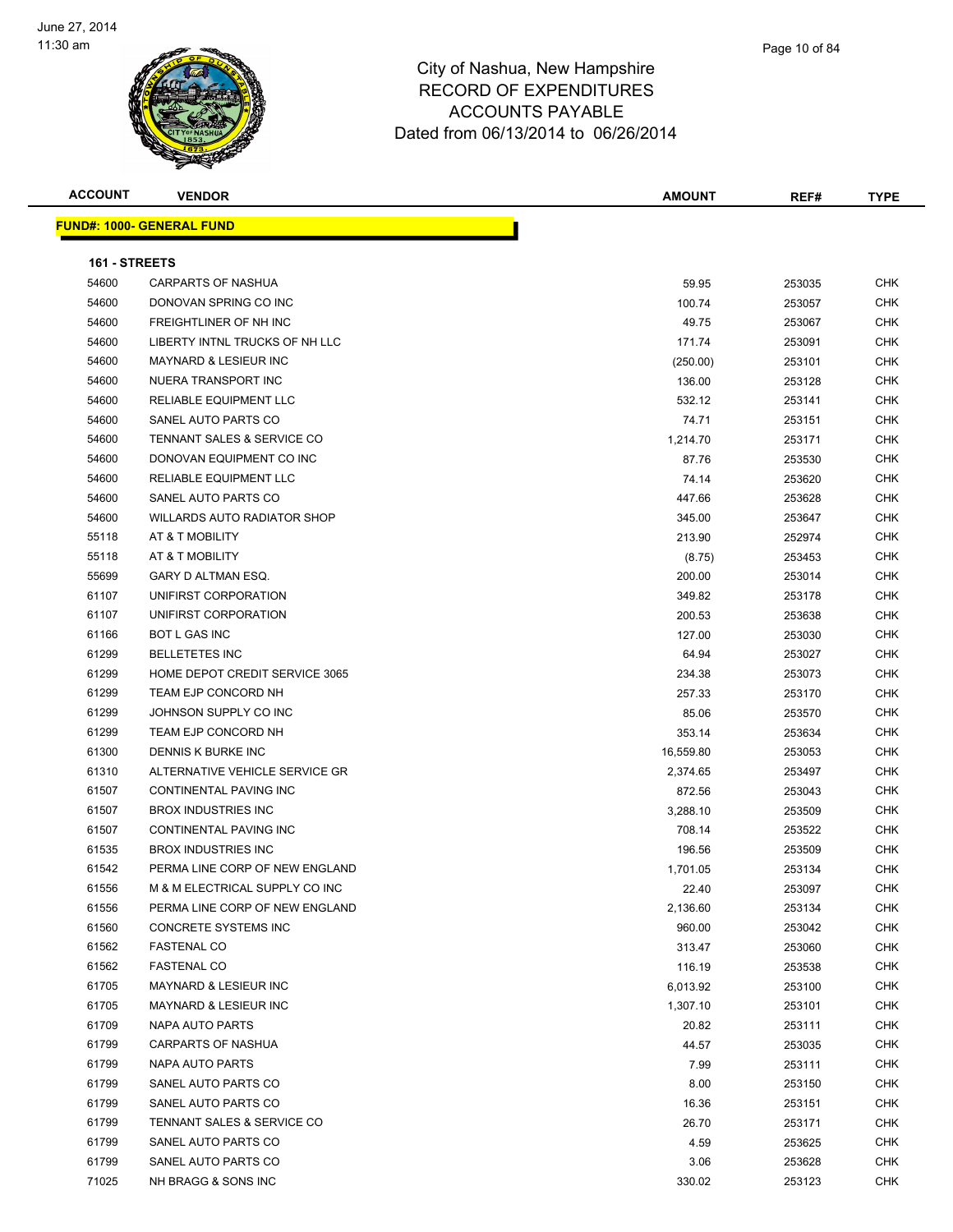# City of Nashua, New Hampshire
## RECORD OF EXPENDITURES
## ACCOUNTS PAYABLE
### Dated from 06/13/2014 to 06/26/2014

June 27, 2014
11:30 am

**FUND#: 1000- GENERAL FUND**

**161 - STREETS**

| ACCOUNT | VENDOR | AMOUNT | REF# | TYPE |
|---|---|---|---|---|
| 54600 | CARPARTS OF NASHUA | 59.95 | 253035 | CHK |
| 54600 | DONOVAN SPRING CO INC | 100.74 | 253057 | CHK |
| 54600 | FREIGHTLINER OF NH INC | 49.75 | 253067 | CHK |
| 54600 | LIBERTY INTNL TRUCKS OF NH LLC | 171.74 | 253091 | CHK |
| 54600 | MAYNARD & LESIEUR INC | (250.00) | 253101 | CHK |
| 54600 | NUERA TRANSPORT INC | 136.00 | 253128 | CHK |
| 54600 | RELIABLE EQUIPMENT LLC | 532.12 | 253141 | CHK |
| 54600 | SANEL AUTO PARTS CO | 74.71 | 253151 | CHK |
| 54600 | TENNANT SALES & SERVICE CO | 1,214.70 | 253171 | CHK |
| 54600 | DONOVAN EQUIPMENT CO INC | 87.76 | 253530 | CHK |
| 54600 | RELIABLE EQUIPMENT LLC | 74.14 | 253620 | CHK |
| 54600 | SANEL AUTO PARTS CO | 447.66 | 253628 | CHK |
| 54600 | WILLARDS AUTO RADIATOR SHOP | 345.00 | 253647 | CHK |
| 55118 | AT & T MOBILITY | 213.90 | 252974 | CHK |
| 55118 | AT & T MOBILITY | (8.75) | 253453 | CHK |
| 55699 | GARY D ALTMAN ESQ. | 200.00 | 253014 | CHK |
| 61107 | UNIFIRST CORPORATION | 349.82 | 253178 | CHK |
| 61107 | UNIFIRST CORPORATION | 200.53 | 253638 | CHK |
| 61166 | BOT L GAS INC | 127.00 | 253030 | CHK |
| 61299 | BELLETETES INC | 64.94 | 253027 | CHK |
| 61299 | HOME DEPOT CREDIT SERVICE 3065 | 234.38 | 253073 | CHK |
| 61299 | TEAM EJP CONCORD NH | 257.33 | 253170 | CHK |
| 61299 | JOHNSON SUPPLY CO INC | 85.06 | 253570 | CHK |
| 61299 | TEAM EJP CONCORD NH | 353.14 | 253634 | CHK |
| 61300 | DENNIS K BURKE INC | 16,559.80 | 253053 | CHK |
| 61310 | ALTERNATIVE VEHICLE SERVICE GR | 2,374.65 | 253497 | CHK |
| 61507 | CONTINENTAL PAVING INC | 872.56 | 253043 | CHK |
| 61507 | BROX INDUSTRIES INC | 3,288.10 | 253509 | CHK |
| 61507 | CONTINENTAL PAVING INC | 708.14 | 253522 | CHK |
| 61535 | BROX INDUSTRIES INC | 196.56 | 253509 | CHK |
| 61542 | PERMA LINE CORP OF NEW ENGLAND | 1,701.05 | 253134 | CHK |
| 61556 | M & M ELECTRICAL SUPPLY CO INC | 22.40 | 253097 | CHK |
| 61556 | PERMA LINE CORP OF NEW ENGLAND | 2,136.60 | 253134 | CHK |
| 61560 | CONCRETE SYSTEMS INC | 960.00 | 253042 | CHK |
| 61562 | FASTENAL CO | 313.47 | 253060 | CHK |
| 61562 | FASTENAL CO | 116.19 | 253538 | CHK |
| 61705 | MAYNARD & LESIEUR INC | 6,013.92 | 253100 | CHK |
| 61705 | MAYNARD & LESIEUR INC | 1,307.10 | 253101 | CHK |
| 61709 | NAPA AUTO PARTS | 20.82 | 253111 | CHK |
| 61799 | CARPARTS OF NASHUA | 44.57 | 253035 | CHK |
| 61799 | NAPA AUTO PARTS | 7.99 | 253111 | CHK |
| 61799 | SANEL AUTO PARTS CO | 8.00 | 253150 | CHK |
| 61799 | SANEL AUTO PARTS CO | 16.36 | 253151 | CHK |
| 61799 | TENNANT SALES & SERVICE CO | 26.70 | 253171 | CHK |
| 61799 | SANEL AUTO PARTS CO | 4.59 | 253625 | CHK |
| 61799 | SANEL AUTO PARTS CO | 3.06 | 253628 | CHK |
| 71025 | NH BRAGG & SONS INC | 330.02 | 253123 | CHK |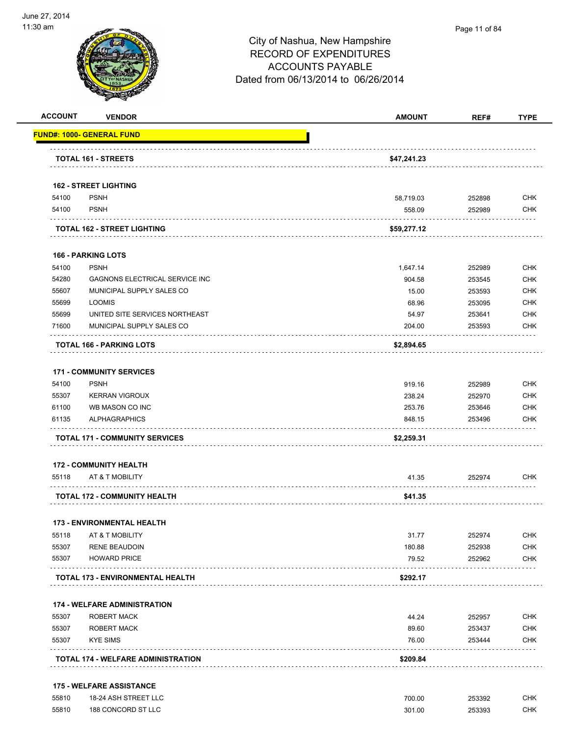City of Nashua, New Hampshire
RECORD OF EXPENDITURES
ACCOUNTS PAYABLE
Dated from 06/13/2014 to 06/26/2014

| ACCOUNT | VENDOR | AMOUNT | REF# | TYPE |
|---|---|---|---|---|
| **FUND#: 1000- GENERAL FUND** | | | | |
| | **TOTAL 161 - STREETS** | **$47,241.23** | | |
| | **162 - STREET LIGHTING** | | | |
| 54100 | PSNH | 58,719.03 | 252898 | CHK |
| 54100 | PSNH | 558.09 | 252989 | CHK |
| | **TOTAL 162 - STREET LIGHTING** | **$59,277.12** | | |
| | **166 - PARKING LOTS** | | | |
| 54100 | PSNH | 1,647.14 | 252989 | CHK |
| 54280 | GAGNONS ELECTRICAL SERVICE INC | 904.58 | 253545 | CHK |
| 55607 | MUNICIPAL SUPPLY SALES CO | 15.00 | 253593 | CHK |
| 55699 | LOOMIS | 68.96 | 253095 | CHK |
| 55699 | UNITED SITE SERVICES NORTHEAST | 54.97 | 253641 | CHK |
| 71600 | MUNICIPAL SUPPLY SALES CO | 204.00 | 253593 | CHK |
| | **TOTAL 166 - PARKING LOTS** | **$2,894.65** | | |
| | **171 - COMMUNITY SERVICES** | | | |
| 54100 | PSNH | 919.16 | 252989 | CHK |
| 55307 | KERRAN VIGROUX | 238.24 | 252970 | CHK |
| 61100 | WB MASON CO INC | 253.76 | 253646 | CHK |
| 61135 | ALPHAGRAPHICS | 848.15 | 253496 | CHK |
| | **TOTAL 171 - COMMUNITY SERVICES** | **$2,259.31** | | |
| | **172 - COMMUNITY HEALTH** | | | |
| 55118 | AT & T MOBILITY | 41.35 | 252974 | CHK |
| | **TOTAL 172 - COMMUNITY HEALTH** | **$41.35** | | |
| | **173 - ENVIRONMENTAL HEALTH** | | | |
| 55118 | AT & T MOBILITY | 31.77 | 252974 | CHK |
| 55307 | RENE BEAUDOIN | 180.88 | 252938 | CHK |
| 55307 | HOWARD PRICE | 79.52 | 252962 | CHK |
| | **TOTAL 173 - ENVIRONMENTAL HEALTH** | **$292.17** | | |
| | **174 - WELFARE ADMINISTRATION** | | | |
| 55307 | ROBERT MACK | 44.24 | 252957 | CHK |
| 55307 | ROBERT MACK | 89.60 | 253437 | CHK |
| 55307 | KYE SIMS | 76.00 | 253444 | CHK |
| | **TOTAL 174 - WELFARE ADMINISTRATION** | **$209.84** | | |
| | **175 - WELFARE ASSISTANCE** | | | |
| 55810 | 18-24 ASH STREET LLC | 700.00 | 253392 | CHK |
| 55810 | 188 CONCORD ST LLC | 301.00 | 253393 | CHK |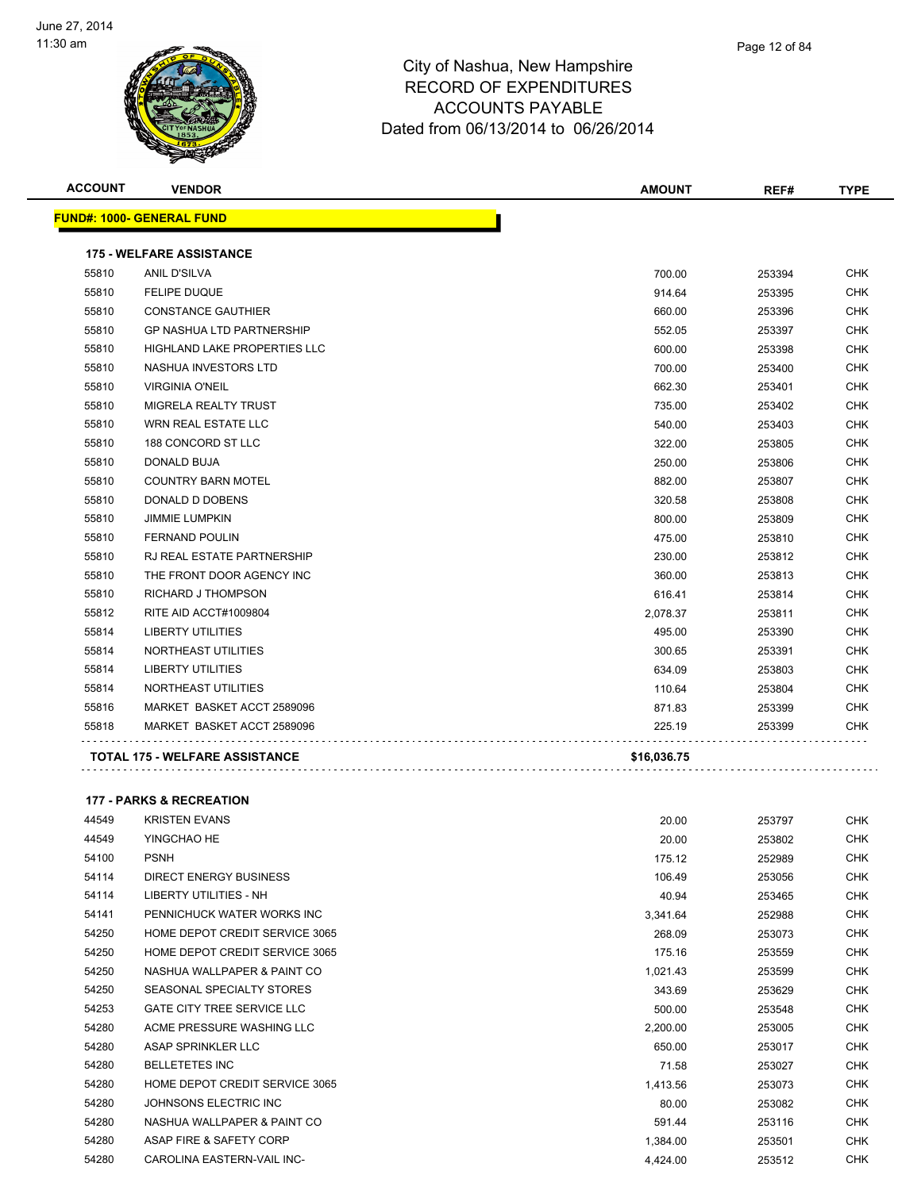# City of Nashua, New Hampshire
## RECORD OF EXPENDITURES
## ACCOUNTS PAYABLE
## Dated from 06/13/2014 to 06/26/2014

| ACCOUNT | VENDOR | AMOUNT | REF# | TYPE |
|---|---|---|---|---|
| **FUND#: 1000- GENERAL FUND** | | | | |
| **175 - WELFARE ASSISTANCE** | | | | |
| 55810 | ANIL D'SILVA | 700.00 | 253394 | CHK |
| 55810 | FELIPE DUQUE | 914.64 | 253395 | CHK |
| 55810 | CONSTANCE GAUTHIER | 660.00 | 253396 | CHK |
| 55810 | GP NASHUA LTD PARTNERSHIP | 552.05 | 253397 | CHK |
| 55810 | HIGHLAND LAKE PROPERTIES LLC | 600.00 | 253398 | CHK |
| 55810 | NASHUA INVESTORS LTD | 700.00 | 253400 | CHK |
| 55810 | VIRGINIA O'NEIL | 662.30 | 253401 | CHK |
| 55810 | MIGRELA REALTY TRUST | 735.00 | 253402 | CHK |
| 55810 | WRN REAL ESTATE LLC | 540.00 | 253403 | CHK |
| 55810 | 188 CONCORD ST LLC | 322.00 | 253805 | CHK |
| 55810 | DONALD BUJA | 250.00 | 253806 | CHK |
| 55810 | COUNTRY BARN MOTEL | 882.00 | 253807 | CHK |
| 55810 | DONALD D DOBENS | 320.58 | 253808 | CHK |
| 55810 | JIMMIE LUMPKIN | 800.00 | 253809 | CHK |
| 55810 | FERNAND POULIN | 475.00 | 253810 | CHK |
| 55810 | RJ REAL ESTATE PARTNERSHIP | 230.00 | 253812 | CHK |
| 55810 | THE FRONT DOOR AGENCY INC | 360.00 | 253813 | CHK |
| 55810 | RICHARD J THOMPSON | 616.41 | 253814 | CHK |
| 55812 | RITE AID ACCT#1009804 | 2,078.37 | 253811 | CHK |
| 55814 | LIBERTY UTILITIES | 495.00 | 253390 | CHK |
| 55814 | NORTHEAST UTILITIES | 300.65 | 253391 | CHK |
| 55814 | LIBERTY UTILITIES | 634.09 | 253803 | CHK |
| 55814 | NORTHEAST UTILITIES | 110.64 | 253804 | CHK |
| 55816 | MARKET BASKET ACCT 2589096 | 871.83 | 253399 | CHK |
| 55818 | MARKET BASKET ACCT 2589096 | 225.19 | 253399 | CHK |
| **TOTAL 175 - WELFARE ASSISTANCE** | | **$16,036.75** | | |
| **177 - PARKS & RECREATION** | | | | |
| 44549 | KRISTEN EVANS | 20.00 | 253797 | CHK |
| 44549 | YINGCHAO HE | 20.00 | 253802 | CHK |
| 54100 | PSNH | 175.12 | 252989 | CHK |
| 54114 | DIRECT ENERGY BUSINESS | 106.49 | 253056 | CHK |
| 54114 | LIBERTY UTILITIES - NH | 40.94 | 253465 | CHK |
| 54141 | PENNICHUCK WATER WORKS INC | 3,341.64 | 252988 | CHK |
| 54250 | HOME DEPOT CREDIT SERVICE 3065 | 268.09 | 253073 | CHK |
| 54250 | HOME DEPOT CREDIT SERVICE 3065 | 175.16 | 253559 | CHK |
| 54250 | NASHUA WALLPAPER & PAINT CO | 1,021.43 | 253599 | CHK |
| 54250 | SEASONAL SPECIALTY STORES | 343.69 | 253629 | CHK |
| 54253 | GATE CITY TREE SERVICE LLC | 500.00 | 253548 | CHK |
| 54280 | ACME PRESSURE WASHING LLC | 2,200.00 | 253005 | CHK |
| 54280 | ASAP SPRINKLER LLC | 650.00 | 253017 | CHK |
| 54280 | BELLETETES INC | 71.58 | 253027 | CHK |
| 54280 | HOME DEPOT CREDIT SERVICE 3065 | 1,413.56 | 253073 | CHK |
| 54280 | JOHNSONS ELECTRIC INC | 80.00 | 253082 | CHK |
| 54280 | NASHUA WALLPAPER & PAINT CO | 591.44 | 253116 | CHK |
| 54280 | ASAP FIRE & SAFETY CORP | 1,384.00 | 253501 | CHK |
| 54280 | CAROLINA EASTERN-VAIL INC- | 4,424.00 | 253512 | CHK |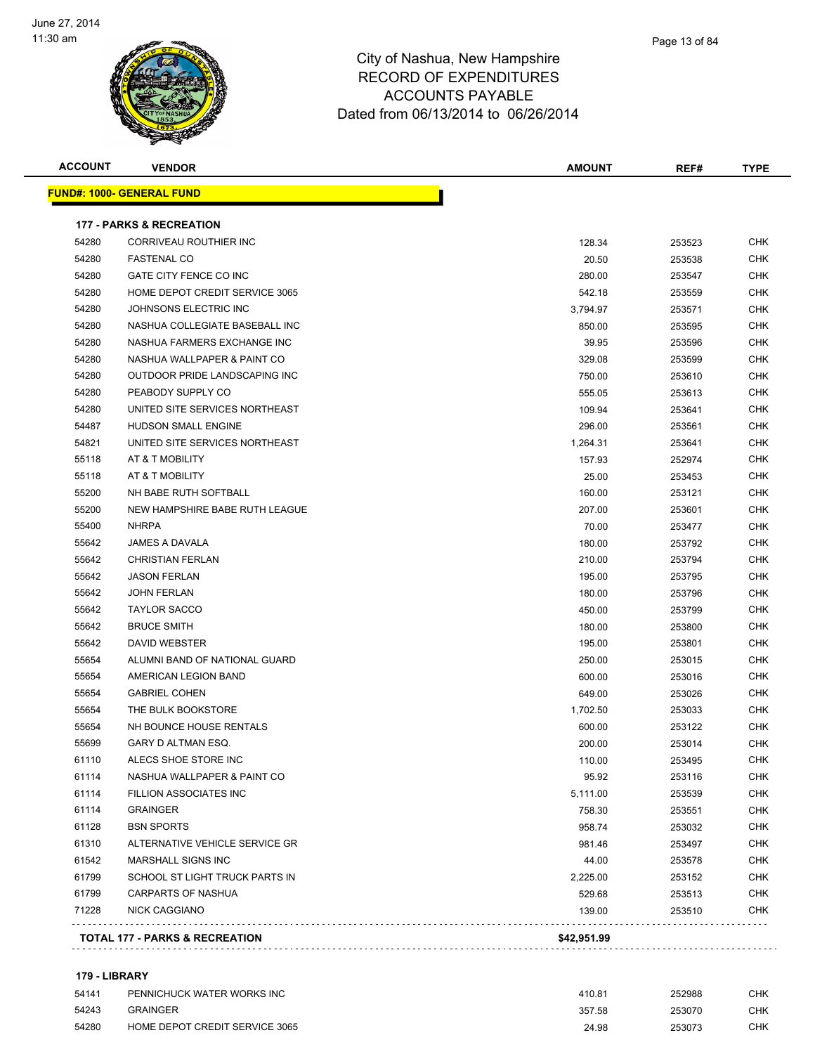City of Nashua, New Hampshire
RECORD OF EXPENDITURES
ACCOUNTS PAYABLE
Dated from 06/13/2014 to 06/26/2014

| ACCOUNT | VENDOR | AMOUNT | REF# | TYPE |
|---|---|---|---|---|
| **FUND#: 1000- GENERAL FUND** | | | | |
| **177 - PARKS & RECREATION** | | | | |
| 54280 | CORRIVEAU ROUTHIER INC | 128.34 | 253523 | CHK |
| 54280 | FASTENAL CO | 20.50 | 253538 | CHK |
| 54280 | GATE CITY FENCE CO INC | 280.00 | 253547 | CHK |
| 54280 | HOME DEPOT CREDIT SERVICE 3065 | 542.18 | 253559 | CHK |
| 54280 | JOHNSONS ELECTRIC INC | 3,794.97 | 253571 | CHK |
| 54280 | NASHUA COLLEGIATE BASEBALL INC | 850.00 | 253595 | CHK |
| 54280 | NASHUA FARMERS EXCHANGE INC | 39.95 | 253596 | CHK |
| 54280 | NASHUA WALLPAPER & PAINT CO | 329.08 | 253599 | CHK |
| 54280 | OUTDOOR PRIDE LANDSCAPING INC | 750.00 | 253610 | CHK |
| 54280 | PEABODY SUPPLY CO | 555.05 | 253613 | CHK |
| 54280 | UNITED SITE SERVICES NORTHEAST | 109.94 | 253641 | CHK |
| 54487 | HUDSON SMALL ENGINE | 296.00 | 253561 | CHK |
| 54821 | UNITED SITE SERVICES NORTHEAST | 1,264.31 | 253641 | CHK |
| 55118 | AT & T MOBILITY | 157.93 | 252974 | CHK |
| 55118 | AT & T MOBILITY | 25.00 | 253453 | CHK |
| 55200 | NH BABE RUTH SOFTBALL | 160.00 | 253121 | CHK |
| 55200 | NEW HAMPSHIRE BABE RUTH LEAGUE | 207.00 | 253601 | CHK |
| 55400 | NHRPA | 70.00 | 253477 | CHK |
| 55642 | JAMES A DAVALA | 180.00 | 253792 | CHK |
| 55642 | CHRISTIAN FERLAN | 210.00 | 253794 | CHK |
| 55642 | JASON FERLAN | 195.00 | 253795 | CHK |
| 55642 | JOHN FERLAN | 180.00 | 253796 | CHK |
| 55642 | TAYLOR SACCO | 450.00 | 253799 | CHK |
| 55642 | BRUCE SMITH | 180.00 | 253800 | CHK |
| 55642 | DAVID WEBSTER | 195.00 | 253801 | CHK |
| 55654 | ALUMNI BAND OF NATIONAL GUARD | 250.00 | 253015 | CHK |
| 55654 | AMERICAN LEGION BAND | 600.00 | 253016 | CHK |
| 55654 | GABRIEL COHEN | 649.00 | 253026 | CHK |
| 55654 | THE BULK BOOKSTORE | 1,702.50 | 253033 | CHK |
| 55654 | NH BOUNCE HOUSE RENTALS | 600.00 | 253122 | CHK |
| 55699 | GARY D ALTMAN ESQ. | 200.00 | 253014 | CHK |
| 61110 | ALECS SHOE STORE INC | 110.00 | 253495 | CHK |
| 61114 | NASHUA WALLPAPER & PAINT CO | 95.92 | 253116 | CHK |
| 61114 | FILLION ASSOCIATES INC | 5,111.00 | 253539 | CHK |
| 61114 | GRAINGER | 758.30 | 253551 | CHK |
| 61128 | BSN SPORTS | 958.74 | 253032 | CHK |
| 61310 | ALTERNATIVE VEHICLE SERVICE GR | 981.46 | 253497 | CHK |
| 61542 | MARSHALL SIGNS INC | 44.00 | 253578 | CHK |
| 61799 | SCHOOL ST LIGHT TRUCK PARTS IN | 2,225.00 | 253152 | CHK |
| 61799 | CARPARTS OF NASHUA | 529.68 | 253513 | CHK |
| 71228 | NICK CAGGIANO | 139.00 | 253510 | CHK |
| **TOTAL 177 - PARKS & RECREATION** | | **$42,951.99** | | |
| **179 - LIBRARY** | | | | |
| 54141 | PENNICHUCK WATER WORKS INC | 410.81 | 252988 | CHK |
| 54243 | GRAINGER | 357.58 | 253070 | CHK |
| 54280 | HOME DEPOT CREDIT SERVICE 3065 | 24.98 | 253073 | CHK |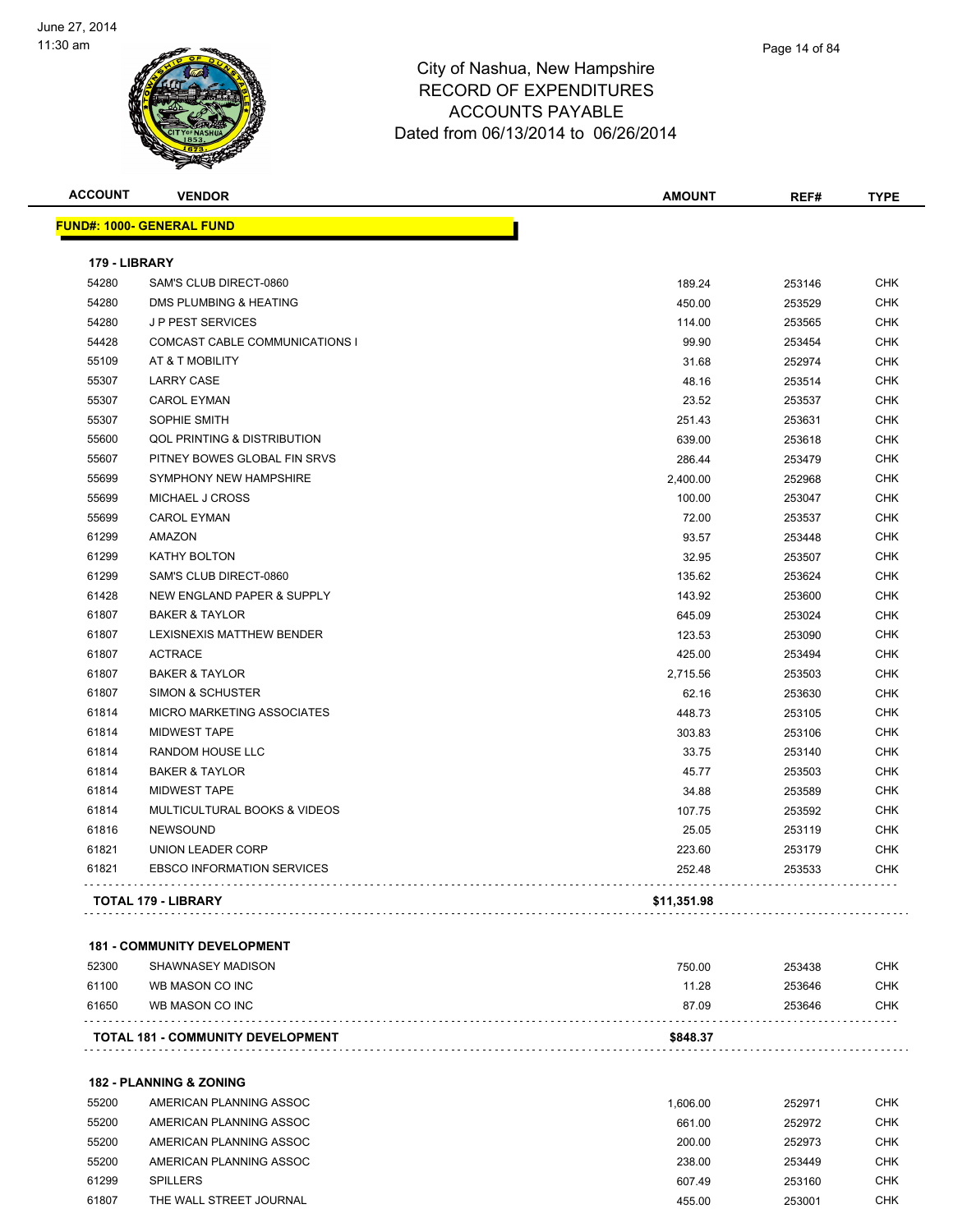June 27, 2014
11:30 am

# City of Nashua, New Hampshire
## RECORD OF EXPENDITURES
## ACCOUNTS PAYABLE
## Dated from 06/13/2014 to 06/26/2014

| ACCOUNT | VENDOR | AMOUNT | REF# | TYPE |
|---|---|---|---|---|
| **FUND#: 1000- GENERAL FUND** | | | | |
| **179 - LIBRARY** | | | | |
| 54280 | SAM'S CLUB DIRECT-0860 | 189.24 | 253146 | CHK |
| 54280 | DMS PLUMBING & HEATING | 450.00 | 253529 | CHK |
| 54280 | J P PEST SERVICES | 114.00 | 253565 | CHK |
| 54428 | COMCAST CABLE COMMUNICATIONS I | 99.90 | 253454 | CHK |
| 55109 | AT & T MOBILITY | 31.68 | 252974 | CHK |
| 55307 | LARRY CASE | 48.16 | 253514 | CHK |
| 55307 | CAROL EYMAN | 23.52 | 253537 | CHK |
| 55307 | SOPHIE SMITH | 251.43 | 253631 | CHK |
| 55600 | QOL PRINTING & DISTRIBUTION | 639.00 | 253618 | CHK |
| 55607 | PITNEY BOWES GLOBAL FIN SRVS | 286.44 | 253479 | CHK |
| 55699 | SYMPHONY NEW HAMPSHIRE | 2,400.00 | 252968 | CHK |
| 55699 | MICHAEL J CROSS | 100.00 | 253047 | CHK |
| 55699 | CAROL EYMAN | 72.00 | 253537 | CHK |
| 61299 | AMAZON | 93.57 | 253448 | CHK |
| 61299 | KATHY BOLTON | 32.95 | 253507 | CHK |
| 61299 | SAM'S CLUB DIRECT-0860 | 135.62 | 253624 | CHK |
| 61428 | NEW ENGLAND PAPER & SUPPLY | 143.92 | 253600 | CHK |
| 61807 | BAKER & TAYLOR | 645.09 | 253024 | CHK |
| 61807 | LEXISNEXIS MATTHEW BENDER | 123.53 | 253090 | CHK |
| 61807 | ACTRACE | 425.00 | 253494 | CHK |
| 61807 | BAKER & TAYLOR | 2,715.56 | 253503 | CHK |
| 61807 | SIMON & SCHUSTER | 62.16 | 253630 | CHK |
| 61814 | MICRO MARKETING ASSOCIATES | 448.73 | 253105 | CHK |
| 61814 | MIDWEST TAPE | 303.83 | 253106 | CHK |
| 61814 | RANDOM HOUSE LLC | 33.75 | 253140 | CHK |
| 61814 | BAKER & TAYLOR | 45.77 | 253503 | CHK |
| 61814 | MIDWEST TAPE | 34.88 | 253589 | CHK |
| 61814 | MULTICULTURAL BOOKS & VIDEOS | 107.75 | 253592 | CHK |
| 61816 | NEWSOUND | 25.05 | 253119 | CHK |
| 61821 | UNION LEADER CORP | 223.60 | 253179 | CHK |
| 61821 | EBSCO INFORMATION SERVICES | 252.48 | 253533 | CHK |
| | **TOTAL 179 - LIBRARY** | **$11,351.98** | | |
| **181 - COMMUNITY DEVELOPMENT** | | | | |
| 52300 | SHAWNASEY MADISON | 750.00 | 253438 | CHK |
| 61100 | WB MASON CO INC | 11.28 | 253646 | CHK |
| 61650 | WB MASON CO INC | 87.09 | 253646 | CHK |
| | **TOTAL 181 - COMMUNITY DEVELOPMENT** | **$848.37** | | |
| **182 - PLANNING & ZONING** | | | | |
| 55200 | AMERICAN PLANNING ASSOC | 1,606.00 | 252971 | CHK |
| 55200 | AMERICAN PLANNING ASSOC | 661.00 | 252972 | CHK |
| 55200 | AMERICAN PLANNING ASSOC | 200.00 | 252973 | CHK |
| 55200 | AMERICAN PLANNING ASSOC | 238.00 | 253449 | CHK |
| 61299 | SPILLERS | 607.49 | 253160 | CHK |
| 61807 | THE WALL STREET JOURNAL | 455.00 | 253001 | CHK |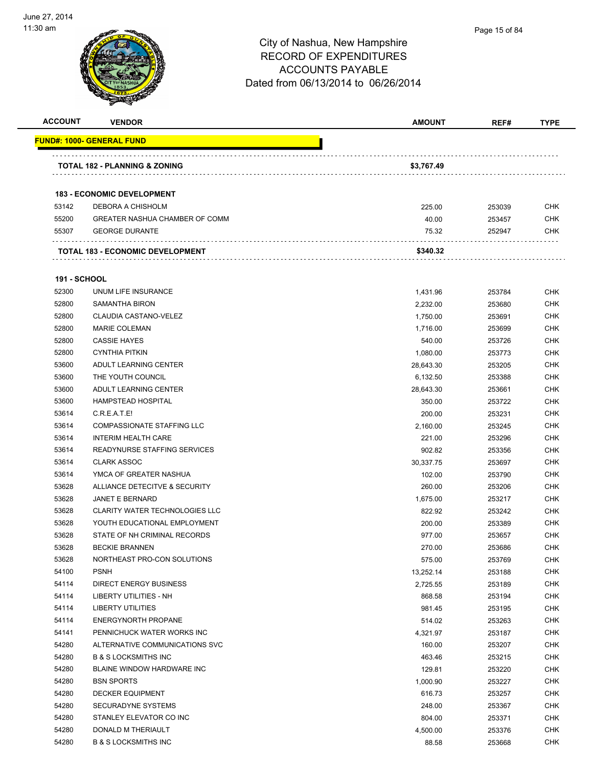# City of Nashua, New Hampshire
## RECORD OF EXPENDITURES
## ACCOUNTS PAYABLE
## Dated from 06/13/2014 to 06/26/2014

| ACCOUNT | VENDOR | AMOUNT | REF# | TYPE |
|---|---|---|---|---|
| **FUND#: 1000- GENERAL FUND** | | | | |
| | **TOTAL 182 - PLANNING & ZONING** | **$3,767.49** | | |
| **183 - ECONOMIC DEVELOPMENT** | | | | |
| 53142 | DEBORA A CHISHOLM | 225.00 | 253039 | CHK |
| 55200 | GREATER NASHUA CHAMBER OF COMM | 40.00 | 253457 | CHK |
| 55307 | GEORGE DURANTE | 75.32 | 252947 | CHK |
| | **TOTAL 183 - ECONOMIC DEVELOPMENT** | **$340.32** | | |
| **191 - SCHOOL** | | | | |
| 52300 | UNUM LIFE INSURANCE | 1,431.96 | 253784 | CHK |
| 52800 | SAMANTHA BIRON | 2,232.00 | 253680 | CHK |
| 52800 | CLAUDIA CASTANO-VELEZ | 1,750.00 | 253691 | CHK |
| 52800 | MARIE COLEMAN | 1,716.00 | 253699 | CHK |
| 52800 | CASSIE HAYES | 540.00 | 253726 | CHK |
| 52800 | CYNTHIA PITKIN | 1,080.00 | 253773 | CHK |
| 53600 | ADULT LEARNING CENTER | 28,643.30 | 253205 | CHK |
| 53600 | THE YOUTH COUNCIL | 6,132.50 | 253388 | CHK |
| 53600 | ADULT LEARNING CENTER | 28,643.30 | 253661 | CHK |
| 53600 | HAMPSTEAD HOSPITAL | 350.00 | 253722 | CHK |
| 53614 | C.R.E.A.T.E! | 200.00 | 253231 | CHK |
| 53614 | COMPASSIONATE STAFFING LLC | 2,160.00 | 253245 | CHK |
| 53614 | INTERIM HEALTH CARE | 221.00 | 253296 | CHK |
| 53614 | READYNURSE STAFFING SERVICES | 902.82 | 253356 | CHK |
| 53614 | CLARK ASSOC | 30,337.75 | 253697 | CHK |
| 53614 | YMCA OF GREATER NASHUA | 102.00 | 253790 | CHK |
| 53628 | ALLIANCE DETECITVE & SECURITY | 260.00 | 253206 | CHK |
| 53628 | JANET E BERNARD | 1,675.00 | 253217 | CHK |
| 53628 | CLARITY WATER TECHNOLOGIES LLC | 822.92 | 253242 | CHK |
| 53628 | YOUTH EDUCATIONAL EMPLOYMENT | 200.00 | 253389 | CHK |
| 53628 | STATE OF NH CRIMINAL RECORDS | 977.00 | 253657 | CHK |
| 53628 | BECKIE BRANNEN | 270.00 | 253686 | CHK |
| 53628 | NORTHEAST PRO-CON SOLUTIONS | 575.00 | 253769 | CHK |
| 54100 | PSNH | 13,252.14 | 253188 | CHK |
| 54114 | DIRECT ENERGY BUSINESS | 2,725.55 | 253189 | CHK |
| 54114 | LIBERTY UTILITIES - NH | 868.58 | 253194 | CHK |
| 54114 | LIBERTY UTILITIES | 981.45 | 253195 | CHK |
| 54114 | ENERGYNORTH PROPANE | 514.02 | 253263 | CHK |
| 54141 | PENNICHUCK WATER WORKS INC | 4,321.97 | 253187 | CHK |
| 54280 | ALTERNATIVE COMMUNICATIONS SVC | 160.00 | 253207 | CHK |
| 54280 | B & S LOCKSMITHS INC | 463.46 | 253215 | CHK |
| 54280 | BLAINE WINDOW HARDWARE INC | 129.81 | 253220 | CHK |
| 54280 | BSN SPORTS | 1,000.90 | 253227 | CHK |
| 54280 | DECKER EQUIPMENT | 616.73 | 253257 | CHK |
| 54280 | SECURADYNE SYSTEMS | 248.00 | 253367 | CHK |
| 54280 | STANLEY ELEVATOR CO INC | 804.00 | 253371 | CHK |
| 54280 | DONALD M THERIAULT | 4,500.00 | 253376 | CHK |
| 54280 | B & S LOCKSMITHS INC | 88.58 | 253668 | CHK |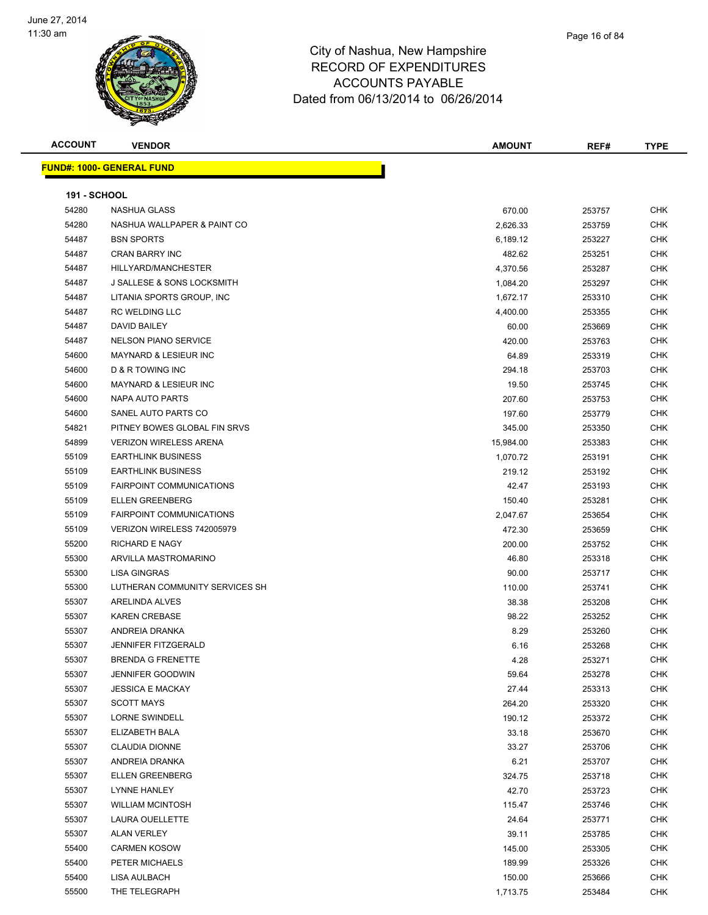# City of Nashua, New Hampshire
## RECORD OF EXPENDITURES
## ACCOUNTS PAYABLE
## Dated from 06/13/2014 to 06/26/2014

| ACCOUNT | VENDOR | AMOUNT | REF# | TYPE |
|---|---|---|---|---|

**FUND#: 1000- GENERAL FUND**

**191 - SCHOOL**

| ACCOUNT | VENDOR | AMOUNT | REF# | TYPE |
|---|---|---|---|---|
| 54280 | NASHUA GLASS | 670.00 | 253757 | CHK |
| 54280 | NASHUA WALLPAPER & PAINT CO | 2,626.33 | 253759 | CHK |
| 54487 | BSN SPORTS | 6,189.12 | 253227 | CHK |
| 54487 | CRAN BARRY INC | 482.62 | 253251 | CHK |
| 54487 | HILLYARD/MANCHESTER | 4,370.56 | 253287 | CHK |
| 54487 | J SALLESE & SONS LOCKSMITH | 1,084.20 | 253297 | CHK |
| 54487 | LITANIA SPORTS GROUP, INC | 1,672.17 | 253310 | CHK |
| 54487 | RC WELDING LLC | 4,400.00 | 253355 | CHK |
| 54487 | DAVID BAILEY | 60.00 | 253669 | CHK |
| 54487 | NELSON PIANO SERVICE | 420.00 | 253763 | CHK |
| 54600 | MAYNARD & LESIEUR INC | 64.89 | 253319 | CHK |
| 54600 | D & R TOWING INC | 294.18 | 253703 | CHK |
| 54600 | MAYNARD & LESIEUR INC | 19.50 | 253745 | CHK |
| 54600 | NAPA AUTO PARTS | 207.60 | 253753 | CHK |
| 54600 | SANEL AUTO PARTS CO | 197.60 | 253779 | CHK |
| 54821 | PITNEY BOWES GLOBAL FIN SRVS | 345.00 | 253350 | CHK |
| 54899 | VERIZON WIRELESS ARENA | 15,984.00 | 253383 | CHK |
| 55109 | EARTHLINK BUSINESS | 1,070.72 | 253191 | CHK |
| 55109 | EARTHLINK BUSINESS | 219.12 | 253192 | CHK |
| 55109 | FAIRPOINT COMMUNICATIONS | 42.47 | 253193 | CHK |
| 55109 | ELLEN GREENBERG | 150.40 | 253281 | CHK |
| 55109 | FAIRPOINT COMMUNICATIONS | 2,047.67 | 253654 | CHK |
| 55109 | VERIZON WIRELESS 742005979 | 472.30 | 253659 | CHK |
| 55200 | RICHARD E NAGY | 200.00 | 253752 | CHK |
| 55300 | ARVILLA MASTROMARINO | 46.80 | 253318 | CHK |
| 55300 | LISA GINGRAS | 90.00 | 253717 | CHK |
| 55300 | LUTHERAN COMMUNITY SERVICES SH | 110.00 | 253741 | CHK |
| 55307 | ARELINDA ALVES | 38.38 | 253208 | CHK |
| 55307 | KAREN CREBASE | 98.22 | 253252 | CHK |
| 55307 | ANDREIA DRANKA | 8.29 | 253260 | CHK |
| 55307 | JENNIFER FITZGERALD | 6.16 | 253268 | CHK |
| 55307 | BRENDA G FRENETTE | 4.28 | 253271 | CHK |
| 55307 | JENNIFER GOODWIN | 59.64 | 253278 | CHK |
| 55307 | JESSICA E MACKAY | 27.44 | 253313 | CHK |
| 55307 | SCOTT MAYS | 264.20 | 253320 | CHK |
| 55307 | LORNE SWINDELL | 190.12 | 253372 | CHK |
| 55307 | ELIZABETH BALA | 33.18 | 253670 | CHK |
| 55307 | CLAUDIA DIONNE | 33.27 | 253706 | CHK |
| 55307 | ANDREIA DRANKA | 6.21 | 253707 | CHK |
| 55307 | ELLEN GREENBERG | 324.75 | 253718 | CHK |
| 55307 | LYNNE HANLEY | 42.70 | 253723 | CHK |
| 55307 | WILLIAM MCINTOSH | 115.47 | 253746 | CHK |
| 55307 | LAURA OUELLETTE | 24.64 | 253771 | CHK |
| 55307 | ALAN VERLEY | 39.11 | 253785 | CHK |
| 55400 | CARMEN KOSOW | 145.00 | 253305 | CHK |
| 55400 | PETER MICHAELS | 189.99 | 253326 | CHK |
| 55400 | LISA AULBACH | 150.00 | 253666 | CHK |
| 55500 | THE TELEGRAPH | 1,713.75 | 253484 | CHK |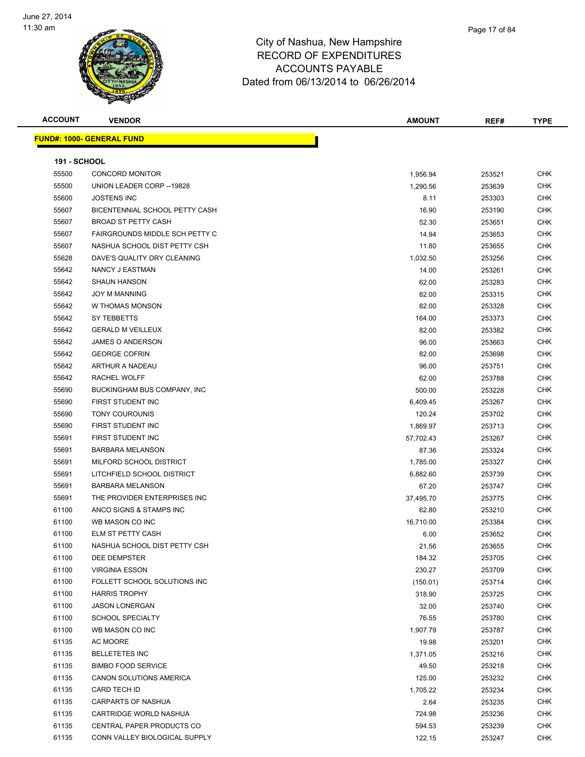# City of Nashua, New Hampshire
## RECORD OF EXPENDITURES
## ACCOUNTS PAYABLE
## Dated from 06/13/2014 to 06/26/2014

**FUND#: 1000- GENERAL FUND**

**191 - SCHOOL**

| ACCOUNT | VENDOR | AMOUNT | REF# | TYPE |
|---|---|---|---|---|
| 55500 | CONCORD MONITOR | 1,956.94 | 253521 | CHK |
| 55500 | UNION LEADER CORP --19828 | 1,290.56 | 253639 | CHK |
| 55600 | JOSTENS INC | 8.11 | 253303 | CHK |
| 55607 | BICENTENNIAL SCHOOL PETTY CASH | 16.90 | 253190 | CHK |
| 55607 | BROAD ST PETTY CASH | 52.30 | 253651 | CHK |
| 55607 | FAIRGROUNDS MIDDLE SCH PETTY C | 14.94 | 253653 | CHK |
| 55607 | NASHUA SCHOOL DIST PETTY CSH | 11.80 | 253655 | CHK |
| 55628 | DAVE'S QUALITY DRY CLEANING | 1,032.50 | 253256 | CHK |
| 55642 | NANCY J EASTMAN | 14.00 | 253261 | CHK |
| 55642 | SHAUN HANSON | 62.00 | 253283 | CHK |
| 55642 | JOY M MANNING | 82.00 | 253315 | CHK |
| 55642 | W THOMAS MONSON | 82.00 | 253328 | CHK |
| 55642 | SY TEBBETTS | 164.00 | 253373 | CHK |
| 55642 | GERALD M VEILLEUX | 82.00 | 253382 | CHK |
| 55642 | JAMES O ANDERSON | 96.00 | 253663 | CHK |
| 55642 | GEORGE COFRIN | 82.00 | 253698 | CHK |
| 55642 | ARTHUR A NADEAU | 96.00 | 253751 | CHK |
| 55642 | RACHEL WOLFF | 62.00 | 253788 | CHK |
| 55690 | BUCKINGHAM BUS COMPANY, INC | 500.00 | 253228 | CHK |
| 55690 | FIRST STUDENT INC | 6,409.45 | 253267 | CHK |
| 55690 | TONY COUROUNIS | 120.24 | 253702 | CHK |
| 55690 | FIRST STUDENT INC | 1,869.97 | 253713 | CHK |
| 55691 | FIRST STUDENT INC | 57,702.43 | 253267 | CHK |
| 55691 | BARBARA MELANSON | 87.36 | 253324 | CHK |
| 55691 | MILFORD SCHOOL DISTRICT | 1,785.00 | 253327 | CHK |
| 55691 | LITCHFIELD SCHOOL DISTRICT | 6,882.60 | 253739 | CHK |
| 55691 | BARBARA MELANSON | 67.20 | 253747 | CHK |
| 55691 | THE PROVIDER ENTERPRISES INC | 37,495.70 | 253775 | CHK |
| 61100 | ANCO SIGNS & STAMPS INC | 62.80 | 253210 | CHK |
| 61100 | WB MASON CO INC | 16,710.00 | 253384 | CHK |
| 61100 | ELM ST PETTY CASH | 6.00 | 253652 | CHK |
| 61100 | NASHUA SCHOOL DIST PETTY CSH | 21.56 | 253655 | CHK |
| 61100 | DEE DEMPSTER | 184.32 | 253705 | CHK |
| 61100 | VIRGINIA ESSON | 230.27 | 253709 | CHK |
| 61100 | FOLLETT SCHOOL SOLUTIONS INC | (150.01) | 253714 | CHK |
| 61100 | HARRIS TROPHY | 318.90 | 253725 | CHK |
| 61100 | JASON LONERGAN | 32.00 | 253740 | CHK |
| 61100 | SCHOOL SPECIALTY | 76.55 | 253780 | CHK |
| 61100 | WB MASON CO INC | 1,907.79 | 253787 | CHK |
| 61135 | AC MOORE | 19.98 | 253201 | CHK |
| 61135 | BELLETETES INC | 1,371.05 | 253216 | CHK |
| 61135 | BIMBO FOOD SERVICE | 49.50 | 253218 | CHK |
| 61135 | CANON SOLUTIONS AMERICA | 125.00 | 253232 | CHK |
| 61135 | CARD TECH ID | 1,705.22 | 253234 | CHK |
| 61135 | CARPARTS OF NASHUA | 2.64 | 253235 | CHK |
| 61135 | CARTRIDGE WORLD NASHUA | 724.98 | 253236 | CHK |
| 61135 | CENTRAL PAPER PRODUCTS CO | 594.53 | 253239 | CHK |
| 61135 | CONN VALLEY BIOLOGICAL SUPPLY | 122.15 | 253247 | CHK |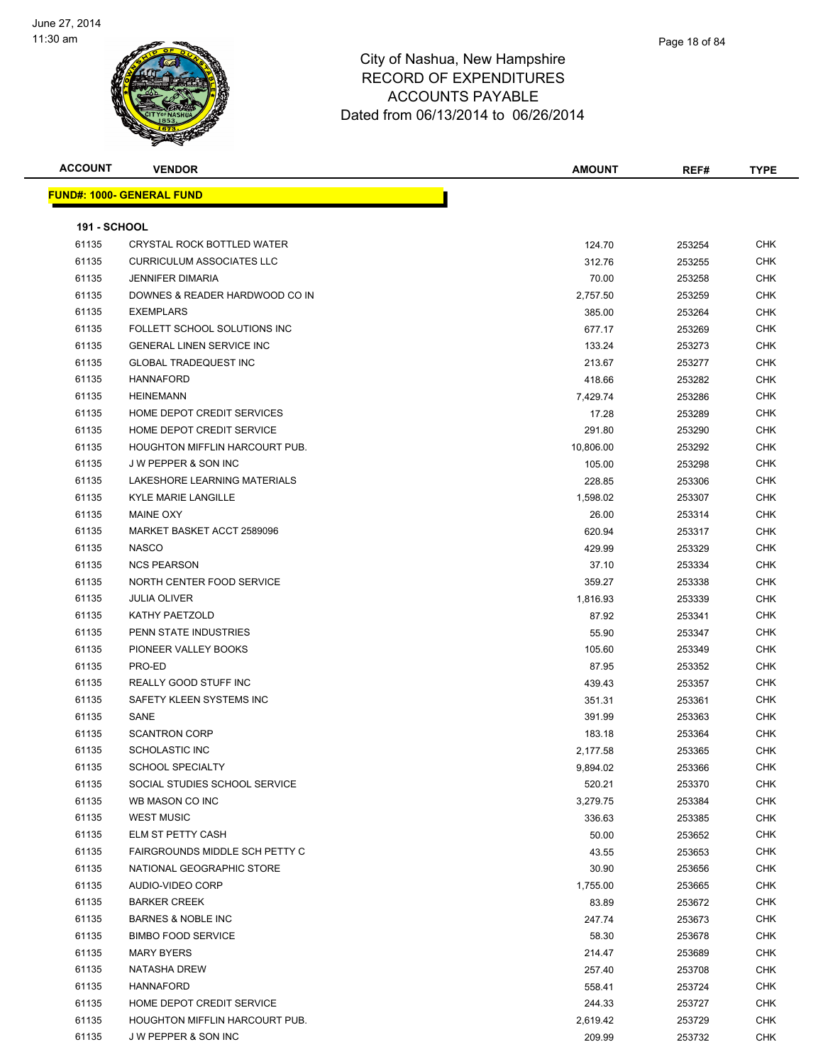# City of Nashua, New Hampshire
# RECORD OF EXPENDITURES
# ACCOUNTS PAYABLE
# Dated from 06/13/2014 to 06/26/2014

June 27, 2014
11:30 am

**FUND#: 1000- GENERAL FUND**

**191 - SCHOOL**

| ACCOUNT | VENDOR | AMOUNT | REF# | TYPE |
|---|---|---|---|---|
| 61135 | CRYSTAL ROCK BOTTLED WATER | 124.70 | 253254 | CHK |
| 61135 | CURRICULUM ASSOCIATES LLC | 312.76 | 253255 | CHK |
| 61135 | JENNIFER DIMARIA | 70.00 | 253258 | CHK |
| 61135 | DOWNES & READER HARDWOOD CO IN | 2,757.50 | 253259 | CHK |
| 61135 | EXEMPLARS | 385.00 | 253264 | CHK |
| 61135 | FOLLETT SCHOOL SOLUTIONS INC | 677.17 | 253269 | CHK |
| 61135 | GENERAL LINEN SERVICE INC | 133.24 | 253273 | CHK |
| 61135 | GLOBAL TRADEQUEST INC | 213.67 | 253277 | CHK |
| 61135 | HANNAFORD | 418.66 | 253282 | CHK |
| 61135 | HEINEMANN | 7,429.74 | 253286 | CHK |
| 61135 | HOME DEPOT CREDIT SERVICES | 17.28 | 253289 | CHK |
| 61135 | HOME DEPOT CREDIT SERVICE | 291.80 | 253290 | CHK |
| 61135 | HOUGHTON MIFFLIN HARCOURT PUB. | 10,806.00 | 253292 | CHK |
| 61135 | J W PEPPER & SON INC | 105.00 | 253298 | CHK |
| 61135 | LAKESHORE LEARNING MATERIALS | 228.85 | 253306 | CHK |
| 61135 | KYLE MARIE LANGILLE | 1,598.02 | 253307 | CHK |
| 61135 | MAINE OXY | 26.00 | 253314 | CHK |
| 61135 | MARKET BASKET ACCT 2589096 | 620.94 | 253317 | CHK |
| 61135 | NASCO | 429.99 | 253329 | CHK |
| 61135 | NCS PEARSON | 37.10 | 253334 | CHK |
| 61135 | NORTH CENTER FOOD SERVICE | 359.27 | 253338 | CHK |
| 61135 | JULIA OLIVER | 1,816.93 | 253339 | CHK |
| 61135 | KATHY PAETZOLD | 87.92 | 253341 | CHK |
| 61135 | PENN STATE INDUSTRIES | 55.90 | 253347 | CHK |
| 61135 | PIONEER VALLEY BOOKS | 105.60 | 253349 | CHK |
| 61135 | PRO-ED | 87.95 | 253352 | CHK |
| 61135 | REALLY GOOD STUFF INC | 439.43 | 253357 | CHK |
| 61135 | SAFETY KLEEN SYSTEMS INC | 351.31 | 253361 | CHK |
| 61135 | SANE | 391.99 | 253363 | CHK |
| 61135 | SCANTRON CORP | 183.18 | 253364 | CHK |
| 61135 | SCHOLASTIC INC | 2,177.58 | 253365 | CHK |
| 61135 | SCHOOL SPECIALTY | 9,894.02 | 253366 | CHK |
| 61135 | SOCIAL STUDIES SCHOOL SERVICE | 520.21 | 253370 | CHK |
| 61135 | WB MASON CO INC | 3,279.75 | 253384 | CHK |
| 61135 | WEST MUSIC | 336.63 | 253385 | CHK |
| 61135 | ELM ST PETTY CASH | 50.00 | 253652 | CHK |
| 61135 | FAIRGROUNDS MIDDLE SCH PETTY C | 43.55 | 253653 | CHK |
| 61135 | NATIONAL GEOGRAPHIC STORE | 30.90 | 253656 | CHK |
| 61135 | AUDIO-VIDEO CORP | 1,755.00 | 253665 | CHK |
| 61135 | BARKER CREEK | 83.89 | 253672 | CHK |
| 61135 | BARNES & NOBLE INC | 247.74 | 253673 | CHK |
| 61135 | BIMBO FOOD SERVICE | 58.30 | 253678 | CHK |
| 61135 | MARY BYERS | 214.47 | 253689 | CHK |
| 61135 | NATASHA DREW | 257.40 | 253708 | CHK |
| 61135 | HANNAFORD | 558.41 | 253724 | CHK |
| 61135 | HOME DEPOT CREDIT SERVICE | 244.33 | 253727 | CHK |
| 61135 | HOUGHTON MIFFLIN HARCOURT PUB. | 2,619.42 | 253729 | CHK |
| 61135 | J W PEPPER & SON INC | 209.99 | 253732 | CHK |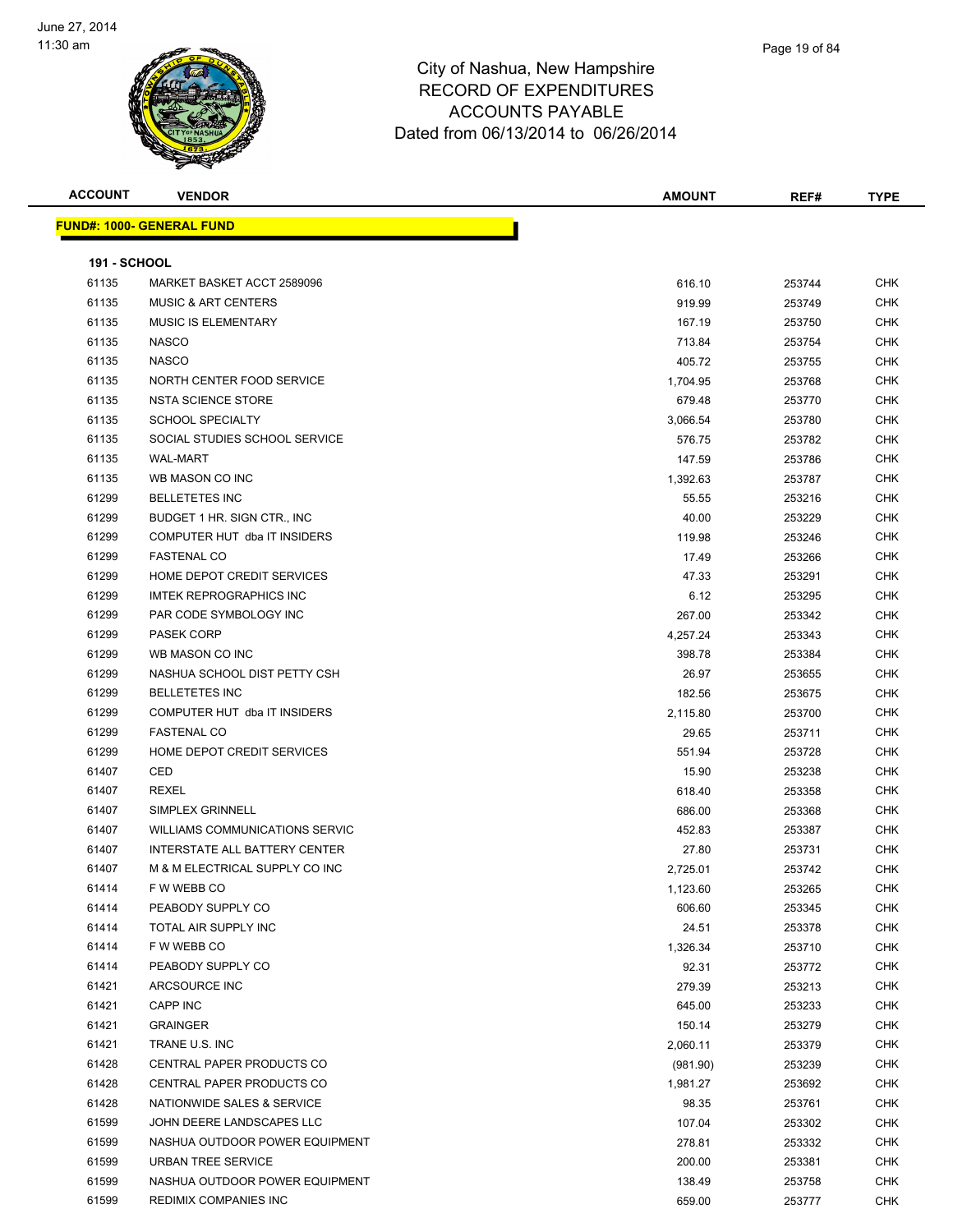City of Nashua, New Hampshire
RECORD OF EXPENDITURES
ACCOUNTS PAYABLE
Dated from 06/13/2014 to 06/26/2014

| ACCOUNT | VENDOR | AMOUNT | REF# | TYPE |
|---|---|---|---|---|
| **FUND#: 1000- GENERAL FUND** | | | | |
| **191 - SCHOOL** | | | | |
| 61135 | MARKET BASKET ACCT 2589096 | 616.10 | 253744 | CHK |
| 61135 | MUSIC & ART CENTERS | 919.99 | 253749 | CHK |
| 61135 | MUSIC IS ELEMENTARY | 167.19 | 253750 | CHK |
| 61135 | NASCO | 713.84 | 253754 | CHK |
| 61135 | NASCO | 405.72 | 253755 | CHK |
| 61135 | NORTH CENTER FOOD SERVICE | 1,704.95 | 253768 | CHK |
| 61135 | NSTA SCIENCE STORE | 679.48 | 253770 | CHK |
| 61135 | SCHOOL SPECIALTY | 3,066.54 | 253780 | CHK |
| 61135 | SOCIAL STUDIES SCHOOL SERVICE | 576.75 | 253782 | CHK |
| 61135 | WAL-MART | 147.59 | 253786 | CHK |
| 61135 | WB MASON CO INC | 1,392.63 | 253787 | CHK |
| 61299 | BELLETETES INC | 55.55 | 253216 | CHK |
| 61299 | BUDGET 1 HR. SIGN CTR., INC | 40.00 | 253229 | CHK |
| 61299 | COMPUTER HUT dba IT INSIDERS | 119.98 | 253246 | CHK |
| 61299 | FASTENAL CO | 17.49 | 253266 | CHK |
| 61299 | HOME DEPOT CREDIT SERVICES | 47.33 | 253291 | CHK |
| 61299 | IMTEK REPROGRAPHICS INC | 6.12 | 253295 | CHK |
| 61299 | PAR CODE SYMBOLOGY INC | 267.00 | 253342 | CHK |
| 61299 | PASEK CORP | 4,257.24 | 253343 | CHK |
| 61299 | WB MASON CO INC | 398.78 | 253384 | CHK |
| 61299 | NASHUA SCHOOL DIST PETTY CSH | 26.97 | 253655 | CHK |
| 61299 | BELLETETES INC | 182.56 | 253675 | CHK |
| 61299 | COMPUTER HUT dba IT INSIDERS | 2,115.80 | 253700 | CHK |
| 61299 | FASTENAL CO | 29.65 | 253711 | CHK |
| 61299 | HOME DEPOT CREDIT SERVICES | 551.94 | 253728 | CHK |
| 61407 | CED | 15.90 | 253238 | CHK |
| 61407 | REXEL | 618.40 | 253358 | CHK |
| 61407 | SIMPLEX GRINNELL | 686.00 | 253368 | CHK |
| 61407 | WILLIAMS COMMUNICATIONS SERVIC | 452.83 | 253387 | CHK |
| 61407 | INTERSTATE ALL BATTERY CENTER | 27.80 | 253731 | CHK |
| 61407 | M & M ELECTRICAL SUPPLY CO INC | 2,725.01 | 253742 | CHK |
| 61414 | F W WEBB CO | 1,123.60 | 253265 | CHK |
| 61414 | PEABODY SUPPLY CO | 606.60 | 253345 | CHK |
| 61414 | TOTAL AIR SUPPLY INC | 24.51 | 253378 | CHK |
| 61414 | F W WEBB CO | 1,326.34 | 253710 | CHK |
| 61414 | PEABODY SUPPLY CO | 92.31 | 253772 | CHK |
| 61421 | ARCSOURCE INC | 279.39 | 253213 | CHK |
| 61421 | CAPP INC | 645.00 | 253233 | CHK |
| 61421 | GRAINGER | 150.14 | 253279 | CHK |
| 61421 | TRANE U.S. INC | 2,060.11 | 253379 | CHK |
| 61428 | CENTRAL PAPER PRODUCTS CO | (981.90) | 253239 | CHK |
| 61428 | CENTRAL PAPER PRODUCTS CO | 1,981.27 | 253692 | CHK |
| 61428 | NATIONWIDE SALES & SERVICE | 98.35 | 253761 | CHK |
| 61599 | JOHN DEERE LANDSCAPES LLC | 107.04 | 253302 | CHK |
| 61599 | NASHUA OUTDOOR POWER EQUIPMENT | 278.81 | 253332 | CHK |
| 61599 | URBAN TREE SERVICE | 200.00 | 253381 | CHK |
| 61599 | NASHUA OUTDOOR POWER EQUIPMENT | 138.49 | 253758 | CHK |
| 61599 | REDIMIX COMPANIES INC | 659.00 | 253777 | CHK |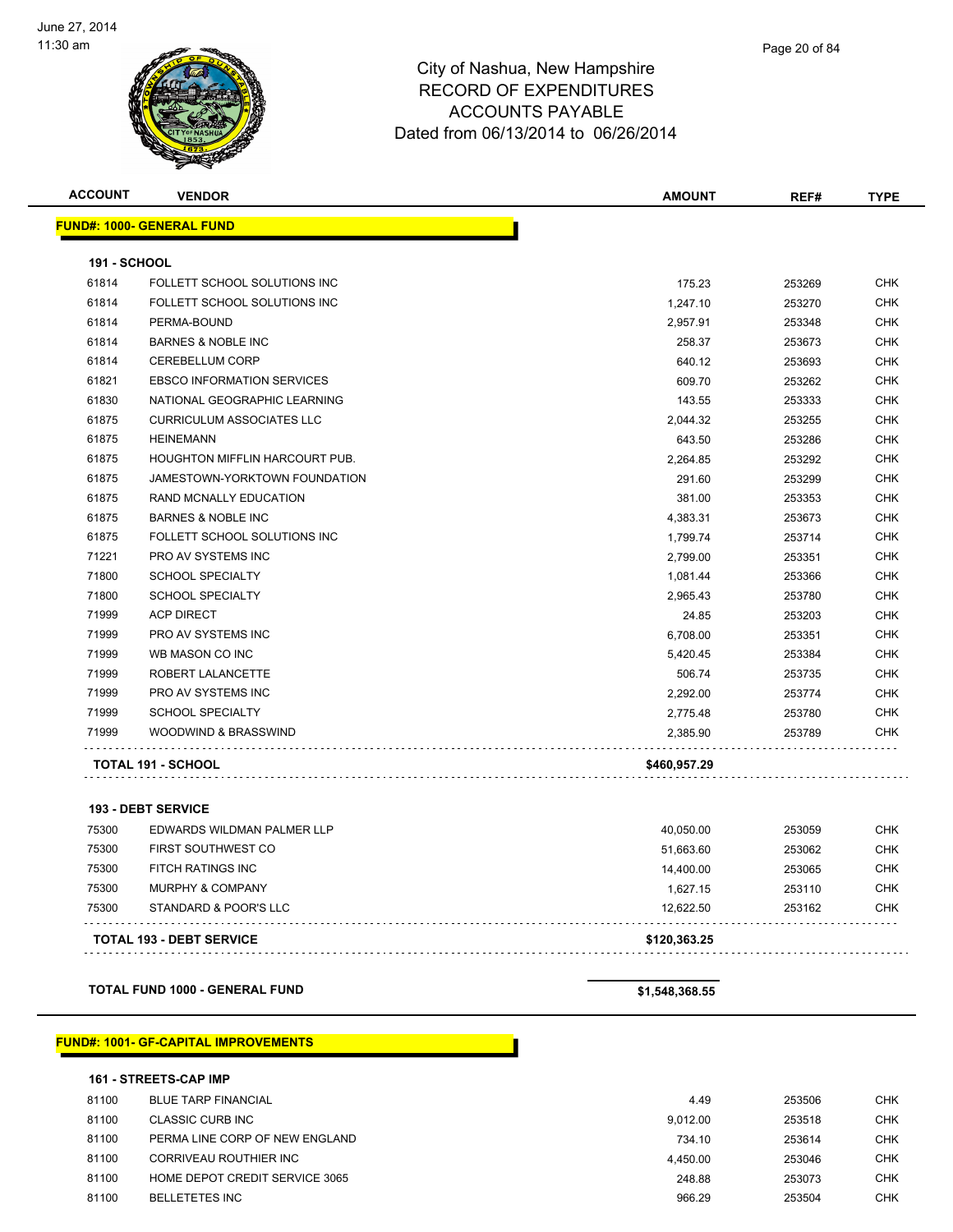City of Nashua, New Hampshire
RECORD OF EXPENDITURES
ACCOUNTS PAYABLE
Dated from 06/13/2014 to 06/26/2014

| ACCOUNT | VENDOR | AMOUNT | REF# | TYPE |
|---|---|---|---|---|
| **FUND#: 1000- GENERAL FUND** | | | | |
| **191 - SCHOOL** | | | | |
| 61814 | FOLLETT SCHOOL SOLUTIONS INC | 175.23 | 253269 | CHK |
| 61814 | FOLLETT SCHOOL SOLUTIONS INC | 1,247.10 | 253270 | CHK |
| 61814 | PERMA-BOUND | 2,957.91 | 253348 | CHK |
| 61814 | BARNES & NOBLE INC | 258.37 | 253673 | CHK |
| 61814 | CEREBELLUM CORP | 640.12 | 253693 | CHK |
| 61821 | EBSCO INFORMATION SERVICES | 609.70 | 253262 | CHK |
| 61830 | NATIONAL GEOGRAPHIC LEARNING | 143.55 | 253333 | CHK |
| 61875 | CURRICULUM ASSOCIATES LLC | 2,044.32 | 253255 | CHK |
| 61875 | HEINEMANN | 643.50 | 253286 | CHK |
| 61875 | HOUGHTON MIFFLIN HARCOURT PUB. | 2,264.85 | 253292 | CHK |
| 61875 | JAMESTOWN-YORKTOWN FOUNDATION | 291.60 | 253299 | CHK |
| 61875 | RAND MCNALLY EDUCATION | 381.00 | 253353 | CHK |
| 61875 | BARNES & NOBLE INC | 4,383.31 | 253673 | CHK |
| 61875 | FOLLETT SCHOOL SOLUTIONS INC | 1,799.74 | 253714 | CHK |
| 71221 | PRO AV SYSTEMS INC | 2,799.00 | 253351 | CHK |
| 71800 | SCHOOL SPECIALTY | 1,081.44 | 253366 | CHK |
| 71800 | SCHOOL SPECIALTY | 2,965.43 | 253780 | CHK |
| 71999 | ACP DIRECT | 24.85 | 253203 | CHK |
| 71999 | PRO AV SYSTEMS INC | 6,708.00 | 253351 | CHK |
| 71999 | WB MASON CO INC | 5,420.45 | 253384 | CHK |
| 71999 | ROBERT LALANCETTE | 506.74 | 253735 | CHK |
| 71999 | PRO AV SYSTEMS INC | 2,292.00 | 253774 | CHK |
| 71999 | SCHOOL SPECIALTY | 2,775.48 | 253780 | CHK |
| 71999 | WOODWIND & BRASSWIND | 2,385.90 | 253789 | CHK |
| **TOTAL 191 - SCHOOL** | | **$460,957.29** | | |
| **193 - DEBT SERVICE** | | | | |
| 75300 | EDWARDS WILDMAN PALMER LLP | 40,050.00 | 253059 | CHK |
| 75300 | FIRST SOUTHWEST CO | 51,663.60 | 253062 | CHK |
| 75300 | FITCH RATINGS INC | 14,400.00 | 253065 | CHK |
| 75300 | MURPHY & COMPANY | 1,627.15 | 253110 | CHK |
| 75300 | STANDARD & POOR'S LLC | 12,622.50 | 253162 | CHK |
| **TOTAL 193 - DEBT SERVICE** | | **$120,363.25** | | |
| **TOTAL FUND 1000 - GENERAL FUND** | | **$1,548,368.55** | | |
| **FUND#: 1001- GF-CAPITAL IMPROVEMENTS** | | | | |
| **161 - STREETS-CAP IMP** | | | | |
| 81100 | BLUE TARP FINANCIAL | 4.49 | 253506 | CHK |
| 81100 | CLASSIC CURB INC | 9,012.00 | 253518 | CHK |
| 81100 | PERMA LINE CORP OF NEW ENGLAND | 734.10 | 253614 | CHK |
| 81100 | CORRIVEAU ROUTHIER INC | 4,450.00 | 253046 | CHK |
| 81100 | HOME DEPOT CREDIT SERVICE 3065 | 248.88 | 253073 | CHK |
| 81100 | BELLETETES INC | 966.29 | 253504 | CHK |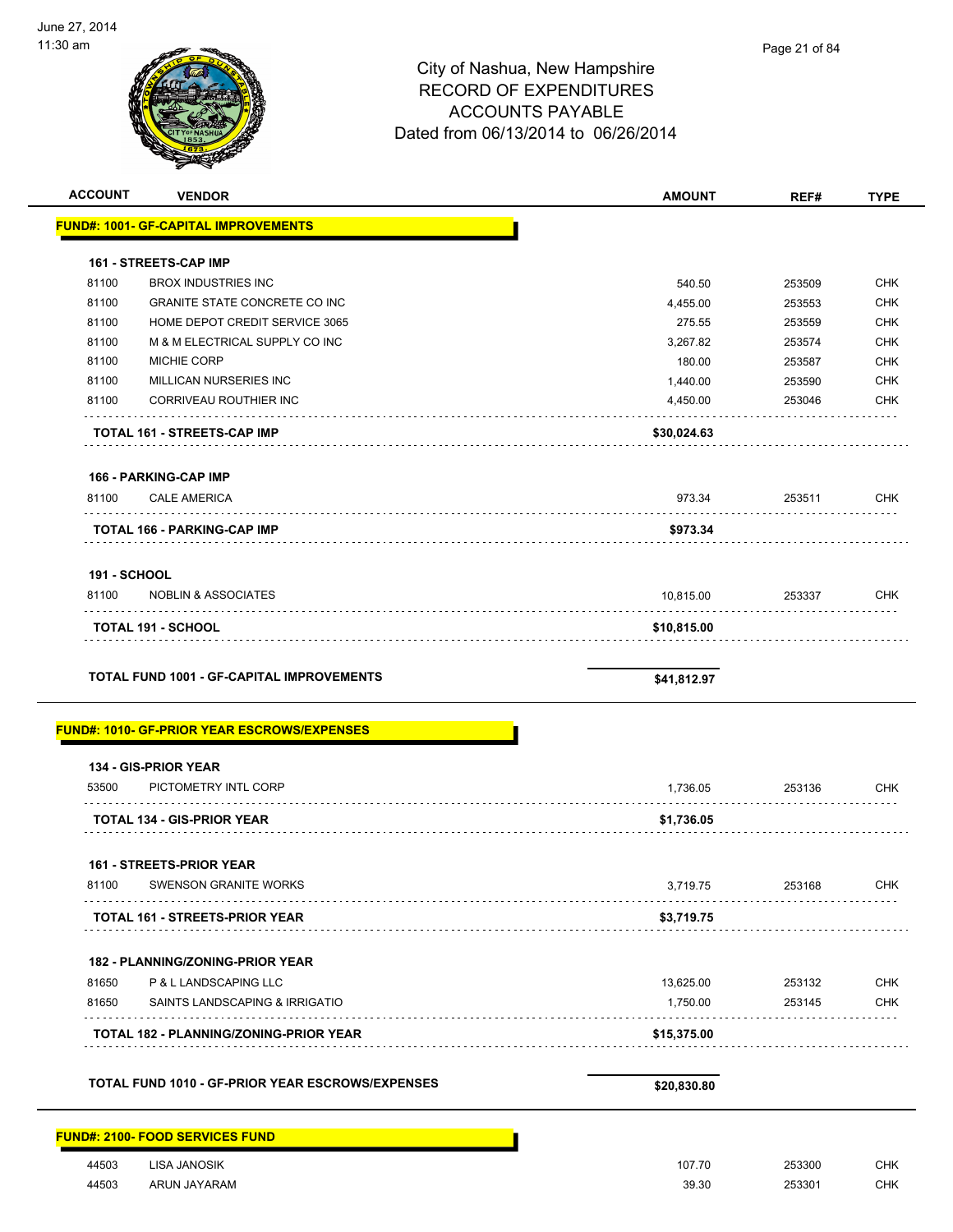# City of Nashua, New Hampshire
## RECORD OF EXPENDITURES
## ACCOUNTS PAYABLE
## Dated from 06/13/2014 to 06/26/2014

June 27, 2014
11:30 am

| ACCOUNT | VENDOR | AMOUNT | REF# | TYPE |
|---|---|---|---|---|
| **FUND#: 1001- GF-CAPITAL IMPROVEMENTS** | | | | |
| **161 - STREETS-CAP IMP** | | | | |
| 81100 | BROX INDUSTRIES INC | 540.50 | 253509 | CHK |
| 81100 | GRANITE STATE CONCRETE CO INC | 4,455.00 | 253553 | CHK |
| 81100 | HOME DEPOT CREDIT SERVICE 3065 | 275.55 | 253559 | CHK |
| 81100 | M & M ELECTRICAL SUPPLY CO INC | 3,267.82 | 253574 | CHK |
| 81100 | MICHIE CORP | 180.00 | 253587 | CHK |
| 81100 | MILLICAN NURSERIES INC | 1,440.00 | 253590 | CHK |
| 81100 | CORRIVEAU ROUTHIER INC | 4,450.00 | 253046 | CHK |
| **TOTAL 161 - STREETS-CAP IMP** | | **$30,024.63** | | |
| **166 - PARKING-CAP IMP** | | | | |
| 81100 | CALE AMERICA | 973.34 | 253511 | CHK |
| **TOTAL 166 - PARKING-CAP IMP** | | **$973.34** | | |
| **191 - SCHOOL** | | | | |
| 81100 | NOBLIN & ASSOCIATES | 10,815.00 | 253337 | CHK |
| **TOTAL 191 - SCHOOL** | | **$10,815.00** | | |
| **TOTAL FUND 1001 - GF-CAPITAL IMPROVEMENTS** | | **$41,812.97** | | |
| **FUND#: 1010- GF-PRIOR YEAR ESCROWS/EXPENSES** | | | | |
| **134 - GIS-PRIOR YEAR** | | | | |
| 53500 | PICTOMETRY INTL CORP | 1,736.05 | 253136 | CHK |
| **TOTAL 134 - GIS-PRIOR YEAR** | | **$1,736.05** | | |
| **161 - STREETS-PRIOR YEAR** | | | | |
| 81100 | SWENSON GRANITE WORKS | 3,719.75 | 253168 | CHK |
| **TOTAL 161 - STREETS-PRIOR YEAR** | | **$3,719.75** | | |
| **182 - PLANNING/ZONING-PRIOR YEAR** | | | | |
| 81650 | P & L LANDSCAPING LLC | 13,625.00 | 253132 | CHK |
| 81650 | SAINTS LANDSCAPING & IRRIGATIO | 1,750.00 | 253145 | CHK |
| **TOTAL 182 - PLANNING/ZONING-PRIOR YEAR** | | **$15,375.00** | | |
| **TOTAL FUND 1010 - GF-PRIOR YEAR ESCROWS/EXPENSES** | | **$20,830.80** | | |
| **FUND#: 2100- FOOD SERVICES FUND** | | | | |
| 44503 | LISA JANOSIK | 107.70 | 253300 | CHK |
| 44503 | ARUN JAYARAM | 39.30 | 253301 | CHK |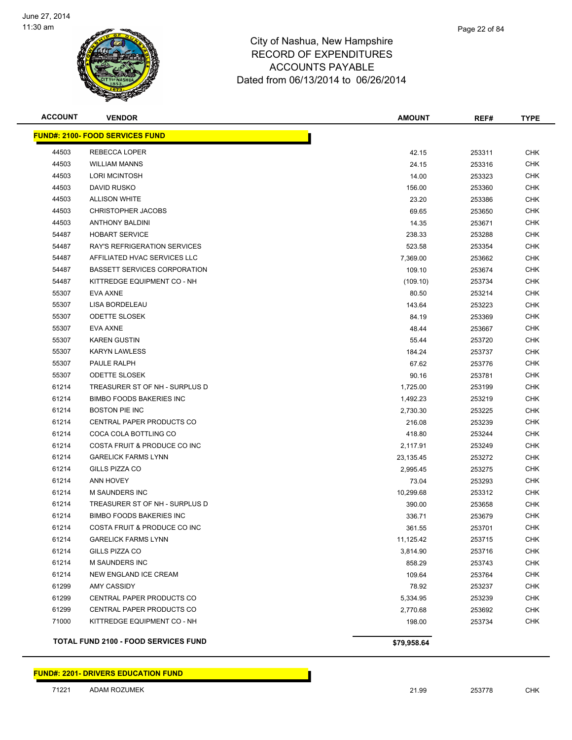City of Nashua, New Hampshire
RECORD OF EXPENDITURES
ACCOUNTS PAYABLE
Dated from 06/13/2014 to 06/26/2014

| ACCOUNT | VENDOR | AMOUNT | REF# | TYPE |
|---|---|---|---|---|
| **FUND#: 2100- FOOD SERVICES FUND** | | | | |
| 44503 | REBECCA LOPER | 42.15 | 253311 | CHK |
| 44503 | WILLIAM MANNS | 24.15 | 253316 | CHK |
| 44503 | LORI MCINTOSH | 14.00 | 253323 | CHK |
| 44503 | DAVID RUSKO | 156.00 | 253360 | CHK |
| 44503 | ALLISON WHITE | 23.20 | 253386 | CHK |
| 44503 | CHRISTOPHER JACOBS | 69.65 | 253650 | CHK |
| 44503 | ANTHONY BALDINI | 14.35 | 253671 | CHK |
| 54487 | HOBART SERVICE | 238.33 | 253288 | CHK |
| 54487 | RAY'S REFRIGERATION SERVICES | 523.58 | 253354 | CHK |
| 54487 | AFFILIATED HVAC SERVICES LLC | 7,369.00 | 253662 | CHK |
| 54487 | BASSETT SERVICES CORPORATION | 109.10 | 253674 | CHK |
| 54487 | KITTREDGE EQUIPMENT CO - NH | (109.10) | 253734 | CHK |
| 55307 | EVA AXNE | 80.50 | 253214 | CHK |
| 55307 | LISA BORDELEAU | 143.64 | 253223 | CHK |
| 55307 | ODETTE SLOSEK | 84.19 | 253369 | CHK |
| 55307 | EVA AXNE | 48.44 | 253667 | CHK |
| 55307 | KAREN GUSTIN | 55.44 | 253720 | CHK |
| 55307 | KARYN LAWLESS | 184.24 | 253737 | CHK |
| 55307 | PAULE RALPH | 67.62 | 253776 | CHK |
| 55307 | ODETTE SLOSEK | 90.16 | 253781 | CHK |
| 61214 | TREASURER ST OF NH - SURPLUS D | 1,725.00 | 253199 | CHK |
| 61214 | BIMBO FOODS BAKERIES INC | 1,492.23 | 253219 | CHK |
| 61214 | BOSTON PIE INC | 2,730.30 | 253225 | CHK |
| 61214 | CENTRAL PAPER PRODUCTS CO | 216.08 | 253239 | CHK |
| 61214 | COCA COLA BOTTLING CO | 418.80 | 253244 | CHK |
| 61214 | COSTA FRUIT & PRODUCE CO INC | 2,117.91 | 253249 | CHK |
| 61214 | GARELICK FARMS LYNN | 23,135.45 | 253272 | CHK |
| 61214 | GILLS PIZZA CO | 2,995.45 | 253275 | CHK |
| 61214 | ANN HOVEY | 73.04 | 253293 | CHK |
| 61214 | M SAUNDERS INC | 10,299.68 | 253312 | CHK |
| 61214 | TREASURER ST OF NH - SURPLUS D | 390.00 | 253658 | CHK |
| 61214 | BIMBO FOODS BAKERIES INC | 336.71 | 253679 | CHK |
| 61214 | COSTA FRUIT & PRODUCE CO INC | 361.55 | 253701 | CHK |
| 61214 | GARELICK FARMS LYNN | 11,125.42 | 253715 | CHK |
| 61214 | GILLS PIZZA CO | 3,814.90 | 253716 | CHK |
| 61214 | M SAUNDERS INC | 858.29 | 253743 | CHK |
| 61214 | NEW ENGLAND ICE CREAM | 109.64 | 253764 | CHK |
| 61299 | AMY CASSIDY | 78.92 | 253237 | CHK |
| 61299 | CENTRAL PAPER PRODUCTS CO | 5,334.95 | 253239 | CHK |
| 61299 | CENTRAL PAPER PRODUCTS CO | 2,770.68 | 253692 | CHK |
| 71000 | KITTREDGE EQUIPMENT CO - NH | 198.00 | 253734 | CHK |
| | **TOTAL FUND 2100 - FOOD SERVICES FUND** | **$79,958.64** | | |

| ACCOUNT | VENDOR | AMOUNT | REF# | TYPE |
|---|---|---|---|---|
| **FUND#: 2201- DRIVERS EDUCATION FUND** | | | | |
| 71221 | ADAM ROZUMEK | 21.99 | 253778 | CHK |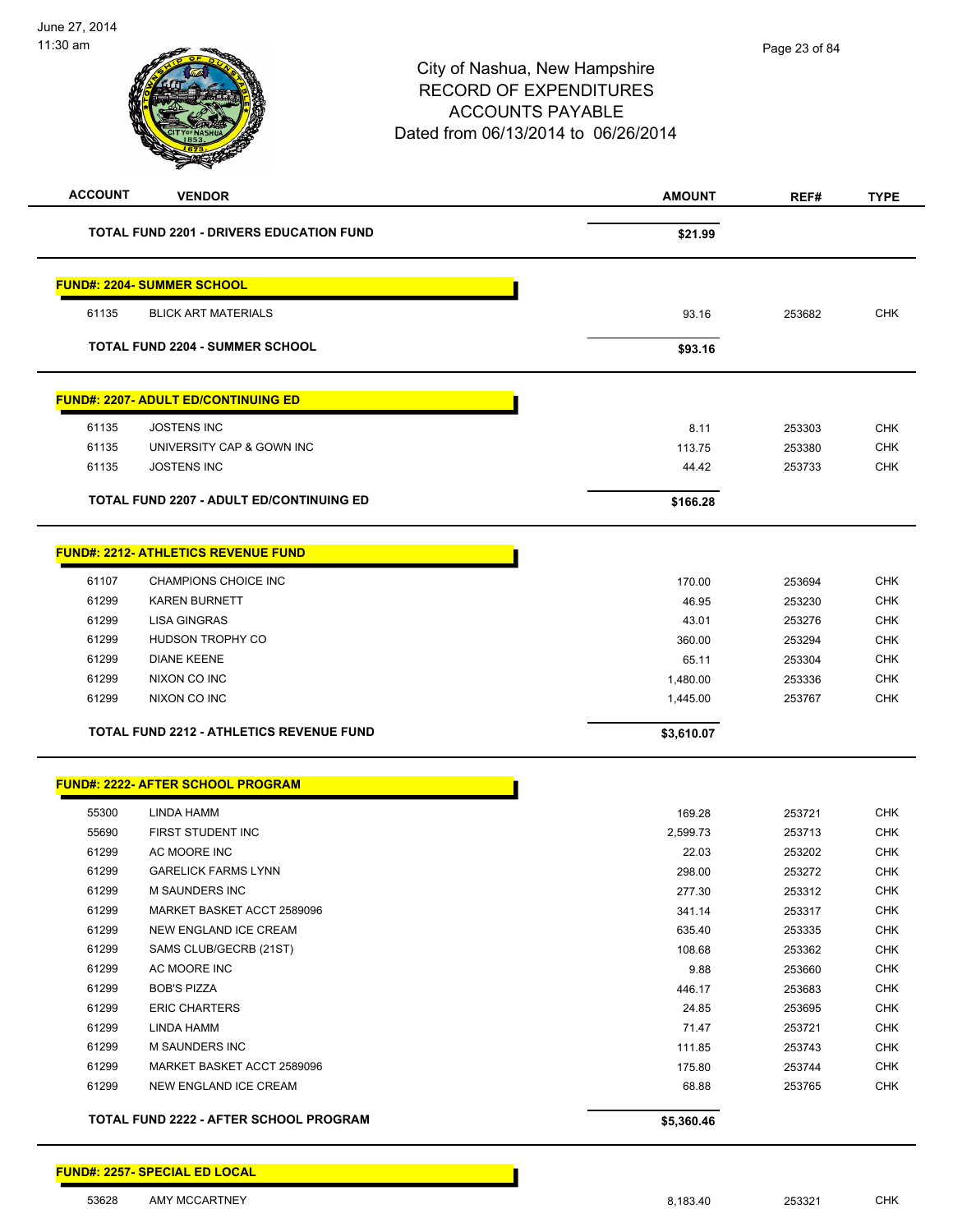# City of Nashua, New Hampshire
## RECORD OF EXPENDITURES
## ACCOUNTS PAYABLE
## Dated from 06/13/2014 to 06/26/2014

| ACCOUNT | VENDOR | AMOUNT | REF# | TYPE |
|---|---|---|---|---|
| | **TOTAL FUND 2201 - DRIVERS EDUCATION FUND** | **$21.99** | | |
| **FUND#: 2204- SUMMER SCHOOL** | | | | |
| 61135 | BLICK ART MATERIALS | 93.16 | 253682 | CHK |
| | **TOTAL FUND 2204 - SUMMER SCHOOL** | **$93.16** | | |
| **FUND#: 2207- ADULT ED/CONTINUING ED** | | | | |
| 61135 | JOSTENS INC | 8.11 | 253303 | CHK |
| 61135 | UNIVERSITY CAP & GOWN INC | 113.75 | 253380 | CHK |
| 61135 | JOSTENS INC | 44.42 | 253733 | CHK |
| | **TOTAL FUND 2207 - ADULT ED/CONTINUING ED** | **$166.28** | | |
| **FUND#: 2212- ATHLETICS REVENUE FUND** | | | | |
| 61107 | CHAMPIONS CHOICE INC | 170.00 | 253694 | CHK |
| 61299 | KAREN BURNETT | 46.95 | 253230 | CHK |
| 61299 | LISA GINGRAS | 43.01 | 253276 | CHK |
| 61299 | HUDSON TROPHY CO | 360.00 | 253294 | CHK |
| 61299 | DIANE KEENE | 65.11 | 253304 | CHK |
| 61299 | NIXON CO INC | 1,480.00 | 253336 | CHK |
| 61299 | NIXON CO INC | 1,445.00 | 253767 | CHK |
| | **TOTAL FUND 2212 - ATHLETICS REVENUE FUND** | **$3,610.07** | | |
| **FUND#: 2222- AFTER SCHOOL PROGRAM** | | | | |
| 55300 | LINDA HAMM | 169.28 | 253721 | CHK |
| 55690 | FIRST STUDENT INC | 2,599.73 | 253713 | CHK |
| 61299 | AC MOORE INC | 22.03 | 253202 | CHK |
| 61299 | GARELICK FARMS LYNN | 298.00 | 253272 | CHK |
| 61299 | M SAUNDERS INC | 277.30 | 253312 | CHK |
| 61299 | MARKET BASKET ACCT 2589096 | 341.14 | 253317 | CHK |
| 61299 | NEW ENGLAND ICE CREAM | 635.40 | 253335 | CHK |
| 61299 | SAMS CLUB/GECRB (21ST) | 108.68 | 253362 | CHK |
| 61299 | AC MOORE INC | 9.88 | 253660 | CHK |
| 61299 | BOB'S PIZZA | 446.17 | 253683 | CHK |
| 61299 | ERIC CHARTERS | 24.85 | 253695 | CHK |
| 61299 | LINDA HAMM | 71.47 | 253721 | CHK |
| 61299 | M SAUNDERS INC | 111.85 | 253743 | CHK |
| 61299 | MARKET BASKET ACCT 2589096 | 175.80 | 253744 | CHK |
| 61299 | NEW ENGLAND ICE CREAM | 68.88 | 253765 | CHK |
| | **TOTAL FUND 2222 - AFTER SCHOOL PROGRAM** | **$5,360.46** | | |
| **FUND#: 2257- SPECIAL ED LOCAL** | | | | |
| 53628 | AMY MCCARTNEY | 8,183.40 | 253321 | CHK |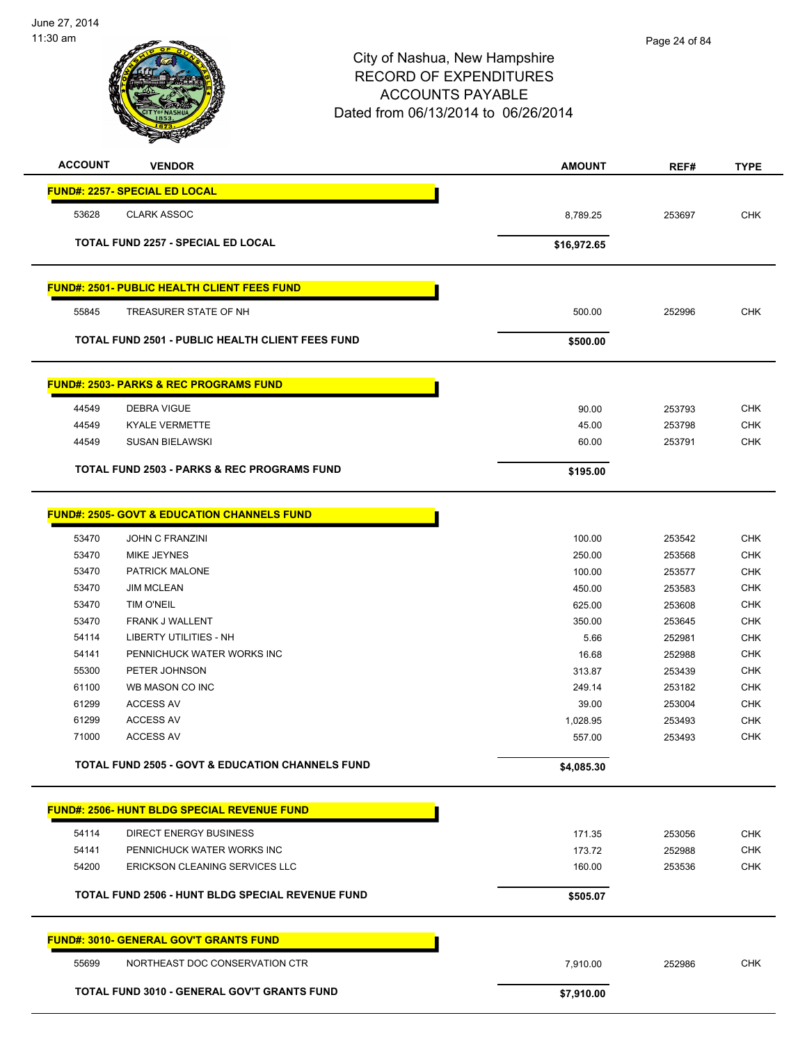City of Nashua, New Hampshire
RECORD OF EXPENDITURES
ACCOUNTS PAYABLE
Dated from 06/13/2014 to 06/26/2014

June 27, 2014
11:30 am

| ACCOUNT | VENDOR | AMOUNT | REF# | TYPE |
|---|---|---|---|---|
| **FUND#: 2257- SPECIAL ED LOCAL** | | | | |
| 53628 | CLARK ASSOC | 8,789.25 | 253697 | CHK |
| | **TOTAL FUND 2257 - SPECIAL ED LOCAL** | **$16,972.65** | | |
| **FUND#: 2501- PUBLIC HEALTH CLIENT FEES FUND** | | | | |
| 55845 | TREASURER STATE OF NH | 500.00 | 252996 | CHK |
| | **TOTAL FUND 2501 - PUBLIC HEALTH CLIENT FEES FUND** | **$500.00** | | |
| **FUND#: 2503- PARKS & REC PROGRAMS FUND** | | | | |
| 44549 | DEBRA VIGUE | 90.00 | 253793 | CHK |
| 44549 | KYALE VERMETTE | 45.00 | 253798 | CHK |
| 44549 | SUSAN BIELAWSKI | 60.00 | 253791 | CHK |
| | **TOTAL FUND 2503 - PARKS & REC PROGRAMS FUND** | **$195.00** | | |
| **FUND#: 2505- GOVT & EDUCATION CHANNELS FUND** | | | | |
| 53470 | JOHN C FRANZINI | 100.00 | 253542 | CHK |
| 53470 | MIKE JEYNES | 250.00 | 253568 | CHK |
| 53470 | PATRICK MALONE | 100.00 | 253577 | CHK |
| 53470 | JIM MCLEAN | 450.00 | 253583 | CHK |
| 53470 | TIM O'NEIL | 625.00 | 253608 | CHK |
| 53470 | FRANK J WALLENT | 350.00 | 253645 | CHK |
| 54114 | LIBERTY UTILITIES - NH | 5.66 | 252981 | CHK |
| 54141 | PENNICHUCK WATER WORKS INC | 16.68 | 252988 | CHK |
| 55300 | PETER JOHNSON | 313.87 | 253439 | CHK |
| 61100 | WB MASON CO INC | 249.14 | 253182 | CHK |
| 61299 | ACCESS AV | 39.00 | 253004 | CHK |
| 61299 | ACCESS AV | 1,028.95 | 253493 | CHK |
| 71000 | ACCESS AV | 557.00 | 253493 | CHK |
| | **TOTAL FUND 2505 - GOVT & EDUCATION CHANNELS FUND** | **$4,085.30** | | |
| **FUND#: 2506- HUNT BLDG SPECIAL REVENUE FUND** | | | | |
| 54114 | DIRECT ENERGY BUSINESS | 171.35 | 253056 | CHK |
| 54141 | PENNICHUCK WATER WORKS INC | 173.72 | 252988 | CHK |
| 54200 | ERICKSON CLEANING SERVICES LLC | 160.00 | 253536 | CHK |
| | **TOTAL FUND 2506 - HUNT BLDG SPECIAL REVENUE FUND** | **$505.07** | | |
| **FUND#: 3010- GENERAL GOV'T GRANTS FUND** | | | | |
| 55699 | NORTHEAST DOC CONSERVATION CTR | 7,910.00 | 252986 | CHK |
| | **TOTAL FUND 3010 - GENERAL GOV'T GRANTS FUND** | **$7,910.00** | | |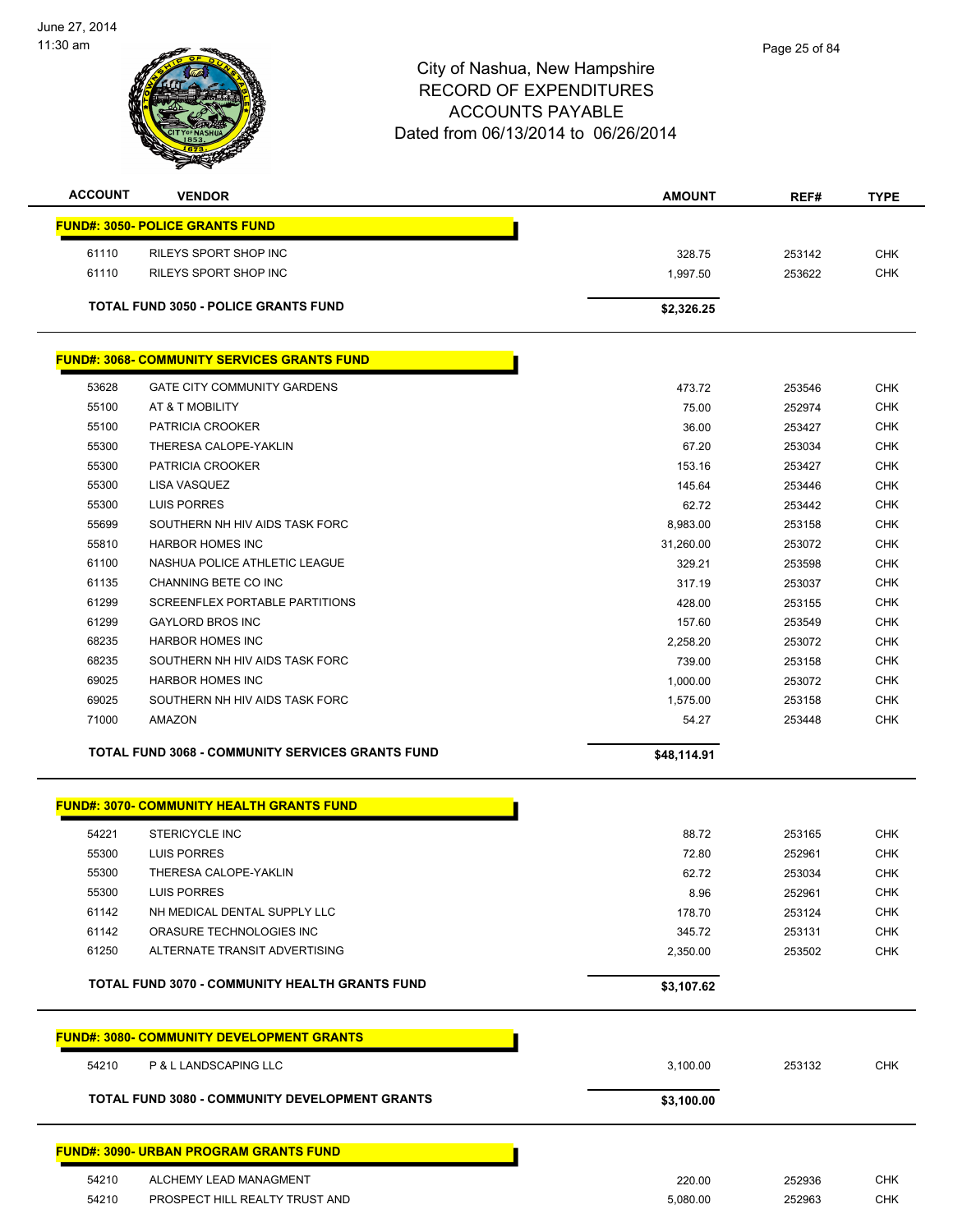# City of Nashua, New Hampshire
## RECORD OF EXPENDITURES
## ACCOUNTS PAYABLE
## Dated from 06/13/2014 to 06/26/2014

| ACCOUNT | VENDOR | AMOUNT | REF# | TYPE |
|---|---|---|---|---|
| **FUND#: 3050- POLICE GRANTS FUND** | | | | |
| 61110 | RILEYS SPORT SHOP INC | 328.75 | 253142 | CHK |
| 61110 | RILEYS SPORT SHOP INC | 1,997.50 | 253622 | CHK |
| | **TOTAL FUND 3050 - POLICE GRANTS FUND** | **$2,326.25** | | |
| **FUND#: 3068- COMMUNITY SERVICES GRANTS FUND** | | | | |
| 53628 | GATE CITY COMMUNITY GARDENS | 473.72 | 253546 | CHK |
| 55100 | AT & T MOBILITY | 75.00 | 252974 | CHK |
| 55100 | PATRICIA CROOKER | 36.00 | 253427 | CHK |
| 55300 | THERESA CALOPE-YAKLIN | 67.20 | 253034 | CHK |
| 55300 | PATRICIA CROOKER | 153.16 | 253427 | CHK |
| 55300 | LISA VASQUEZ | 145.64 | 253446 | CHK |
| 55300 | LUIS PORRES | 62.72 | 253442 | CHK |
| 55699 | SOUTHERN NH HIV AIDS TASK FORC | 8,983.00 | 253158 | CHK |
| 55810 | HARBOR HOMES INC | 31,260.00 | 253072 | CHK |
| 61100 | NASHUA POLICE ATHLETIC LEAGUE | 329.21 | 253598 | CHK |
| 61135 | CHANNING BETE CO INC | 317.19 | 253037 | CHK |
| 61299 | SCREENFLEX PORTABLE PARTITIONS | 428.00 | 253155 | CHK |
| 61299 | GAYLORD BROS INC | 157.60 | 253549 | CHK |
| 68235 | HARBOR HOMES INC | 2,258.20 | 253072 | CHK |
| 68235 | SOUTHERN NH HIV AIDS TASK FORC | 739.00 | 253158 | CHK |
| 69025 | HARBOR HOMES INC | 1,000.00 | 253072 | CHK |
| 69025 | SOUTHERN NH HIV AIDS TASK FORC | 1,575.00 | 253158 | CHK |
| 71000 | AMAZON | 54.27 | 253448 | CHK |
| | **TOTAL FUND 3068 - COMMUNITY SERVICES GRANTS FUND** | **$48,114.91** | | |
| **FUND#: 3070- COMMUNITY HEALTH GRANTS FUND** | | | | |
| 54221 | STERICYCLE INC | 88.72 | 253165 | CHK |
| 55300 | LUIS PORRES | 72.80 | 252961 | CHK |
| 55300 | THERESA CALOPE-YAKLIN | 62.72 | 253034 | CHK |
| 55300 | LUIS PORRES | 8.96 | 252961 | CHK |
| 61142 | NH MEDICAL DENTAL SUPPLY LLC | 178.70 | 253124 | CHK |
| 61142 | ORASURE TECHNOLOGIES INC | 345.72 | 253131 | CHK |
| 61250 | ALTERNATE TRANSIT ADVERTISING | 2,350.00 | 253502 | CHK |
| | **TOTAL FUND 3070 - COMMUNITY HEALTH GRANTS FUND** | **$3,107.62** | | |
| **FUND#: 3080- COMMUNITY DEVELOPMENT GRANTS** | | | | |
| 54210 | P & L LANDSCAPING LLC | 3,100.00 | 253132 | CHK |
| | **TOTAL FUND 3080 - COMMUNITY DEVELOPMENT GRANTS** | **$3,100.00** | | |
| **FUND#: 3090- URBAN PROGRAM GRANTS FUND** | | | | |
| 54210 | ALCHEMY LEAD MANAGMENT | 220.00 | 252936 | CHK |
| 54210 | PROSPECT HILL REALTY TRUST AND | 5,080.00 | 252963 | CHK |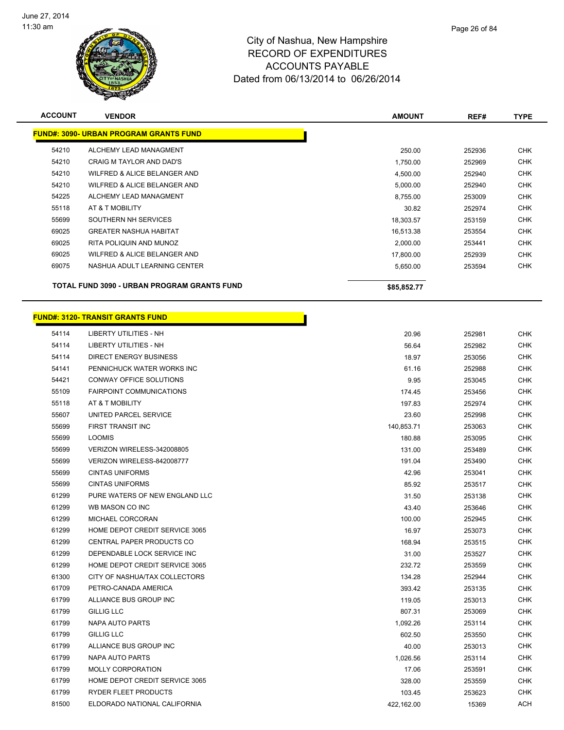# City of Nashua, New Hampshire
## RECORD OF EXPENDITURES
## ACCOUNTS PAYABLE
## Dated from 06/13/2014 to 06/26/2014

| ACCOUNT | VENDOR | AMOUNT | REF# | TYPE |
|---|---|---|---|---|
| **FUND#: 3090- URBAN PROGRAM GRANTS FUND** | | | | |
| 54210 | ALCHEMY LEAD MANAGMENT | 250.00 | 252936 | CHK |
| 54210 | CRAIG M TAYLOR AND DAD'S | 1,750.00 | 252969 | CHK |
| 54210 | WILFRED & ALICE BELANGER AND | 4,500.00 | 252940 | CHK |
| 54210 | WILFRED & ALICE BELANGER AND | 5,000.00 | 252940 | CHK |
| 54225 | ALCHEMY LEAD MANAGMENT | 8,755.00 | 253009 | CHK |
| 55118 | AT & T MOBILITY | 30.82 | 252974 | CHK |
| 55699 | SOUTHERN NH SERVICES | 18,303.57 | 253159 | CHK |
| 69025 | GREATER NASHUA HABITAT | 16,513.38 | 253554 | CHK |
| 69025 | RITA POLIQUIN AND MUNOZ | 2,000.00 | 253441 | CHK |
| 69025 | WILFRED & ALICE BELANGER AND | 17,800.00 | 252939 | CHK |
| 69075 | NASHUA ADULT LEARNING CENTER | 5,650.00 | 253594 | CHK |
| **TOTAL FUND 3090 - URBAN PROGRAM GRANTS FUND** | | **$85,852.77** | | |

| ACCOUNT | VENDOR | AMOUNT | REF# | TYPE |
|---|---|---|---|---|
| **FUND#: 3120- TRANSIT GRANTS FUND** | | | | |
| 54114 | LIBERTY UTILITIES - NH | 20.96 | 252981 | CHK |
| 54114 | LIBERTY UTILITIES - NH | 56.64 | 252982 | CHK |
| 54114 | DIRECT ENERGY BUSINESS | 18.97 | 253056 | CHK |
| 54141 | PENNICHUCK WATER WORKS INC | 61.16 | 252988 | CHK |
| 54421 | CONWAY OFFICE SOLUTIONS | 9.95 | 253045 | CHK |
| 55109 | FAIRPOINT COMMUNICATIONS | 174.45 | 253456 | CHK |
| 55118 | AT & T MOBILITY | 197.83 | 252974 | CHK |
| 55607 | UNITED PARCEL SERVICE | 23.60 | 252998 | CHK |
| 55699 | FIRST TRANSIT INC | 140,853.71 | 253063 | CHK |
| 55699 | LOOMIS | 180.88 | 253095 | CHK |
| 55699 | VERIZON WIRELESS-342008805 | 131.00 | 253489 | CHK |
| 55699 | VERIZON WIRELESS-842008777 | 191.04 | 253490 | CHK |
| 55699 | CINTAS UNIFORMS | 42.96 | 253041 | CHK |
| 55699 | CINTAS UNIFORMS | 85.92 | 253517 | CHK |
| 61299 | PURE WATERS OF NEW ENGLAND LLC | 31.50 | 253138 | CHK |
| 61299 | WB MASON CO INC | 43.40 | 253646 | CHK |
| 61299 | MICHAEL CORCORAN | 100.00 | 252945 | CHK |
| 61299 | HOME DEPOT CREDIT SERVICE 3065 | 16.97 | 253073 | CHK |
| 61299 | CENTRAL PAPER PRODUCTS CO | 168.94 | 253515 | CHK |
| 61299 | DEPENDABLE LOCK SERVICE INC | 31.00 | 253527 | CHK |
| 61299 | HOME DEPOT CREDIT SERVICE 3065 | 232.72 | 253559 | CHK |
| 61300 | CITY OF NASHUA/TAX COLLECTORS | 134.28 | 252944 | CHK |
| 61709 | PETRO-CANADA AMERICA | 393.42 | 253135 | CHK |
| 61799 | ALLIANCE BUS GROUP INC | 119.05 | 253013 | CHK |
| 61799 | GILLIG LLC | 807.31 | 253069 | CHK |
| 61799 | NAPA AUTO PARTS | 1,092.26 | 253114 | CHK |
| 61799 | GILLIG LLC | 602.50 | 253550 | CHK |
| 61799 | ALLIANCE BUS GROUP INC | 40.00 | 253013 | CHK |
| 61799 | NAPA AUTO PARTS | 1,026.56 | 253114 | CHK |
| 61799 | MOLLY CORPORATION | 17.06 | 253591 | CHK |
| 61799 | HOME DEPOT CREDIT SERVICE 3065 | 328.00 | 253559 | CHK |
| 61799 | RYDER FLEET PRODUCTS | 103.45 | 253623 | CHK |
| 81500 | ELDORADO NATIONAL CALIFORNIA | 422,162.00 | 15369 | ACH |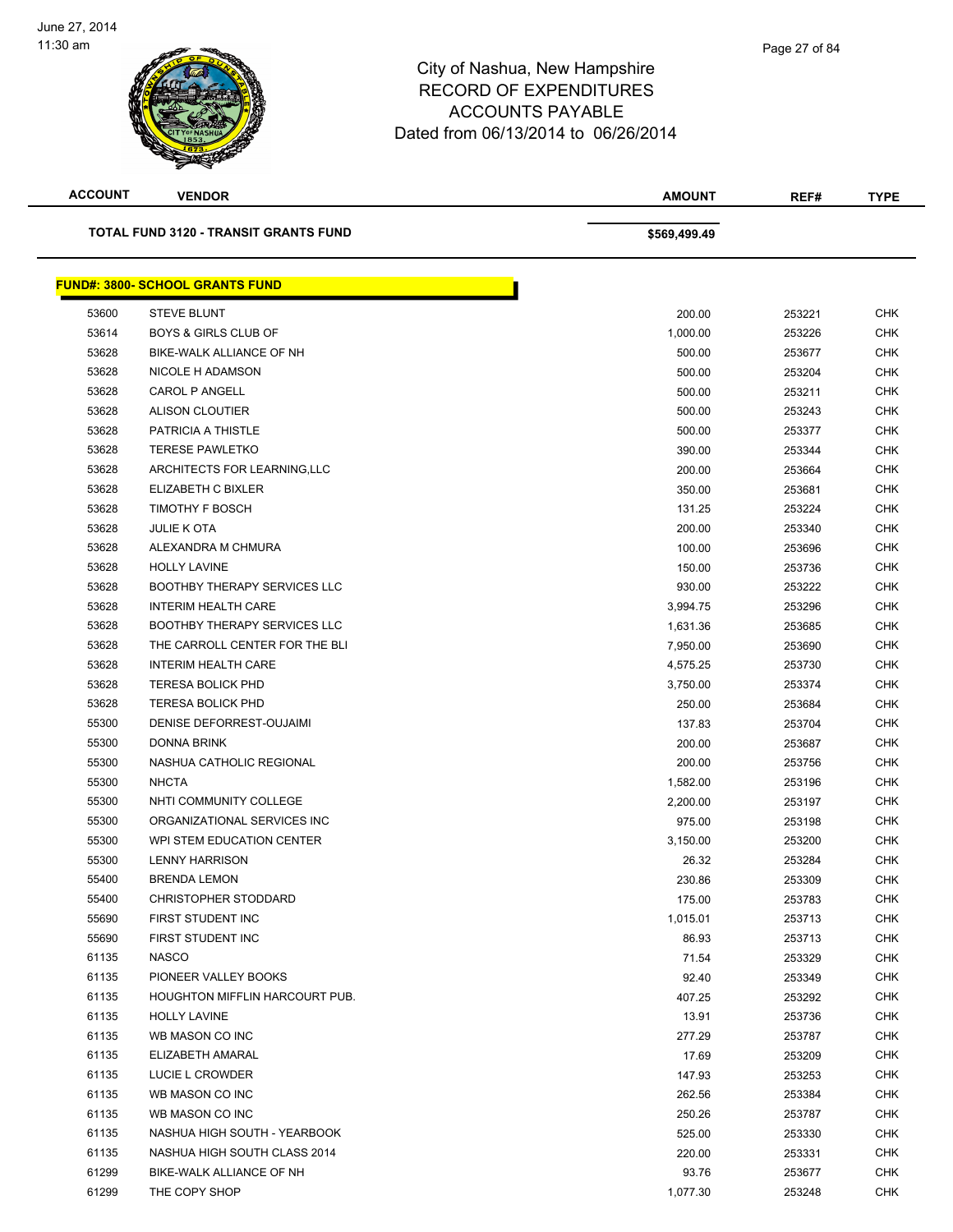# City of Nashua, New Hampshire
## RECORD OF EXPENDITURES
## ACCOUNTS PAYABLE
## Dated from 06/13/2014 to 06/26/2014

| ACCOUNT | VENDOR | AMOUNT | REF# | TYPE |
|---|---|---|---|---|
| | **TOTAL FUND 3120 - TRANSIT GRANTS FUND** | **$569,499.49** | | |

**FUND#: 3800- SCHOOL GRANTS FUND**

| ACCOUNT | VENDOR | AMOUNT | REF# | TYPE |
|---|---|---|---|---|
| 53600 | STEVE BLUNT | 200.00 | 253221 | CHK |
| 53614 | BOYS & GIRLS CLUB OF | 1,000.00 | 253226 | CHK |
| 53628 | BIKE-WALK ALLIANCE OF NH | 500.00 | 253677 | CHK |
| 53628 | NICOLE H ADAMSON | 500.00 | 253204 | CHK |
| 53628 | CAROL P ANGELL | 500.00 | 253211 | CHK |
| 53628 | ALISON CLOUTIER | 500.00 | 253243 | CHK |
| 53628 | PATRICIA A THISTLE | 500.00 | 253377 | CHK |
| 53628 | TERESE PAWLETKO | 390.00 | 253344 | CHK |
| 53628 | ARCHITECTS FOR LEARNING,LLC | 200.00 | 253664 | CHK |
| 53628 | ELIZABETH C BIXLER | 350.00 | 253681 | CHK |
| 53628 | TIMOTHY F BOSCH | 131.25 | 253224 | CHK |
| 53628 | JULIE K OTA | 200.00 | 253340 | CHK |
| 53628 | ALEXANDRA M CHMURA | 100.00 | 253696 | CHK |
| 53628 | HOLLY LAVINE | 150.00 | 253736 | CHK |
| 53628 | BOOTHBY THERAPY SERVICES LLC | 930.00 | 253222 | CHK |
| 53628 | INTERIM HEALTH CARE | 3,994.75 | 253296 | CHK |
| 53628 | BOOTHBY THERAPY SERVICES LLC | 1,631.36 | 253685 | CHK |
| 53628 | THE CARROLL CENTER FOR THE BLI | 7,950.00 | 253690 | CHK |
| 53628 | INTERIM HEALTH CARE | 4,575.25 | 253730 | CHK |
| 53628 | TERESA BOLICK PHD | 3,750.00 | 253374 | CHK |
| 53628 | TERESA BOLICK PHD | 250.00 | 253684 | CHK |
| 55300 | DENISE DEFORREST-OUJAIMI | 137.83 | 253704 | CHK |
| 55300 | DONNA BRINK | 200.00 | 253687 | CHK |
| 55300 | NASHUA CATHOLIC REGIONAL | 200.00 | 253756 | CHK |
| 55300 | NHCTA | 1,582.00 | 253196 | CHK |
| 55300 | NHTI COMMUNITY COLLEGE | 2,200.00 | 253197 | CHK |
| 55300 | ORGANIZATIONAL SERVICES INC | 975.00 | 253198 | CHK |
| 55300 | WPI STEM EDUCATION CENTER | 3,150.00 | 253200 | CHK |
| 55300 | LENNY HARRISON | 26.32 | 253284 | CHK |
| 55400 | BRENDA LEMON | 230.86 | 253309 | CHK |
| 55400 | CHRISTOPHER STODDARD | 175.00 | 253783 | CHK |
| 55690 | FIRST STUDENT INC | 1,015.01 | 253713 | CHK |
| 55690 | FIRST STUDENT INC | 86.93 | 253713 | CHK |
| 61135 | NASCO | 71.54 | 253329 | CHK |
| 61135 | PIONEER VALLEY BOOKS | 92.40 | 253349 | CHK |
| 61135 | HOUGHTON MIFFLIN HARCOURT PUB. | 407.25 | 253292 | CHK |
| 61135 | HOLLY LAVINE | 13.91 | 253736 | CHK |
| 61135 | WB MASON CO INC | 277.29 | 253787 | CHK |
| 61135 | ELIZABETH AMARAL | 17.69 | 253209 | CHK |
| 61135 | LUCIE L CROWDER | 147.93 | 253253 | CHK |
| 61135 | WB MASON CO INC | 262.56 | 253384 | CHK |
| 61135 | WB MASON CO INC | 250.26 | 253787 | CHK |
| 61135 | NASHUA HIGH SOUTH - YEARBOOK | 525.00 | 253330 | CHK |
| 61135 | NASHUA HIGH SOUTH CLASS 2014 | 220.00 | 253331 | CHK |
| 61299 | BIKE-WALK ALLIANCE OF NH | 93.76 | 253677 | CHK |
| 61299 | THE COPY SHOP | 1,077.30 | 253248 | CHK |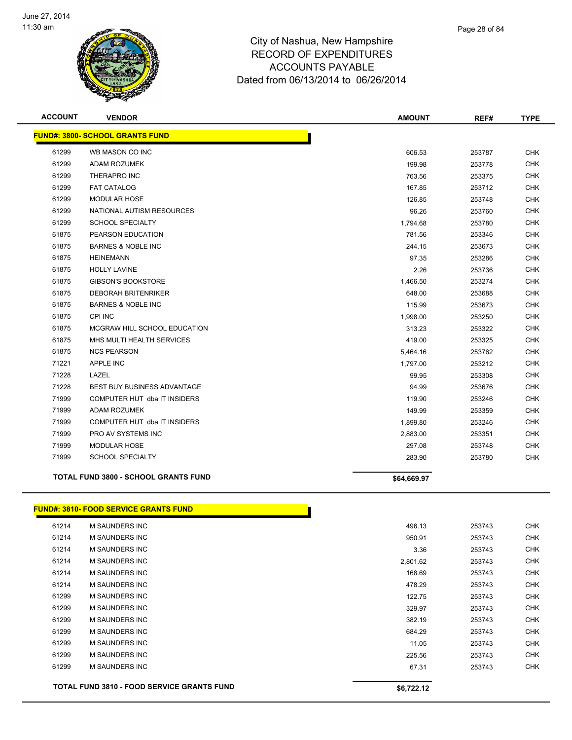City of Nashua, New Hampshire
RECORD OF EXPENDITURES
ACCOUNTS PAYABLE
Dated from 06/13/2014 to 06/26/2014

June 27, 2014
11:30 am

| ACCOUNT | VENDOR | AMOUNT | REF# | TYPE |
|---|---|---|---|---|
| **FUND#: 3800- SCHOOL GRANTS FUND** | | | | |
| 61299 | WB MASON CO INC | 606.53 | 253787 | CHK |
| 61299 | ADAM ROZUMEK | 199.98 | 253778 | CHK |
| 61299 | THERAPRO INC | 763.56 | 253375 | CHK |
| 61299 | FAT CATALOG | 167.85 | 253712 | CHK |
| 61299 | MODULAR HOSE | 126.85 | 253748 | CHK |
| 61299 | NATIONAL AUTISM RESOURCES | 96.26 | 253760 | CHK |
| 61299 | SCHOOL SPECIALTY | 1,794.68 | 253780 | CHK |
| 61875 | PEARSON EDUCATION | 781.56 | 253346 | CHK |
| 61875 | BARNES & NOBLE INC | 244.15 | 253673 | CHK |
| 61875 | HEINEMANN | 97.35 | 253286 | CHK |
| 61875 | HOLLY LAVINE | 2.26 | 253736 | CHK |
| 61875 | GIBSON'S BOOKSTORE | 1,466.50 | 253274 | CHK |
| 61875 | DEBORAH BRITENRIKER | 648.00 | 253688 | CHK |
| 61875 | BARNES & NOBLE INC | 115.99 | 253673 | CHK |
| 61875 | CPI INC | 1,998.00 | 253250 | CHK |
| 61875 | MCGRAW HILL SCHOOL EDUCATION | 313.23 | 253322 | CHK |
| 61875 | MHS MULTI HEALTH SERVICES | 419.00 | 253325 | CHK |
| 61875 | NCS PEARSON | 5,464.16 | 253762 | CHK |
| 71221 | APPLE INC | 1,797.00 | 253212 | CHK |
| 71228 | LAZEL | 99.95 | 253308 | CHK |
| 71228 | BEST BUY BUSINESS ADVANTAGE | 94.99 | 253676 | CHK |
| 71999 | COMPUTER HUT dba IT INSIDERS | 119.90 | 253246 | CHK |
| 71999 | ADAM ROZUMEK | 149.99 | 253359 | CHK |
| 71999 | COMPUTER HUT dba IT INSIDERS | 1,899.80 | 253246 | CHK |
| 71999 | PRO AV SYSTEMS INC | 2,883.00 | 253351 | CHK |
| 71999 | MODULAR HOSE | 297.08 | 253748 | CHK |
| 71999 | SCHOOL SPECIALTY | 283.90 | 253780 | CHK |
| **TOTAL FUND 3800 - SCHOOL GRANTS FUND** | | **$64,669.97** | | |

| ACCOUNT | VENDOR | AMOUNT | REF# | TYPE |
|---|---|---|---|---|
| **FUND#: 3810- FOOD SERVICE GRANTS FUND** | | | | |
| 61214 | M SAUNDERS INC | 496.13 | 253743 | CHK |
| 61214 | M SAUNDERS INC | 950.91 | 253743 | CHK |
| 61214 | M SAUNDERS INC | 3.36 | 253743 | CHK |
| 61214 | M SAUNDERS INC | 2,801.62 | 253743 | CHK |
| 61214 | M SAUNDERS INC | 168.69 | 253743 | CHK |
| 61214 | M SAUNDERS INC | 478.29 | 253743 | CHK |
| 61299 | M SAUNDERS INC | 122.75 | 253743 | CHK |
| 61299 | M SAUNDERS INC | 329.97 | 253743 | CHK |
| 61299 | M SAUNDERS INC | 382.19 | 253743 | CHK |
| 61299 | M SAUNDERS INC | 684.29 | 253743 | CHK |
| 61299 | M SAUNDERS INC | 11.05 | 253743 | CHK |
| 61299 | M SAUNDERS INC | 225.56 | 253743 | CHK |
| 61299 | M SAUNDERS INC | 67.31 | 253743 | CHK |
| **TOTAL FUND 3810 - FOOD SERVICE GRANTS FUND** | | **$6,722.12** | | |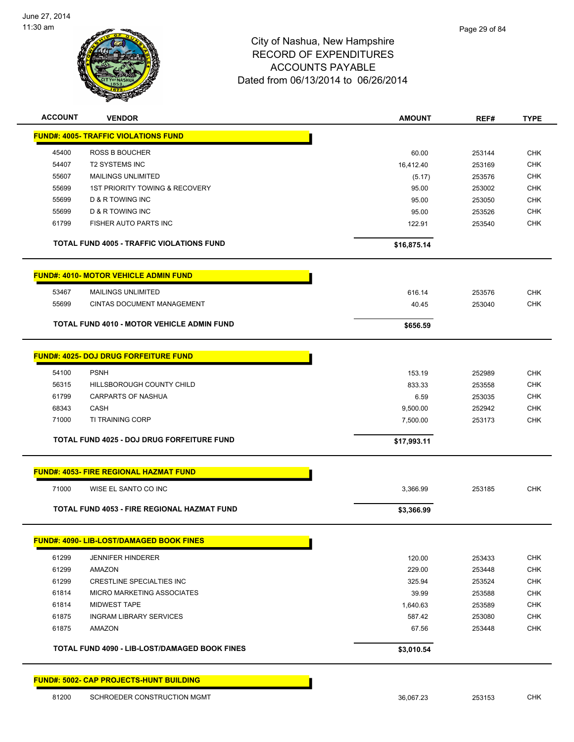# City of Nashua, New Hampshire
## RECORD OF EXPENDITURES
## ACCOUNTS PAYABLE
### Dated from 06/13/2014 to 06/26/2014

June 27, 2014
11:30 am

| ACCOUNT | VENDOR | AMOUNT | REF# | TYPE |
|---|---|---|---|---|
| **FUND#: 4005- TRAFFIC VIOLATIONS FUND** | | | | |
| 45400 | ROSS B BOUCHER | 60.00 | 253144 | CHK |
| 54407 | T2 SYSTEMS INC | 16,412.40 | 253169 | CHK |
| 55607 | MAILINGS UNLIMITED | (5.17) | 253576 | CHK |
| 55699 | 1ST PRIORITY TOWING & RECOVERY | 95.00 | 253002 | CHK |
| 55699 | D & R TOWING INC | 95.00 | 253050 | CHK |
| 55699 | D & R TOWING INC | 95.00 | 253526 | CHK |
| 61799 | FISHER AUTO PARTS INC | 122.91 | 253540 | CHK |
| | **TOTAL FUND 4005 - TRAFFIC VIOLATIONS FUND** | **$16,875.14** | | |
| **FUND#: 4010- MOTOR VEHICLE ADMIN FUND** | | | | |
| 53467 | MAILINGS UNLIMITED | 616.14 | 253576 | CHK |
| 55699 | CINTAS DOCUMENT MANAGEMENT | 40.45 | 253040 | CHK |
| | **TOTAL FUND 4010 - MOTOR VEHICLE ADMIN FUND** | **$656.59** | | |
| **FUND#: 4025- DOJ DRUG FORFEITURE FUND** | | | | |
| 54100 | PSNH | 153.19 | 252989 | CHK |
| 56315 | HILLSBOROUGH COUNTY CHILD | 833.33 | 253558 | CHK |
| 61799 | CARPARTS OF NASHUA | 6.59 | 253035 | CHK |
| 68343 | CASH | 9,500.00 | 252942 | CHK |
| 71000 | TI TRAINING CORP | 7,500.00 | 253173 | CHK |
| | **TOTAL FUND 4025 - DOJ DRUG FORFEITURE FUND** | **$17,993.11** | | |
| **FUND#: 4053- FIRE REGIONAL HAZMAT FUND** | | | | |
| 71000 | WISE EL SANTO CO INC | 3,366.99 | 253185 | CHK |
| | **TOTAL FUND 4053 - FIRE REGIONAL HAZMAT FUND** | **$3,366.99** | | |
| **FUND#: 4090- LIB-LOST/DAMAGED BOOK FINES** | | | | |
| 61299 | JENNIFER HINDERER | 120.00 | 253433 | CHK |
| 61299 | AMAZON | 229.00 | 253448 | CHK |
| 61299 | CRESTLINE SPECIALTIES INC | 325.94 | 253524 | CHK |
| 61814 | MICRO MARKETING ASSOCIATES | 39.99 | 253588 | CHK |
| 61814 | MIDWEST TAPE | 1,640.63 | 253589 | CHK |
| 61875 | INGRAM LIBRARY SERVICES | 587.42 | 253080 | CHK |
| 61875 | AMAZON | 67.56 | 253448 | CHK |
| | **TOTAL FUND 4090 - LIB-LOST/DAMAGED BOOK FINES** | **$3,010.54** | | |
| **FUND#: 5002- CAP PROJECTS-HUNT BUILDING** | | | | |
| 81200 | SCHROEDER CONSTRUCTION MGMT | 36,067.23 | 253153 | CHK |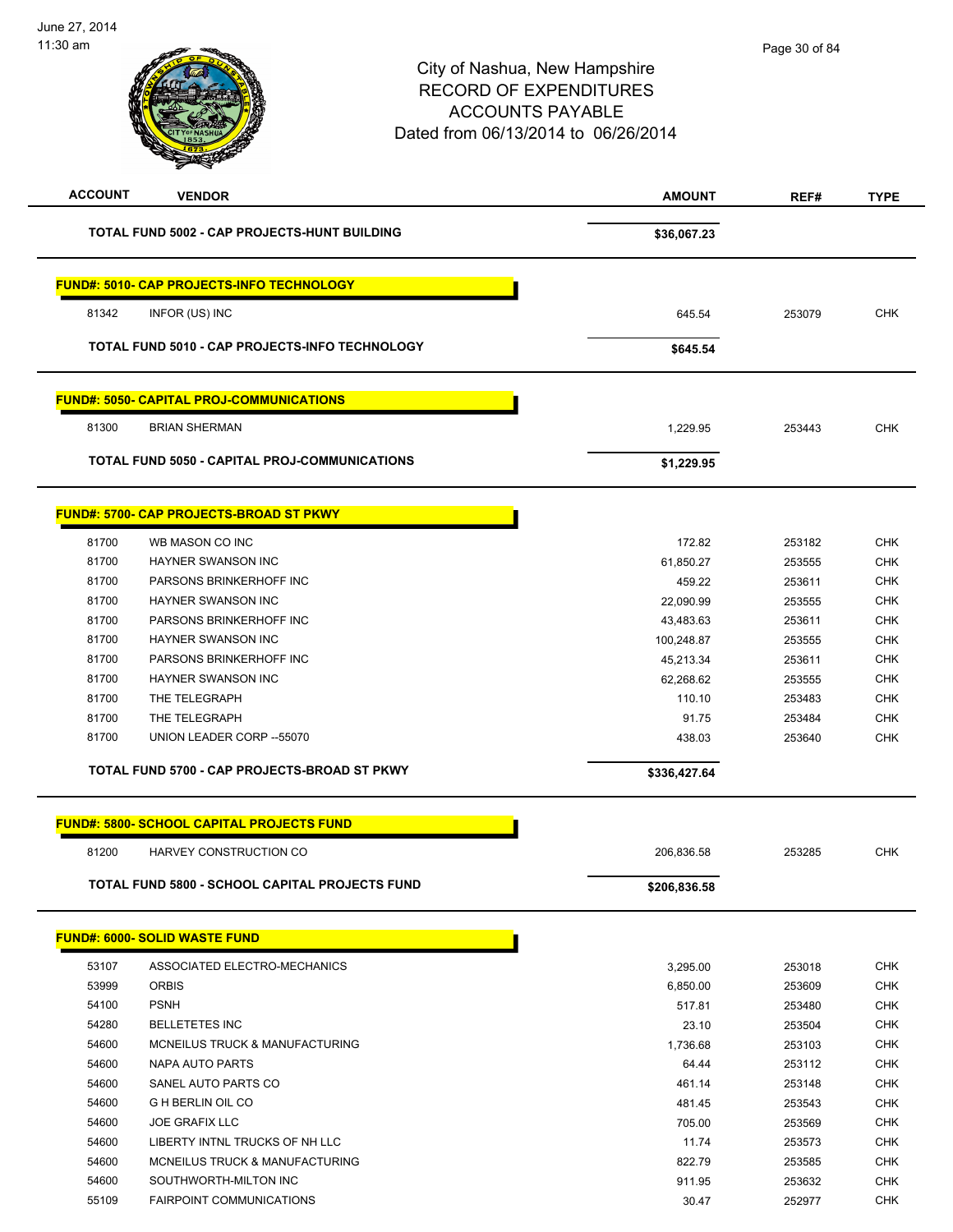# City of Nashua, New Hampshire
## RECORD OF EXPENDITURES
## ACCOUNTS PAYABLE
## Dated from 06/13/2014 to 06/26/2014

| ACCOUNT | VENDOR | AMOUNT | REF# | TYPE |
|---|---|---|---|---|
| | **TOTAL FUND 5002 - CAP PROJECTS-HUNT BUILDING** | **$36,067.23** | | |
| | **FUND#: 5010- CAP PROJECTS-INFO TECHNOLOGY** | | | |
| 81342 | INFOR (US) INC | 645.54 | 253079 | CHK |
| | **TOTAL FUND 5010 - CAP PROJECTS-INFO TECHNOLOGY** | **$645.54** | | |
| | **FUND#: 5050- CAPITAL PROJ-COMMUNICATIONS** | | | |
| 81300 | BRIAN SHERMAN | 1,229.95 | 253443 | CHK |
| | **TOTAL FUND 5050 - CAPITAL PROJ-COMMUNICATIONS** | **$1,229.95** | | |
| | **FUND#: 5700- CAP PROJECTS-BROAD ST PKWY** | | | |
| 81700 | WB MASON CO INC | 172.82 | 253182 | CHK |
| 81700 | HAYNER SWANSON INC | 61,850.27 | 253555 | CHK |
| 81700 | PARSONS BRINKERHOFF INC | 459.22 | 253611 | CHK |
| 81700 | HAYNER SWANSON INC | 22,090.99 | 253555 | CHK |
| 81700 | PARSONS BRINKERHOFF INC | 43,483.63 | 253611 | CHK |
| 81700 | HAYNER SWANSON INC | 100,248.87 | 253555 | CHK |
| 81700 | PARSONS BRINKERHOFF INC | 45,213.34 | 253611 | CHK |
| 81700 | HAYNER SWANSON INC | 62,268.62 | 253555 | CHK |
| 81700 | THE TELEGRAPH | 110.10 | 253483 | CHK |
| 81700 | THE TELEGRAPH | 91.75 | 253484 | CHK |
| 81700 | UNION LEADER CORP --55070 | 438.03 | 253640 | CHK |
| | **TOTAL FUND 5700 - CAP PROJECTS-BROAD ST PKWY** | **$336,427.64** | | |
| | **FUND#: 5800- SCHOOL CAPITAL PROJECTS FUND** | | | |
| 81200 | HARVEY CONSTRUCTION CO | 206,836.58 | 253285 | CHK |
| | **TOTAL FUND 5800 - SCHOOL CAPITAL PROJECTS FUND** | **$206,836.58** | | |
| | **FUND#: 6000- SOLID WASTE FUND** | | | |
| 53107 | ASSOCIATED ELECTRO-MECHANICS | 3,295.00 | 253018 | CHK |
| 53999 | ORBIS | 6,850.00 | 253609 | CHK |
| 54100 | PSNH | 517.81 | 253480 | CHK |
| 54280 | BELLETETES INC | 23.10 | 253504 | CHK |
| 54600 | MCNEILUS TRUCK & MANUFACTURING | 1,736.68 | 253103 | CHK |
| 54600 | NAPA AUTO PARTS | 64.44 | 253112 | CHK |
| 54600 | SANEL AUTO PARTS CO | 461.14 | 253148 | CHK |
| 54600 | G H BERLIN OIL CO | 481.45 | 253543 | CHK |
| 54600 | JOE GRAFIX LLC | 705.00 | 253569 | CHK |
| 54600 | LIBERTY INTNL TRUCKS OF NH LLC | 11.74 | 253573 | CHK |
| 54600 | MCNEILUS TRUCK & MANUFACTURING | 822.79 | 253585 | CHK |
| 54600 | SOUTHWORTH-MILTON INC | 911.95 | 253632 | CHK |
| 55109 | FAIRPOINT COMMUNICATIONS | 30.47 | 252977 | CHK |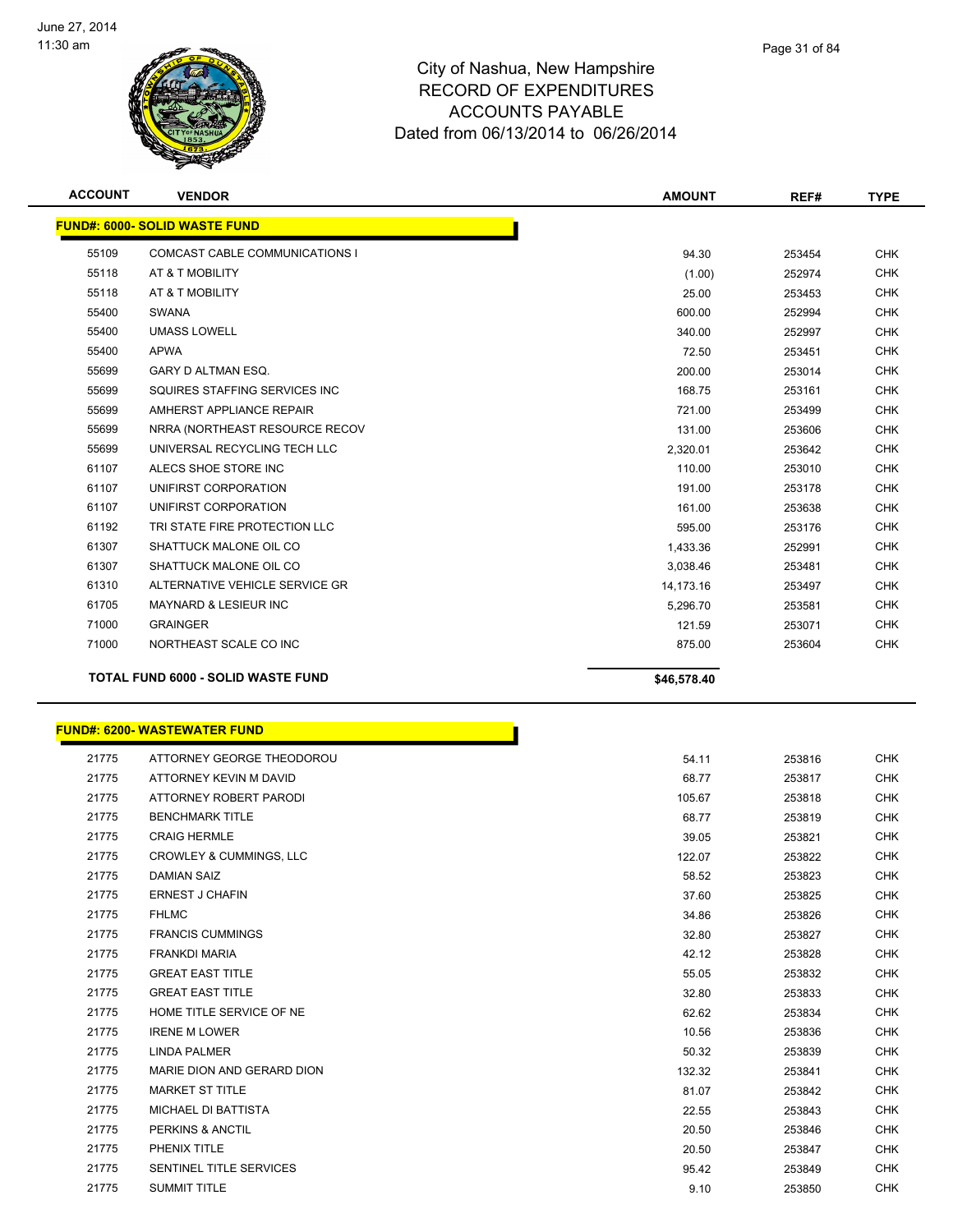City of Nashua, New Hampshire
RECORD OF EXPENDITURES
ACCOUNTS PAYABLE
Dated from 06/13/2014 to 06/26/2014

| ACCOUNT | VENDOR | AMOUNT | REF# | TYPE |
|---|---|---|---|---|
| **FUND#: 6000- SOLID WASTE FUND** | | | | |
| 55109 | COMCAST CABLE COMMUNICATIONS I | 94.30 | 253454 | CHK |
| 55118 | AT & T MOBILITY | (1.00) | 252974 | CHK |
| 55118 | AT & T MOBILITY | 25.00 | 253453 | CHK |
| 55400 | SWANA | 600.00 | 252994 | CHK |
| 55400 | UMASS LOWELL | 340.00 | 252997 | CHK |
| 55400 | APWA | 72.50 | 253451 | CHK |
| 55699 | GARY D ALTMAN ESQ. | 200.00 | 253014 | CHK |
| 55699 | SQUIRES STAFFING SERVICES INC | 168.75 | 253161 | CHK |
| 55699 | AMHERST APPLIANCE REPAIR | 721.00 | 253499 | CHK |
| 55699 | NRRA (NORTHEAST RESOURCE RECOV | 131.00 | 253606 | CHK |
| 55699 | UNIVERSAL RECYCLING TECH LLC | 2,320.01 | 253642 | CHK |
| 61107 | ALECS SHOE STORE INC | 110.00 | 253010 | CHK |
| 61107 | UNIFIRST CORPORATION | 191.00 | 253178 | CHK |
| 61107 | UNIFIRST CORPORATION | 161.00 | 253638 | CHK |
| 61192 | TRI STATE FIRE PROTECTION LLC | 595.00 | 253176 | CHK |
| 61307 | SHATTUCK MALONE OIL CO | 1,433.36 | 252991 | CHK |
| 61307 | SHATTUCK MALONE OIL CO | 3,038.46 | 253481 | CHK |
| 61310 | ALTERNATIVE VEHICLE SERVICE GR | 14,173.16 | 253497 | CHK |
| 61705 | MAYNARD & LESIEUR INC | 5,296.70 | 253581 | CHK |
| 71000 | GRAINGER | 121.59 | 253071 | CHK |
| 71000 | NORTHEAST SCALE CO INC | 875.00 | 253604 | CHK |
| **TOTAL FUND 6000 - SOLID WASTE FUND** | | **$46,578.40** | | |

| ACCOUNT | VENDOR | AMOUNT | REF# | TYPE |
|---|---|---|---|---|
| **FUND#: 6200- WASTEWATER FUND** | | | | |
| 21775 | ATTORNEY GEORGE THEODOROU | 54.11 | 253816 | CHK |
| 21775 | ATTORNEY KEVIN M DAVID | 68.77 | 253817 | CHK |
| 21775 | ATTORNEY ROBERT PARODI | 105.67 | 253818 | CHK |
| 21775 | BENCHMARK TITLE | 68.77 | 253819 | CHK |
| 21775 | CRAIG HERMLE | 39.05 | 253821 | CHK |
| 21775 | CROWLEY & CUMMINGS, LLC | 122.07 | 253822 | CHK |
| 21775 | DAMIAN SAIZ | 58.52 | 253823 | CHK |
| 21775 | ERNEST J CHAFIN | 37.60 | 253825 | CHK |
| 21775 | FHLMC | 34.86 | 253826 | CHK |
| 21775 | FRANCIS CUMMINGS | 32.80 | 253827 | CHK |
| 21775 | FRANKDI MARIA | 42.12 | 253828 | CHK |
| 21775 | GREAT EAST TITLE | 55.05 | 253832 | CHK |
| 21775 | GREAT EAST TITLE | 32.80 | 253833 | CHK |
| 21775 | HOME TITLE SERVICE OF NE | 62.62 | 253834 | CHK |
| 21775 | IRENE M LOWER | 10.56 | 253836 | CHK |
| 21775 | LINDA PALMER | 50.32 | 253839 | CHK |
| 21775 | MARIE DION AND GERARD DION | 132.32 | 253841 | CHK |
| 21775 | MARKET ST TITLE | 81.07 | 253842 | CHK |
| 21775 | MICHAEL DI BATTISTA | 22.55 | 253843 | CHK |
| 21775 | PERKINS & ANCTIL | 20.50 | 253846 | CHK |
| 21775 | PHENIX TITLE | 20.50 | 253847 | CHK |
| 21775 | SENTINEL TITLE SERVICES | 95.42 | 253849 | CHK |
| 21775 | SUMMIT TITLE | 9.10 | 253850 | CHK |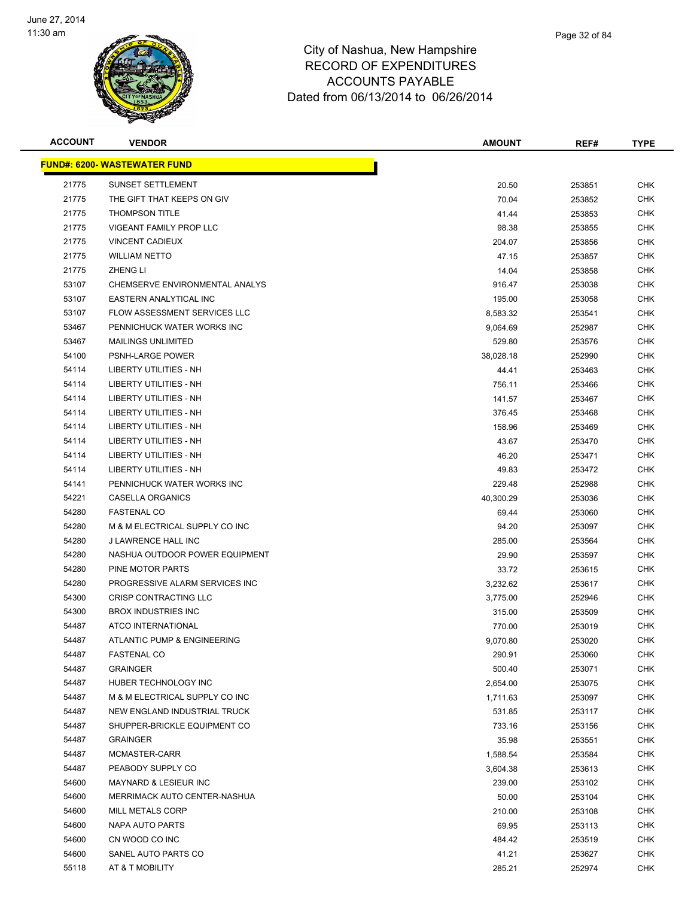# City of Nashua, New Hampshire
## RECORD OF EXPENDITURES
## ACCOUNTS PAYABLE
### Dated from 06/13/2014 to 06/26/2014

| ACCOUNT | VENDOR | AMOUNT | REF# | TYPE |
|---|---|---|---|---|
| **FUND#: 6200- WASTEWATER FUND** | | | | |
| 21775 | SUNSET SETTLEMENT | 20.50 | 253851 | CHK |
| 21775 | THE GIFT THAT KEEPS ON GIV | 70.04 | 253852 | CHK |
| 21775 | THOMPSON TITLE | 41.44 | 253853 | CHK |
| 21775 | VIGEANT FAMILY PROP LLC | 98.38 | 253855 | CHK |
| 21775 | VINCENT CADIEUX | 204.07 | 253856 | CHK |
| 21775 | WILLIAM NETTO | 47.15 | 253857 | CHK |
| 21775 | ZHENG LI | 14.04 | 253858 | CHK |
| 53107 | CHEMSERVE ENVIRONMENTAL ANALYS | 916.47 | 253038 | CHK |
| 53107 | EASTERN ANALYTICAL INC | 195.00 | 253058 | CHK |
| 53107 | FLOW ASSESSMENT SERVICES LLC | 8,583.32 | 253541 | CHK |
| 53467 | PENNICHUCK WATER WORKS INC | 9,064.69 | 252987 | CHK |
| 53467 | MAILINGS UNLIMITED | 529.80 | 253576 | CHK |
| 54100 | PSNH-LARGE POWER | 38,028.18 | 252990 | CHK |
| 54114 | LIBERTY UTILITIES - NH | 44.41 | 253463 | CHK |
| 54114 | LIBERTY UTILITIES - NH | 756.11 | 253466 | CHK |
| 54114 | LIBERTY UTILITIES - NH | 141.57 | 253467 | CHK |
| 54114 | LIBERTY UTILITIES - NH | 376.45 | 253468 | CHK |
| 54114 | LIBERTY UTILITIES - NH | 158.96 | 253469 | CHK |
| 54114 | LIBERTY UTILITIES - NH | 43.67 | 253470 | CHK |
| 54114 | LIBERTY UTILITIES - NH | 46.20 | 253471 | CHK |
| 54114 | LIBERTY UTILITIES - NH | 49.83 | 253472 | CHK |
| 54141 | PENNICHUCK WATER WORKS INC | 229.48 | 252988 | CHK |
| 54221 | CASELLA ORGANICS | 40,300.29 | 253036 | CHK |
| 54280 | FASTENAL CO | 69.44 | 253060 | CHK |
| 54280 | M & M ELECTRICAL SUPPLY CO INC | 94.20 | 253097 | CHK |
| 54280 | J LAWRENCE HALL INC | 285.00 | 253564 | CHK |
| 54280 | NASHUA OUTDOOR POWER EQUIPMENT | 29.90 | 253597 | CHK |
| 54280 | PINE MOTOR PARTS | 33.72 | 253615 | CHK |
| 54280 | PROGRESSIVE ALARM SERVICES INC | 3,232.62 | 253617 | CHK |
| 54300 | CRISP CONTRACTING LLC | 3,775.00 | 252946 | CHK |
| 54300 | BROX INDUSTRIES INC | 315.00 | 253509 | CHK |
| 54487 | ATCO INTERNATIONAL | 770.00 | 253019 | CHK |
| 54487 | ATLANTIC PUMP & ENGINEERING | 9,070.80 | 253020 | CHK |
| 54487 | FASTENAL CO | 290.91 | 253060 | CHK |
| 54487 | GRAINGER | 500.40 | 253071 | CHK |
| 54487 | HUBER TECHNOLOGY INC | 2,654.00 | 253075 | CHK |
| 54487 | M & M ELECTRICAL SUPPLY CO INC | 1,711.63 | 253097 | CHK |
| 54487 | NEW ENGLAND INDUSTRIAL TRUCK | 531.85 | 253117 | CHK |
| 54487 | SHUPPER-BRICKLE EQUIPMENT CO | 733.16 | 253156 | CHK |
| 54487 | GRAINGER | 35.98 | 253551 | CHK |
| 54487 | MCMASTER-CARR | 1,588.54 | 253584 | CHK |
| 54487 | PEABODY SUPPLY CO | 3,604.38 | 253613 | CHK |
| 54600 | MAYNARD & LESIEUR INC | 239.00 | 253102 | CHK |
| 54600 | MERRIMACK AUTO CENTER-NASHUA | 50.00 | 253104 | CHK |
| 54600 | MILL METALS CORP | 210.00 | 253108 | CHK |
| 54600 | NAPA AUTO PARTS | 69.95 | 253113 | CHK |
| 54600 | CN WOOD CO INC | 484.42 | 253519 | CHK |
| 54600 | SANEL AUTO PARTS CO | 41.21 | 253627 | CHK |
| 55118 | AT & T MOBILITY | 285.21 | 252974 | CHK |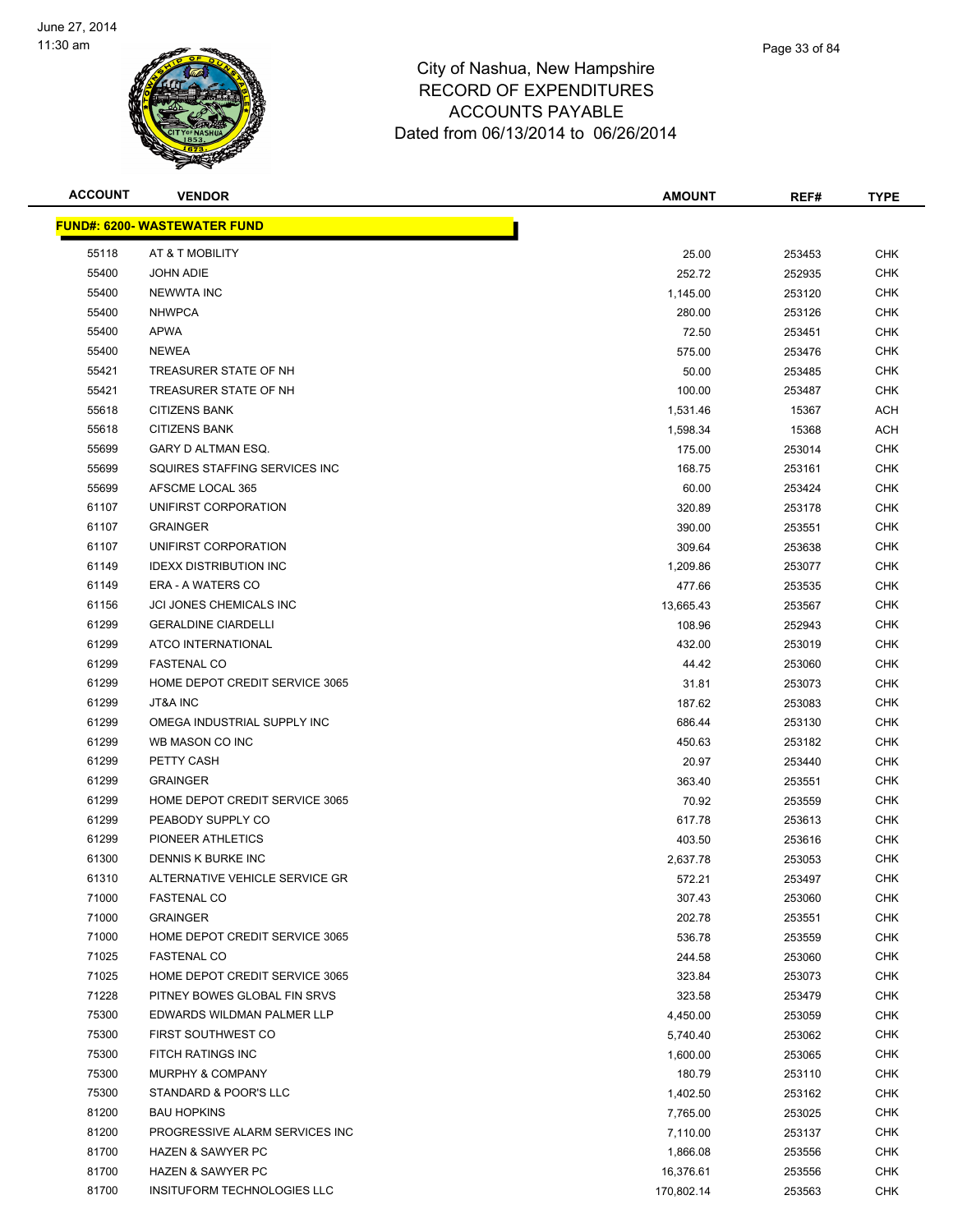June 27, 2014
11:30 am

# City of Nashua, New Hampshire
## RECORD OF EXPENDITURES
## ACCOUNTS PAYABLE
## Dated from 06/13/2014 to 06/26/2014

| ACCOUNT | VENDOR | AMOUNT | REF# | TYPE |
|---|---|---|---|---|
| **FUND#: 6200- WASTEWATER FUND** | | | | |
| 55118 | AT & T MOBILITY | 25.00 | 253453 | CHK |
| 55400 | JOHN ADIE | 252.72 | 252935 | CHK |
| 55400 | NEWWTA INC | 1,145.00 | 253120 | CHK |
| 55400 | NHWPCA | 280.00 | 253126 | CHK |
| 55400 | APWA | 72.50 | 253451 | CHK |
| 55400 | NEWEA | 575.00 | 253476 | CHK |
| 55421 | TREASURER STATE OF NH | 50.00 | 253485 | CHK |
| 55421 | TREASURER STATE OF NH | 100.00 | 253487 | CHK |
| 55618 | CITIZENS BANK | 1,531.46 | 15367 | ACH |
| 55618 | CITIZENS BANK | 1,598.34 | 15368 | ACH |
| 55699 | GARY D ALTMAN ESQ. | 175.00 | 253014 | CHK |
| 55699 | SQUIRES STAFFING SERVICES INC | 168.75 | 253161 | CHK |
| 55699 | AFSCME LOCAL 365 | 60.00 | 253424 | CHK |
| 61107 | UNIFIRST CORPORATION | 320.89 | 253178 | CHK |
| 61107 | GRAINGER | 390.00 | 253551 | CHK |
| 61107 | UNIFIRST CORPORATION | 309.64 | 253638 | CHK |
| 61149 | IDEXX DISTRIBUTION INC | 1,209.86 | 253077 | CHK |
| 61149 | ERA - A WATERS CO | 477.66 | 253535 | CHK |
| 61156 | JCI JONES CHEMICALS INC | 13,665.43 | 253567 | CHK |
| 61299 | GERALDINE CIARDELLI | 108.96 | 252943 | CHK |
| 61299 | ATCO INTERNATIONAL | 432.00 | 253019 | CHK |
| 61299 | FASTENAL CO | 44.42 | 253060 | CHK |
| 61299 | HOME DEPOT CREDIT SERVICE 3065 | 31.81 | 253073 | CHK |
| 61299 | JT&A INC | 187.62 | 253083 | CHK |
| 61299 | OMEGA INDUSTRIAL SUPPLY INC | 686.44 | 253130 | CHK |
| 61299 | WB MASON CO INC | 450.63 | 253182 | CHK |
| 61299 | PETTY CASH | 20.97 | 253440 | CHK |
| 61299 | GRAINGER | 363.40 | 253551 | CHK |
| 61299 | HOME DEPOT CREDIT SERVICE 3065 | 70.92 | 253559 | CHK |
| 61299 | PEABODY SUPPLY CO | 617.78 | 253613 | CHK |
| 61299 | PIONEER ATHLETICS | 403.50 | 253616 | CHK |
| 61300 | DENNIS K BURKE INC | 2,637.78 | 253053 | CHK |
| 61310 | ALTERNATIVE VEHICLE SERVICE GR | 572.21 | 253497 | CHK |
| 71000 | FASTENAL CO | 307.43 | 253060 | CHK |
| 71000 | GRAINGER | 202.78 | 253551 | CHK |
| 71000 | HOME DEPOT CREDIT SERVICE 3065 | 536.78 | 253559 | CHK |
| 71025 | FASTENAL CO | 244.58 | 253060 | CHK |
| 71025 | HOME DEPOT CREDIT SERVICE 3065 | 323.84 | 253073 | CHK |
| 71228 | PITNEY BOWES GLOBAL FIN SRVS | 323.58 | 253479 | CHK |
| 75300 | EDWARDS WILDMAN PALMER LLP | 4,450.00 | 253059 | CHK |
| 75300 | FIRST SOUTHWEST CO | 5,740.40 | 253062 | CHK |
| 75300 | FITCH RATINGS INC | 1,600.00 | 253065 | CHK |
| 75300 | MURPHY & COMPANY | 180.79 | 253110 | CHK |
| 75300 | STANDARD & POOR'S LLC | 1,402.50 | 253162 | CHK |
| 81200 | BAU HOPKINS | 7,765.00 | 253025 | CHK |
| 81200 | PROGRESSIVE ALARM SERVICES INC | 7,110.00 | 253137 | CHK |
| 81700 | HAZEN & SAWYER PC | 1,866.08 | 253556 | CHK |
| 81700 | HAZEN & SAWYER PC | 16,376.61 | 253556 | CHK |
| 81700 | INSITUFORM TECHNOLOGIES LLC | 170,802.14 | 253563 | CHK |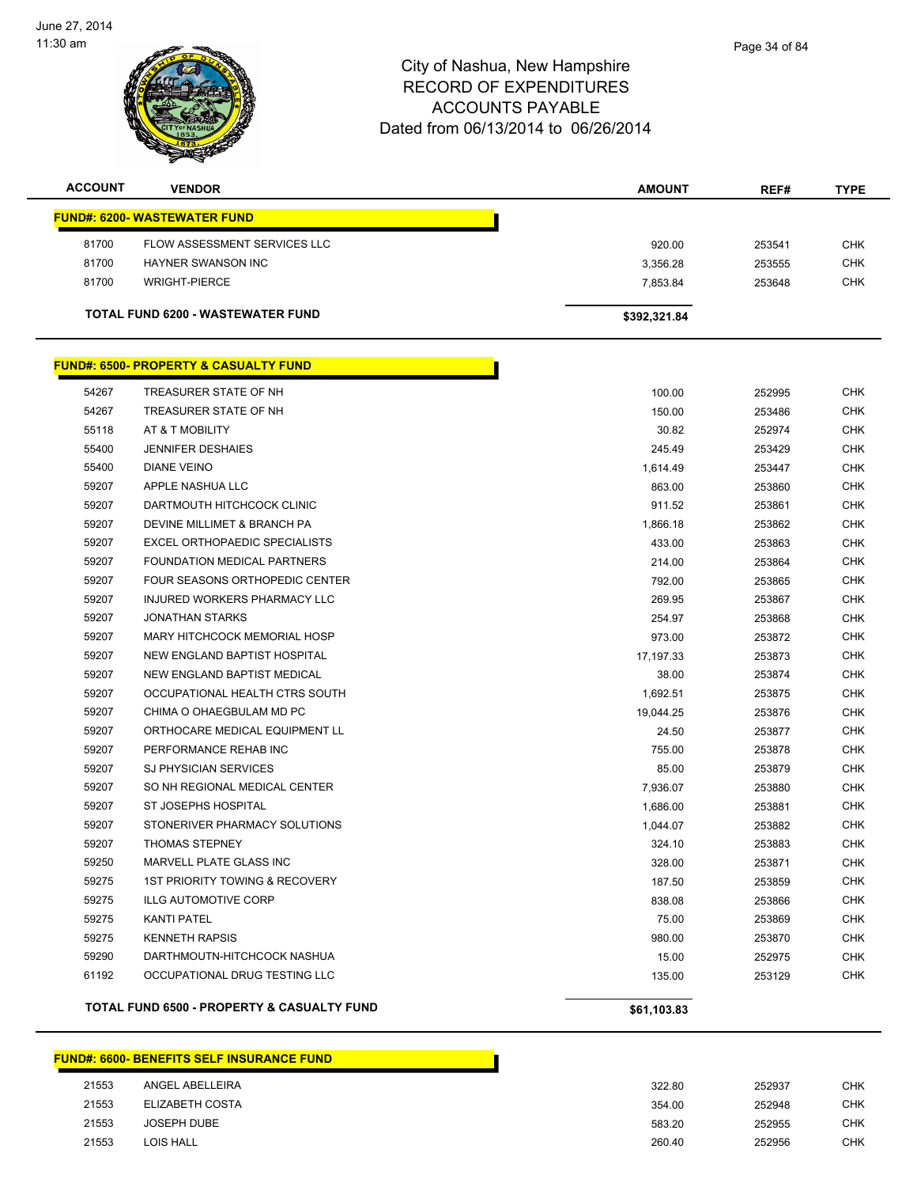# City of Nashua, New Hampshire
## RECORD OF EXPENDITURES
## ACCOUNTS PAYABLE
### Dated from 06/13/2014 to 06/26/2014

| ACCOUNT | VENDOR | AMOUNT | REF# | TYPE |
|---|---|---|---|---|
| **FUND#: 6200- WASTEWATER FUND** | | | | |
| 81700 | FLOW ASSESSMENT SERVICES LLC | 920.00 | 253541 | CHK |
| 81700 | HAYNER SWANSON INC | 3,356.28 | 253555 | CHK |
| 81700 | WRIGHT-PIERCE | 7,853.84 | 253648 | CHK |
| | **TOTAL FUND 6200 - WASTEWATER FUND** | **$392,321.84** | | |
| **FUND#: 6500- PROPERTY & CASUALTY FUND** | | | | |
| 54267 | TREASURER STATE OF NH | 100.00 | 252995 | CHK |
| 54267 | TREASURER STATE OF NH | 150.00 | 253486 | CHK |
| 55118 | AT & T MOBILITY | 30.82 | 252974 | CHK |
| 55400 | JENNIFER DESHAIES | 245.49 | 253429 | CHK |
| 55400 | DIANE VEINO | 1,614.49 | 253447 | CHK |
| 59207 | APPLE NASHUA LLC | 863.00 | 253860 | CHK |
| 59207 | DARTMOUTH HITCHCOCK CLINIC | 911.52 | 253861 | CHK |
| 59207 | DEVINE MILLIMET & BRANCH PA | 1,866.18 | 253862 | CHK |
| 59207 | EXCEL ORTHOPAEDIC SPECIALISTS | 433.00 | 253863 | CHK |
| 59207 | FOUNDATION MEDICAL PARTNERS | 214.00 | 253864 | CHK |
| 59207 | FOUR SEASONS ORTHOPEDIC CENTER | 792.00 | 253865 | CHK |
| 59207 | INJURED WORKERS PHARMACY LLC | 269.95 | 253867 | CHK |
| 59207 | JONATHAN STARKS | 254.97 | 253868 | CHK |
| 59207 | MARY HITCHCOCK MEMORIAL HOSP | 973.00 | 253872 | CHK |
| 59207 | NEW ENGLAND BAPTIST HOSPITAL | 17,197.33 | 253873 | CHK |
| 59207 | NEW ENGLAND BAPTIST MEDICAL | 38.00 | 253874 | CHK |
| 59207 | OCCUPATIONAL HEALTH CTRS SOUTH | 1,692.51 | 253875 | CHK |
| 59207 | CHIMA O OHAEGBULAM MD PC | 19,044.25 | 253876 | CHK |
| 59207 | ORTHOCARE MEDICAL EQUIPMENT LL | 24.50 | 253877 | CHK |
| 59207 | PERFORMANCE REHAB INC | 755.00 | 253878 | CHK |
| 59207 | SJ PHYSICIAN SERVICES | 85.00 | 253879 | CHK |
| 59207 | SO NH REGIONAL MEDICAL CENTER | 7,936.07 | 253880 | CHK |
| 59207 | ST JOSEPHS HOSPITAL | 1,686.00 | 253881 | CHK |
| 59207 | STONERIVER PHARMACY SOLUTIONS | 1,044.07 | 253882 | CHK |
| 59207 | THOMAS STEPNEY | 324.10 | 253883 | CHK |
| 59250 | MARVELL PLATE GLASS INC | 328.00 | 253871 | CHK |
| 59275 | 1ST PRIORITY TOWING & RECOVERY | 187.50 | 253859 | CHK |
| 59275 | ILLG AUTOMOTIVE CORP | 838.08 | 253866 | CHK |
| 59275 | KANTI PATEL | 75.00 | 253869 | CHK |
| 59275 | KENNETH RAPSIS | 980.00 | 253870 | CHK |
| 59290 | DARTHMOUTN-HITCHCOCK NASHUA | 15.00 | 252975 | CHK |
| 61192 | OCCUPATIONAL DRUG TESTING LLC | 135.00 | 253129 | CHK |
| | **TOTAL FUND 6500 - PROPERTY & CASUALTY FUND** | **$61,103.83** | | |
| **FUND#: 6600- BENEFITS SELF INSURANCE FUND** | | | | |
| 21553 | ANGEL ABELLEIRA | 322.80 | 252937 | CHK |
| 21553 | ELIZABETH COSTA | 354.00 | 252948 | CHK |
| 21553 | JOSEPH DUBE | 583.20 | 252955 | CHK |
| 21553 | LOIS HALL | 260.40 | 252956 | CHK |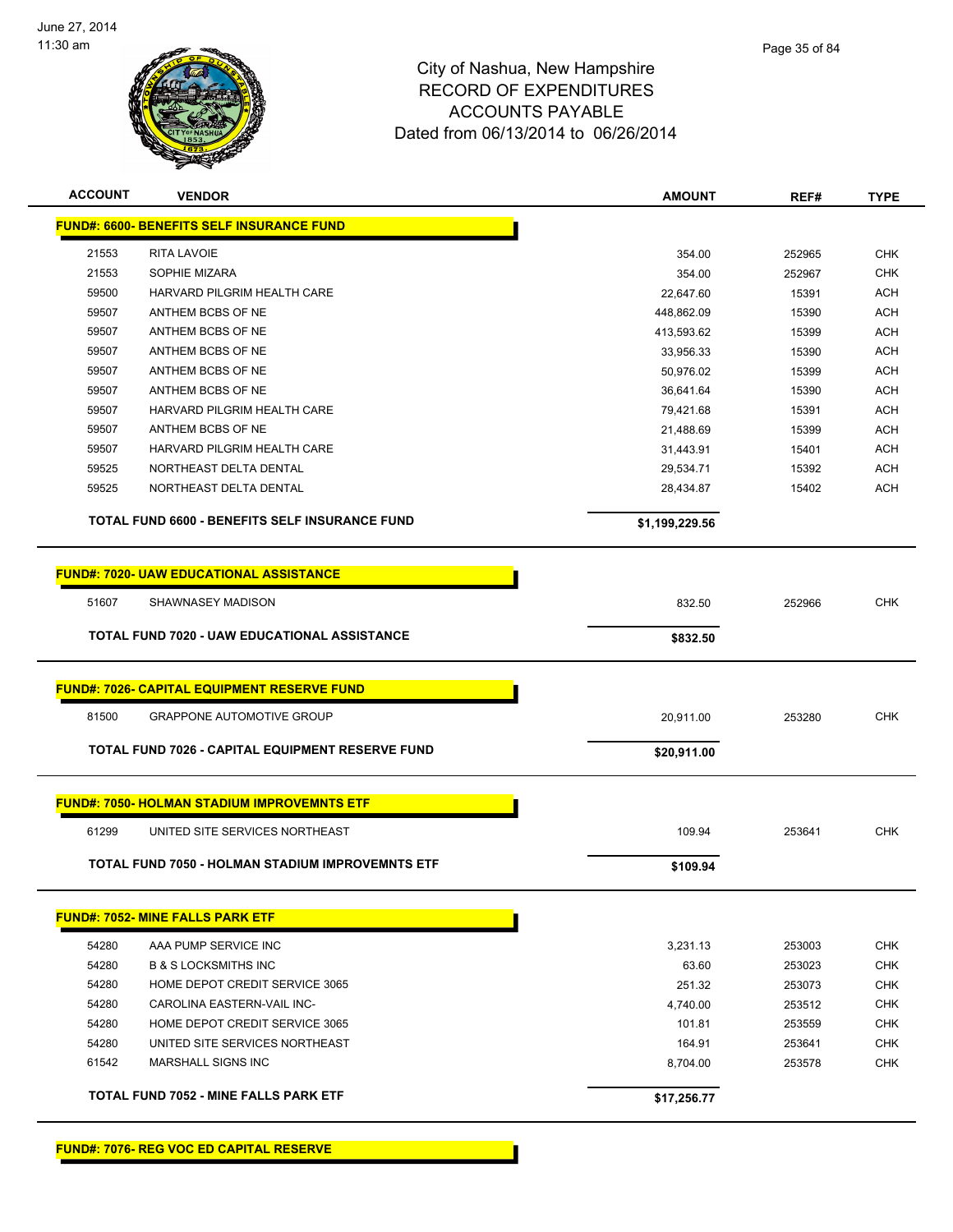# City of Nashua, New Hampshire
## RECORD OF EXPENDITURES
## ACCOUNTS PAYABLE
## Dated from 06/13/2014 to 06/26/2014

| ACCOUNT | VENDOR | AMOUNT | REF# | TYPE |
|---|---|---|---|---|
| **FUND#: 6600- BENEFITS SELF INSURANCE FUND** | | | | |
| 21553 | RITA LAVOIE | 354.00 | 252965 | CHK |
| 21553 | SOPHIE MIZARA | 354.00 | 252967 | CHK |
| 59500 | HARVARD PILGRIM HEALTH CARE | 22,647.60 | 15391 | ACH |
| 59507 | ANTHEM BCBS OF NE | 448,862.09 | 15390 | ACH |
| 59507 | ANTHEM BCBS OF NE | 413,593.62 | 15399 | ACH |
| 59507 | ANTHEM BCBS OF NE | 33,956.33 | 15390 | ACH |
| 59507 | ANTHEM BCBS OF NE | 50,976.02 | 15399 | ACH |
| 59507 | ANTHEM BCBS OF NE | 36,641.64 | 15390 | ACH |
| 59507 | HARVARD PILGRIM HEALTH CARE | 79,421.68 | 15391 | ACH |
| 59507 | ANTHEM BCBS OF NE | 21,488.69 | 15399 | ACH |
| 59507 | HARVARD PILGRIM HEALTH CARE | 31,443.91 | 15401 | ACH |
| 59525 | NORTHEAST DELTA DENTAL | 29,534.71 | 15392 | ACH |
| 59525 | NORTHEAST DELTA DENTAL | 28,434.87 | 15402 | ACH |
| | **TOTAL FUND 6600 - BENEFITS SELF INSURANCE FUND** | **$1,199,229.56** | | |
| **FUND#: 7020- UAW EDUCATIONAL ASSISTANCE** | | | | |
| 51607 | SHAWNASEY MADISON | 832.50 | 252966 | CHK |
| | **TOTAL FUND 7020 - UAW EDUCATIONAL ASSISTANCE** | **$832.50** | | |
| **FUND#: 7026- CAPITAL EQUIPMENT RESERVE FUND** | | | | |
| 81500 | GRAPPONE AUTOMOTIVE GROUP | 20,911.00 | 253280 | CHK |
| | **TOTAL FUND 7026 - CAPITAL EQUIPMENT RESERVE FUND** | **$20,911.00** | | |
| **FUND#: 7050- HOLMAN STADIUM IMPROVEMNTS ETF** | | | | |
| 61299 | UNITED SITE SERVICES NORTHEAST | 109.94 | 253641 | CHK |
| | **TOTAL FUND 7050 - HOLMAN STADIUM IMPROVEMNTS ETF** | **$109.94** | | |
| **FUND#: 7052- MINE FALLS PARK ETF** | | | | |
| 54280 | AAA PUMP SERVICE INC | 3,231.13 | 253003 | CHK |
| 54280 | B & S LOCKSMITHS INC | 63.60 | 253023 | CHK |
| 54280 | HOME DEPOT CREDIT SERVICE 3065 | 251.32 | 253073 | CHK |
| 54280 | CAROLINA EASTERN-VAIL INC- | 4,740.00 | 253512 | CHK |
| 54280 | HOME DEPOT CREDIT SERVICE 3065 | 101.81 | 253559 | CHK |
| 54280 | UNITED SITE SERVICES NORTHEAST | 164.91 | 253641 | CHK |
| 61542 | MARSHALL SIGNS INC | 8,704.00 | 253578 | CHK |
| | **TOTAL FUND 7052 - MINE FALLS PARK ETF** | **$17,256.77** | | |
| **FUND#: 7076- REG VOC ED CAPITAL RESERVE** | | | | |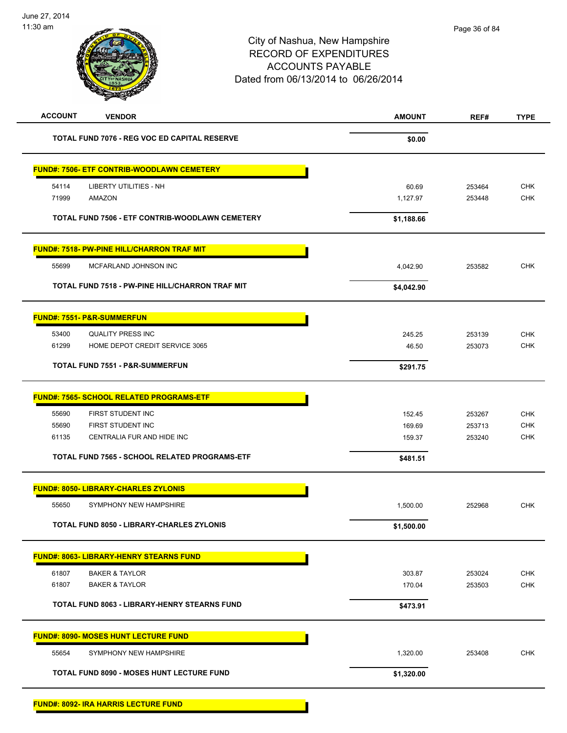# City of Nashua, New Hampshire
## RECORD OF EXPENDITURES
## ACCOUNTS PAYABLE
## Dated from 06/13/2014 to 06/26/2014

| ACCOUNT | VENDOR | AMOUNT | REF# | TYPE |
|---|---|---|---|---|
| | **TOTAL FUND 7076 - REG VOC ED CAPITAL RESERVE** | **$0.00** | | |
| **FUND#: 7506- ETF CONTRIB-WOODLAWN CEMETERY** | | | | |
| 54114 | LIBERTY UTILITIES - NH | 60.69 | 253464 | CHK |
| 71999 | AMAZON | 1,127.97 | 253448 | CHK |
| | **TOTAL FUND 7506 - ETF CONTRIB-WOODLAWN CEMETERY** | **$1,188.66** | | |
| **FUND#: 7518- PW-PINE HILL/CHARRON TRAF MIT** | | | | |
| 55699 | MCFARLAND JOHNSON INC | 4,042.90 | 253582 | CHK |
| | **TOTAL FUND 7518 - PW-PINE HILL/CHARRON TRAF MIT** | **$4,042.90** | | |
| **FUND#: 7551- P&R-SUMMERFUN** | | | | |
| 53400 | QUALITY PRESS INC | 245.25 | 253139 | CHK |
| 61299 | HOME DEPOT CREDIT SERVICE 3065 | 46.50 | 253073 | CHK |
| | **TOTAL FUND 7551 - P&R-SUMMERFUN** | **$291.75** | | |
| **FUND#: 7565- SCHOOL RELATED PROGRAMS-ETF** | | | | |
| 55690 | FIRST STUDENT INC | 152.45 | 253267 | CHK |
| 55690 | FIRST STUDENT INC | 169.69 | 253713 | CHK |
| 61135 | CENTRALIA FUR AND HIDE INC | 159.37 | 253240 | CHK |
| | **TOTAL FUND 7565 - SCHOOL RELATED PROGRAMS-ETF** | **$481.51** | | |
| **FUND#: 8050- LIBRARY-CHARLES ZYLONIS** | | | | |
| 55650 | SYMPHONY NEW HAMPSHIRE | 1,500.00 | 252968 | CHK |
| | **TOTAL FUND 8050 - LIBRARY-CHARLES ZYLONIS** | **$1,500.00** | | |
| **FUND#: 8063- LIBRARY-HENRY STEARNS FUND** | | | | |
| 61807 | BAKER & TAYLOR | 303.87 | 253024 | CHK |
| 61807 | BAKER & TAYLOR | 170.04 | 253503 | CHK |
| | **TOTAL FUND 8063 - LIBRARY-HENRY STEARNS FUND** | **$473.91** | | |
| **FUND#: 8090- MOSES HUNT LECTURE FUND** | | | | |
| 55654 | SYMPHONY NEW HAMPSHIRE | 1,320.00 | 253408 | CHK |
| | **TOTAL FUND 8090 - MOSES HUNT LECTURE FUND** | **$1,320.00** | | |
| **FUND#: 8092- IRA HARRIS LECTURE FUND** | | | | |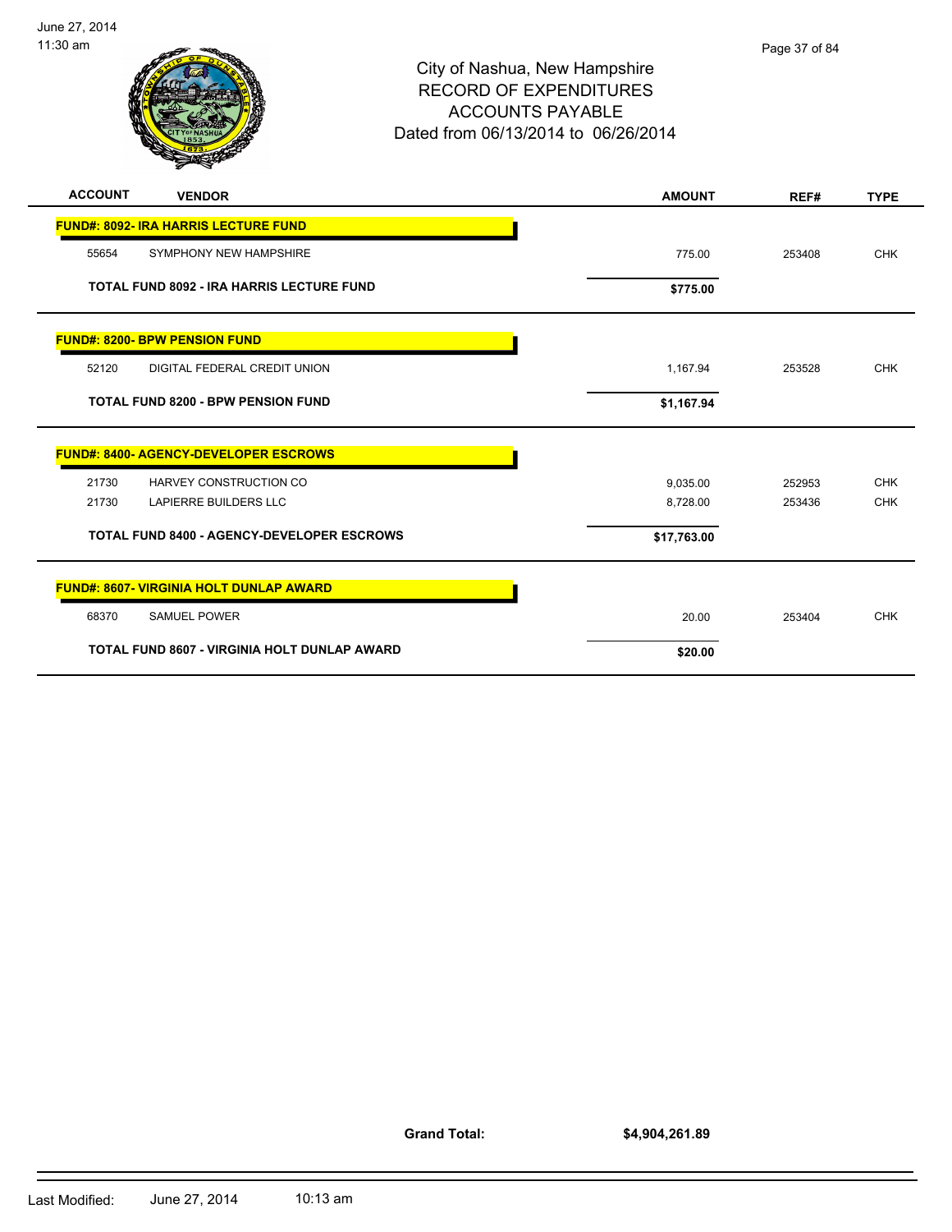# City of Nashua, New Hampshire
## RECORD OF EXPENDITURES
## ACCOUNTS PAYABLE
### Dated from 06/13/2014 to 06/26/2014

| ACCOUNT | VENDOR | AMOUNT | REF# | TYPE |
|---|---|---|---|---|
| **FUND#: 8092- IRA HARRIS LECTURE FUND** | | | | |
| 55654 | SYMPHONY NEW HAMPSHIRE | 775.00 | 253408 | CHK |
| | **TOTAL FUND 8092 - IRA HARRIS LECTURE FUND** | **$775.00** | | |
| **FUND#: 8200- BPW PENSION FUND** | | | | |
| 52120 | DIGITAL FEDERAL CREDIT UNION | 1,167.94 | 253528 | CHK |
| | **TOTAL FUND 8200 - BPW PENSION FUND** | **$1,167.94** | | |
| **FUND#: 8400- AGENCY-DEVELOPER ESCROWS** | | | | |
| 21730 | HARVEY CONSTRUCTION CO | 9,035.00 | 252953 | CHK |
| 21730 | LAPIERRE BUILDERS LLC | 8,728.00 | 253436 | CHK |
| | **TOTAL FUND 8400 - AGENCY-DEVELOPER ESCROWS** | **$17,763.00** | | |
| **FUND#: 8607- VIRGINIA HOLT DUNLAP AWARD** | | | | |
| 68370 | SAMUEL POWER | 20.00 | 253404 | CHK |
| | **TOTAL FUND 8607 - VIRGINIA HOLT DUNLAP AWARD** | **$20.00** | | |

**Grand Total: $4,904,261.89**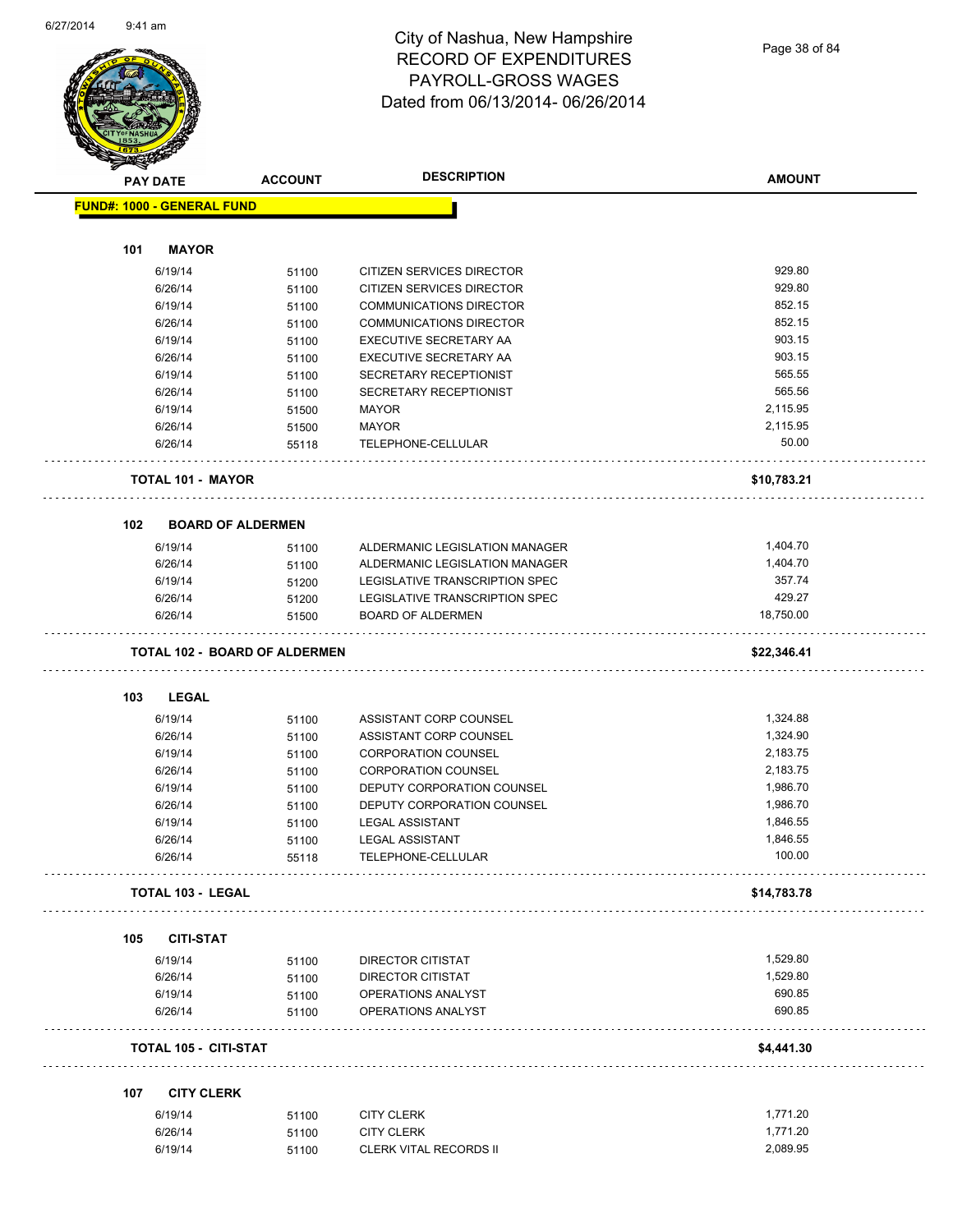# City of Nashua, New Hampshire
# RECORD OF EXPENDITURES
# PAYROLL-GROSS WAGES
# Dated from 06/13/2014- 06/26/2014

| PAY DATE | ACCOUNT | DESCRIPTION | AMOUNT |
|---|---|---|---|
| **FUND#: 1000 - GENERAL FUND** | | | |
| **101 MAYOR** | | | |
| 6/19/14 | 51100 | CITIZEN SERVICES DIRECTOR | 929.80 |
| 6/26/14 | 51100 | CITIZEN SERVICES DIRECTOR | 929.80 |
| 6/19/14 | 51100 | COMMUNICATIONS DIRECTOR | 852.15 |
| 6/26/14 | 51100 | COMMUNICATIONS DIRECTOR | 852.15 |
| 6/19/14 | 51100 | EXECUTIVE SECRETARY AA | 903.15 |
| 6/26/14 | 51100 | EXECUTIVE SECRETARY AA | 903.15 |
| 6/19/14 | 51100 | SECRETARY RECEPTIONIST | 565.55 |
| 6/26/14 | 51100 | SECRETARY RECEPTIONIST | 565.56 |
| 6/19/14 | 51500 | MAYOR | 2,115.95 |
| 6/26/14 | 51500 | MAYOR | 2,115.95 |
| 6/26/14 | 55118 | TELEPHONE-CELLULAR | 50.00 |
| **TOTAL 101 - MAYOR** | | | **$10,783.21** |
| **102 BOARD OF ALDERMEN** | | | |
| 6/19/14 | 51100 | ALDERMANIC LEGISLATION MANAGER | 1,404.70 |
| 6/26/14 | 51100 | ALDERMANIC LEGISLATION MANAGER | 1,404.70 |
| 6/19/14 | 51200 | LEGISLATIVE TRANSCRIPTION SPEC | 357.74 |
| 6/26/14 | 51200 | LEGISLATIVE TRANSCRIPTION SPEC | 429.27 |
| 6/26/14 | 51500 | BOARD OF ALDERMEN | 18,750.00 |
| **TOTAL 102 - BOARD OF ALDERMEN** | | | **$22,346.41** |
| **103 LEGAL** | | | |
| 6/19/14 | 51100 | ASSISTANT CORP COUNSEL | 1,324.88 |
| 6/26/14 | 51100 | ASSISTANT CORP COUNSEL | 1,324.90 |
| 6/19/14 | 51100 | CORPORATION COUNSEL | 2,183.75 |
| 6/26/14 | 51100 | CORPORATION COUNSEL | 2,183.75 |
| 6/19/14 | 51100 | DEPUTY CORPORATION COUNSEL | 1,986.70 |
| 6/26/14 | 51100 | DEPUTY CORPORATION COUNSEL | 1,986.70 |
| 6/19/14 | 51100 | LEGAL ASSISTANT | 1,846.55 |
| 6/26/14 | 51100 | LEGAL ASSISTANT | 1,846.55 |
| 6/26/14 | 55118 | TELEPHONE-CELLULAR | 100.00 |
| **TOTAL 103 - LEGAL** | | | **$14,783.78** |
| **105 CITI-STAT** | | | |
| 6/19/14 | 51100 | DIRECTOR CITISTAT | 1,529.80 |
| 6/26/14 | 51100 | DIRECTOR CITISTAT | 1,529.80 |
| 6/19/14 | 51100 | OPERATIONS ANALYST | 690.85 |
| 6/26/14 | 51100 | OPERATIONS ANALYST | 690.85 |
| **TOTAL 105 - CITI-STAT** | | | **$4,441.30** |
| **107 CITY CLERK** | | | |
| 6/19/14 | 51100 | CITY CLERK | 1,771.20 |
| 6/26/14 | 51100 | CITY CLERK | 1,771.20 |
| 6/19/14 | 51100 | CLERK VITAL RECORDS II | 2,089.95 |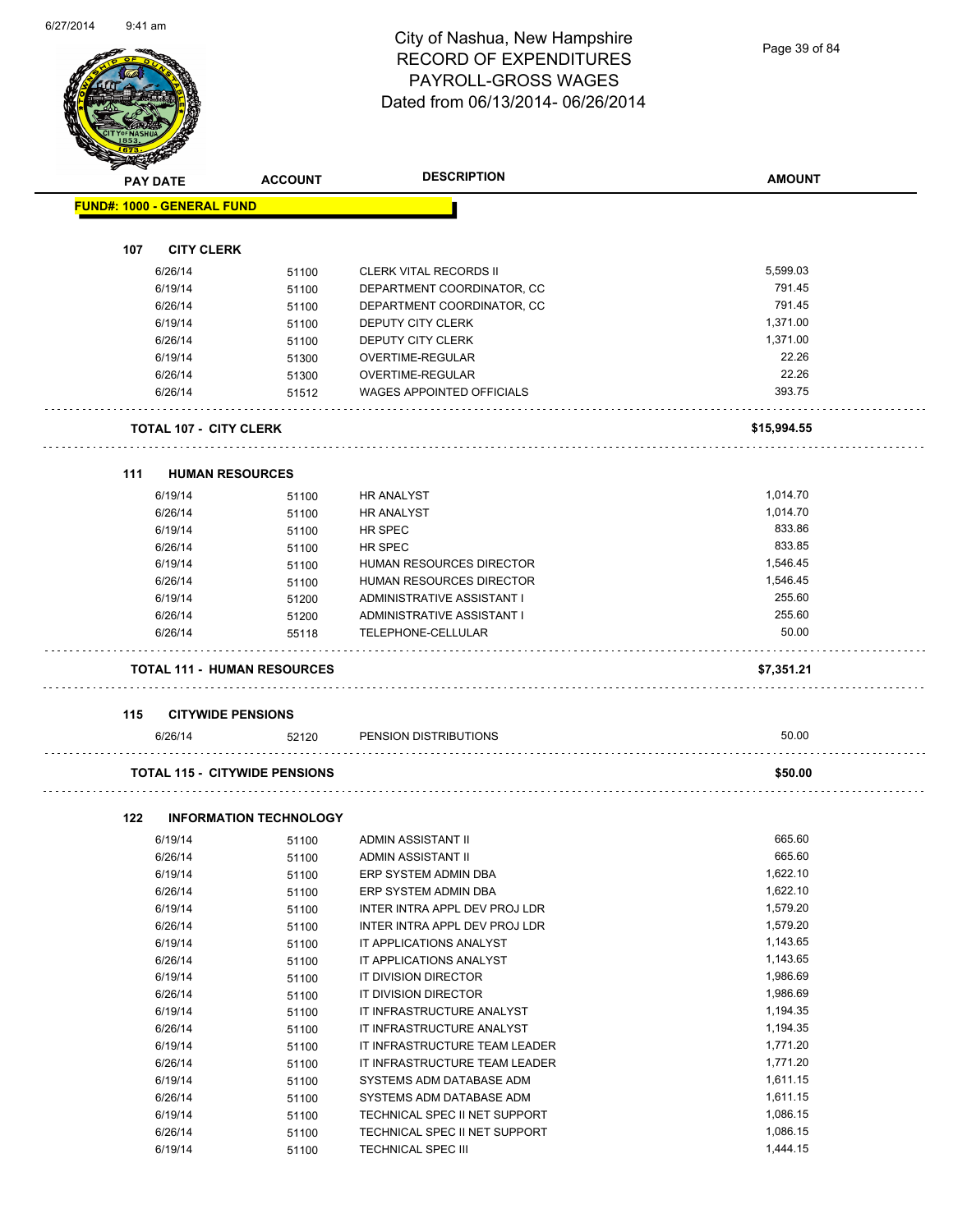# City of Nashua, New Hampshire
## RECORD OF EXPENDITURES
## PAYROLL-GROSS WAGES
### Dated from 06/13/2014- 06/26/2014

| PAY DATE | ACCOUNT | DESCRIPTION | AMOUNT |
|---|---|---|---|
| **FUND#: 1000 - GENERAL FUND** | | | |
| **107 CITY CLERK** | | | |
| 6/26/14 | 51100 | CLERK VITAL RECORDS II | 5,599.03 |
| 6/19/14 | 51100 | DEPARTMENT COORDINATOR, CC | 791.45 |
| 6/26/14 | 51100 | DEPARTMENT COORDINATOR, CC | 791.45 |
| 6/19/14 | 51100 | DEPUTY CITY CLERK | 1,371.00 |
| 6/26/14 | 51100 | DEPUTY CITY CLERK | 1,371.00 |
| 6/19/14 | 51300 | OVERTIME-REGULAR | 22.26 |
| 6/26/14 | 51300 | OVERTIME-REGULAR | 22.26 |
| 6/26/14 | 51512 | WAGES APPOINTED OFFICIALS | 393.75 |
| **TOTAL 107 - CITY CLERK** | | | **$15,994.55** |
| **111 HUMAN RESOURCES** | | | |
| 6/19/14 | 51100 | HR ANALYST | 1,014.70 |
| 6/26/14 | 51100 | HR ANALYST | 1,014.70 |
| 6/19/14 | 51100 | HR SPEC | 833.86 |
| 6/26/14 | 51100 | HR SPEC | 833.85 |
| 6/19/14 | 51100 | HUMAN RESOURCES DIRECTOR | 1,546.45 |
| 6/26/14 | 51100 | HUMAN RESOURCES DIRECTOR | 1,546.45 |
| 6/19/14 | 51200 | ADMINISTRATIVE ASSISTANT I | 255.60 |
| 6/26/14 | 51200 | ADMINISTRATIVE ASSISTANT I | 255.60 |
| 6/26/14 | 55118 | TELEPHONE-CELLULAR | 50.00 |
| **TOTAL 111 - HUMAN RESOURCES** | | | **$7,351.21** |
| **115 CITYWIDE PENSIONS** | | | |
| 6/26/14 | 52120 | PENSION DISTRIBUTIONS | 50.00 |
| **TOTAL 115 - CITYWIDE PENSIONS** | | | **$50.00** |
| **122 INFORMATION TECHNOLOGY** | | | |
| 6/19/14 | 51100 | ADMIN ASSISTANT II | 665.60 |
| 6/26/14 | 51100 | ADMIN ASSISTANT II | 665.60 |
| 6/19/14 | 51100 | ERP SYSTEM ADMIN DBA | 1,622.10 |
| 6/26/14 | 51100 | ERP SYSTEM ADMIN DBA | 1,622.10 |
| 6/19/14 | 51100 | INTER INTRA APPL DEV PROJ LDR | 1,579.20 |
| 6/26/14 | 51100 | INTER INTRA APPL DEV PROJ LDR | 1,579.20 |
| 6/19/14 | 51100 | IT APPLICATIONS ANALYST | 1,143.65 |
| 6/26/14 | 51100 | IT APPLICATIONS ANALYST | 1,143.65 |
| 6/19/14 | 51100 | IT DIVISION DIRECTOR | 1,986.69 |
| 6/26/14 | 51100 | IT DIVISION DIRECTOR | 1,986.69 |
| 6/19/14 | 51100 | IT INFRASTRUCTURE ANALYST | 1,194.35 |
| 6/26/14 | 51100 | IT INFRASTRUCTURE ANALYST | 1,194.35 |
| 6/19/14 | 51100 | IT INFRASTRUCTURE TEAM LEADER | 1,771.20 |
| 6/26/14 | 51100 | IT INFRASTRUCTURE TEAM LEADER | 1,771.20 |
| 6/19/14 | 51100 | SYSTEMS ADM DATABASE ADM | 1,611.15 |
| 6/26/14 | 51100 | SYSTEMS ADM DATABASE ADM | 1,611.15 |
| 6/19/14 | 51100 | TECHNICAL SPEC II NET SUPPORT | 1,086.15 |
| 6/26/14 | 51100 | TECHNICAL SPEC II NET SUPPORT | 1,086.15 |
| 6/19/14 | 51100 | TECHNICAL SPEC III | 1,444.15 |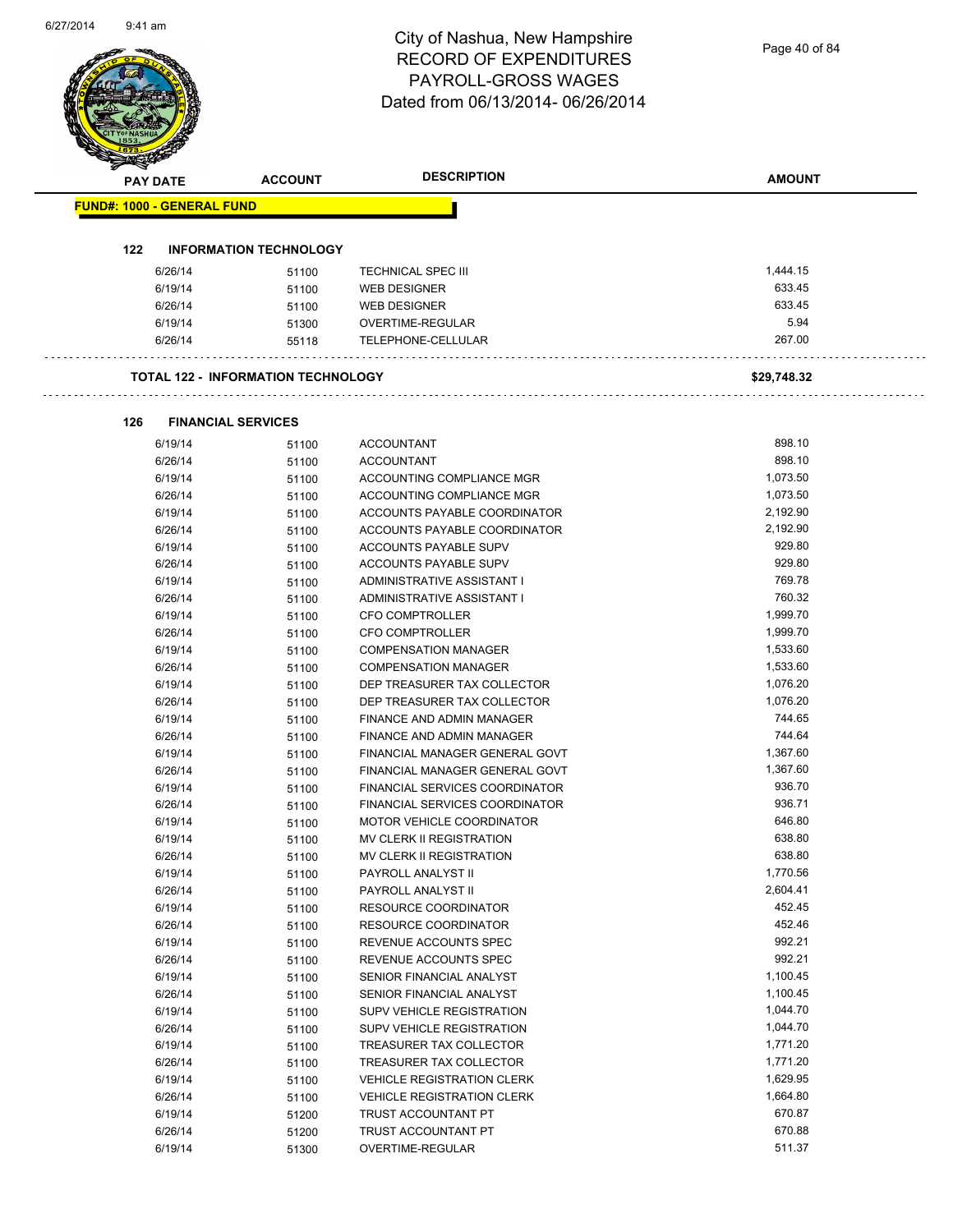# City of Nashua, New Hampshire
## RECORD OF EXPENDITURES
## PAYROLL-GROSS WAGES
## Dated from 06/13/2014- 06/26/2014

| PAY DATE | ACCOUNT | DESCRIPTION | AMOUNT |
|---|---|---|---|
| **FUND#: 1000 - GENERAL FUND** | | | |
| **122 INFORMATION TECHNOLOGY** | | | |
| 6/26/14 | 51100 | TECHNICAL SPEC III | 1,444.15 |
| 6/19/14 | 51100 | WEB DESIGNER | 633.45 |
| 6/26/14 | 51100 | WEB DESIGNER | 633.45 |
| 6/19/14 | 51300 | OVERTIME-REGULAR | 5.94 |
| 6/26/14 | 55118 | TELEPHONE-CELLULAR | 267.00 |
| **TOTAL 122 - INFORMATION TECHNOLOGY** | | | **$29,748.32** |
| **126 FINANCIAL SERVICES** | | | |
| 6/19/14 | 51100 | ACCOUNTANT | 898.10 |
| 6/26/14 | 51100 | ACCOUNTANT | 898.10 |
| 6/19/14 | 51100 | ACCOUNTING COMPLIANCE MGR | 1,073.50 |
| 6/26/14 | 51100 | ACCOUNTING COMPLIANCE MGR | 1,073.50 |
| 6/19/14 | 51100 | ACCOUNTS PAYABLE COORDINATOR | 2,192.90 |
| 6/26/14 | 51100 | ACCOUNTS PAYABLE COORDINATOR | 2,192.90 |
| 6/19/14 | 51100 | ACCOUNTS PAYABLE SUPV | 929.80 |
| 6/26/14 | 51100 | ACCOUNTS PAYABLE SUPV | 929.80 |
| 6/19/14 | 51100 | ADMINISTRATIVE ASSISTANT I | 769.78 |
| 6/26/14 | 51100 | ADMINISTRATIVE ASSISTANT I | 760.32 |
| 6/19/14 | 51100 | CFO COMPTROLLER | 1,999.70 |
| 6/26/14 | 51100 | CFO COMPTROLLER | 1,999.70 |
| 6/19/14 | 51100 | COMPENSATION MANAGER | 1,533.60 |
| 6/26/14 | 51100 | COMPENSATION MANAGER | 1,533.60 |
| 6/19/14 | 51100 | DEP TREASURER TAX COLLECTOR | 1,076.20 |
| 6/26/14 | 51100 | DEP TREASURER TAX COLLECTOR | 1,076.20 |
| 6/19/14 | 51100 | FINANCE AND ADMIN MANAGER | 744.65 |
| 6/26/14 | 51100 | FINANCE AND ADMIN MANAGER | 744.64 |
| 6/19/14 | 51100 | FINANCIAL MANAGER GENERAL GOVT | 1,367.60 |
| 6/26/14 | 51100 | FINANCIAL MANAGER GENERAL GOVT | 1,367.60 |
| 6/19/14 | 51100 | FINANCIAL SERVICES COORDINATOR | 936.70 |
| 6/26/14 | 51100 | FINANCIAL SERVICES COORDINATOR | 936.71 |
| 6/19/14 | 51100 | MOTOR VEHICLE COORDINATOR | 646.80 |
| 6/19/14 | 51100 | MV CLERK II REGISTRATION | 638.80 |
| 6/26/14 | 51100 | MV CLERK II REGISTRATION | 638.80 |
| 6/19/14 | 51100 | PAYROLL ANALYST II | 1,770.56 |
| 6/26/14 | 51100 | PAYROLL ANALYST II | 2,604.41 |
| 6/19/14 | 51100 | RESOURCE COORDINATOR | 452.45 |
| 6/26/14 | 51100 | RESOURCE COORDINATOR | 452.46 |
| 6/19/14 | 51100 | REVENUE ACCOUNTS SPEC | 992.21 |
| 6/26/14 | 51100 | REVENUE ACCOUNTS SPEC | 992.21 |
| 6/19/14 | 51100 | SENIOR FINANCIAL ANALYST | 1,100.45 |
| 6/26/14 | 51100 | SENIOR FINANCIAL ANALYST | 1,100.45 |
| 6/19/14 | 51100 | SUPV VEHICLE REGISTRATION | 1,044.70 |
| 6/26/14 | 51100 | SUPV VEHICLE REGISTRATION | 1,044.70 |
| 6/19/14 | 51100 | TREASURER TAX COLLECTOR | 1,771.20 |
| 6/26/14 | 51100 | TREASURER TAX COLLECTOR | 1,771.20 |
| 6/19/14 | 51100 | VEHICLE REGISTRATION CLERK | 1,629.95 |
| 6/26/14 | 51100 | VEHICLE REGISTRATION CLERK | 1,664.80 |
| 6/19/14 | 51200 | TRUST ACCOUNTANT PT | 670.87 |
| 6/26/14 | 51200 | TRUST ACCOUNTANT PT | 670.88 |
| 6/19/14 | 51300 | OVERTIME-REGULAR | 511.37 |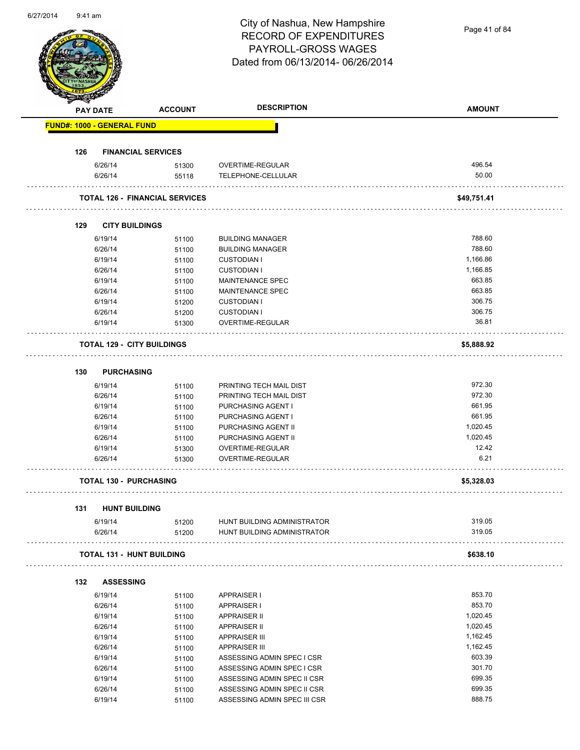City of Nashua, New Hampshire
RECORD OF EXPENDITURES
PAYROLL-GROSS WAGES
Dated from 06/13/2014- 06/26/2014

| PAY DATE | ACCOUNT | DESCRIPTION | AMOUNT |
|---|---|---|---|
| **FUND#: 1000 - GENERAL FUND** | | | |
| **126 FINANCIAL SERVICES** | | | |
| 6/26/14 | 51300 | OVERTIME-REGULAR | 496.54 |
| 6/26/14 | 55118 | TELEPHONE-CELLULAR | 50.00 |
| **TOTAL 126 - FINANCIAL SERVICES** | | | **$49,751.41** |
| **129 CITY BUILDINGS** | | | |
| 6/19/14 | 51100 | BUILDING MANAGER | 788.60 |
| 6/26/14 | 51100 | BUILDING MANAGER | 788.60 |
| 6/19/14 | 51100 | CUSTODIAN I | 1,166.86 |
| 6/26/14 | 51100 | CUSTODIAN I | 1,166.85 |
| 6/19/14 | 51100 | MAINTENANCE SPEC | 663.85 |
| 6/26/14 | 51100 | MAINTENANCE SPEC | 663.85 |
| 6/19/14 | 51200 | CUSTODIAN I | 306.75 |
| 6/26/14 | 51200 | CUSTODIAN I | 306.75 |
| 6/19/14 | 51300 | OVERTIME-REGULAR | 36.81 |
| **TOTAL 129 - CITY BUILDINGS** | | | **$5,888.92** |
| **130 PURCHASING** | | | |
| 6/19/14 | 51100 | PRINTING TECH MAIL DIST | 972.30 |
| 6/26/14 | 51100 | PRINTING TECH MAIL DIST | 972.30 |
| 6/19/14 | 51100 | PURCHASING AGENT I | 661.95 |
| 6/26/14 | 51100 | PURCHASING AGENT I | 661.95 |
| 6/19/14 | 51100 | PURCHASING AGENT II | 1,020.45 |
| 6/26/14 | 51100 | PURCHASING AGENT II | 1,020.45 |
| 6/19/14 | 51300 | OVERTIME-REGULAR | 12.42 |
| 6/26/14 | 51300 | OVERTIME-REGULAR | 6.21 |
| **TOTAL 130 - PURCHASING** | | | **$5,328.03** |
| **131 HUNT BUILDING** | | | |
| 6/19/14 | 51200 | HUNT BUILDING ADMINISTRATOR | 319.05 |
| 6/26/14 | 51200 | HUNT BUILDING ADMINISTRATOR | 319.05 |
| **TOTAL 131 - HUNT BUILDING** | | | **$638.10** |
| **132 ASSESSING** | | | |
| 6/19/14 | 51100 | APPRAISER I | 853.70 |
| 6/26/14 | 51100 | APPRAISER I | 853.70 |
| 6/19/14 | 51100 | APPRAISER II | 1,020.45 |
| 6/26/14 | 51100 | APPRAISER II | 1,020.45 |
| 6/19/14 | 51100 | APPRAISER III | 1,162.45 |
| 6/26/14 | 51100 | APPRAISER III | 1,162.45 |
| 6/19/14 | 51100 | ASSESSING ADMIN SPEC I CSR | 603.39 |
| 6/26/14 | 51100 | ASSESSING ADMIN SPEC I CSR | 301.70 |
| 6/19/14 | 51100 | ASSESSING ADMIN SPEC II CSR | 699.35 |
| 6/26/14 | 51100 | ASSESSING ADMIN SPEC II CSR | 699.35 |
| 6/19/14 | 51100 | ASSESSING ADMIN SPEC III CSR | 888.75 |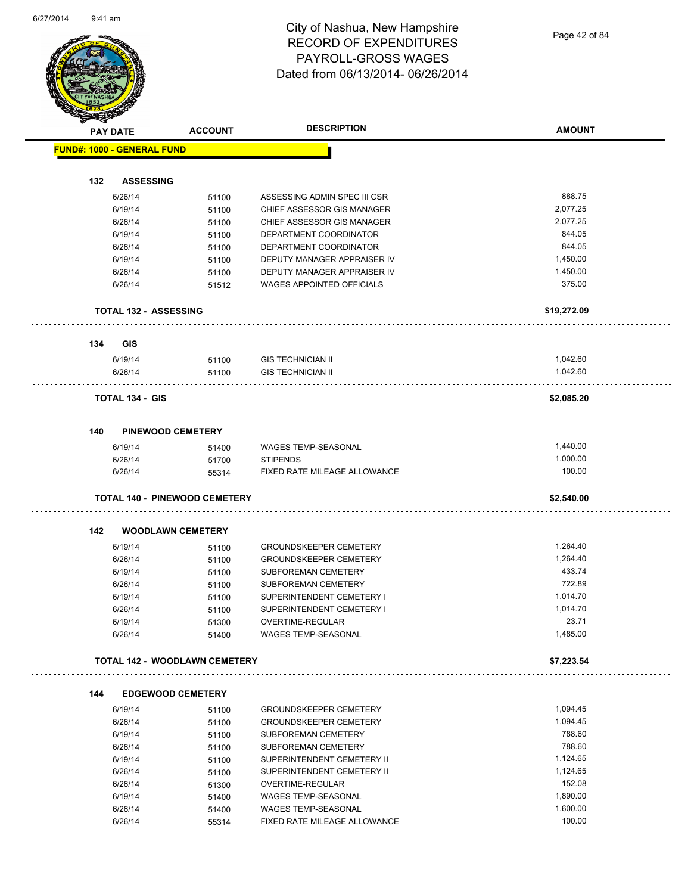City of Nashua, New Hampshire
RECORD OF EXPENDITURES
PAYROLL-GROSS WAGES
Dated from 06/13/2014- 06/26/2014

| PAY DATE | ACCOUNT | DESCRIPTION | AMOUNT |
|---|---|---|---|
| **FUND#: 1000 - GENERAL FUND** | | | |
| **132 ASSESSING** | | | |
| 6/26/14 | 51100 | ASSESSING ADMIN SPEC III CSR | 888.75 |
| 6/19/14 | 51100 | CHIEF ASSESSOR GIS MANAGER | 2,077.25 |
| 6/26/14 | 51100 | CHIEF ASSESSOR GIS MANAGER | 2,077.25 |
| 6/19/14 | 51100 | DEPARTMENT COORDINATOR | 844.05 |
| 6/26/14 | 51100 | DEPARTMENT COORDINATOR | 844.05 |
| 6/19/14 | 51100 | DEPUTY MANAGER APPRAISER IV | 1,450.00 |
| 6/26/14 | 51100 | DEPUTY MANAGER APPRAISER IV | 1,450.00 |
| 6/26/14 | 51512 | WAGES APPOINTED OFFICIALS | 375.00 |
| **TOTAL 132 - ASSESSING** | | | **$19,272.09** |
| **134 GIS** | | | |
| 6/19/14 | 51100 | GIS TECHNICIAN II | 1,042.60 |
| 6/26/14 | 51100 | GIS TECHNICIAN II | 1,042.60 |
| **TOTAL 134 - GIS** | | | **$2,085.20** |
| **140 PINEWOOD CEMETERY** | | | |
| 6/19/14 | 51400 | WAGES TEMP-SEASONAL | 1,440.00 |
| 6/26/14 | 51700 | STIPENDS | 1,000.00 |
| 6/26/14 | 55314 | FIXED RATE MILEAGE ALLOWANCE | 100.00 |
| **TOTAL 140 - PINEWOOD CEMETERY** | | | **$2,540.00** |
| **142 WOODLAWN CEMETERY** | | | |
| 6/19/14 | 51100 | GROUNDSKEEPER CEMETERY | 1,264.40 |
| 6/26/14 | 51100 | GROUNDSKEEPER CEMETERY | 1,264.40 |
| 6/19/14 | 51100 | SUBFOREMAN CEMETERY | 433.74 |
| 6/26/14 | 51100 | SUBFOREMAN CEMETERY | 722.89 |
| 6/19/14 | 51100 | SUPERINTENDENT CEMETERY I | 1,014.70 |
| 6/26/14 | 51100 | SUPERINTENDENT CEMETERY I | 1,014.70 |
| 6/19/14 | 51300 | OVERTIME-REGULAR | 23.71 |
| 6/26/14 | 51400 | WAGES TEMP-SEASONAL | 1,485.00 |
| **TOTAL 142 - WOODLAWN CEMETERY** | | | **$7,223.54** |
| **144 EDGEWOOD CEMETERY** | | | |
| 6/19/14 | 51100 | GROUNDSKEEPER CEMETERY | 1,094.45 |
| 6/26/14 | 51100 | GROUNDSKEEPER CEMETERY | 1,094.45 |
| 6/19/14 | 51100 | SUBFOREMAN CEMETERY | 788.60 |
| 6/26/14 | 51100 | SUBFOREMAN CEMETERY | 788.60 |
| 6/19/14 | 51100 | SUPERINTENDENT CEMETERY II | 1,124.65 |
| 6/26/14 | 51100 | SUPERINTENDENT CEMETERY II | 1,124.65 |
| 6/26/14 | 51300 | OVERTIME-REGULAR | 152.08 |
| 6/19/14 | 51400 | WAGES TEMP-SEASONAL | 1,890.00 |
| 6/26/14 | 51400 | WAGES TEMP-SEASONAL | 1,600.00 |
| 6/26/14 | 55314 | FIXED RATE MILEAGE ALLOWANCE | 100.00 |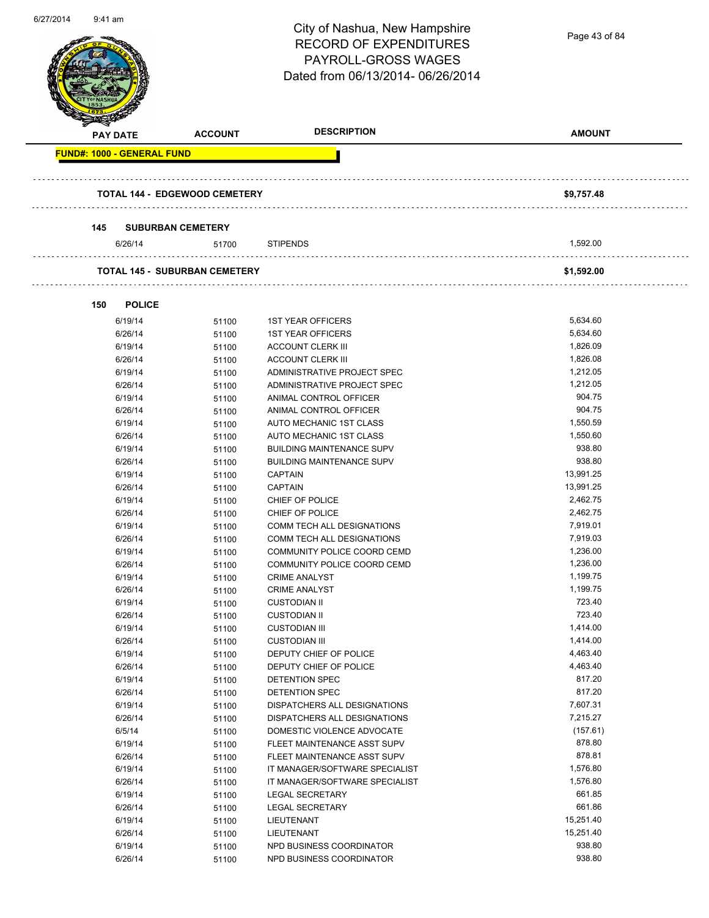City of Nashua, New Hampshire
RECORD OF EXPENDITURES
PAYROLL-GROSS WAGES
Dated from 06/13/2014- 06/26/2014

| PAY DATE | ACCOUNT | DESCRIPTION | AMOUNT |
|---|---|---|---|

**FUND#: 1000 - GENERAL FUND**

| | | | |
|---|---|---|---|
| **TOTAL 144 - EDGEWOOD CEMETERY** | | | **$9,757.48** |
| **145 SUBURBAN CEMETERY** | | | |
| 6/26/14 | 51700 | STIPENDS | 1,592.00 |
| **TOTAL 145 - SUBURBAN CEMETERY** | | | **$1,592.00** |
| **150 POLICE** | | | |
| 6/19/14 | 51100 | 1ST YEAR OFFICERS | 5,634.60 |
| 6/26/14 | 51100 | 1ST YEAR OFFICERS | 5,634.60 |
| 6/19/14 | 51100 | ACCOUNT CLERK III | 1,826.09 |
| 6/26/14 | 51100 | ACCOUNT CLERK III | 1,826.08 |
| 6/19/14 | 51100 | ADMINISTRATIVE PROJECT SPEC | 1,212.05 |
| 6/26/14 | 51100 | ADMINISTRATIVE PROJECT SPEC | 1,212.05 |
| 6/19/14 | 51100 | ANIMAL CONTROL OFFICER | 904.75 |
| 6/26/14 | 51100 | ANIMAL CONTROL OFFICER | 904.75 |
| 6/19/14 | 51100 | AUTO MECHANIC 1ST CLASS | 1,550.59 |
| 6/26/14 | 51100 | AUTO MECHANIC 1ST CLASS | 1,550.60 |
| 6/19/14 | 51100 | BUILDING MAINTENANCE SUPV | 938.80 |
| 6/26/14 | 51100 | BUILDING MAINTENANCE SUPV | 938.80 |
| 6/19/14 | 51100 | CAPTAIN | 13,991.25 |
| 6/26/14 | 51100 | CAPTAIN | 13,991.25 |
| 6/19/14 | 51100 | CHIEF OF POLICE | 2,462.75 |
| 6/26/14 | 51100 | CHIEF OF POLICE | 2,462.75 |
| 6/19/14 | 51100 | COMM TECH ALL DESIGNATIONS | 7,919.01 |
| 6/26/14 | 51100 | COMM TECH ALL DESIGNATIONS | 7,919.03 |
| 6/19/14 | 51100 | COMMUNITY POLICE COORD CEMD | 1,236.00 |
| 6/26/14 | 51100 | COMMUNITY POLICE COORD CEMD | 1,236.00 |
| 6/19/14 | 51100 | CRIME ANALYST | 1,199.75 |
| 6/26/14 | 51100 | CRIME ANALYST | 1,199.75 |
| 6/19/14 | 51100 | CUSTODIAN II | 723.40 |
| 6/26/14 | 51100 | CUSTODIAN II | 723.40 |
| 6/19/14 | 51100 | CUSTODIAN III | 1,414.00 |
| 6/26/14 | 51100 | CUSTODIAN III | 1,414.00 |
| 6/19/14 | 51100 | DEPUTY CHIEF OF POLICE | 4,463.40 |
| 6/26/14 | 51100 | DEPUTY CHIEF OF POLICE | 4,463.40 |
| 6/19/14 | 51100 | DETENTION SPEC | 817.20 |
| 6/26/14 | 51100 | DETENTION SPEC | 817.20 |
| 6/19/14 | 51100 | DISPATCHERS ALL DESIGNATIONS | 7,607.31 |
| 6/26/14 | 51100 | DISPATCHERS ALL DESIGNATIONS | 7,215.27 |
| 6/5/14 | 51100 | DOMESTIC VIOLENCE ADVOCATE | (157.61) |
| 6/19/14 | 51100 | FLEET MAINTENANCE ASST SUPV | 878.80 |
| 6/26/14 | 51100 | FLEET MAINTENANCE ASST SUPV | 878.81 |
| 6/19/14 | 51100 | IT MANAGER/SOFTWARE SPECIALIST | 1,576.80 |
| 6/26/14 | 51100 | IT MANAGER/SOFTWARE SPECIALIST | 1,576.80 |
| 6/19/14 | 51100 | LEGAL SECRETARY | 661.85 |
| 6/26/14 | 51100 | LEGAL SECRETARY | 661.86 |
| 6/19/14 | 51100 | LIEUTENANT | 15,251.40 |
| 6/26/14 | 51100 | LIEUTENANT | 15,251.40 |
| 6/19/14 | 51100 | NPD BUSINESS COORDINATOR | 938.80 |
| 6/26/14 | 51100 | NPD BUSINESS COORDINATOR | 938.80 |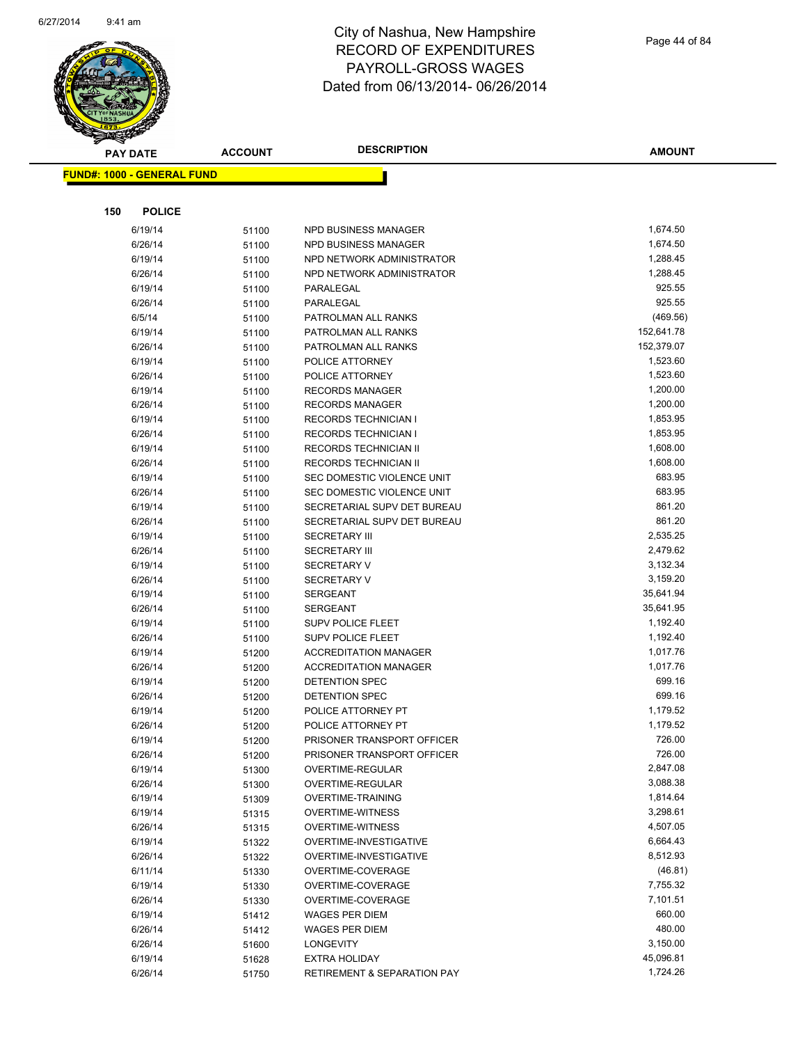# City of Nashua, New Hampshire
# RECORD OF EXPENDITURES
# PAYROLL-GROSS WAGES
# Dated from 06/13/2014- 06/26/2014

**FUND#: 1000 - GENERAL FUND**

**150 POLICE**

| PAY DATE | ACCOUNT | DESCRIPTION | AMOUNT |
|---|---|---|---|
| 6/19/14 | 51100 | NPD BUSINESS MANAGER | 1,674.50 |
| 6/26/14 | 51100 | NPD BUSINESS MANAGER | 1,674.50 |
| 6/19/14 | 51100 | NPD NETWORK ADMINISTRATOR | 1,288.45 |
| 6/26/14 | 51100 | NPD NETWORK ADMINISTRATOR | 1,288.45 |
| 6/19/14 | 51100 | PARALEGAL | 925.55 |
| 6/26/14 | 51100 | PARALEGAL | 925.55 |
| 6/5/14 | 51100 | PATROLMAN ALL RANKS | (469.56) |
| 6/19/14 | 51100 | PATROLMAN ALL RANKS | 152,641.78 |
| 6/26/14 | 51100 | PATROLMAN ALL RANKS | 152,379.07 |
| 6/19/14 | 51100 | POLICE ATTORNEY | 1,523.60 |
| 6/26/14 | 51100 | POLICE ATTORNEY | 1,523.60 |
| 6/19/14 | 51100 | RECORDS MANAGER | 1,200.00 |
| 6/26/14 | 51100 | RECORDS MANAGER | 1,200.00 |
| 6/19/14 | 51100 | RECORDS TECHNICIAN I | 1,853.95 |
| 6/26/14 | 51100 | RECORDS TECHNICIAN I | 1,853.95 |
| 6/19/14 | 51100 | RECORDS TECHNICIAN II | 1,608.00 |
| 6/26/14 | 51100 | RECORDS TECHNICIAN II | 1,608.00 |
| 6/19/14 | 51100 | SEC DOMESTIC VIOLENCE UNIT | 683.95 |
| 6/26/14 | 51100 | SEC DOMESTIC VIOLENCE UNIT | 683.95 |
| 6/19/14 | 51100 | SECRETARIAL SUPV DET BUREAU | 861.20 |
| 6/26/14 | 51100 | SECRETARIAL SUPV DET BUREAU | 861.20 |
| 6/19/14 | 51100 | SECRETARY III | 2,535.25 |
| 6/26/14 | 51100 | SECRETARY III | 2,479.62 |
| 6/19/14 | 51100 | SECRETARY V | 3,132.34 |
| 6/26/14 | 51100 | SECRETARY V | 3,159.20 |
| 6/19/14 | 51100 | SERGEANT | 35,641.94 |
| 6/26/14 | 51100 | SERGEANT | 35,641.95 |
| 6/19/14 | 51100 | SUPV POLICE FLEET | 1,192.40 |
| 6/26/14 | 51100 | SUPV POLICE FLEET | 1,192.40 |
| 6/19/14 | 51200 | ACCREDITATION MANAGER | 1,017.76 |
| 6/26/14 | 51200 | ACCREDITATION MANAGER | 1,017.76 |
| 6/19/14 | 51200 | DETENTION SPEC | 699.16 |
| 6/26/14 | 51200 | DETENTION SPEC | 699.16 |
| 6/19/14 | 51200 | POLICE ATTORNEY PT | 1,179.52 |
| 6/26/14 | 51200 | POLICE ATTORNEY PT | 1,179.52 |
| 6/19/14 | 51200 | PRISONER TRANSPORT OFFICER | 726.00 |
| 6/26/14 | 51200 | PRISONER TRANSPORT OFFICER | 726.00 |
| 6/19/14 | 51300 | OVERTIME-REGULAR | 2,847.08 |
| 6/26/14 | 51300 | OVERTIME-REGULAR | 3,088.38 |
| 6/19/14 | 51309 | OVERTIME-TRAINING | 1,814.64 |
| 6/19/14 | 51315 | OVERTIME-WITNESS | 3,298.61 |
| 6/26/14 | 51315 | OVERTIME-WITNESS | 4,507.05 |
| 6/19/14 | 51322 | OVERTIME-INVESTIGATIVE | 6,664.43 |
| 6/26/14 | 51322 | OVERTIME-INVESTIGATIVE | 8,512.93 |
| 6/11/14 | 51330 | OVERTIME-COVERAGE | (46.81) |
| 6/19/14 | 51330 | OVERTIME-COVERAGE | 7,755.32 |
| 6/26/14 | 51330 | OVERTIME-COVERAGE | 7,101.51 |
| 6/19/14 | 51412 | WAGES PER DIEM | 660.00 |
| 6/26/14 | 51412 | WAGES PER DIEM | 480.00 |
| 6/26/14 | 51600 | LONGEVITY | 3,150.00 |
| 6/19/14 | 51628 | EXTRA HOLIDAY | 45,096.81 |
| 6/26/14 | 51750 | RETIREMENT & SEPARATION PAY | 1,724.26 |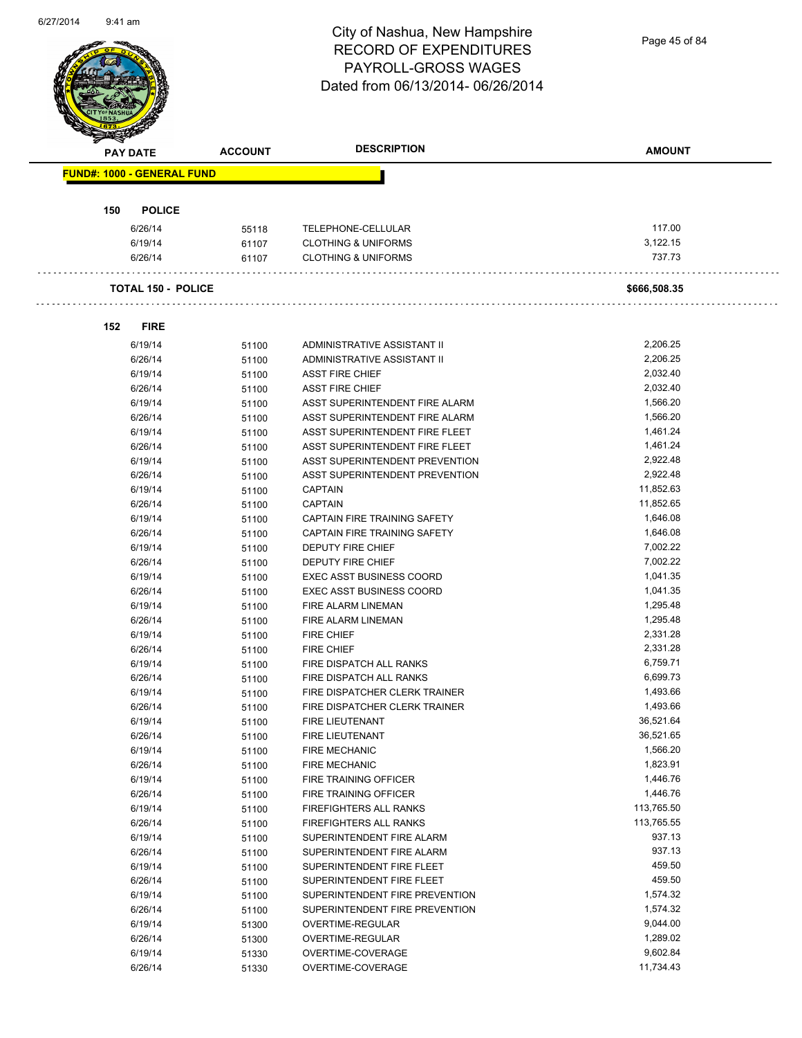# City of Nashua, New Hampshire
# RECORD OF EXPENDITURES
# PAYROLL-GROSS WAGES
# Dated from 06/13/2014- 06/26/2014

| PAY DATE | ACCOUNT | DESCRIPTION | AMOUNT |
|---|---|---|---|
| **FUND#: 1000 - GENERAL FUND** | | | |
| **150 POLICE** | | | |
| 6/26/14 | 55118 | TELEPHONE-CELLULAR | 117.00 |
| 6/19/14 | 61107 | CLOTHING & UNIFORMS | 3,122.15 |
| 6/26/14 | 61107 | CLOTHING & UNIFORMS | 737.73 |
| **TOTAL 150 - POLICE** | | | **$666,508.35** |
| **152 FIRE** | | | |
| 6/19/14 | 51100 | ADMINISTRATIVE ASSISTANT II | 2,206.25 |
| 6/26/14 | 51100 | ADMINISTRATIVE ASSISTANT II | 2,206.25 |
| 6/19/14 | 51100 | ASST FIRE CHIEF | 2,032.40 |
| 6/26/14 | 51100 | ASST FIRE CHIEF | 2,032.40 |
| 6/19/14 | 51100 | ASST SUPERINTENDENT FIRE ALARM | 1,566.20 |
| 6/26/14 | 51100 | ASST SUPERINTENDENT FIRE ALARM | 1,566.20 |
| 6/19/14 | 51100 | ASST SUPERINTENDENT FIRE FLEET | 1,461.24 |
| 6/26/14 | 51100 | ASST SUPERINTENDENT FIRE FLEET | 1,461.24 |
| 6/19/14 | 51100 | ASST SUPERINTENDENT PREVENTION | 2,922.48 |
| 6/26/14 | 51100 | ASST SUPERINTENDENT PREVENTION | 2,922.48 |
| 6/19/14 | 51100 | CAPTAIN | 11,852.63 |
| 6/26/14 | 51100 | CAPTAIN | 11,852.65 |
| 6/19/14 | 51100 | CAPTAIN FIRE TRAINING SAFETY | 1,646.08 |
| 6/26/14 | 51100 | CAPTAIN FIRE TRAINING SAFETY | 1,646.08 |
| 6/19/14 | 51100 | DEPUTY FIRE CHIEF | 7,002.22 |
| 6/26/14 | 51100 | DEPUTY FIRE CHIEF | 7,002.22 |
| 6/19/14 | 51100 | EXEC ASST BUSINESS COORD | 1,041.35 |
| 6/26/14 | 51100 | EXEC ASST BUSINESS COORD | 1,041.35 |
| 6/19/14 | 51100 | FIRE ALARM LINEMAN | 1,295.48 |
| 6/26/14 | 51100 | FIRE ALARM LINEMAN | 1,295.48 |
| 6/19/14 | 51100 | FIRE CHIEF | 2,331.28 |
| 6/26/14 | 51100 | FIRE CHIEF | 2,331.28 |
| 6/19/14 | 51100 | FIRE DISPATCH ALL RANKS | 6,759.71 |
| 6/26/14 | 51100 | FIRE DISPATCH ALL RANKS | 6,699.73 |
| 6/19/14 | 51100 | FIRE DISPATCHER CLERK TRAINER | 1,493.66 |
| 6/26/14 | 51100 | FIRE DISPATCHER CLERK TRAINER | 1,493.66 |
| 6/19/14 | 51100 | FIRE LIEUTENANT | 36,521.64 |
| 6/26/14 | 51100 | FIRE LIEUTENANT | 36,521.65 |
| 6/19/14 | 51100 | FIRE MECHANIC | 1,566.20 |
| 6/26/14 | 51100 | FIRE MECHANIC | 1,823.91 |
| 6/19/14 | 51100 | FIRE TRAINING OFFICER | 1,446.76 |
| 6/26/14 | 51100 | FIRE TRAINING OFFICER | 1,446.76 |
| 6/19/14 | 51100 | FIREFIGHTERS ALL RANKS | 113,765.50 |
| 6/26/14 | 51100 | FIREFIGHTERS ALL RANKS | 113,765.55 |
| 6/19/14 | 51100 | SUPERINTENDENT FIRE ALARM | 937.13 |
| 6/26/14 | 51100 | SUPERINTENDENT FIRE ALARM | 937.13 |
| 6/19/14 | 51100 | SUPERINTENDENT FIRE FLEET | 459.50 |
| 6/26/14 | 51100 | SUPERINTENDENT FIRE FLEET | 459.50 |
| 6/19/14 | 51100 | SUPERINTENDENT FIRE PREVENTION | 1,574.32 |
| 6/26/14 | 51100 | SUPERINTENDENT FIRE PREVENTION | 1,574.32 |
| 6/19/14 | 51300 | OVERTIME-REGULAR | 9,044.00 |
| 6/26/14 | 51300 | OVERTIME-REGULAR | 1,289.02 |
| 6/19/14 | 51330 | OVERTIME-COVERAGE | 9,602.84 |
| 6/26/14 | 51330 | OVERTIME-COVERAGE | 11,734.43 |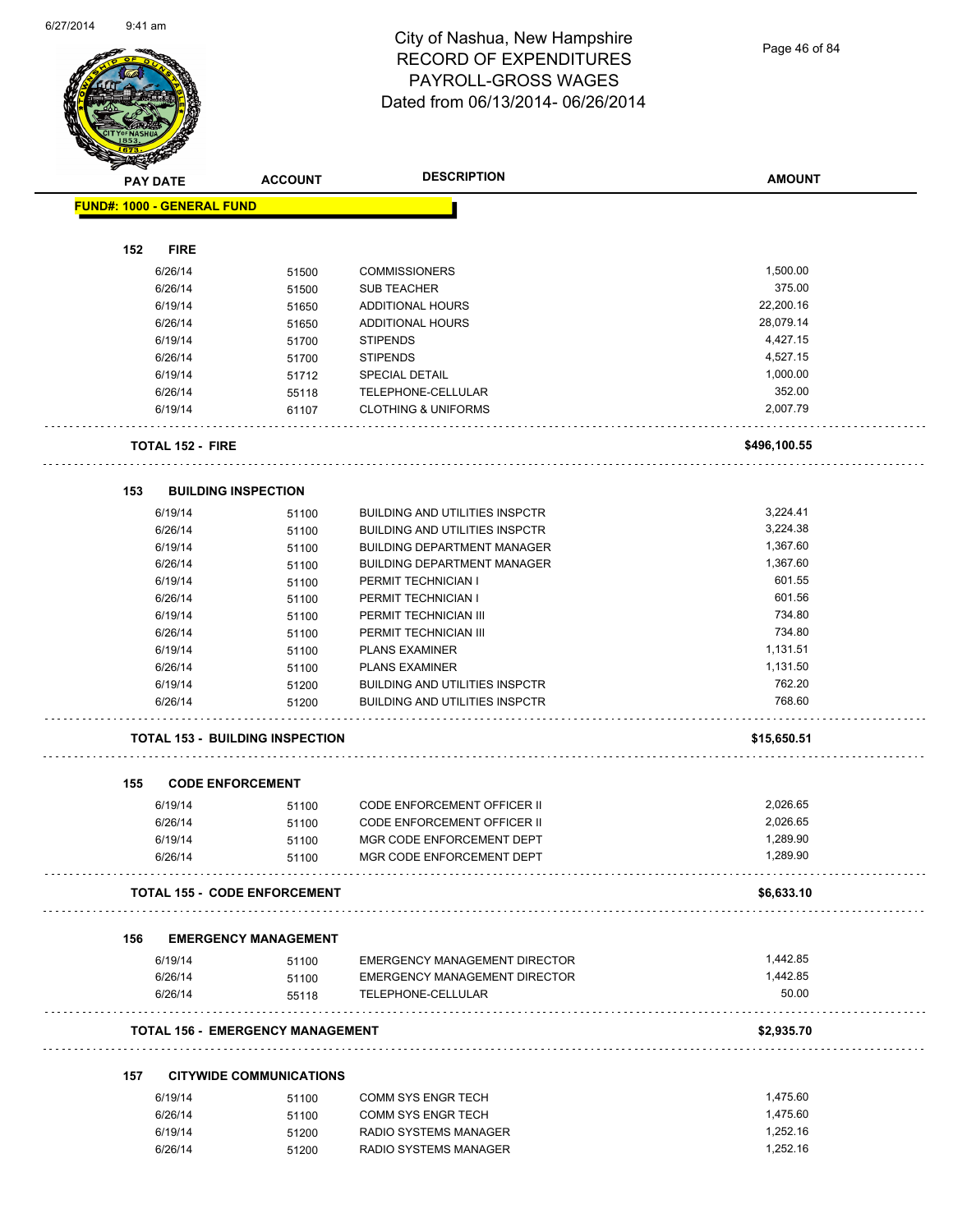# City of Nashua, New Hampshire
## RECORD OF EXPENDITURES
## PAYROLL-GROSS WAGES
## Dated from 06/13/2014- 06/26/2014

| PAY DATE | ACCOUNT | DESCRIPTION | AMOUNT |
|---|---|---|---|
| **FUND#: 1000 - GENERAL FUND** | | | |
| **152 FIRE** | | | |
| 6/26/14 | 51500 | COMMISSIONERS | 1,500.00 |
| 6/26/14 | 51500 | SUB TEACHER | 375.00 |
| 6/19/14 | 51650 | ADDITIONAL HOURS | 22,200.16 |
| 6/26/14 | 51650 | ADDITIONAL HOURS | 28,079.14 |
| 6/19/14 | 51700 | STIPENDS | 4,427.15 |
| 6/26/14 | 51700 | STIPENDS | 4,527.15 |
| 6/19/14 | 51712 | SPECIAL DETAIL | 1,000.00 |
| 6/26/14 | 55118 | TELEPHONE-CELLULAR | 352.00 |
| 6/19/14 | 61107 | CLOTHING & UNIFORMS | 2,007.79 |
| **TOTAL 152 - FIRE** | | | **$496,100.55** |
| **153 BUILDING INSPECTION** | | | |
| 6/19/14 | 51100 | BUILDING AND UTILITIES INSPCTR | 3,224.41 |
| 6/26/14 | 51100 | BUILDING AND UTILITIES INSPCTR | 3,224.38 |
| 6/19/14 | 51100 | BUILDING DEPARTMENT MANAGER | 1,367.60 |
| 6/26/14 | 51100 | BUILDING DEPARTMENT MANAGER | 1,367.60 |
| 6/19/14 | 51100 | PERMIT TECHNICIAN I | 601.55 |
| 6/26/14 | 51100 | PERMIT TECHNICIAN I | 601.56 |
| 6/19/14 | 51100 | PERMIT TECHNICIAN III | 734.80 |
| 6/26/14 | 51100 | PERMIT TECHNICIAN III | 734.80 |
| 6/19/14 | 51100 | PLANS EXAMINER | 1,131.51 |
| 6/26/14 | 51100 | PLANS EXAMINER | 1,131.50 |
| 6/19/14 | 51200 | BUILDING AND UTILITIES INSPCTR | 762.20 |
| 6/26/14 | 51200 | BUILDING AND UTILITIES INSPCTR | 768.60 |
| **TOTAL 153 - BUILDING INSPECTION** | | | **$15,650.51** |
| **155 CODE ENFORCEMENT** | | | |
| 6/19/14 | 51100 | CODE ENFORCEMENT OFFICER II | 2,026.65 |
| 6/26/14 | 51100 | CODE ENFORCEMENT OFFICER II | 2,026.65 |
| 6/19/14 | 51100 | MGR CODE ENFORCEMENT DEPT | 1,289.90 |
| 6/26/14 | 51100 | MGR CODE ENFORCEMENT DEPT | 1,289.90 |
| **TOTAL 155 - CODE ENFORCEMENT** | | | **$6,633.10** |
| **156 EMERGENCY MANAGEMENT** | | | |
| 6/19/14 | 51100 | EMERGENCY MANAGEMENT DIRECTOR | 1,442.85 |
| 6/26/14 | 51100 | EMERGENCY MANAGEMENT DIRECTOR | 1,442.85 |
| 6/26/14 | 55118 | TELEPHONE-CELLULAR | 50.00 |
| **TOTAL 156 - EMERGENCY MANAGEMENT** | | | **$2,935.70** |
| **157 CITYWIDE COMMUNICATIONS** | | | |
| 6/19/14 | 51100 | COMM SYS ENGR TECH | 1,475.60 |
| 6/26/14 | 51100 | COMM SYS ENGR TECH | 1,475.60 |
| 6/19/14 | 51200 | RADIO SYSTEMS MANAGER | 1,252.16 |
| 6/26/14 | 51200 | RADIO SYSTEMS MANAGER | 1,252.16 |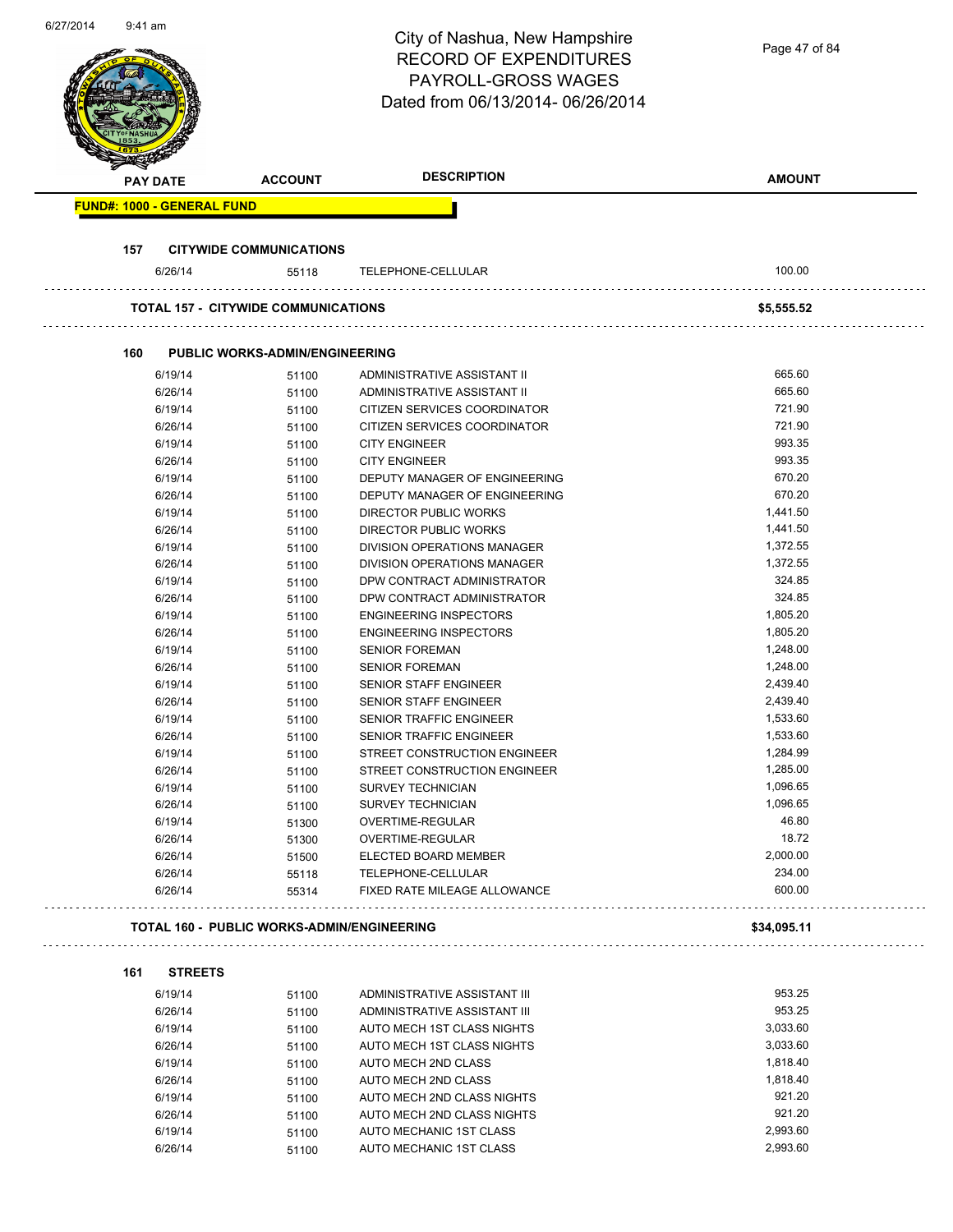# City of Nashua, New Hampshire
## RECORD OF EXPENDITURES
## PAYROLL-GROSS WAGES
## Dated from 06/13/2014- 06/26/2014

| PAY DATE | ACCOUNT | DESCRIPTION | AMOUNT |
|---|---|---|---|
| **FUND#: 1000 - GENERAL FUND** | | | |
| **157 CITYWIDE COMMUNICATIONS** | | | |
| 6/26/14 | 55118 | TELEPHONE-CELLULAR | 100.00 |
| **TOTAL 157 - CITYWIDE COMMUNICATIONS** | | | **$5,555.52** |
| **160 PUBLIC WORKS-ADMIN/ENGINEERING** | | | |
| 6/19/14 | 51100 | ADMINISTRATIVE ASSISTANT II | 665.60 |
| 6/26/14 | 51100 | ADMINISTRATIVE ASSISTANT II | 665.60 |
| 6/19/14 | 51100 | CITIZEN SERVICES COORDINATOR | 721.90 |
| 6/26/14 | 51100 | CITIZEN SERVICES COORDINATOR | 721.90 |
| 6/19/14 | 51100 | CITY ENGINEER | 993.35 |
| 6/26/14 | 51100 | CITY ENGINEER | 993.35 |
| 6/19/14 | 51100 | DEPUTY MANAGER OF ENGINEERING | 670.20 |
| 6/26/14 | 51100 | DEPUTY MANAGER OF ENGINEERING | 670.20 |
| 6/19/14 | 51100 | DIRECTOR PUBLIC WORKS | 1,441.50 |
| 6/26/14 | 51100 | DIRECTOR PUBLIC WORKS | 1,441.50 |
| 6/19/14 | 51100 | DIVISION OPERATIONS MANAGER | 1,372.55 |
| 6/26/14 | 51100 | DIVISION OPERATIONS MANAGER | 1,372.55 |
| 6/19/14 | 51100 | DPW CONTRACT ADMINISTRATOR | 324.85 |
| 6/26/14 | 51100 | DPW CONTRACT ADMINISTRATOR | 324.85 |
| 6/19/14 | 51100 | ENGINEERING INSPECTORS | 1,805.20 |
| 6/26/14 | 51100 | ENGINEERING INSPECTORS | 1,805.20 |
| 6/19/14 | 51100 | SENIOR FOREMAN | 1,248.00 |
| 6/26/14 | 51100 | SENIOR FOREMAN | 1,248.00 |
| 6/19/14 | 51100 | SENIOR STAFF ENGINEER | 2,439.40 |
| 6/26/14 | 51100 | SENIOR STAFF ENGINEER | 2,439.40 |
| 6/19/14 | 51100 | SENIOR TRAFFIC ENGINEER | 1,533.60 |
| 6/26/14 | 51100 | SENIOR TRAFFIC ENGINEER | 1,533.60 |
| 6/19/14 | 51100 | STREET CONSTRUCTION ENGINEER | 1,284.99 |
| 6/26/14 | 51100 | STREET CONSTRUCTION ENGINEER | 1,285.00 |
| 6/19/14 | 51100 | SURVEY TECHNICIAN | 1,096.65 |
| 6/26/14 | 51100 | SURVEY TECHNICIAN | 1,096.65 |
| 6/19/14 | 51300 | OVERTIME-REGULAR | 46.80 |
| 6/26/14 | 51300 | OVERTIME-REGULAR | 18.72 |
| 6/26/14 | 51500 | ELECTED BOARD MEMBER | 2,000.00 |
| 6/26/14 | 55118 | TELEPHONE-CELLULAR | 234.00 |
| 6/26/14 | 55314 | FIXED RATE MILEAGE ALLOWANCE | 600.00 |
| **TOTAL 160 - PUBLIC WORKS-ADMIN/ENGINEERING** | | | **$34,095.11** |
| **161 STREETS** | | | |
| 6/19/14 | 51100 | ADMINISTRATIVE ASSISTANT III | 953.25 |
| 6/26/14 | 51100 | ADMINISTRATIVE ASSISTANT III | 953.25 |
| 6/19/14 | 51100 | AUTO MECH 1ST CLASS NIGHTS | 3,033.60 |
| 6/26/14 | 51100 | AUTO MECH 1ST CLASS NIGHTS | 3,033.60 |
| 6/19/14 | 51100 | AUTO MECH 2ND CLASS | 1,818.40 |
| 6/26/14 | 51100 | AUTO MECH 2ND CLASS | 1,818.40 |
| 6/19/14 | 51100 | AUTO MECH 2ND CLASS NIGHTS | 921.20 |
| 6/26/14 | 51100 | AUTO MECH 2ND CLASS NIGHTS | 921.20 |
| 6/19/14 | 51100 | AUTO MECHANIC 1ST CLASS | 2,993.60 |
| 6/26/14 | 51100 | AUTO MECHANIC 1ST CLASS | 2,993.60 |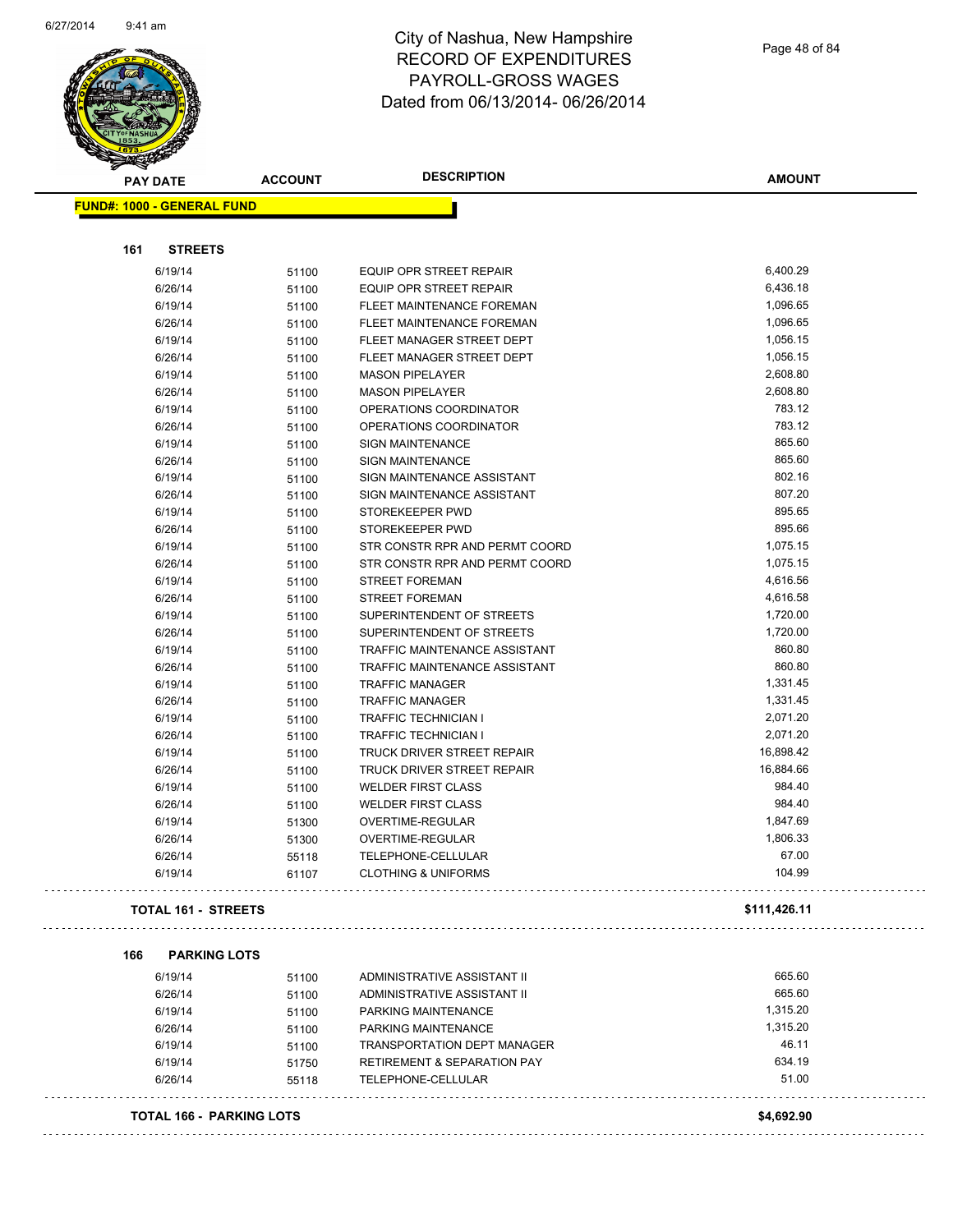# City of Nashua, New Hampshire
## RECORD OF EXPENDITURES
## PAYROLL-GROSS WAGES
## Dated from 06/13/2014- 06/26/2014

| PAY DATE | ACCOUNT | DESCRIPTION | AMOUNT |
|---|---|---|---|

**FUND#: 1000 - GENERAL FUND**

**161 STREETS**

| PAY DATE | ACCOUNT | DESCRIPTION | AMOUNT |
|---|---|---|---|
| 6/19/14 | 51100 | EQUIP OPR STREET REPAIR | 6,400.29 |
| 6/26/14 | 51100 | EQUIP OPR STREET REPAIR | 6,436.18 |
| 6/19/14 | 51100 | FLEET MAINTENANCE FOREMAN | 1,096.65 |
| 6/26/14 | 51100 | FLEET MAINTENANCE FOREMAN | 1,096.65 |
| 6/19/14 | 51100 | FLEET MANAGER STREET DEPT | 1,056.15 |
| 6/26/14 | 51100 | FLEET MANAGER STREET DEPT | 1,056.15 |
| 6/19/14 | 51100 | MASON PIPELAYER | 2,608.80 |
| 6/26/14 | 51100 | MASON PIPELAYER | 2,608.80 |
| 6/19/14 | 51100 | OPERATIONS COORDINATOR | 783.12 |
| 6/26/14 | 51100 | OPERATIONS COORDINATOR | 783.12 |
| 6/19/14 | 51100 | SIGN MAINTENANCE | 865.60 |
| 6/26/14 | 51100 | SIGN MAINTENANCE | 865.60 |
| 6/19/14 | 51100 | SIGN MAINTENANCE ASSISTANT | 802.16 |
| 6/26/14 | 51100 | SIGN MAINTENANCE ASSISTANT | 807.20 |
| 6/19/14 | 51100 | STOREKEEPER PWD | 895.65 |
| 6/26/14 | 51100 | STOREKEEPER PWD | 895.66 |
| 6/19/14 | 51100 | STR CONSTR RPR AND PERMT COORD | 1,075.15 |
| 6/26/14 | 51100 | STR CONSTR RPR AND PERMT COORD | 1,075.15 |
| 6/19/14 | 51100 | STREET FOREMAN | 4,616.56 |
| 6/26/14 | 51100 | STREET FOREMAN | 4,616.58 |
| 6/19/14 | 51100 | SUPERINTENDENT OF STREETS | 1,720.00 |
| 6/26/14 | 51100 | SUPERINTENDENT OF STREETS | 1,720.00 |
| 6/19/14 | 51100 | TRAFFIC MAINTENANCE ASSISTANT | 860.80 |
| 6/26/14 | 51100 | TRAFFIC MAINTENANCE ASSISTANT | 860.80 |
| 6/19/14 | 51100 | TRAFFIC MANAGER | 1,331.45 |
| 6/26/14 | 51100 | TRAFFIC MANAGER | 1,331.45 |
| 6/19/14 | 51100 | TRAFFIC TECHNICIAN I | 2,071.20 |
| 6/26/14 | 51100 | TRAFFIC TECHNICIAN I | 2,071.20 |
| 6/19/14 | 51100 | TRUCK DRIVER STREET REPAIR | 16,898.42 |
| 6/26/14 | 51100 | TRUCK DRIVER STREET REPAIR | 16,884.66 |
| 6/19/14 | 51100 | WELDER FIRST CLASS | 984.40 |
| 6/26/14 | 51100 | WELDER FIRST CLASS | 984.40 |
| 6/19/14 | 51300 | OVERTIME-REGULAR | 1,847.69 |
| 6/26/14 | 51300 | OVERTIME-REGULAR | 1,806.33 |
| 6/26/14 | 55118 | TELEPHONE-CELLULAR | 67.00 |
| 6/19/14 | 61107 | CLOTHING & UNIFORMS | 104.99 |

**TOTAL 161 - STREETS** **$111,426.11**

**166 PARKING LOTS**

| PAY DATE | ACCOUNT | DESCRIPTION | AMOUNT |
|---|---|---|---|
| 6/19/14 | 51100 | ADMINISTRATIVE ASSISTANT II | 665.60 |
| 6/26/14 | 51100 | ADMINISTRATIVE ASSISTANT II | 665.60 |
| 6/19/14 | 51100 | PARKING MAINTENANCE | 1,315.20 |
| 6/26/14 | 51100 | PARKING MAINTENANCE | 1,315.20 |
| 6/19/14 | 51100 | TRANSPORTATION DEPT MANAGER | 46.11 |
| 6/19/14 | 51750 | RETIREMENT & SEPARATION PAY | 634.19 |
| 6/26/14 | 55118 | TELEPHONE-CELLULAR | 51.00 |

**TOTAL 166 - PARKING LOTS** **$4,692.90**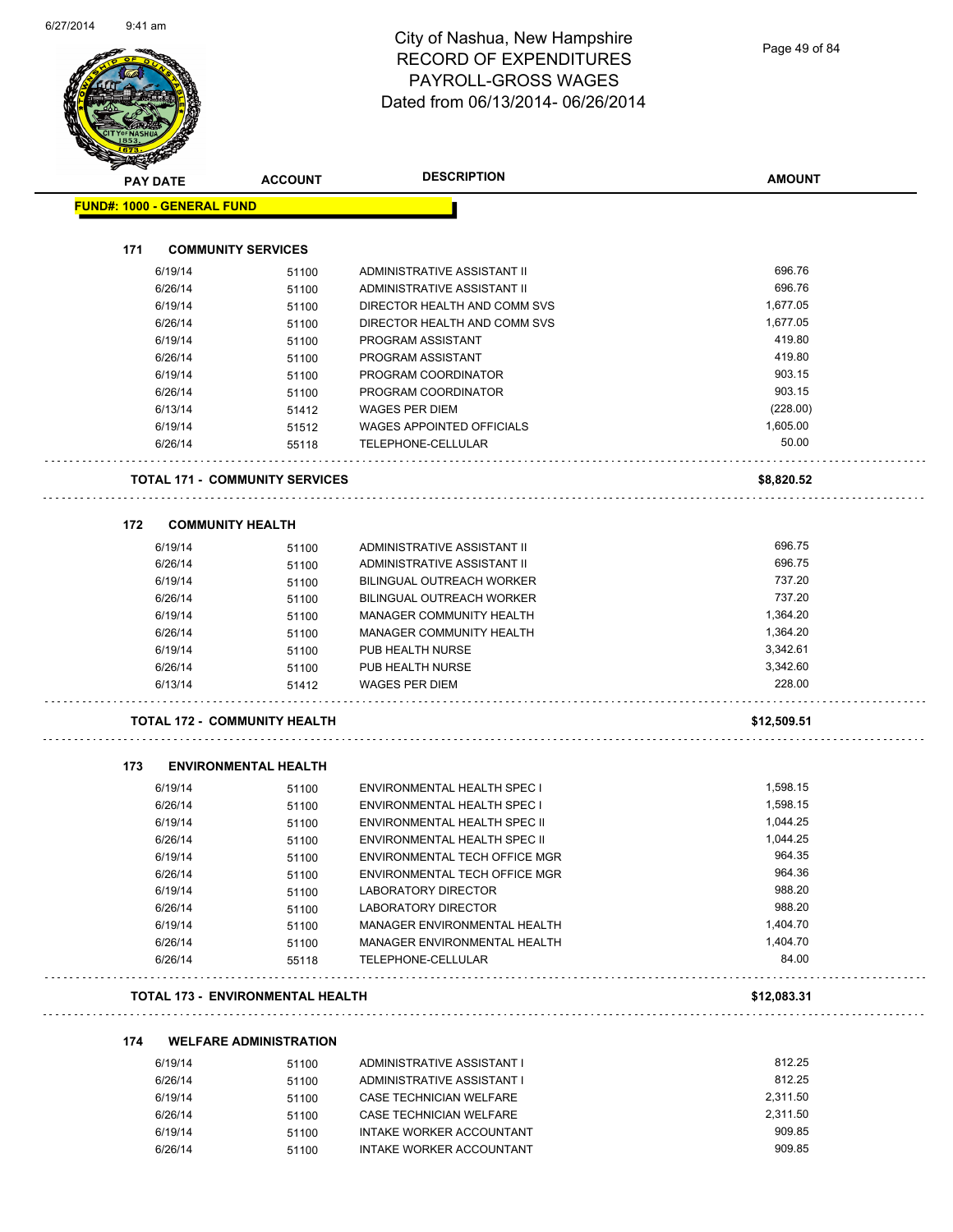# City of Nashua, New Hampshire
## RECORD OF EXPENDITURES
## PAYROLL-GROSS WAGES
## Dated from 06/13/2014- 06/26/2014

| PAY DATE | ACCOUNT | DESCRIPTION | AMOUNT |
|---|---|---|---|

**FUND#: 1000 - GENERAL FUND**

### 171 COMMUNITY SERVICES

| PAY DATE | ACCOUNT | DESCRIPTION | AMOUNT |
|---|---|---|---|
| 6/19/14 | 51100 | ADMINISTRATIVE ASSISTANT II | 696.76 |
| 6/26/14 | 51100 | ADMINISTRATIVE ASSISTANT II | 696.76 |
| 6/19/14 | 51100 | DIRECTOR HEALTH AND COMM SVS | 1,677.05 |
| 6/26/14 | 51100 | DIRECTOR HEALTH AND COMM SVS | 1,677.05 |
| 6/19/14 | 51100 | PROGRAM ASSISTANT | 419.80 |
| 6/26/14 | 51100 | PROGRAM ASSISTANT | 419.80 |
| 6/19/14 | 51100 | PROGRAM COORDINATOR | 903.15 |
| 6/26/14 | 51100 | PROGRAM COORDINATOR | 903.15 |
| 6/13/14 | 51412 | WAGES PER DIEM | (228.00) |
| 6/19/14 | 51512 | WAGES APPOINTED OFFICIALS | 1,605.00 |
| 6/26/14 | 55118 | TELEPHONE-CELLULAR | 50.00 |

**TOTAL 171 - COMMUNITY SERVICES** **$8,820.52**

### 172 COMMUNITY HEALTH

| PAY DATE | ACCOUNT | DESCRIPTION | AMOUNT |
|---|---|---|---|
| 6/19/14 | 51100 | ADMINISTRATIVE ASSISTANT II | 696.75 |
| 6/26/14 | 51100 | ADMINISTRATIVE ASSISTANT II | 696.75 |
| 6/19/14 | 51100 | BILINGUAL OUTREACH WORKER | 737.20 |
| 6/26/14 | 51100 | BILINGUAL OUTREACH WORKER | 737.20 |
| 6/19/14 | 51100 | MANAGER COMMUNITY HEALTH | 1,364.20 |
| 6/26/14 | 51100 | MANAGER COMMUNITY HEALTH | 1,364.20 |
| 6/19/14 | 51100 | PUB HEALTH NURSE | 3,342.61 |
| 6/26/14 | 51100 | PUB HEALTH NURSE | 3,342.60 |
| 6/13/14 | 51412 | WAGES PER DIEM | 228.00 |

**TOTAL 172 - COMMUNITY HEALTH** **$12,509.51**

### 173 ENVIRONMENTAL HEALTH

| PAY DATE | ACCOUNT | DESCRIPTION | AMOUNT |
|---|---|---|---|
| 6/19/14 | 51100 | ENVIRONMENTAL HEALTH SPEC I | 1,598.15 |
| 6/26/14 | 51100 | ENVIRONMENTAL HEALTH SPEC I | 1,598.15 |
| 6/19/14 | 51100 | ENVIRONMENTAL HEALTH SPEC II | 1,044.25 |
| 6/26/14 | 51100 | ENVIRONMENTAL HEALTH SPEC II | 1,044.25 |
| 6/19/14 | 51100 | ENVIRONMENTAL TECH OFFICE MGR | 964.35 |
| 6/26/14 | 51100 | ENVIRONMENTAL TECH OFFICE MGR | 964.36 |
| 6/19/14 | 51100 | LABORATORY DIRECTOR | 988.20 |
| 6/26/14 | 51100 | LABORATORY DIRECTOR | 988.20 |
| 6/19/14 | 51100 | MANAGER ENVIRONMENTAL HEALTH | 1,404.70 |
| 6/26/14 | 51100 | MANAGER ENVIRONMENTAL HEALTH | 1,404.70 |
| 6/26/14 | 55118 | TELEPHONE-CELLULAR | 84.00 |

**TOTAL 173 - ENVIRONMENTAL HEALTH** **$12,083.31**

### 174 WELFARE ADMINISTRATION

| PAY DATE | ACCOUNT | DESCRIPTION | AMOUNT |
|---|---|---|---|
| 6/19/14 | 51100 | ADMINISTRATIVE ASSISTANT I | 812.25 |
| 6/26/14 | 51100 | ADMINISTRATIVE ASSISTANT I | 812.25 |
| 6/19/14 | 51100 | CASE TECHNICIAN WELFARE | 2,311.50 |
| 6/26/14 | 51100 | CASE TECHNICIAN WELFARE | 2,311.50 |
| 6/19/14 | 51100 | INTAKE WORKER ACCOUNTANT | 909.85 |
| 6/26/14 | 51100 | INTAKE WORKER ACCOUNTANT | 909.85 |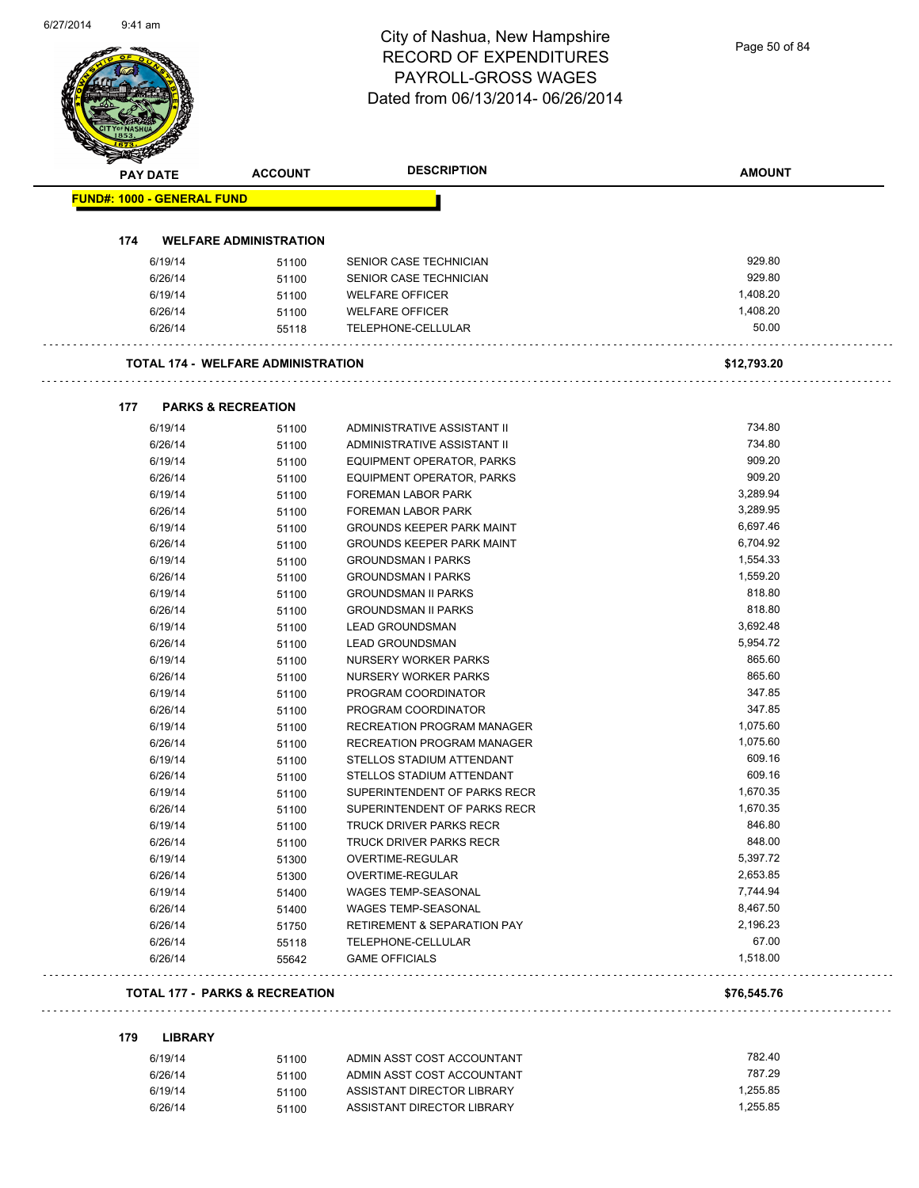# City of Nashua, New Hampshire
# RECORD OF EXPENDITURES
# PAYROLL-GROSS WAGES
# Dated from 06/13/2014- 06/26/2014

| PAY DATE | ACCOUNT | DESCRIPTION | AMOUNT |
|---|---|---|---|
| **FUND#: 1000 - GENERAL FUND** | | | |
| **174 WELFARE ADMINISTRATION** | | | |
| 6/19/14 | 51100 | SENIOR CASE TECHNICIAN | 929.80 |
| 6/26/14 | 51100 | SENIOR CASE TECHNICIAN | 929.80 |
| 6/19/14 | 51100 | WELFARE OFFICER | 1,408.20 |
| 6/26/14 | 51100 | WELFARE OFFICER | 1,408.20 |
| 6/26/14 | 55118 | TELEPHONE-CELLULAR | 50.00 |
| **TOTAL 174 - WELFARE ADMINISTRATION** | | | **$12,793.20** |
| **177 PARKS & RECREATION** | | | |
| 6/19/14 | 51100 | ADMINISTRATIVE ASSISTANT II | 734.80 |
| 6/26/14 | 51100 | ADMINISTRATIVE ASSISTANT II | 734.80 |
| 6/19/14 | 51100 | EQUIPMENT OPERATOR, PARKS | 909.20 |
| 6/26/14 | 51100 | EQUIPMENT OPERATOR, PARKS | 909.20 |
| 6/19/14 | 51100 | FOREMAN LABOR PARK | 3,289.94 |
| 6/26/14 | 51100 | FOREMAN LABOR PARK | 3,289.95 |
| 6/19/14 | 51100 | GROUNDS KEEPER PARK MAINT | 6,697.46 |
| 6/26/14 | 51100 | GROUNDS KEEPER PARK MAINT | 6,704.92 |
| 6/19/14 | 51100 | GROUNDSMAN I PARKS | 1,554.33 |
| 6/26/14 | 51100 | GROUNDSMAN I PARKS | 1,559.20 |
| 6/19/14 | 51100 | GROUNDSMAN II PARKS | 818.80 |
| 6/26/14 | 51100 | GROUNDSMAN II PARKS | 818.80 |
| 6/19/14 | 51100 | LEAD GROUNDSMAN | 3,692.48 |
| 6/26/14 | 51100 | LEAD GROUNDSMAN | 5,954.72 |
| 6/19/14 | 51100 | NURSERY WORKER PARKS | 865.60 |
| 6/26/14 | 51100 | NURSERY WORKER PARKS | 865.60 |
| 6/19/14 | 51100 | PROGRAM COORDINATOR | 347.85 |
| 6/26/14 | 51100 | PROGRAM COORDINATOR | 347.85 |
| 6/19/14 | 51100 | RECREATION PROGRAM MANAGER | 1,075.60 |
| 6/26/14 | 51100 | RECREATION PROGRAM MANAGER | 1,075.60 |
| 6/19/14 | 51100 | STELLOS STADIUM ATTENDANT | 609.16 |
| 6/26/14 | 51100 | STELLOS STADIUM ATTENDANT | 609.16 |
| 6/19/14 | 51100 | SUPERINTENDENT OF PARKS RECR | 1,670.35 |
| 6/26/14 | 51100 | SUPERINTENDENT OF PARKS RECR | 1,670.35 |
| 6/19/14 | 51100 | TRUCK DRIVER PARKS RECR | 846.80 |
| 6/26/14 | 51100 | TRUCK DRIVER PARKS RECR | 848.00 |
| 6/19/14 | 51300 | OVERTIME-REGULAR | 5,397.72 |
| 6/26/14 | 51300 | OVERTIME-REGULAR | 2,653.85 |
| 6/19/14 | 51400 | WAGES TEMP-SEASONAL | 7,744.94 |
| 6/26/14 | 51400 | WAGES TEMP-SEASONAL | 8,467.50 |
| 6/26/14 | 51750 | RETIREMENT & SEPARATION PAY | 2,196.23 |
| 6/26/14 | 55118 | TELEPHONE-CELLULAR | 67.00 |
| 6/26/14 | 55642 | GAME OFFICIALS | 1,518.00 |
| **TOTAL 177 - PARKS & RECREATION** | | | **$76,545.76** |
| **179 LIBRARY** | | | |
| 6/19/14 | 51100 | ADMIN ASST COST ACCOUNTANT | 782.40 |
| 6/26/14 | 51100 | ADMIN ASST COST ACCOUNTANT | 787.29 |
| 6/19/14 | 51100 | ASSISTANT DIRECTOR LIBRARY | 1,255.85 |
| 6/26/14 | 51100 | ASSISTANT DIRECTOR LIBRARY | 1,255.85 |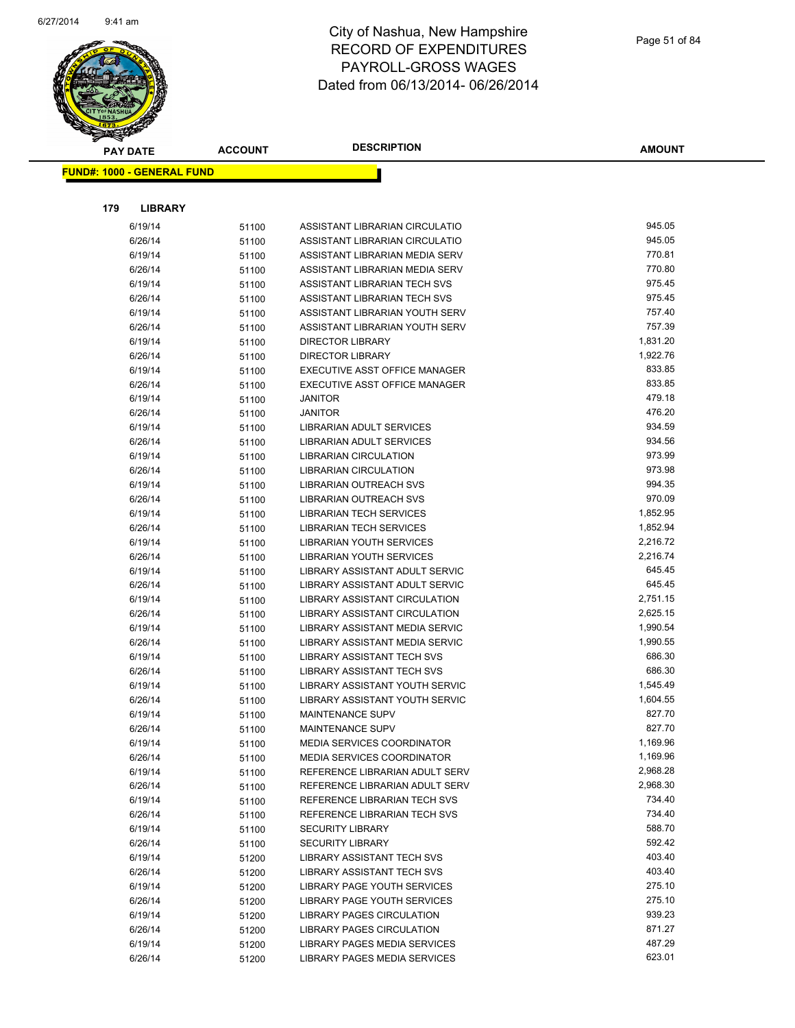# City of Nashua, New Hampshire
## RECORD OF EXPENDITURES
## PAYROLL-GROSS WAGES
## Dated from 06/13/2014- 06/26/2014

| PAY DATE | ACCOUNT | DESCRIPTION | AMOUNT |
|---|---|---|---|

**FUND#: 1000 - GENERAL FUND**

**179 LIBRARY**

| PAY DATE | ACCOUNT | DESCRIPTION | AMOUNT |
|---|---|---|---|
| 6/19/14 | 51100 | ASSISTANT LIBRARIAN CIRCULATIO | 945.05 |
| 6/26/14 | 51100 | ASSISTANT LIBRARIAN CIRCULATIO | 945.05 |
| 6/19/14 | 51100 | ASSISTANT LIBRARIAN MEDIA SERV | 770.81 |
| 6/26/14 | 51100 | ASSISTANT LIBRARIAN MEDIA SERV | 770.80 |
| 6/19/14 | 51100 | ASSISTANT LIBRARIAN TECH SVS | 975.45 |
| 6/26/14 | 51100 | ASSISTANT LIBRARIAN TECH SVS | 975.45 |
| 6/19/14 | 51100 | ASSISTANT LIBRARIAN YOUTH SERV | 757.40 |
| 6/26/14 | 51100 | ASSISTANT LIBRARIAN YOUTH SERV | 757.39 |
| 6/19/14 | 51100 | DIRECTOR LIBRARY | 1,831.20 |
| 6/26/14 | 51100 | DIRECTOR LIBRARY | 1,922.76 |
| 6/19/14 | 51100 | EXECUTIVE ASST OFFICE MANAGER | 833.85 |
| 6/26/14 | 51100 | EXECUTIVE ASST OFFICE MANAGER | 833.85 |
| 6/19/14 | 51100 | JANITOR | 479.18 |
| 6/26/14 | 51100 | JANITOR | 476.20 |
| 6/19/14 | 51100 | LIBRARIAN ADULT SERVICES | 934.59 |
| 6/26/14 | 51100 | LIBRARIAN ADULT SERVICES | 934.56 |
| 6/19/14 | 51100 | LIBRARIAN CIRCULATION | 973.99 |
| 6/26/14 | 51100 | LIBRARIAN CIRCULATION | 973.98 |
| 6/19/14 | 51100 | LIBRARIAN OUTREACH SVS | 994.35 |
| 6/26/14 | 51100 | LIBRARIAN OUTREACH SVS | 970.09 |
| 6/19/14 | 51100 | LIBRARIAN TECH SERVICES | 1,852.95 |
| 6/26/14 | 51100 | LIBRARIAN TECH SERVICES | 1,852.94 |
| 6/19/14 | 51100 | LIBRARIAN YOUTH SERVICES | 2,216.72 |
| 6/26/14 | 51100 | LIBRARIAN YOUTH SERVICES | 2,216.74 |
| 6/19/14 | 51100 | LIBRARY ASSISTANT ADULT SERVIC | 645.45 |
| 6/26/14 | 51100 | LIBRARY ASSISTANT ADULT SERVIC | 645.45 |
| 6/19/14 | 51100 | LIBRARY ASSISTANT CIRCULATION | 2,751.15 |
| 6/26/14 | 51100 | LIBRARY ASSISTANT CIRCULATION | 2,625.15 |
| 6/19/14 | 51100 | LIBRARY ASSISTANT MEDIA SERVIC | 1,990.54 |
| 6/26/14 | 51100 | LIBRARY ASSISTANT MEDIA SERVIC | 1,990.55 |
| 6/19/14 | 51100 | LIBRARY ASSISTANT TECH SVS | 686.30 |
| 6/26/14 | 51100 | LIBRARY ASSISTANT TECH SVS | 686.30 |
| 6/19/14 | 51100 | LIBRARY ASSISTANT YOUTH SERVIC | 1,545.49 |
| 6/26/14 | 51100 | LIBRARY ASSISTANT YOUTH SERVIC | 1,604.55 |
| 6/19/14 | 51100 | MAINTENANCE SUPV | 827.70 |
| 6/26/14 | 51100 | MAINTENANCE SUPV | 827.70 |
| 6/19/14 | 51100 | MEDIA SERVICES COORDINATOR | 1,169.96 |
| 6/26/14 | 51100 | MEDIA SERVICES COORDINATOR | 1,169.96 |
| 6/19/14 | 51100 | REFERENCE LIBRARIAN ADULT SERV | 2,968.28 |
| 6/26/14 | 51100 | REFERENCE LIBRARIAN ADULT SERV | 2,968.30 |
| 6/19/14 | 51100 | REFERENCE LIBRARIAN TECH SVS | 734.40 |
| 6/26/14 | 51100 | REFERENCE LIBRARIAN TECH SVS | 734.40 |
| 6/19/14 | 51100 | SECURITY LIBRARY | 588.70 |
| 6/26/14 | 51100 | SECURITY LIBRARY | 592.42 |
| 6/19/14 | 51200 | LIBRARY ASSISTANT TECH SVS | 403.40 |
| 6/26/14 | 51200 | LIBRARY ASSISTANT TECH SVS | 403.40 |
| 6/19/14 | 51200 | LIBRARY PAGE YOUTH SERVICES | 275.10 |
| 6/26/14 | 51200 | LIBRARY PAGE YOUTH SERVICES | 275.10 |
| 6/19/14 | 51200 | LIBRARY PAGES CIRCULATION | 939.23 |
| 6/26/14 | 51200 | LIBRARY PAGES CIRCULATION | 871.27 |
| 6/19/14 | 51200 | LIBRARY PAGES MEDIA SERVICES | 487.29 |
| 6/26/14 | 51200 | LIBRARY PAGES MEDIA SERVICES | 623.01 |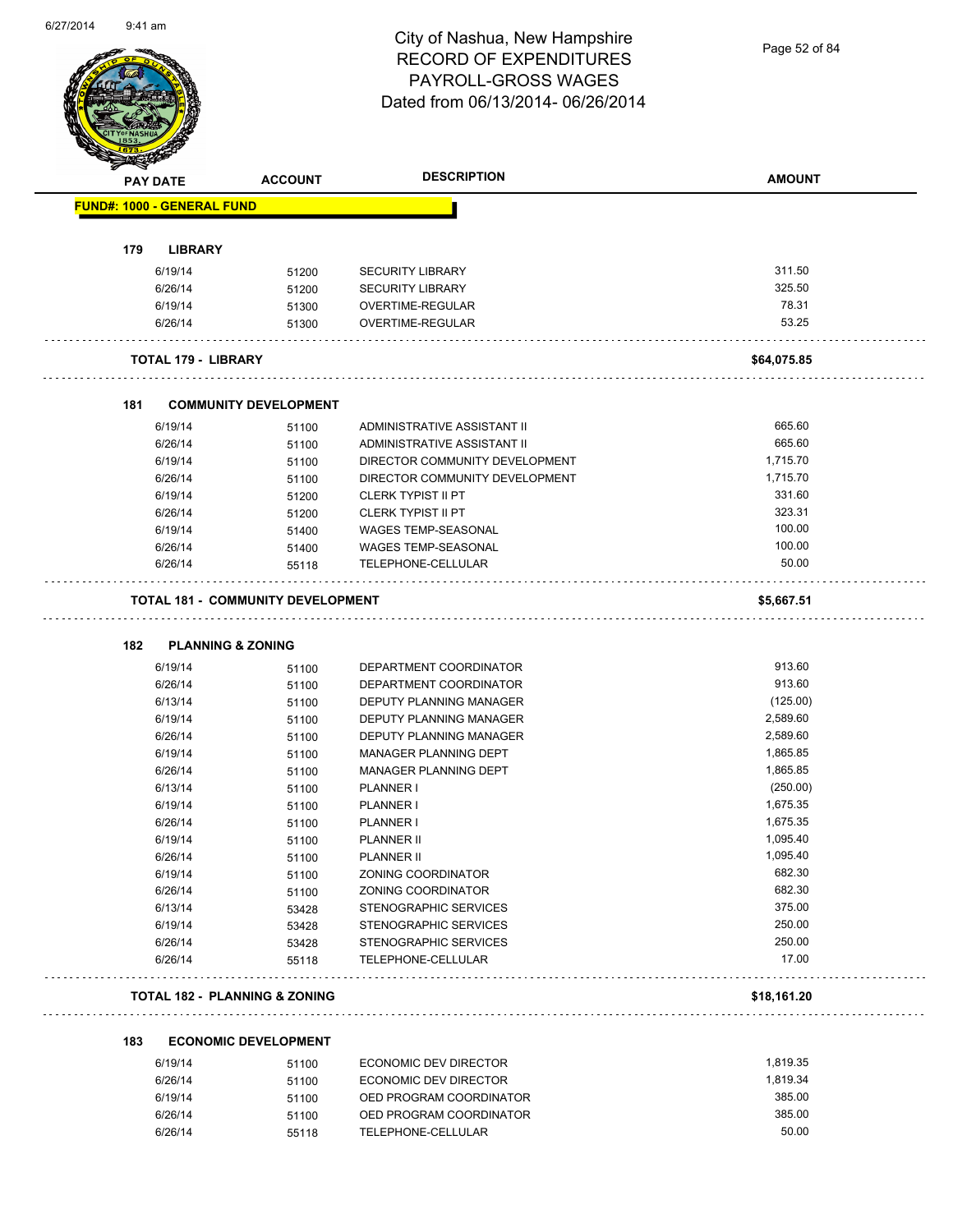# City of Nashua, New Hampshire
## RECORD OF EXPENDITURES
## PAYROLL-GROSS WAGES
## Dated from 06/13/2014- 06/26/2014

**FUND#: 1000 - GENERAL FUND**

### 179 LIBRARY

| PAY DATE | ACCOUNT | DESCRIPTION | AMOUNT |
|---|---|---|---|
| 6/19/14 | 51200 | SECURITY LIBRARY | 311.50 |
| 6/26/14 | 51200 | SECURITY LIBRARY | 325.50 |
| 6/19/14 | 51300 | OVERTIME-REGULAR | 78.31 |
| 6/26/14 | 51300 | OVERTIME-REGULAR | 53.25 |
| **TOTAL 179 - LIBRARY** | | | **$64,075.85** |

### 181 COMMUNITY DEVELOPMENT

| PAY DATE | ACCOUNT | DESCRIPTION | AMOUNT |
|---|---|---|---|
| 6/19/14 | 51100 | ADMINISTRATIVE ASSISTANT II | 665.60 |
| 6/26/14 | 51100 | ADMINISTRATIVE ASSISTANT II | 665.60 |
| 6/19/14 | 51100 | DIRECTOR COMMUNITY DEVELOPMENT | 1,715.70 |
| 6/26/14 | 51100 | DIRECTOR COMMUNITY DEVELOPMENT | 1,715.70 |
| 6/19/14 | 51200 | CLERK TYPIST II PT | 331.60 |
| 6/26/14 | 51200 | CLERK TYPIST II PT | 323.31 |
| 6/19/14 | 51400 | WAGES TEMP-SEASONAL | 100.00 |
| 6/26/14 | 51400 | WAGES TEMP-SEASONAL | 100.00 |
| 6/26/14 | 55118 | TELEPHONE-CELLULAR | 50.00 |
| **TOTAL 181 - COMMUNITY DEVELOPMENT** | | | **$5,667.51** |

### 182 PLANNING & ZONING

| PAY DATE | ACCOUNT | DESCRIPTION | AMOUNT |
|---|---|---|---|
| 6/19/14 | 51100 | DEPARTMENT COORDINATOR | 913.60 |
| 6/26/14 | 51100 | DEPARTMENT COORDINATOR | 913.60 |
| 6/13/14 | 51100 | DEPUTY PLANNING MANAGER | (125.00) |
| 6/19/14 | 51100 | DEPUTY PLANNING MANAGER | 2,589.60 |
| 6/26/14 | 51100 | DEPUTY PLANNING MANAGER | 2,589.60 |
| 6/19/14 | 51100 | MANAGER PLANNING DEPT | 1,865.85 |
| 6/26/14 | 51100 | MANAGER PLANNING DEPT | 1,865.85 |
| 6/13/14 | 51100 | PLANNER I | (250.00) |
| 6/19/14 | 51100 | PLANNER I | 1,675.35 |
| 6/26/14 | 51100 | PLANNER I | 1,675.35 |
| 6/19/14 | 51100 | PLANNER II | 1,095.40 |
| 6/26/14 | 51100 | PLANNER II | 1,095.40 |
| 6/19/14 | 51100 | ZONING COORDINATOR | 682.30 |
| 6/26/14 | 51100 | ZONING COORDINATOR | 682.30 |
| 6/13/14 | 53428 | STENOGRAPHIC SERVICES | 375.00 |
| 6/19/14 | 53428 | STENOGRAPHIC SERVICES | 250.00 |
| 6/26/14 | 53428 | STENOGRAPHIC SERVICES | 250.00 |
| 6/26/14 | 55118 | TELEPHONE-CELLULAR | 17.00 |
| **TOTAL 182 - PLANNING & ZONING** | | | **$18,161.20** |

### 183 ECONOMIC DEVELOPMENT

| PAY DATE | ACCOUNT | DESCRIPTION | AMOUNT |
|---|---|---|---|
| 6/19/14 | 51100 | ECONOMIC DEV DIRECTOR | 1,819.35 |
| 6/26/14 | 51100 | ECONOMIC DEV DIRECTOR | 1,819.34 |
| 6/19/14 | 51100 | OED PROGRAM COORDINATOR | 385.00 |
| 6/26/14 | 51100 | OED PROGRAM COORDINATOR | 385.00 |
| 6/26/14 | 55118 | TELEPHONE-CELLULAR | 50.00 |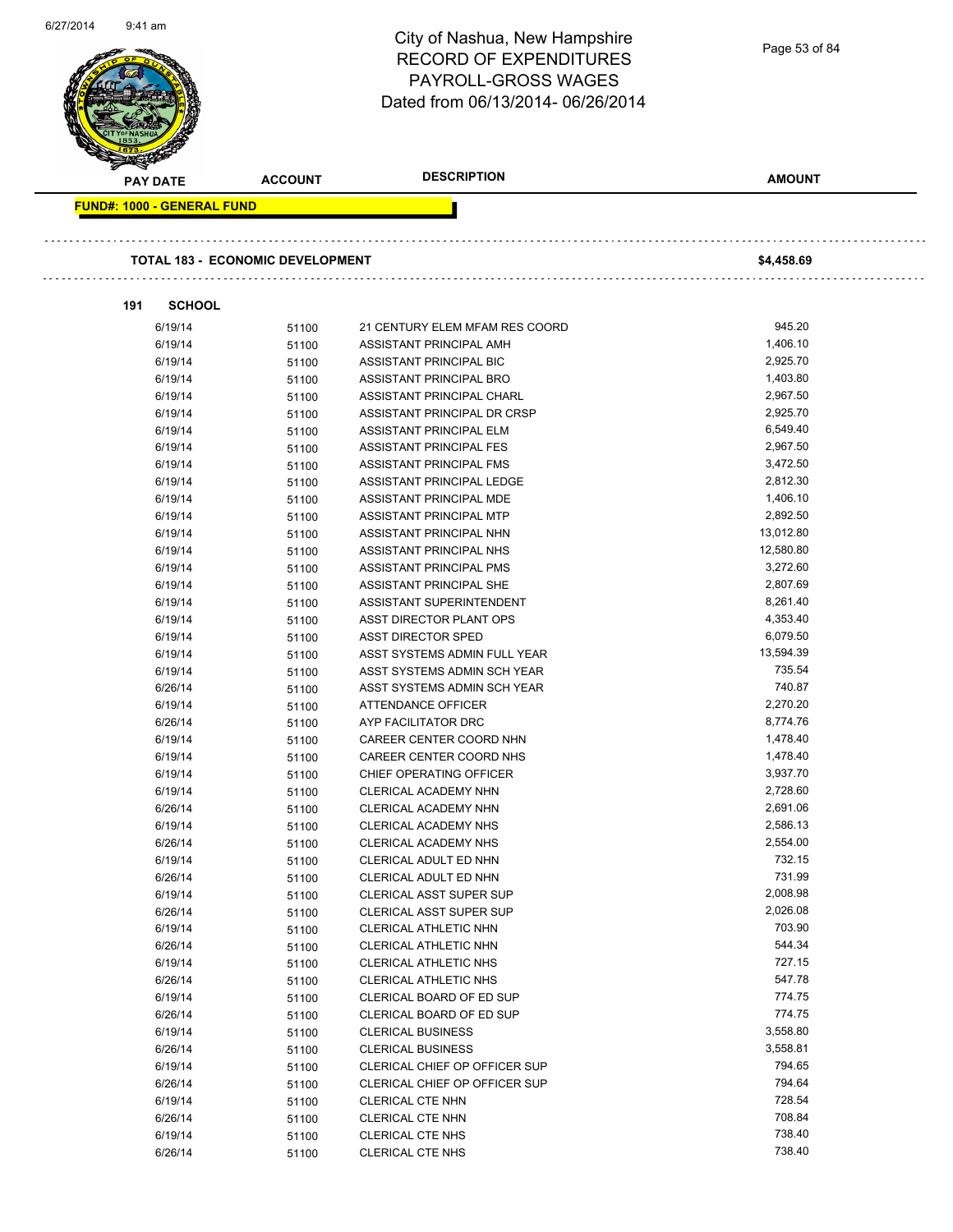# City of Nashua, New Hampshire
## RECORD OF EXPENDITURES
## PAYROLL-GROSS WAGES
## Dated from 06/13/2014- 06/26/2014

| PAY DATE | ACCOUNT | DESCRIPTION | AMOUNT |
|---|---|---|---|

**FUND#: 1000 - GENERAL FUND**

**TOTAL 183 - ECONOMIC DEVELOPMENT** **$4,458.69**

**191 SCHOOL**

| PAY DATE | ACCOUNT | DESCRIPTION | AMOUNT |
|---|---|---|---|
| 6/19/14 | 51100 | 21 CENTURY ELEM MFAM RES COORD | 945.20 |
| 6/19/14 | 51100 | ASSISTANT PRINCIPAL AMH | 1,406.10 |
| 6/19/14 | 51100 | ASSISTANT PRINCIPAL BIC | 2,925.70 |
| 6/19/14 | 51100 | ASSISTANT PRINCIPAL BRO | 1,403.80 |
| 6/19/14 | 51100 | ASSISTANT PRINCIPAL CHARL | 2,967.50 |
| 6/19/14 | 51100 | ASSISTANT PRINCIPAL DR CRSP | 2,925.70 |
| 6/19/14 | 51100 | ASSISTANT PRINCIPAL ELM | 6,549.40 |
| 6/19/14 | 51100 | ASSISTANT PRINCIPAL FES | 2,967.50 |
| 6/19/14 | 51100 | ASSISTANT PRINCIPAL FMS | 3,472.50 |
| 6/19/14 | 51100 | ASSISTANT PRINCIPAL LEDGE | 2,812.30 |
| 6/19/14 | 51100 | ASSISTANT PRINCIPAL MDE | 1,406.10 |
| 6/19/14 | 51100 | ASSISTANT PRINCIPAL MTP | 2,892.50 |
| 6/19/14 | 51100 | ASSISTANT PRINCIPAL NHN | 13,012.80 |
| 6/19/14 | 51100 | ASSISTANT PRINCIPAL NHS | 12,580.80 |
| 6/19/14 | 51100 | ASSISTANT PRINCIPAL PMS | 3,272.60 |
| 6/19/14 | 51100 | ASSISTANT PRINCIPAL SHE | 2,807.69 |
| 6/19/14 | 51100 | ASSISTANT SUPERINTENDENT | 8,261.40 |
| 6/19/14 | 51100 | ASST DIRECTOR PLANT OPS | 4,353.40 |
| 6/19/14 | 51100 | ASST DIRECTOR SPED | 6,079.50 |
| 6/19/14 | 51100 | ASST SYSTEMS ADMIN FULL YEAR | 13,594.39 |
| 6/19/14 | 51100 | ASST SYSTEMS ADMIN SCH YEAR | 735.54 |
| 6/26/14 | 51100 | ASST SYSTEMS ADMIN SCH YEAR | 740.87 |
| 6/19/14 | 51100 | ATTENDANCE OFFICER | 2,270.20 |
| 6/26/14 | 51100 | AYP FACILITATOR DRC | 8,774.76 |
| 6/19/14 | 51100 | CAREER CENTER COORD NHN | 1,478.40 |
| 6/19/14 | 51100 | CAREER CENTER COORD NHS | 1,478.40 |
| 6/19/14 | 51100 | CHIEF OPERATING OFFICER | 3,937.70 |
| 6/19/14 | 51100 | CLERICAL ACADEMY NHN | 2,728.60 |
| 6/26/14 | 51100 | CLERICAL ACADEMY NHN | 2,691.06 |
| 6/19/14 | 51100 | CLERICAL ACADEMY NHS | 2,586.13 |
| 6/26/14 | 51100 | CLERICAL ACADEMY NHS | 2,554.00 |
| 6/19/14 | 51100 | CLERICAL ADULT ED NHN | 732.15 |
| 6/26/14 | 51100 | CLERICAL ADULT ED NHN | 731.99 |
| 6/19/14 | 51100 | CLERICAL ASST SUPER SUP | 2,008.98 |
| 6/26/14 | 51100 | CLERICAL ASST SUPER SUP | 2,026.08 |
| 6/19/14 | 51100 | CLERICAL ATHLETIC NHN | 703.90 |
| 6/26/14 | 51100 | CLERICAL ATHLETIC NHN | 544.34 |
| 6/19/14 | 51100 | CLERICAL ATHLETIC NHS | 727.15 |
| 6/26/14 | 51100 | CLERICAL ATHLETIC NHS | 547.78 |
| 6/19/14 | 51100 | CLERICAL BOARD OF ED SUP | 774.75 |
| 6/26/14 | 51100 | CLERICAL BOARD OF ED SUP | 774.75 |
| 6/19/14 | 51100 | CLERICAL BUSINESS | 3,558.80 |
| 6/26/14 | 51100 | CLERICAL BUSINESS | 3,558.81 |
| 6/19/14 | 51100 | CLERICAL CHIEF OP OFFICER SUP | 794.65 |
| 6/26/14 | 51100 | CLERICAL CHIEF OP OFFICER SUP | 794.64 |
| 6/19/14 | 51100 | CLERICAL CTE NHN | 728.54 |
| 6/26/14 | 51100 | CLERICAL CTE NHN | 708.84 |
| 6/19/14 | 51100 | CLERICAL CTE NHS | 738.40 |
| 6/26/14 | 51100 | CLERICAL CTE NHS | 738.40 |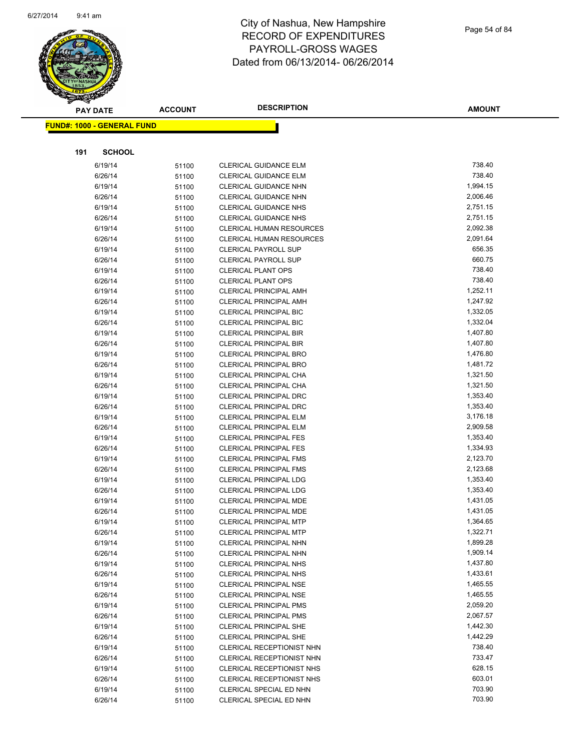# City of Nashua, New Hampshire
# RECORD OF EXPENDITURES
# PAYROLL-GROSS WAGES
# Dated from 06/13/2014- 06/26/2014

**FUND#: 1000 - GENERAL FUND**

**191 SCHOOL**

| PAY DATE | ACCOUNT | DESCRIPTION | AMOUNT |
|---|---|---|---|
| 6/19/14 | 51100 | CLERICAL GUIDANCE ELM | 738.40 |
| 6/26/14 | 51100 | CLERICAL GUIDANCE ELM | 738.40 |
| 6/19/14 | 51100 | CLERICAL GUIDANCE NHN | 1,994.15 |
| 6/26/14 | 51100 | CLERICAL GUIDANCE NHN | 2,006.46 |
| 6/19/14 | 51100 | CLERICAL GUIDANCE NHS | 2,751.15 |
| 6/26/14 | 51100 | CLERICAL GUIDANCE NHS | 2,751.15 |
| 6/19/14 | 51100 | CLERICAL HUMAN RESOURCES | 2,092.38 |
| 6/26/14 | 51100 | CLERICAL HUMAN RESOURCES | 2,091.64 |
| 6/19/14 | 51100 | CLERICAL PAYROLL SUP | 656.35 |
| 6/26/14 | 51100 | CLERICAL PAYROLL SUP | 660.75 |
| 6/19/14 | 51100 | CLERICAL PLANT OPS | 738.40 |
| 6/26/14 | 51100 | CLERICAL PLANT OPS | 738.40 |
| 6/19/14 | 51100 | CLERICAL PRINCIPAL AMH | 1,252.11 |
| 6/26/14 | 51100 | CLERICAL PRINCIPAL AMH | 1,247.92 |
| 6/19/14 | 51100 | CLERICAL PRINCIPAL BIC | 1,332.05 |
| 6/26/14 | 51100 | CLERICAL PRINCIPAL BIC | 1,332.04 |
| 6/19/14 | 51100 | CLERICAL PRINCIPAL BIR | 1,407.80 |
| 6/26/14 | 51100 | CLERICAL PRINCIPAL BIR | 1,407.80 |
| 6/19/14 | 51100 | CLERICAL PRINCIPAL BRO | 1,476.80 |
| 6/26/14 | 51100 | CLERICAL PRINCIPAL BRO | 1,481.72 |
| 6/19/14 | 51100 | CLERICAL PRINCIPAL CHA | 1,321.50 |
| 6/26/14 | 51100 | CLERICAL PRINCIPAL CHA | 1,321.50 |
| 6/19/14 | 51100 | CLERICAL PRINCIPAL DRC | 1,353.40 |
| 6/26/14 | 51100 | CLERICAL PRINCIPAL DRC | 1,353.40 |
| 6/19/14 | 51100 | CLERICAL PRINCIPAL ELM | 3,176.18 |
| 6/26/14 | 51100 | CLERICAL PRINCIPAL ELM | 2,909.58 |
| 6/19/14 | 51100 | CLERICAL PRINCIPAL FES | 1,353.40 |
| 6/26/14 | 51100 | CLERICAL PRINCIPAL FES | 1,334.93 |
| 6/19/14 | 51100 | CLERICAL PRINCIPAL FMS | 2,123.70 |
| 6/26/14 | 51100 | CLERICAL PRINCIPAL FMS | 2,123.68 |
| 6/19/14 | 51100 | CLERICAL PRINCIPAL LDG | 1,353.40 |
| 6/26/14 | 51100 | CLERICAL PRINCIPAL LDG | 1,353.40 |
| 6/19/14 | 51100 | CLERICAL PRINCIPAL MDE | 1,431.05 |
| 6/26/14 | 51100 | CLERICAL PRINCIPAL MDE | 1,431.05 |
| 6/19/14 | 51100 | CLERICAL PRINCIPAL MTP | 1,364.65 |
| 6/26/14 | 51100 | CLERICAL PRINCIPAL MTP | 1,322.71 |
| 6/19/14 | 51100 | CLERICAL PRINCIPAL NHN | 1,899.28 |
| 6/26/14 | 51100 | CLERICAL PRINCIPAL NHN | 1,909.14 |
| 6/19/14 | 51100 | CLERICAL PRINCIPAL NHS | 1,437.80 |
| 6/26/14 | 51100 | CLERICAL PRINCIPAL NHS | 1,433.61 |
| 6/19/14 | 51100 | CLERICAL PRINCIPAL NSE | 1,465.55 |
| 6/26/14 | 51100 | CLERICAL PRINCIPAL NSE | 1,465.55 |
| 6/19/14 | 51100 | CLERICAL PRINCIPAL PMS | 2,059.20 |
| 6/26/14 | 51100 | CLERICAL PRINCIPAL PMS | 2,067.57 |
| 6/19/14 | 51100 | CLERICAL PRINCIPAL SHE | 1,442.30 |
| 6/26/14 | 51100 | CLERICAL PRINCIPAL SHE | 1,442.29 |
| 6/19/14 | 51100 | CLERICAL RECEPTIONIST NHN | 738.40 |
| 6/26/14 | 51100 | CLERICAL RECEPTIONIST NHN | 733.47 |
| 6/19/14 | 51100 | CLERICAL RECEPTIONIST NHS | 628.15 |
| 6/26/14 | 51100 | CLERICAL RECEPTIONIST NHS | 603.01 |
| 6/19/14 | 51100 | CLERICAL SPECIAL ED NHN | 703.90 |
| 6/26/14 | 51100 | CLERICAL SPECIAL ED NHN | 703.90 |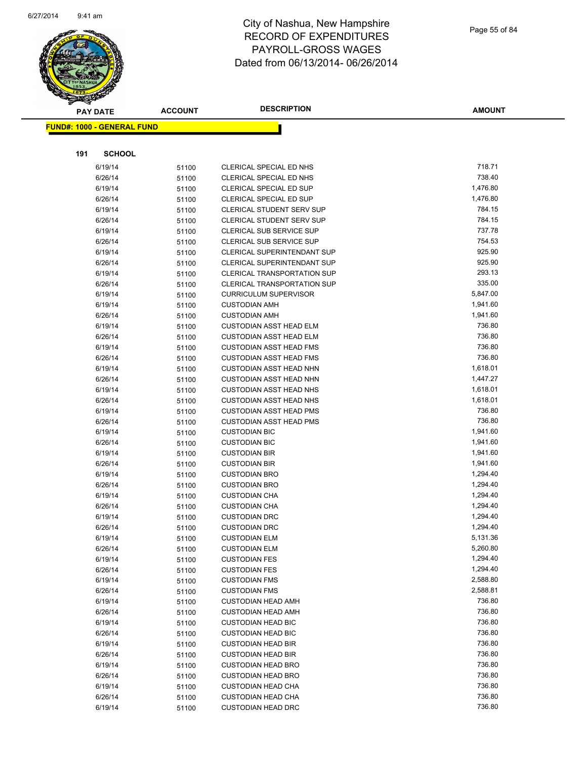# City of Nashua, New Hampshire
# RECORD OF EXPENDITURES
# PAYROLL-GROSS WAGES
# Dated from 06/13/2014- 06/26/2014

| PAY DATE | ACCOUNT | DESCRIPTION | AMOUNT |
|---|---|---|---|

**FUND#: 1000 - GENERAL FUND**

**191 SCHOOL**

| PAY DATE | ACCOUNT | DESCRIPTION | AMOUNT |
|---|---|---|---|
| 6/19/14 | 51100 | CLERICAL SPECIAL ED NHS | 718.71 |
| 6/26/14 | 51100 | CLERICAL SPECIAL ED NHS | 738.40 |
| 6/19/14 | 51100 | CLERICAL SPECIAL ED SUP | 1,476.80 |
| 6/26/14 | 51100 | CLERICAL SPECIAL ED SUP | 1,476.80 |
| 6/19/14 | 51100 | CLERICAL STUDENT SERV SUP | 784.15 |
| 6/26/14 | 51100 | CLERICAL STUDENT SERV SUP | 784.15 |
| 6/19/14 | 51100 | CLERICAL SUB SERVICE SUP | 737.78 |
| 6/26/14 | 51100 | CLERICAL SUB SERVICE SUP | 754.53 |
| 6/19/14 | 51100 | CLERICAL SUPERINTENDANT SUP | 925.90 |
| 6/26/14 | 51100 | CLERICAL SUPERINTENDANT SUP | 925.90 |
| 6/19/14 | 51100 | CLERICAL TRANSPORTATION SUP | 293.13 |
| 6/26/14 | 51100 | CLERICAL TRANSPORTATION SUP | 335.00 |
| 6/19/14 | 51100 | CURRICULUM SUPERVISOR | 5,847.00 |
| 6/19/14 | 51100 | CUSTODIAN AMH | 1,941.60 |
| 6/26/14 | 51100 | CUSTODIAN AMH | 1,941.60 |
| 6/19/14 | 51100 | CUSTODIAN ASST HEAD ELM | 736.80 |
| 6/26/14 | 51100 | CUSTODIAN ASST HEAD ELM | 736.80 |
| 6/19/14 | 51100 | CUSTODIAN ASST HEAD FMS | 736.80 |
| 6/26/14 | 51100 | CUSTODIAN ASST HEAD FMS | 736.80 |
| 6/19/14 | 51100 | CUSTODIAN ASST HEAD NHN | 1,618.01 |
| 6/26/14 | 51100 | CUSTODIAN ASST HEAD NHN | 1,447.27 |
| 6/19/14 | 51100 | CUSTODIAN ASST HEAD NHS | 1,618.01 |
| 6/26/14 | 51100 | CUSTODIAN ASST HEAD NHS | 1,618.01 |
| 6/19/14 | 51100 | CUSTODIAN ASST HEAD PMS | 736.80 |
| 6/26/14 | 51100 | CUSTODIAN ASST HEAD PMS | 736.80 |
| 6/19/14 | 51100 | CUSTODIAN BIC | 1,941.60 |
| 6/26/14 | 51100 | CUSTODIAN BIC | 1,941.60 |
| 6/19/14 | 51100 | CUSTODIAN BIR | 1,941.60 |
| 6/26/14 | 51100 | CUSTODIAN BIR | 1,941.60 |
| 6/19/14 | 51100 | CUSTODIAN BRO | 1,294.40 |
| 6/26/14 | 51100 | CUSTODIAN BRO | 1,294.40 |
| 6/19/14 | 51100 | CUSTODIAN CHA | 1,294.40 |
| 6/26/14 | 51100 | CUSTODIAN CHA | 1,294.40 |
| 6/19/14 | 51100 | CUSTODIAN DRC | 1,294.40 |
| 6/26/14 | 51100 | CUSTODIAN DRC | 1,294.40 |
| 6/19/14 | 51100 | CUSTODIAN ELM | 5,131.36 |
| 6/26/14 | 51100 | CUSTODIAN ELM | 5,260.80 |
| 6/19/14 | 51100 | CUSTODIAN FES | 1,294.40 |
| 6/26/14 | 51100 | CUSTODIAN FES | 1,294.40 |
| 6/19/14 | 51100 | CUSTODIAN FMS | 2,588.80 |
| 6/26/14 | 51100 | CUSTODIAN FMS | 2,588.81 |
| 6/19/14 | 51100 | CUSTODIAN HEAD AMH | 736.80 |
| 6/26/14 | 51100 | CUSTODIAN HEAD AMH | 736.80 |
| 6/19/14 | 51100 | CUSTODIAN HEAD BIC | 736.80 |
| 6/26/14 | 51100 | CUSTODIAN HEAD BIC | 736.80 |
| 6/19/14 | 51100 | CUSTODIAN HEAD BIR | 736.80 |
| 6/26/14 | 51100 | CUSTODIAN HEAD BIR | 736.80 |
| 6/19/14 | 51100 | CUSTODIAN HEAD BRO | 736.80 |
| 6/26/14 | 51100 | CUSTODIAN HEAD BRO | 736.80 |
| 6/19/14 | 51100 | CUSTODIAN HEAD CHA | 736.80 |
| 6/26/14 | 51100 | CUSTODIAN HEAD CHA | 736.80 |
| 6/19/14 | 51100 | CUSTODIAN HEAD DRC | 736.80 |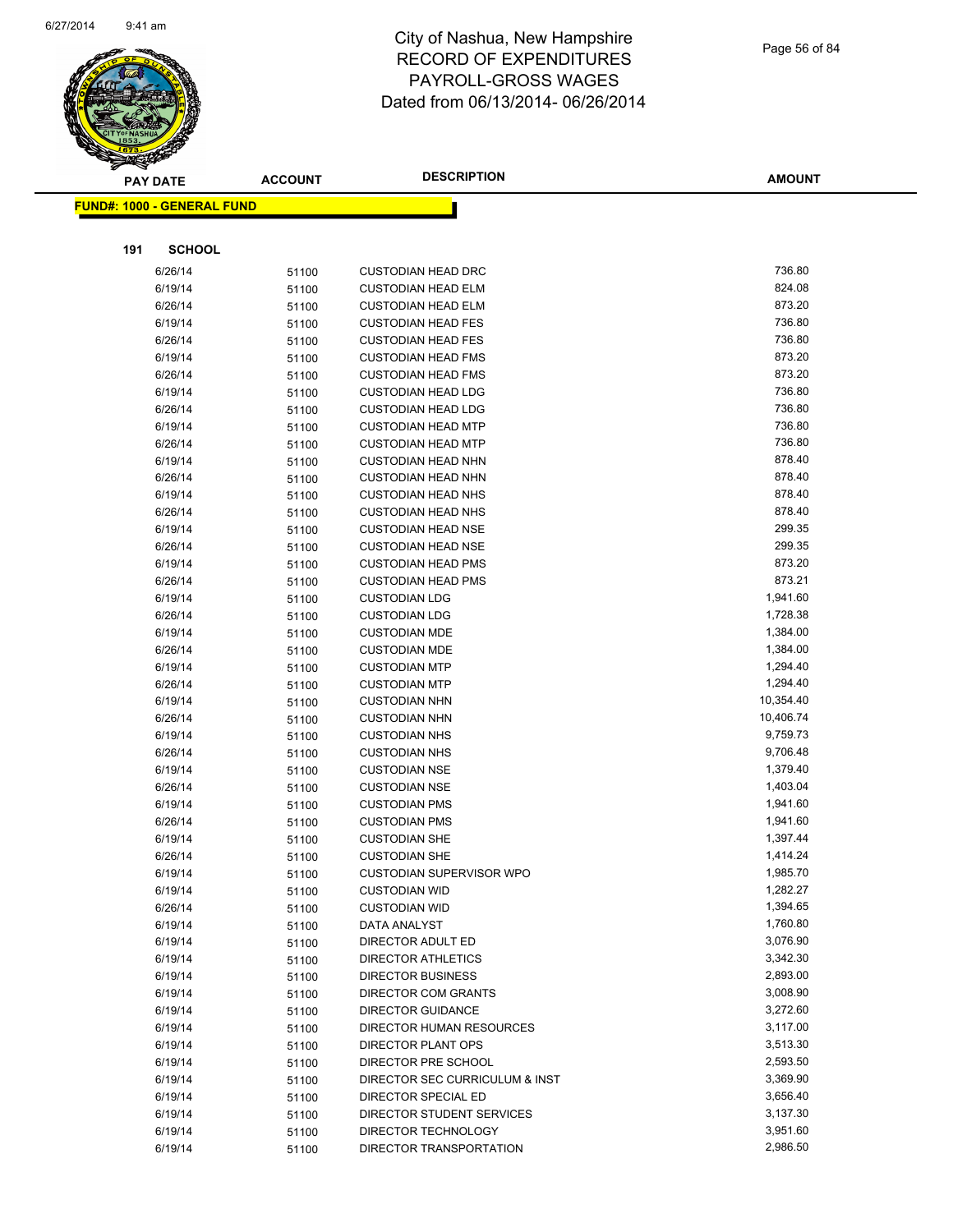# City of Nashua, New Hampshire
## RECORD OF EXPENDITURES
## PAYROLL-GROSS WAGES
## Dated from 06/13/2014- 06/26/2014

**FUND#: 1000 - GENERAL FUND**

**191 SCHOOL**

| PAY DATE | ACCOUNT | DESCRIPTION | AMOUNT |
|---|---|---|---|
| 6/26/14 | 51100 | CUSTODIAN HEAD DRC | 736.80 |
| 6/19/14 | 51100 | CUSTODIAN HEAD ELM | 824.08 |
| 6/26/14 | 51100 | CUSTODIAN HEAD ELM | 873.20 |
| 6/19/14 | 51100 | CUSTODIAN HEAD FES | 736.80 |
| 6/26/14 | 51100 | CUSTODIAN HEAD FES | 736.80 |
| 6/19/14 | 51100 | CUSTODIAN HEAD FMS | 873.20 |
| 6/26/14 | 51100 | CUSTODIAN HEAD FMS | 873.20 |
| 6/19/14 | 51100 | CUSTODIAN HEAD LDG | 736.80 |
| 6/26/14 | 51100 | CUSTODIAN HEAD LDG | 736.80 |
| 6/19/14 | 51100 | CUSTODIAN HEAD MTP | 736.80 |
| 6/26/14 | 51100 | CUSTODIAN HEAD MTP | 736.80 |
| 6/19/14 | 51100 | CUSTODIAN HEAD NHN | 878.40 |
| 6/26/14 | 51100 | CUSTODIAN HEAD NHN | 878.40 |
| 6/19/14 | 51100 | CUSTODIAN HEAD NHS | 878.40 |
| 6/26/14 | 51100 | CUSTODIAN HEAD NHS | 878.40 |
| 6/19/14 | 51100 | CUSTODIAN HEAD NSE | 299.35 |
| 6/26/14 | 51100 | CUSTODIAN HEAD NSE | 299.35 |
| 6/19/14 | 51100 | CUSTODIAN HEAD PMS | 873.20 |
| 6/26/14 | 51100 | CUSTODIAN HEAD PMS | 873.21 |
| 6/19/14 | 51100 | CUSTODIAN LDG | 1,941.60 |
| 6/26/14 | 51100 | CUSTODIAN LDG | 1,728.38 |
| 6/19/14 | 51100 | CUSTODIAN MDE | 1,384.00 |
| 6/26/14 | 51100 | CUSTODIAN MDE | 1,384.00 |
| 6/19/14 | 51100 | CUSTODIAN MTP | 1,294.40 |
| 6/26/14 | 51100 | CUSTODIAN MTP | 1,294.40 |
| 6/19/14 | 51100 | CUSTODIAN NHN | 10,354.40 |
| 6/26/14 | 51100 | CUSTODIAN NHN | 10,406.74 |
| 6/19/14 | 51100 | CUSTODIAN NHS | 9,759.73 |
| 6/26/14 | 51100 | CUSTODIAN NHS | 9,706.48 |
| 6/19/14 | 51100 | CUSTODIAN NSE | 1,379.40 |
| 6/26/14 | 51100 | CUSTODIAN NSE | 1,403.04 |
| 6/19/14 | 51100 | CUSTODIAN PMS | 1,941.60 |
| 6/26/14 | 51100 | CUSTODIAN PMS | 1,941.60 |
| 6/19/14 | 51100 | CUSTODIAN SHE | 1,397.44 |
| 6/26/14 | 51100 | CUSTODIAN SHE | 1,414.24 |
| 6/19/14 | 51100 | CUSTODIAN SUPERVISOR WPO | 1,985.70 |
| 6/19/14 | 51100 | CUSTODIAN WID | 1,282.27 |
| 6/26/14 | 51100 | CUSTODIAN WID | 1,394.65 |
| 6/19/14 | 51100 | DATA ANALYST | 1,760.80 |
| 6/19/14 | 51100 | DIRECTOR ADULT ED | 3,076.90 |
| 6/19/14 | 51100 | DIRECTOR ATHLETICS | 3,342.30 |
| 6/19/14 | 51100 | DIRECTOR BUSINESS | 2,893.00 |
| 6/19/14 | 51100 | DIRECTOR COM GRANTS | 3,008.90 |
| 6/19/14 | 51100 | DIRECTOR GUIDANCE | 3,272.60 |
| 6/19/14 | 51100 | DIRECTOR HUMAN RESOURCES | 3,117.00 |
| 6/19/14 | 51100 | DIRECTOR PLANT OPS | 3,513.30 |
| 6/19/14 | 51100 | DIRECTOR PRE SCHOOL | 2,593.50 |
| 6/19/14 | 51100 | DIRECTOR SEC CURRICULUM & INST | 3,369.90 |
| 6/19/14 | 51100 | DIRECTOR SPECIAL ED | 3,656.40 |
| 6/19/14 | 51100 | DIRECTOR STUDENT SERVICES | 3,137.30 |
| 6/19/14 | 51100 | DIRECTOR TECHNOLOGY | 3,951.60 |
| 6/19/14 | 51100 | DIRECTOR TRANSPORTATION | 2,986.50 |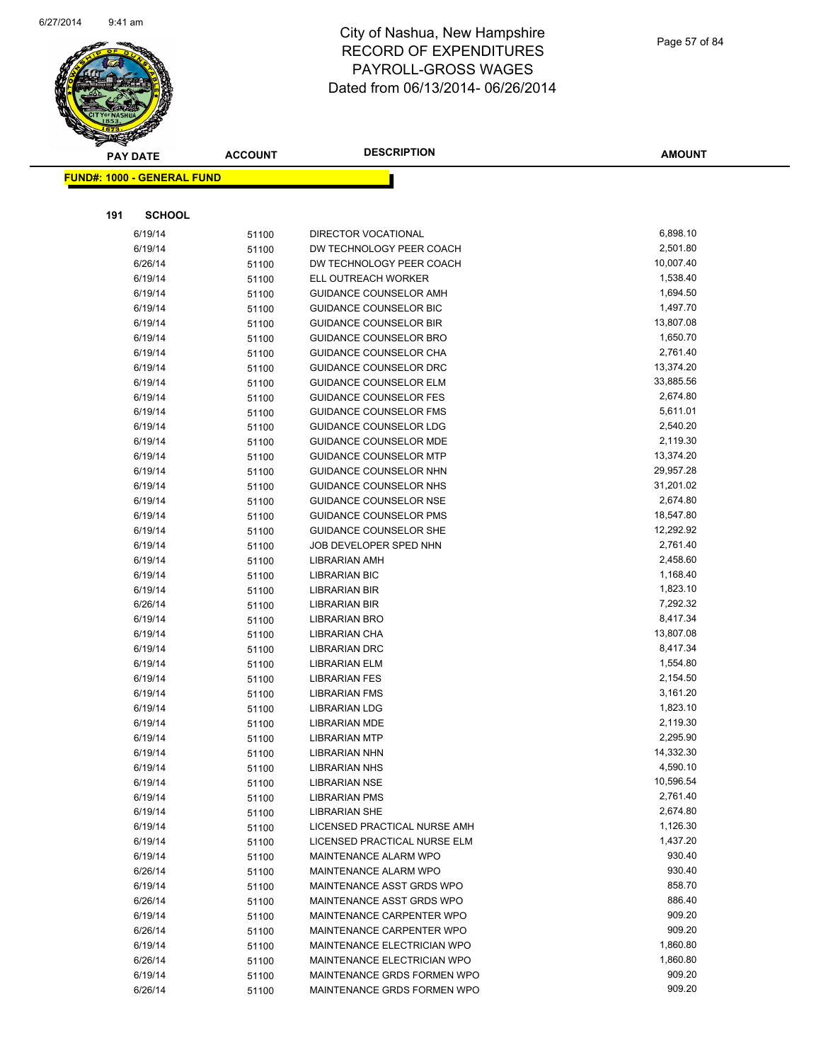# City of Nashua, New Hampshire
# RECORD OF EXPENDITURES
# PAYROLL-GROSS WAGES
# Dated from 06/13/2014- 06/26/2014

**FUND#: 1000 - GENERAL FUND**

**191 SCHOOL**

| PAY DATE | ACCOUNT | DESCRIPTION | AMOUNT |
|---|---|---|---|
| 6/19/14 | 51100 | DIRECTOR VOCATIONAL | 6,898.10 |
| 6/19/14 | 51100 | DW TECHNOLOGY PEER COACH | 2,501.80 |
| 6/26/14 | 51100 | DW TECHNOLOGY PEER COACH | 10,007.40 |
| 6/19/14 | 51100 | ELL OUTREACH WORKER | 1,538.40 |
| 6/19/14 | 51100 | GUIDANCE COUNSELOR AMH | 1,694.50 |
| 6/19/14 | 51100 | GUIDANCE COUNSELOR BIC | 1,497.70 |
| 6/19/14 | 51100 | GUIDANCE COUNSELOR BIR | 13,807.08 |
| 6/19/14 | 51100 | GUIDANCE COUNSELOR BRO | 1,650.70 |
| 6/19/14 | 51100 | GUIDANCE COUNSELOR CHA | 2,761.40 |
| 6/19/14 | 51100 | GUIDANCE COUNSELOR DRC | 13,374.20 |
| 6/19/14 | 51100 | GUIDANCE COUNSELOR ELM | 33,885.56 |
| 6/19/14 | 51100 | GUIDANCE COUNSELOR FES | 2,674.80 |
| 6/19/14 | 51100 | GUIDANCE COUNSELOR FMS | 5,611.01 |
| 6/19/14 | 51100 | GUIDANCE COUNSELOR LDG | 2,540.20 |
| 6/19/14 | 51100 | GUIDANCE COUNSELOR MDE | 2,119.30 |
| 6/19/14 | 51100 | GUIDANCE COUNSELOR MTP | 13,374.20 |
| 6/19/14 | 51100 | GUIDANCE COUNSELOR NHN | 29,957.28 |
| 6/19/14 | 51100 | GUIDANCE COUNSELOR NHS | 31,201.02 |
| 6/19/14 | 51100 | GUIDANCE COUNSELOR NSE | 2,674.80 |
| 6/19/14 | 51100 | GUIDANCE COUNSELOR PMS | 18,547.80 |
| 6/19/14 | 51100 | GUIDANCE COUNSELOR SHE | 12,292.92 |
| 6/19/14 | 51100 | JOB DEVELOPER SPED NHN | 2,761.40 |
| 6/19/14 | 51100 | LIBRARIAN AMH | 2,458.60 |
| 6/19/14 | 51100 | LIBRARIAN BIC | 1,168.40 |
| 6/19/14 | 51100 | LIBRARIAN BIR | 1,823.10 |
| 6/26/14 | 51100 | LIBRARIAN BIR | 7,292.32 |
| 6/19/14 | 51100 | LIBRARIAN BRO | 8,417.34 |
| 6/19/14 | 51100 | LIBRARIAN CHA | 13,807.08 |
| 6/19/14 | 51100 | LIBRARIAN DRC | 8,417.34 |
| 6/19/14 | 51100 | LIBRARIAN ELM | 1,554.80 |
| 6/19/14 | 51100 | LIBRARIAN FES | 2,154.50 |
| 6/19/14 | 51100 | LIBRARIAN FMS | 3,161.20 |
| 6/19/14 | 51100 | LIBRARIAN LDG | 1,823.10 |
| 6/19/14 | 51100 | LIBRARIAN MDE | 2,119.30 |
| 6/19/14 | 51100 | LIBRARIAN MTP | 2,295.90 |
| 6/19/14 | 51100 | LIBRARIAN NHN | 14,332.30 |
| 6/19/14 | 51100 | LIBRARIAN NHS | 4,590.10 |
| 6/19/14 | 51100 | LIBRARIAN NSE | 10,596.54 |
| 6/19/14 | 51100 | LIBRARIAN PMS | 2,761.40 |
| 6/19/14 | 51100 | LIBRARIAN SHE | 2,674.80 |
| 6/19/14 | 51100 | LICENSED PRACTICAL NURSE AMH | 1,126.30 |
| 6/19/14 | 51100 | LICENSED PRACTICAL NURSE ELM | 1,437.20 |
| 6/19/14 | 51100 | MAINTENANCE ALARM WPO | 930.40 |
| 6/26/14 | 51100 | MAINTENANCE ALARM WPO | 930.40 |
| 6/19/14 | 51100 | MAINTENANCE ASST GRDS WPO | 858.70 |
| 6/26/14 | 51100 | MAINTENANCE ASST GRDS WPO | 886.40 |
| 6/19/14 | 51100 | MAINTENANCE CARPENTER WPO | 909.20 |
| 6/26/14 | 51100 | MAINTENANCE CARPENTER WPO | 909.20 |
| 6/19/14 | 51100 | MAINTENANCE ELECTRICIAN WPO | 1,860.80 |
| 6/26/14 | 51100 | MAINTENANCE ELECTRICIAN WPO | 1,860.80 |
| 6/19/14 | 51100 | MAINTENANCE GRDS FORMEN WPO | 909.20 |
| 6/26/14 | 51100 | MAINTENANCE GRDS FORMEN WPO | 909.20 |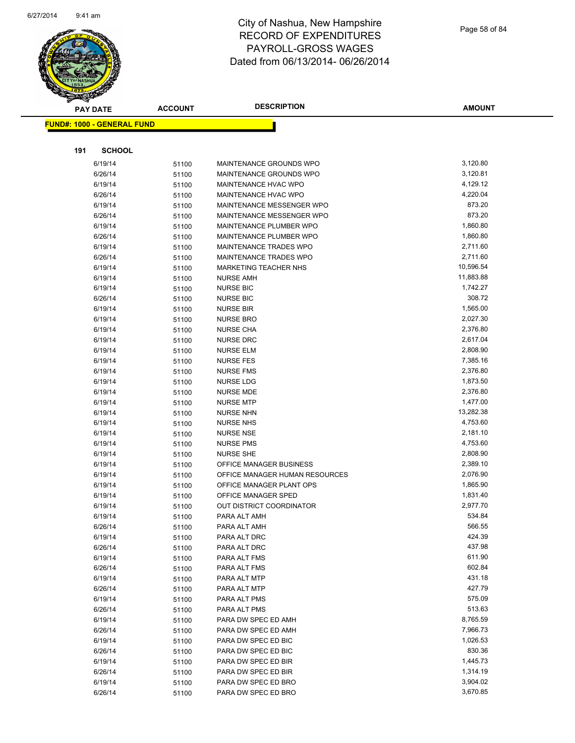# City of Nashua, New Hampshire
# RECORD OF EXPENDITURES
# PAYROLL-GROSS WAGES
# Dated from 06/13/2014- 06/26/2014

**FUND#: 1000 - GENERAL FUND**

**191 SCHOOL**

| PAY DATE | ACCOUNT | DESCRIPTION | AMOUNT |
|---|---|---|---|
| 6/19/14 | 51100 | MAINTENANCE GROUNDS WPO | 3,120.80 |
| 6/26/14 | 51100 | MAINTENANCE GROUNDS WPO | 3,120.81 |
| 6/19/14 | 51100 | MAINTENANCE HVAC WPO | 4,129.12 |
| 6/26/14 | 51100 | MAINTENANCE HVAC WPO | 4,220.04 |
| 6/19/14 | 51100 | MAINTENANCE MESSENGER WPO | 873.20 |
| 6/26/14 | 51100 | MAINTENANCE MESSENGER WPO | 873.20 |
| 6/19/14 | 51100 | MAINTENANCE PLUMBER WPO | 1,860.80 |
| 6/26/14 | 51100 | MAINTENANCE PLUMBER WPO | 1,860.80 |
| 6/19/14 | 51100 | MAINTENANCE TRADES WPO | 2,711.60 |
| 6/26/14 | 51100 | MAINTENANCE TRADES WPO | 2,711.60 |
| 6/19/14 | 51100 | MARKETING TEACHER NHS | 10,596.54 |
| 6/19/14 | 51100 | NURSE AMH | 11,883.88 |
| 6/19/14 | 51100 | NURSE BIC | 1,742.27 |
| 6/26/14 | 51100 | NURSE BIC | 308.72 |
| 6/19/14 | 51100 | NURSE BIR | 1,565.00 |
| 6/19/14 | 51100 | NURSE BRO | 2,027.30 |
| 6/19/14 | 51100 | NURSE CHA | 2,376.80 |
| 6/19/14 | 51100 | NURSE DRC | 2,617.04 |
| 6/19/14 | 51100 | NURSE ELM | 2,808.90 |
| 6/19/14 | 51100 | NURSE FES | 7,385.16 |
| 6/19/14 | 51100 | NURSE FMS | 2,376.80 |
| 6/19/14 | 51100 | NURSE LDG | 1,873.50 |
| 6/19/14 | 51100 | NURSE MDE | 2,376.80 |
| 6/19/14 | 51100 | NURSE MTP | 1,477.00 |
| 6/19/14 | 51100 | NURSE NHN | 13,282.38 |
| 6/19/14 | 51100 | NURSE NHS | 4,753.60 |
| 6/19/14 | 51100 | NURSE NSE | 2,181.10 |
| 6/19/14 | 51100 | NURSE PMS | 4,753.60 |
| 6/19/14 | 51100 | NURSE SHE | 2,808.90 |
| 6/19/14 | 51100 | OFFICE MANAGER BUSINESS | 2,389.10 |
| 6/19/14 | 51100 | OFFICE MANAGER HUMAN RESOURCES | 2,076.90 |
| 6/19/14 | 51100 | OFFICE MANAGER PLANT OPS | 1,865.90 |
| 6/19/14 | 51100 | OFFICE MANAGER SPED | 1,831.40 |
| 6/19/14 | 51100 | OUT DISTRICT COORDINATOR | 2,977.70 |
| 6/19/14 | 51100 | PARA ALT AMH | 534.84 |
| 6/26/14 | 51100 | PARA ALT AMH | 566.55 |
| 6/19/14 | 51100 | PARA ALT DRC | 424.39 |
| 6/26/14 | 51100 | PARA ALT DRC | 437.98 |
| 6/19/14 | 51100 | PARA ALT FMS | 611.90 |
| 6/26/14 | 51100 | PARA ALT FMS | 602.84 |
| 6/19/14 | 51100 | PARA ALT MTP | 431.18 |
| 6/26/14 | 51100 | PARA ALT MTP | 427.79 |
| 6/19/14 | 51100 | PARA ALT PMS | 575.09 |
| 6/26/14 | 51100 | PARA ALT PMS | 513.63 |
| 6/19/14 | 51100 | PARA DW SPEC ED AMH | 8,765.59 |
| 6/26/14 | 51100 | PARA DW SPEC ED AMH | 7,966.73 |
| 6/19/14 | 51100 | PARA DW SPEC ED BIC | 1,026.53 |
| 6/26/14 | 51100 | PARA DW SPEC ED BIC | 830.36 |
| 6/19/14 | 51100 | PARA DW SPEC ED BIR | 1,445.73 |
| 6/26/14 | 51100 | PARA DW SPEC ED BIR | 1,314.19 |
| 6/19/14 | 51100 | PARA DW SPEC ED BRO | 3,904.02 |
| 6/26/14 | 51100 | PARA DW SPEC ED BRO | 3,670.85 |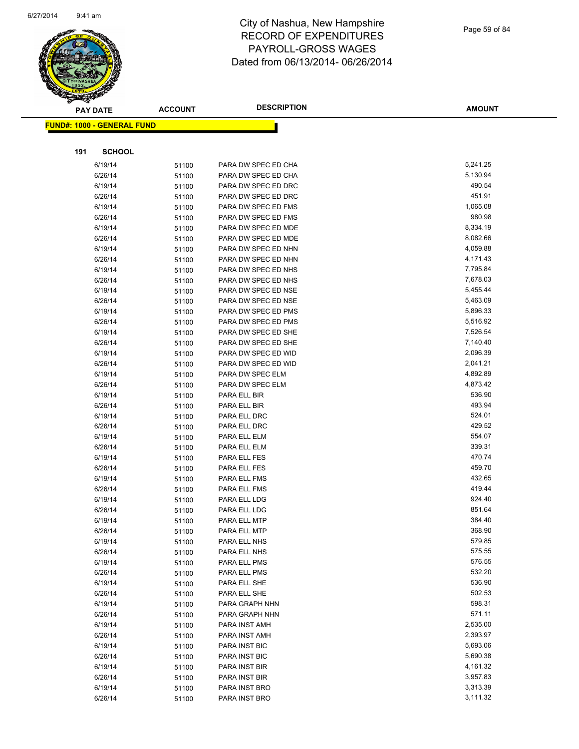# City of Nashua, New Hampshire
# RECORD OF EXPENDITURES
# PAYROLL-GROSS WAGES
# Dated from 06/13/2014- 06/26/2014

**FUND#: 1000 - GENERAL FUND**

**191 SCHOOL**

| PAY DATE | ACCOUNT | DESCRIPTION | AMOUNT |
|---|---|---|---|
| 6/19/14 | 51100 | PARA DW SPEC ED CHA | 5,241.25 |
| 6/26/14 | 51100 | PARA DW SPEC ED CHA | 5,130.94 |
| 6/19/14 | 51100 | PARA DW SPEC ED DRC | 490.54 |
| 6/26/14 | 51100 | PARA DW SPEC ED DRC | 451.91 |
| 6/19/14 | 51100 | PARA DW SPEC ED FMS | 1,065.08 |
| 6/26/14 | 51100 | PARA DW SPEC ED FMS | 980.98 |
| 6/19/14 | 51100 | PARA DW SPEC ED MDE | 8,334.19 |
| 6/26/14 | 51100 | PARA DW SPEC ED MDE | 8,082.66 |
| 6/19/14 | 51100 | PARA DW SPEC ED NHN | 4,059.88 |
| 6/26/14 | 51100 | PARA DW SPEC ED NHN | 4,171.43 |
| 6/19/14 | 51100 | PARA DW SPEC ED NHS | 7,795.84 |
| 6/26/14 | 51100 | PARA DW SPEC ED NHS | 7,678.03 |
| 6/19/14 | 51100 | PARA DW SPEC ED NSE | 5,455.44 |
| 6/26/14 | 51100 | PARA DW SPEC ED NSE | 5,463.09 |
| 6/19/14 | 51100 | PARA DW SPEC ED PMS | 5,896.33 |
| 6/26/14 | 51100 | PARA DW SPEC ED PMS | 5,516.92 |
| 6/19/14 | 51100 | PARA DW SPEC ED SHE | 7,526.54 |
| 6/26/14 | 51100 | PARA DW SPEC ED SHE | 7,140.40 |
| 6/19/14 | 51100 | PARA DW SPEC ED WID | 2,096.39 |
| 6/26/14 | 51100 | PARA DW SPEC ED WID | 2,041.21 |
| 6/19/14 | 51100 | PARA DW SPEC ELM | 4,892.89 |
| 6/26/14 | 51100 | PARA DW SPEC ELM | 4,873.42 |
| 6/19/14 | 51100 | PARA ELL BIR | 536.90 |
| 6/26/14 | 51100 | PARA ELL BIR | 493.94 |
| 6/19/14 | 51100 | PARA ELL DRC | 524.01 |
| 6/26/14 | 51100 | PARA ELL DRC | 429.52 |
| 6/19/14 | 51100 | PARA ELL ELM | 554.07 |
| 6/26/14 | 51100 | PARA ELL ELM | 339.31 |
| 6/19/14 | 51100 | PARA ELL FES | 470.74 |
| 6/26/14 | 51100 | PARA ELL FES | 459.70 |
| 6/19/14 | 51100 | PARA ELL FMS | 432.65 |
| 6/26/14 | 51100 | PARA ELL FMS | 419.44 |
| 6/19/14 | 51100 | PARA ELL LDG | 924.40 |
| 6/26/14 | 51100 | PARA ELL LDG | 851.64 |
| 6/19/14 | 51100 | PARA ELL MTP | 384.40 |
| 6/26/14 | 51100 | PARA ELL MTP | 368.90 |
| 6/19/14 | 51100 | PARA ELL NHS | 579.85 |
| 6/26/14 | 51100 | PARA ELL NHS | 575.55 |
| 6/19/14 | 51100 | PARA ELL PMS | 576.55 |
| 6/26/14 | 51100 | PARA ELL PMS | 532.20 |
| 6/19/14 | 51100 | PARA ELL SHE | 536.90 |
| 6/26/14 | 51100 | PARA ELL SHE | 502.53 |
| 6/19/14 | 51100 | PARA GRAPH NHN | 598.31 |
| 6/26/14 | 51100 | PARA GRAPH NHN | 571.11 |
| 6/19/14 | 51100 | PARA INST AMH | 2,535.00 |
| 6/26/14 | 51100 | PARA INST AMH | 2,393.97 |
| 6/19/14 | 51100 | PARA INST BIC | 5,693.06 |
| 6/26/14 | 51100 | PARA INST BIC | 5,690.38 |
| 6/19/14 | 51100 | PARA INST BIR | 4,161.32 |
| 6/26/14 | 51100 | PARA INST BIR | 3,957.83 |
| 6/19/14 | 51100 | PARA INST BRO | 3,313.39 |
| 6/26/14 | 51100 | PARA INST BRO | 3,111.32 |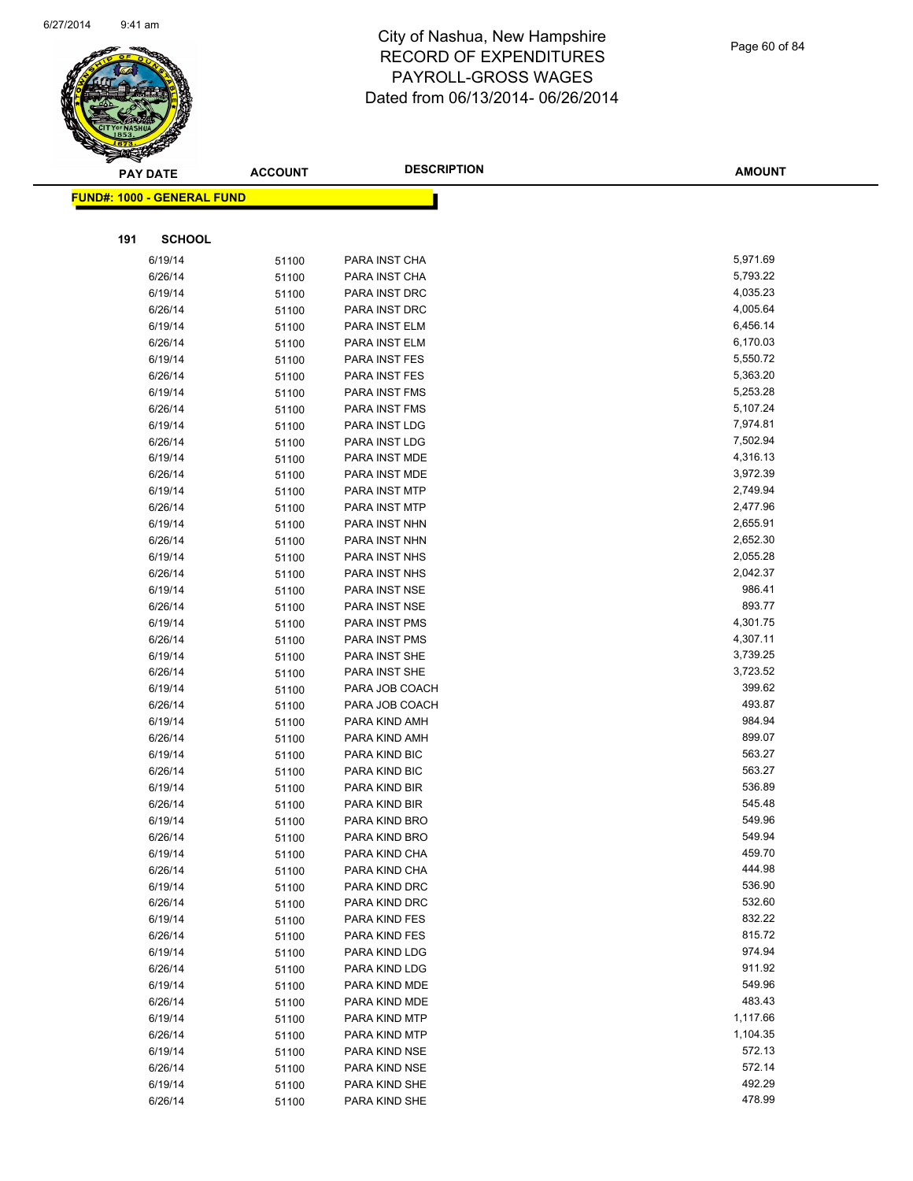# City of Nashua, New Hampshire
# RECORD OF EXPENDITURES
# PAYROLL-GROSS WAGES
# Dated from 06/13/2014- 06/26/2014

**FUND#: 1000 - GENERAL FUND**

**191 SCHOOL**

| PAY DATE | ACCOUNT | DESCRIPTION | AMOUNT |
|---|---|---|---|
| 6/19/14 | 51100 | PARA INST CHA | 5,971.69 |
| 6/26/14 | 51100 | PARA INST CHA | 5,793.22 |
| 6/19/14 | 51100 | PARA INST DRC | 4,035.23 |
| 6/26/14 | 51100 | PARA INST DRC | 4,005.64 |
| 6/19/14 | 51100 | PARA INST ELM | 6,456.14 |
| 6/26/14 | 51100 | PARA INST ELM | 6,170.03 |
| 6/19/14 | 51100 | PARA INST FES | 5,550.72 |
| 6/26/14 | 51100 | PARA INST FES | 5,363.20 |
| 6/19/14 | 51100 | PARA INST FMS | 5,253.28 |
| 6/26/14 | 51100 | PARA INST FMS | 5,107.24 |
| 6/19/14 | 51100 | PARA INST LDG | 7,974.81 |
| 6/26/14 | 51100 | PARA INST LDG | 7,502.94 |
| 6/19/14 | 51100 | PARA INST MDE | 4,316.13 |
| 6/26/14 | 51100 | PARA INST MDE | 3,972.39 |
| 6/19/14 | 51100 | PARA INST MTP | 2,749.94 |
| 6/26/14 | 51100 | PARA INST MTP | 2,477.96 |
| 6/19/14 | 51100 | PARA INST NHN | 2,655.91 |
| 6/26/14 | 51100 | PARA INST NHN | 2,652.30 |
| 6/19/14 | 51100 | PARA INST NHS | 2,055.28 |
| 6/26/14 | 51100 | PARA INST NHS | 2,042.37 |
| 6/19/14 | 51100 | PARA INST NSE | 986.41 |
| 6/26/14 | 51100 | PARA INST NSE | 893.77 |
| 6/19/14 | 51100 | PARA INST PMS | 4,301.75 |
| 6/26/14 | 51100 | PARA INST PMS | 4,307.11 |
| 6/19/14 | 51100 | PARA INST SHE | 3,739.25 |
| 6/26/14 | 51100 | PARA INST SHE | 3,723.52 |
| 6/19/14 | 51100 | PARA JOB COACH | 399.62 |
| 6/26/14 | 51100 | PARA JOB COACH | 493.87 |
| 6/19/14 | 51100 | PARA KIND AMH | 984.94 |
| 6/26/14 | 51100 | PARA KIND AMH | 899.07 |
| 6/19/14 | 51100 | PARA KIND BIC | 563.27 |
| 6/26/14 | 51100 | PARA KIND BIC | 563.27 |
| 6/19/14 | 51100 | PARA KIND BIR | 536.89 |
| 6/26/14 | 51100 | PARA KIND BIR | 545.48 |
| 6/19/14 | 51100 | PARA KIND BRO | 549.96 |
| 6/26/14 | 51100 | PARA KIND BRO | 549.94 |
| 6/19/14 | 51100 | PARA KIND CHA | 459.70 |
| 6/26/14 | 51100 | PARA KIND CHA | 444.98 |
| 6/19/14 | 51100 | PARA KIND DRC | 536.90 |
| 6/26/14 | 51100 | PARA KIND DRC | 532.60 |
| 6/19/14 | 51100 | PARA KIND FES | 832.22 |
| 6/26/14 | 51100 | PARA KIND FES | 815.72 |
| 6/19/14 | 51100 | PARA KIND LDG | 974.94 |
| 6/26/14 | 51100 | PARA KIND LDG | 911.92 |
| 6/19/14 | 51100 | PARA KIND MDE | 549.96 |
| 6/26/14 | 51100 | PARA KIND MDE | 483.43 |
| 6/19/14 | 51100 | PARA KIND MTP | 1,117.66 |
| 6/26/14 | 51100 | PARA KIND MTP | 1,104.35 |
| 6/19/14 | 51100 | PARA KIND NSE | 572.13 |
| 6/26/14 | 51100 | PARA KIND NSE | 572.14 |
| 6/19/14 | 51100 | PARA KIND SHE | 492.29 |
| 6/26/14 | 51100 | PARA KIND SHE | 478.99 |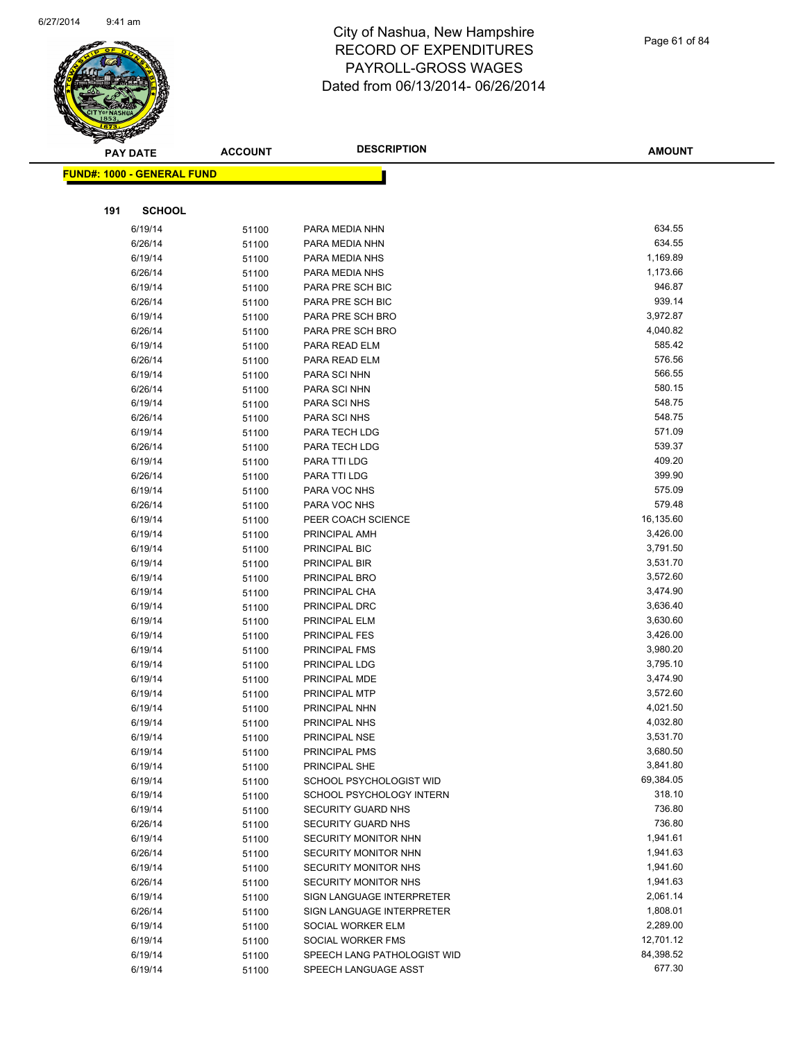# City of Nashua, New Hampshire
# RECORD OF EXPENDITURES
# PAYROLL-GROSS WAGES
# Dated from 06/13/2014- 06/26/2014

**FUND#: 1000 - GENERAL FUND**

**191 SCHOOL**

| PAY DATE | ACCOUNT | DESCRIPTION | AMOUNT |
|---|---|---|---|
| 6/19/14 | 51100 | PARA MEDIA NHN | 634.55 |
| 6/26/14 | 51100 | PARA MEDIA NHN | 634.55 |
| 6/19/14 | 51100 | PARA MEDIA NHS | 1,169.89 |
| 6/26/14 | 51100 | PARA MEDIA NHS | 1,173.66 |
| 6/19/14 | 51100 | PARA PRE SCH BIC | 946.87 |
| 6/26/14 | 51100 | PARA PRE SCH BIC | 939.14 |
| 6/19/14 | 51100 | PARA PRE SCH BRO | 3,972.87 |
| 6/26/14 | 51100 | PARA PRE SCH BRO | 4,040.82 |
| 6/19/14 | 51100 | PARA READ ELM | 585.42 |
| 6/26/14 | 51100 | PARA READ ELM | 576.56 |
| 6/19/14 | 51100 | PARA SCI NHN | 566.55 |
| 6/26/14 | 51100 | PARA SCI NHN | 580.15 |
| 6/19/14 | 51100 | PARA SCI NHS | 548.75 |
| 6/26/14 | 51100 | PARA SCI NHS | 548.75 |
| 6/19/14 | 51100 | PARA TECH LDG | 571.09 |
| 6/26/14 | 51100 | PARA TECH LDG | 539.37 |
| 6/19/14 | 51100 | PARA TTI LDG | 409.20 |
| 6/26/14 | 51100 | PARA TTI LDG | 399.90 |
| 6/19/14 | 51100 | PARA VOC NHS | 575.09 |
| 6/26/14 | 51100 | PARA VOC NHS | 579.48 |
| 6/19/14 | 51100 | PEER COACH SCIENCE | 16,135.60 |
| 6/19/14 | 51100 | PRINCIPAL AMH | 3,426.00 |
| 6/19/14 | 51100 | PRINCIPAL BIC | 3,791.50 |
| 6/19/14 | 51100 | PRINCIPAL BIR | 3,531.70 |
| 6/19/14 | 51100 | PRINCIPAL BRO | 3,572.60 |
| 6/19/14 | 51100 | PRINCIPAL CHA | 3,474.90 |
| 6/19/14 | 51100 | PRINCIPAL DRC | 3,636.40 |
| 6/19/14 | 51100 | PRINCIPAL ELM | 3,630.60 |
| 6/19/14 | 51100 | PRINCIPAL FES | 3,426.00 |
| 6/19/14 | 51100 | PRINCIPAL FMS | 3,980.20 |
| 6/19/14 | 51100 | PRINCIPAL LDG | 3,795.10 |
| 6/19/14 | 51100 | PRINCIPAL MDE | 3,474.90 |
| 6/19/14 | 51100 | PRINCIPAL MTP | 3,572.60 |
| 6/19/14 | 51100 | PRINCIPAL NHN | 4,021.50 |
| 6/19/14 | 51100 | PRINCIPAL NHS | 4,032.80 |
| 6/19/14 | 51100 | PRINCIPAL NSE | 3,531.70 |
| 6/19/14 | 51100 | PRINCIPAL PMS | 3,680.50 |
| 6/19/14 | 51100 | PRINCIPAL SHE | 3,841.80 |
| 6/19/14 | 51100 | SCHOOL PSYCHOLOGIST WID | 69,384.05 |
| 6/19/14 | 51100 | SCHOOL PSYCHOLOGY INTERN | 318.10 |
| 6/19/14 | 51100 | SECURITY GUARD NHS | 736.80 |
| 6/26/14 | 51100 | SECURITY GUARD NHS | 736.80 |
| 6/19/14 | 51100 | SECURITY MONITOR NHN | 1,941.61 |
| 6/26/14 | 51100 | SECURITY MONITOR NHN | 1,941.63 |
| 6/19/14 | 51100 | SECURITY MONITOR NHS | 1,941.60 |
| 6/26/14 | 51100 | SECURITY MONITOR NHS | 1,941.63 |
| 6/19/14 | 51100 | SIGN LANGUAGE INTERPRETER | 2,061.14 |
| 6/26/14 | 51100 | SIGN LANGUAGE INTERPRETER | 1,808.01 |
| 6/19/14 | 51100 | SOCIAL WORKER ELM | 2,289.00 |
| 6/19/14 | 51100 | SOCIAL WORKER FMS | 12,701.12 |
| 6/19/14 | 51100 | SPEECH LANG PATHOLOGIST WID | 84,398.52 |
| 6/19/14 | 51100 | SPEECH LANGUAGE ASST | 677.30 |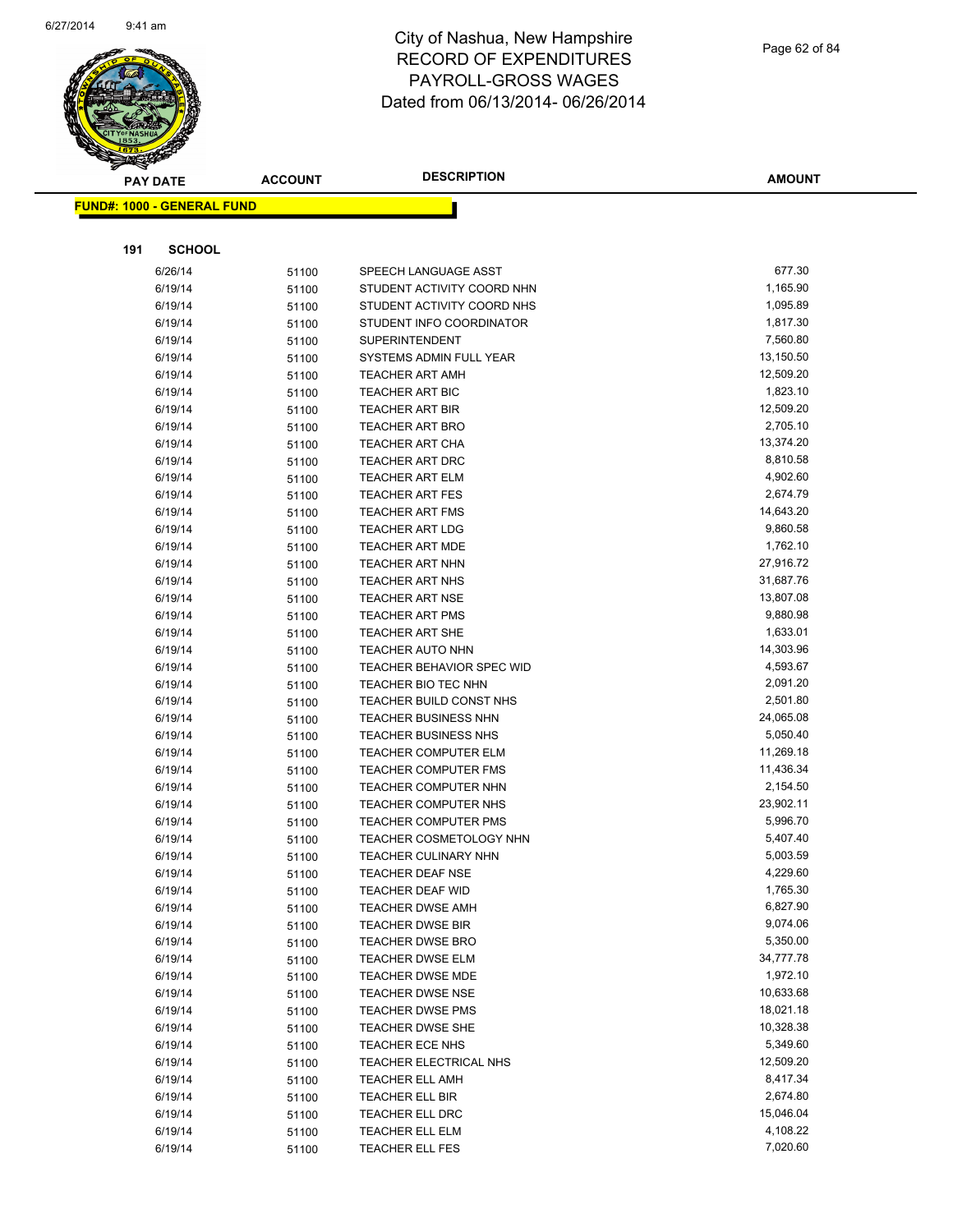# City of Nashua, New Hampshire
# RECORD OF EXPENDITURES
# PAYROLL-GROSS WAGES
# Dated from 06/13/2014- 06/26/2014

**FUND#: 1000 - GENERAL FUND**

**191 SCHOOL**

| PAY DATE | ACCOUNT | DESCRIPTION | AMOUNT |
|---|---|---|---|
| 6/26/14 | 51100 | SPEECH LANGUAGE ASST | 677.30 |
| 6/19/14 | 51100 | STUDENT ACTIVITY COORD NHN | 1,165.90 |
| 6/19/14 | 51100 | STUDENT ACTIVITY COORD NHS | 1,095.89 |
| 6/19/14 | 51100 | STUDENT INFO COORDINATOR | 1,817.30 |
| 6/19/14 | 51100 | SUPERINTENDENT | 7,560.80 |
| 6/19/14 | 51100 | SYSTEMS ADMIN FULL YEAR | 13,150.50 |
| 6/19/14 | 51100 | TEACHER ART AMH | 12,509.20 |
| 6/19/14 | 51100 | TEACHER ART BIC | 1,823.10 |
| 6/19/14 | 51100 | TEACHER ART BIR | 12,509.20 |
| 6/19/14 | 51100 | TEACHER ART BRO | 2,705.10 |
| 6/19/14 | 51100 | TEACHER ART CHA | 13,374.20 |
| 6/19/14 | 51100 | TEACHER ART DRC | 8,810.58 |
| 6/19/14 | 51100 | TEACHER ART ELM | 4,902.60 |
| 6/19/14 | 51100 | TEACHER ART FES | 2,674.79 |
| 6/19/14 | 51100 | TEACHER ART FMS | 14,643.20 |
| 6/19/14 | 51100 | TEACHER ART LDG | 9,860.58 |
| 6/19/14 | 51100 | TEACHER ART MDE | 1,762.10 |
| 6/19/14 | 51100 | TEACHER ART NHN | 27,916.72 |
| 6/19/14 | 51100 | TEACHER ART NHS | 31,687.76 |
| 6/19/14 | 51100 | TEACHER ART NSE | 13,807.08 |
| 6/19/14 | 51100 | TEACHER ART PMS | 9,880.98 |
| 6/19/14 | 51100 | TEACHER ART SHE | 1,633.01 |
| 6/19/14 | 51100 | TEACHER AUTO NHN | 14,303.96 |
| 6/19/14 | 51100 | TEACHER BEHAVIOR SPEC WID | 4,593.67 |
| 6/19/14 | 51100 | TEACHER BIO TEC NHN | 2,091.20 |
| 6/19/14 | 51100 | TEACHER BUILD CONST NHS | 2,501.80 |
| 6/19/14 | 51100 | TEACHER BUSINESS NHN | 24,065.08 |
| 6/19/14 | 51100 | TEACHER BUSINESS NHS | 5,050.40 |
| 6/19/14 | 51100 | TEACHER COMPUTER ELM | 11,269.18 |
| 6/19/14 | 51100 | TEACHER COMPUTER FMS | 11,436.34 |
| 6/19/14 | 51100 | TEACHER COMPUTER NHN | 2,154.50 |
| 6/19/14 | 51100 | TEACHER COMPUTER NHS | 23,902.11 |
| 6/19/14 | 51100 | TEACHER COMPUTER PMS | 5,996.70 |
| 6/19/14 | 51100 | TEACHER COSMETOLOGY NHN | 5,407.40 |
| 6/19/14 | 51100 | TEACHER CULINARY NHN | 5,003.59 |
| 6/19/14 | 51100 | TEACHER DEAF NSE | 4,229.60 |
| 6/19/14 | 51100 | TEACHER DEAF WID | 1,765.30 |
| 6/19/14 | 51100 | TEACHER DWSE AMH | 6,827.90 |
| 6/19/14 | 51100 | TEACHER DWSE BIR | 9,074.06 |
| 6/19/14 | 51100 | TEACHER DWSE BRO | 5,350.00 |
| 6/19/14 | 51100 | TEACHER DWSE ELM | 34,777.78 |
| 6/19/14 | 51100 | TEACHER DWSE MDE | 1,972.10 |
| 6/19/14 | 51100 | TEACHER DWSE NSE | 10,633.68 |
| 6/19/14 | 51100 | TEACHER DWSE PMS | 18,021.18 |
| 6/19/14 | 51100 | TEACHER DWSE SHE | 10,328.38 |
| 6/19/14 | 51100 | TEACHER ECE NHS | 5,349.60 |
| 6/19/14 | 51100 | TEACHER ELECTRICAL NHS | 12,509.20 |
| 6/19/14 | 51100 | TEACHER ELL AMH | 8,417.34 |
| 6/19/14 | 51100 | TEACHER ELL BIR | 2,674.80 |
| 6/19/14 | 51100 | TEACHER ELL DRC | 15,046.04 |
| 6/19/14 | 51100 | TEACHER ELL ELM | 4,108.22 |
| 6/19/14 | 51100 | TEACHER ELL FES | 7,020.60 |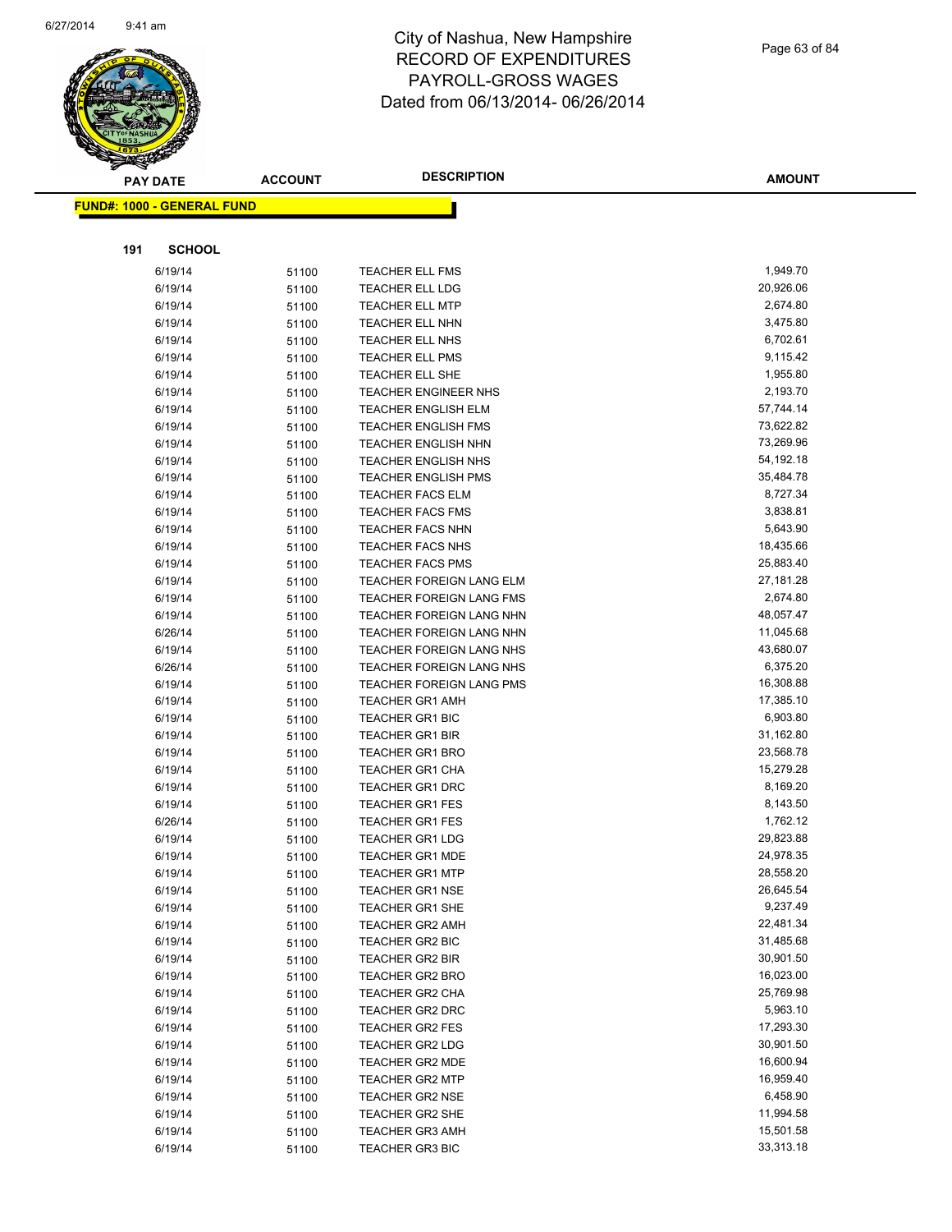# City of Nashua, New Hampshire
# RECORD OF EXPENDITURES
# PAYROLL-GROSS WAGES
# Dated from 06/13/2014- 06/26/2014

**FUND#: 1000 - GENERAL FUND**

**191 SCHOOL**

| PAY DATE | ACCOUNT | DESCRIPTION | AMOUNT |
|---|---|---|---|
| 6/19/14 | 51100 | TEACHER ELL FMS | 1,949.70 |
| 6/19/14 | 51100 | TEACHER ELL LDG | 20,926.06 |
| 6/19/14 | 51100 | TEACHER ELL MTP | 2,674.80 |
| 6/19/14 | 51100 | TEACHER ELL NHN | 3,475.80 |
| 6/19/14 | 51100 | TEACHER ELL NHS | 6,702.61 |
| 6/19/14 | 51100 | TEACHER ELL PMS | 9,115.42 |
| 6/19/14 | 51100 | TEACHER ELL SHE | 1,955.80 |
| 6/19/14 | 51100 | TEACHER ENGINEER NHS | 2,193.70 |
| 6/19/14 | 51100 | TEACHER ENGLISH ELM | 57,744.14 |
| 6/19/14 | 51100 | TEACHER ENGLISH FMS | 73,622.82 |
| 6/19/14 | 51100 | TEACHER ENGLISH NHN | 73,269.96 |
| 6/19/14 | 51100 | TEACHER ENGLISH NHS | 54,192.18 |
| 6/19/14 | 51100 | TEACHER ENGLISH PMS | 35,484.78 |
| 6/19/14 | 51100 | TEACHER FACS ELM | 8,727.34 |
| 6/19/14 | 51100 | TEACHER FACS FMS | 3,838.81 |
| 6/19/14 | 51100 | TEACHER FACS NHN | 5,643.90 |
| 6/19/14 | 51100 | TEACHER FACS NHS | 18,435.66 |
| 6/19/14 | 51100 | TEACHER FACS PMS | 25,883.40 |
| 6/19/14 | 51100 | TEACHER FOREIGN LANG ELM | 27,181.28 |
| 6/19/14 | 51100 | TEACHER FOREIGN LANG FMS | 2,674.80 |
| 6/19/14 | 51100 | TEACHER FOREIGN LANG NHN | 48,057.47 |
| 6/26/14 | 51100 | TEACHER FOREIGN LANG NHN | 11,045.68 |
| 6/19/14 | 51100 | TEACHER FOREIGN LANG NHS | 43,680.07 |
| 6/26/14 | 51100 | TEACHER FOREIGN LANG NHS | 6,375.20 |
| 6/19/14 | 51100 | TEACHER FOREIGN LANG PMS | 16,308.88 |
| 6/19/14 | 51100 | TEACHER GR1 AMH | 17,385.10 |
| 6/19/14 | 51100 | TEACHER GR1 BIC | 6,903.80 |
| 6/19/14 | 51100 | TEACHER GR1 BIR | 31,162.80 |
| 6/19/14 | 51100 | TEACHER GR1 BRO | 23,568.78 |
| 6/19/14 | 51100 | TEACHER GR1 CHA | 15,279.28 |
| 6/19/14 | 51100 | TEACHER GR1 DRC | 8,169.20 |
| 6/19/14 | 51100 | TEACHER GR1 FES | 8,143.50 |
| 6/26/14 | 51100 | TEACHER GR1 FES | 1,762.12 |
| 6/19/14 | 51100 | TEACHER GR1 LDG | 29,823.88 |
| 6/19/14 | 51100 | TEACHER GR1 MDE | 24,978.35 |
| 6/19/14 | 51100 | TEACHER GR1 MTP | 28,558.20 |
| 6/19/14 | 51100 | TEACHER GR1 NSE | 26,645.54 |
| 6/19/14 | 51100 | TEACHER GR1 SHE | 9,237.49 |
| 6/19/14 | 51100 | TEACHER GR2 AMH | 22,481.34 |
| 6/19/14 | 51100 | TEACHER GR2 BIC | 31,485.68 |
| 6/19/14 | 51100 | TEACHER GR2 BIR | 30,901.50 |
| 6/19/14 | 51100 | TEACHER GR2 BRO | 16,023.00 |
| 6/19/14 | 51100 | TEACHER GR2 CHA | 25,769.98 |
| 6/19/14 | 51100 | TEACHER GR2 DRC | 5,963.10 |
| 6/19/14 | 51100 | TEACHER GR2 FES | 17,293.30 |
| 6/19/14 | 51100 | TEACHER GR2 LDG | 30,901.50 |
| 6/19/14 | 51100 | TEACHER GR2 MDE | 16,600.94 |
| 6/19/14 | 51100 | TEACHER GR2 MTP | 16,959.40 |
| 6/19/14 | 51100 | TEACHER GR2 NSE | 6,458.90 |
| 6/19/14 | 51100 | TEACHER GR2 SHE | 11,994.58 |
| 6/19/14 | 51100 | TEACHER GR3 AMH | 15,501.58 |
| 6/19/14 | 51100 | TEACHER GR3 BIC | 33,313.18 |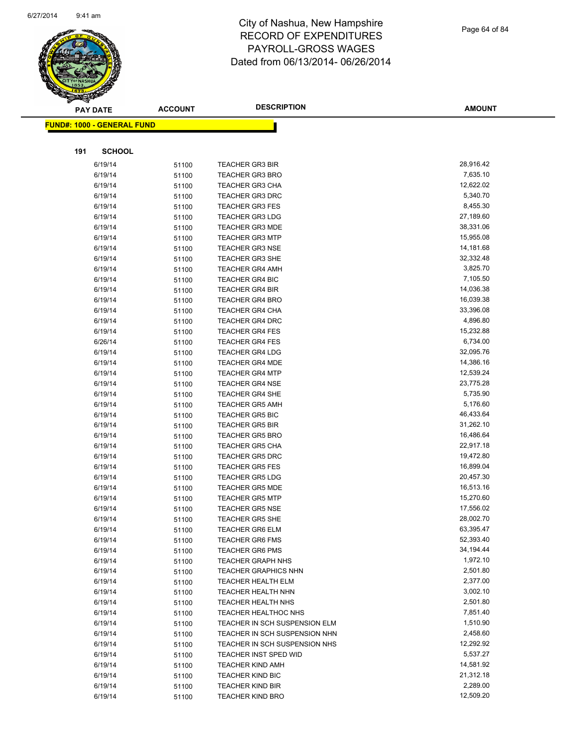# City of Nashua, New Hampshire
## RECORD OF EXPENDITURES
## PAYROLL-GROSS WAGES
## Dated from 06/13/2014- 06/26/2014

**FUND#: 1000 - GENERAL FUND**

**191 SCHOOL**

| PAY DATE | ACCOUNT | DESCRIPTION | AMOUNT |
|---|---|---|---|
| 6/19/14 | 51100 | TEACHER GR3 BIR | 28,916.42 |
| 6/19/14 | 51100 | TEACHER GR3 BRO | 7,635.10 |
| 6/19/14 | 51100 | TEACHER GR3 CHA | 12,622.02 |
| 6/19/14 | 51100 | TEACHER GR3 DRC | 5,340.70 |
| 6/19/14 | 51100 | TEACHER GR3 FES | 8,455.30 |
| 6/19/14 | 51100 | TEACHER GR3 LDG | 27,189.60 |
| 6/19/14 | 51100 | TEACHER GR3 MDE | 38,331.06 |
| 6/19/14 | 51100 | TEACHER GR3 MTP | 15,955.08 |
| 6/19/14 | 51100 | TEACHER GR3 NSE | 14,181.68 |
| 6/19/14 | 51100 | TEACHER GR3 SHE | 32,332.48 |
| 6/19/14 | 51100 | TEACHER GR4 AMH | 3,825.70 |
| 6/19/14 | 51100 | TEACHER GR4 BIC | 7,105.50 |
| 6/19/14 | 51100 | TEACHER GR4 BIR | 14,036.38 |
| 6/19/14 | 51100 | TEACHER GR4 BRO | 16,039.38 |
| 6/19/14 | 51100 | TEACHER GR4 CHA | 33,396.08 |
| 6/19/14 | 51100 | TEACHER GR4 DRC | 4,896.80 |
| 6/19/14 | 51100 | TEACHER GR4 FES | 15,232.88 |
| 6/26/14 | 51100 | TEACHER GR4 FES | 6,734.00 |
| 6/19/14 | 51100 | TEACHER GR4 LDG | 32,095.76 |
| 6/19/14 | 51100 | TEACHER GR4 MDE | 14,386.16 |
| 6/19/14 | 51100 | TEACHER GR4 MTP | 12,539.24 |
| 6/19/14 | 51100 | TEACHER GR4 NSE | 23,775.28 |
| 6/19/14 | 51100 | TEACHER GR4 SHE | 5,735.90 |
| 6/19/14 | 51100 | TEACHER GR5 AMH | 5,176.60 |
| 6/19/14 | 51100 | TEACHER GR5 BIC | 46,433.64 |
| 6/19/14 | 51100 | TEACHER GR5 BIR | 31,262.10 |
| 6/19/14 | 51100 | TEACHER GR5 BRO | 16,486.64 |
| 6/19/14 | 51100 | TEACHER GR5 CHA | 22,917.18 |
| 6/19/14 | 51100 | TEACHER GR5 DRC | 19,472.80 |
| 6/19/14 | 51100 | TEACHER GR5 FES | 16,899.04 |
| 6/19/14 | 51100 | TEACHER GR5 LDG | 20,457.30 |
| 6/19/14 | 51100 | TEACHER GR5 MDE | 16,513.16 |
| 6/19/14 | 51100 | TEACHER GR5 MTP | 15,270.60 |
| 6/19/14 | 51100 | TEACHER GR5 NSE | 17,556.02 |
| 6/19/14 | 51100 | TEACHER GR5 SHE | 28,002.70 |
| 6/19/14 | 51100 | TEACHER GR6 ELM | 63,395.47 |
| 6/19/14 | 51100 | TEACHER GR6 FMS | 52,393.40 |
| 6/19/14 | 51100 | TEACHER GR6 PMS | 34,194.44 |
| 6/19/14 | 51100 | TEACHER GRAPH NHS | 1,972.10 |
| 6/19/14 | 51100 | TEACHER GRAPHICS NHN | 2,501.80 |
| 6/19/14 | 51100 | TEACHER HEALTH ELM | 2,377.00 |
| 6/19/14 | 51100 | TEACHER HEALTH NHN | 3,002.10 |
| 6/19/14 | 51100 | TEACHER HEALTH NHS | 2,501.80 |
| 6/19/14 | 51100 | TEACHER HEALTHOC NHS | 7,851.40 |
| 6/19/14 | 51100 | TEACHER IN SCH SUSPENSION ELM | 1,510.90 |
| 6/19/14 | 51100 | TEACHER IN SCH SUSPENSION NHN | 2,458.60 |
| 6/19/14 | 51100 | TEACHER IN SCH SUSPENSION NHS | 12,292.92 |
| 6/19/14 | 51100 | TEACHER INST SPED WID | 5,537.27 |
| 6/19/14 | 51100 | TEACHER KIND AMH | 14,581.92 |
| 6/19/14 | 51100 | TEACHER KIND BIC | 21,312.18 |
| 6/19/14 | 51100 | TEACHER KIND BIR | 2,289.00 |
| 6/19/14 | 51100 | TEACHER KIND BRO | 12,509.20 |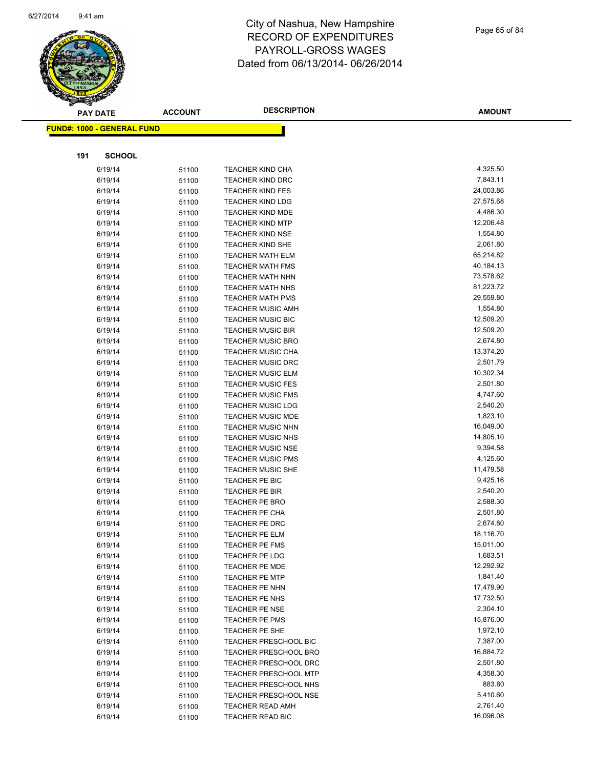# City of Nashua, New Hampshire
## RECORD OF EXPENDITURES
## PAYROLL-GROSS WAGES
## Dated from 06/13/2014- 06/26/2014

**FUND#: 1000 - GENERAL FUND**

**191 SCHOOL**

| PAY DATE | ACCOUNT | DESCRIPTION | AMOUNT |
|---|---|---|---|
| 6/19/14 | 51100 | TEACHER KIND CHA | 4,325.50 |
| 6/19/14 | 51100 | TEACHER KIND DRC | 7,843.11 |
| 6/19/14 | 51100 | TEACHER KIND FES | 24,003.86 |
| 6/19/14 | 51100 | TEACHER KIND LDG | 27,575.68 |
| 6/19/14 | 51100 | TEACHER KIND MDE | 4,486.30 |
| 6/19/14 | 51100 | TEACHER KIND MTP | 12,206.48 |
| 6/19/14 | 51100 | TEACHER KIND NSE | 1,554.80 |
| 6/19/14 | 51100 | TEACHER KIND SHE | 2,061.80 |
| 6/19/14 | 51100 | TEACHER MATH ELM | 65,214.82 |
| 6/19/14 | 51100 | TEACHER MATH FMS | 40,184.13 |
| 6/19/14 | 51100 | TEACHER MATH NHN | 73,578.62 |
| 6/19/14 | 51100 | TEACHER MATH NHS | 81,223.72 |
| 6/19/14 | 51100 | TEACHER MATH PMS | 29,559.80 |
| 6/19/14 | 51100 | TEACHER MUSIC AMH | 1,554.80 |
| 6/19/14 | 51100 | TEACHER MUSIC BIC | 12,509.20 |
| 6/19/14 | 51100 | TEACHER MUSIC BIR | 12,509.20 |
| 6/19/14 | 51100 | TEACHER MUSIC BRO | 2,674.80 |
| 6/19/14 | 51100 | TEACHER MUSIC CHA | 13,374.20 |
| 6/19/14 | 51100 | TEACHER MUSIC DRC | 2,501.79 |
| 6/19/14 | 51100 | TEACHER MUSIC ELM | 10,302.34 |
| 6/19/14 | 51100 | TEACHER MUSIC FES | 2,501.80 |
| 6/19/14 | 51100 | TEACHER MUSIC FMS | 4,747.60 |
| 6/19/14 | 51100 | TEACHER MUSIC LDG | 2,540.20 |
| 6/19/14 | 51100 | TEACHER MUSIC MDE | 1,823.10 |
| 6/19/14 | 51100 | TEACHER MUSIC NHN | 16,049.00 |
| 6/19/14 | 51100 | TEACHER MUSIC NHS | 14,805.10 |
| 6/19/14 | 51100 | TEACHER MUSIC NSE | 9,394.58 |
| 6/19/14 | 51100 | TEACHER MUSIC PMS | 4,125.60 |
| 6/19/14 | 51100 | TEACHER MUSIC SHE | 11,479.58 |
| 6/19/14 | 51100 | TEACHER PE BIC | 9,425.16 |
| 6/19/14 | 51100 | TEACHER PE BIR | 2,540.20 |
| 6/19/14 | 51100 | TEACHER PE BRO | 2,588.30 |
| 6/19/14 | 51100 | TEACHER PE CHA | 2,501.80 |
| 6/19/14 | 51100 | TEACHER PE DRC | 2,674.80 |
| 6/19/14 | 51100 | TEACHER PE ELM | 18,116.70 |
| 6/19/14 | 51100 | TEACHER PE FMS | 15,011.00 |
| 6/19/14 | 51100 | TEACHER PE LDG | 1,683.51 |
| 6/19/14 | 51100 | TEACHER PE MDE | 12,292.92 |
| 6/19/14 | 51100 | TEACHER PE MTP | 1,841.40 |
| 6/19/14 | 51100 | TEACHER PE NHN | 17,479.90 |
| 6/19/14 | 51100 | TEACHER PE NHS | 17,732.50 |
| 6/19/14 | 51100 | TEACHER PE NSE | 2,304.10 |
| 6/19/14 | 51100 | TEACHER PE PMS | 15,876.00 |
| 6/19/14 | 51100 | TEACHER PE SHE | 1,972.10 |
| 6/19/14 | 51100 | TEACHER PRESCHOOL BIC | 7,387.00 |
| 6/19/14 | 51100 | TEACHER PRESCHOOL BRO | 16,884.72 |
| 6/19/14 | 51100 | TEACHER PRESCHOOL DRC | 2,501.80 |
| 6/19/14 | 51100 | TEACHER PRESCHOOL MTP | 4,358.30 |
| 6/19/14 | 51100 | TEACHER PRESCHOOL NHS | 883.60 |
| 6/19/14 | 51100 | TEACHER PRESCHOOL NSE | 5,410.60 |
| 6/19/14 | 51100 | TEACHER READ AMH | 2,761.40 |
| 6/19/14 | 51100 | TEACHER READ BIC | 16,096.08 |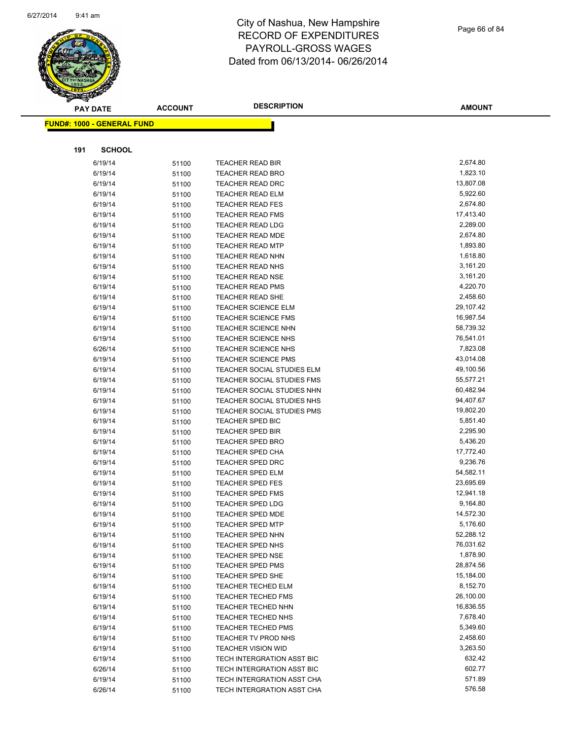# City of Nashua, New Hampshire
## RECORD OF EXPENDITURES
## PAYROLL-GROSS WAGES
## Dated from 06/13/2014- 06/26/2014

**FUND#: 1000 - GENERAL FUND**

**191 SCHOOL**

| PAY DATE | ACCOUNT | DESCRIPTION | AMOUNT |
|---|---|---|---|
| 6/19/14 | 51100 | TEACHER READ BIR | 2,674.80 |
| 6/19/14 | 51100 | TEACHER READ BRO | 1,823.10 |
| 6/19/14 | 51100 | TEACHER READ DRC | 13,807.08 |
| 6/19/14 | 51100 | TEACHER READ ELM | 5,922.60 |
| 6/19/14 | 51100 | TEACHER READ FES | 2,674.80 |
| 6/19/14 | 51100 | TEACHER READ FMS | 17,413.40 |
| 6/19/14 | 51100 | TEACHER READ LDG | 2,289.00 |
| 6/19/14 | 51100 | TEACHER READ MDE | 2,674.80 |
| 6/19/14 | 51100 | TEACHER READ MTP | 1,893.80 |
| 6/19/14 | 51100 | TEACHER READ NHN | 1,618.80 |
| 6/19/14 | 51100 | TEACHER READ NHS | 3,161.20 |
| 6/19/14 | 51100 | TEACHER READ NSE | 3,161.20 |
| 6/19/14 | 51100 | TEACHER READ PMS | 4,220.70 |
| 6/19/14 | 51100 | TEACHER READ SHE | 2,458.60 |
| 6/19/14 | 51100 | TEACHER SCIENCE ELM | 29,107.42 |
| 6/19/14 | 51100 | TEACHER SCIENCE FMS | 16,987.54 |
| 6/19/14 | 51100 | TEACHER SCIENCE NHN | 58,739.32 |
| 6/19/14 | 51100 | TEACHER SCIENCE NHS | 76,541.01 |
| 6/26/14 | 51100 | TEACHER SCIENCE NHS | 7,823.08 |
| 6/19/14 | 51100 | TEACHER SCIENCE PMS | 43,014.08 |
| 6/19/14 | 51100 | TEACHER SOCIAL STUDIES ELM | 49,100.56 |
| 6/19/14 | 51100 | TEACHER SOCIAL STUDIES FMS | 55,577.21 |
| 6/19/14 | 51100 | TEACHER SOCIAL STUDIES NHN | 60,482.94 |
| 6/19/14 | 51100 | TEACHER SOCIAL STUDIES NHS | 94,407.67 |
| 6/19/14 | 51100 | TEACHER SOCIAL STUDIES PMS | 19,802.20 |
| 6/19/14 | 51100 | TEACHER SPED BIC | 5,851.40 |
| 6/19/14 | 51100 | TEACHER SPED BIR | 2,295.90 |
| 6/19/14 | 51100 | TEACHER SPED BRO | 5,436.20 |
| 6/19/14 | 51100 | TEACHER SPED CHA | 17,772.40 |
| 6/19/14 | 51100 | TEACHER SPED DRC | 9,236.76 |
| 6/19/14 | 51100 | TEACHER SPED ELM | 54,582.11 |
| 6/19/14 | 51100 | TEACHER SPED FES | 23,695.69 |
| 6/19/14 | 51100 | TEACHER SPED FMS | 12,941.18 |
| 6/19/14 | 51100 | TEACHER SPED LDG | 9,164.80 |
| 6/19/14 | 51100 | TEACHER SPED MDE | 14,572.30 |
| 6/19/14 | 51100 | TEACHER SPED MTP | 5,176.60 |
| 6/19/14 | 51100 | TEACHER SPED NHN | 52,288.12 |
| 6/19/14 | 51100 | TEACHER SPED NHS | 76,031.62 |
| 6/19/14 | 51100 | TEACHER SPED NSE | 1,878.90 |
| 6/19/14 | 51100 | TEACHER SPED PMS | 28,874.56 |
| 6/19/14 | 51100 | TEACHER SPED SHE | 15,184.00 |
| 6/19/14 | 51100 | TEACHER TECHED ELM | 8,152.70 |
| 6/19/14 | 51100 | TEACHER TECHED FMS | 26,100.00 |
| 6/19/14 | 51100 | TEACHER TECHED NHN | 16,836.55 |
| 6/19/14 | 51100 | TEACHER TECHED NHS | 7,678.40 |
| 6/19/14 | 51100 | TEACHER TECHED PMS | 5,349.60 |
| 6/19/14 | 51100 | TEACHER TV PROD NHS | 2,458.60 |
| 6/19/14 | 51100 | TEACHER VISION WID | 3,263.50 |
| 6/19/14 | 51100 | TECH INTERGRATION ASST BIC | 632.42 |
| 6/26/14 | 51100 | TECH INTERGRATION ASST BIC | 602.77 |
| 6/19/14 | 51100 | TECH INTERGRATION ASST CHA | 571.89 |
| 6/26/14 | 51100 | TECH INTERGRATION ASST CHA | 576.58 |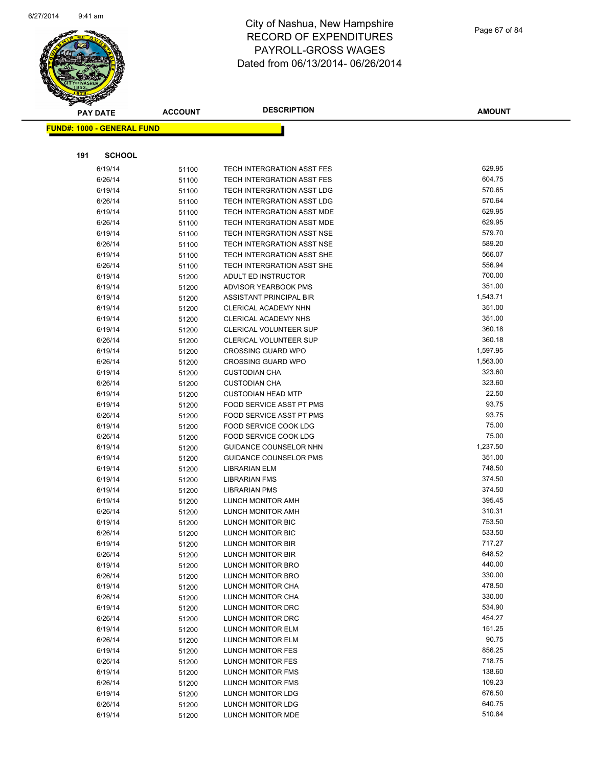# City of Nashua, New Hampshire
## RECORD OF EXPENDITURES
## PAYROLL-GROSS WAGES
## Dated from 06/13/2014- 06/26/2014

**FUND#: 1000 - GENERAL FUND**

**191 SCHOOL**

| PAY DATE | ACCOUNT | DESCRIPTION | AMOUNT |
|---|---|---|---|
| 6/19/14 | 51100 | TECH INTERGRATION ASST FES | 629.95 |
| 6/26/14 | 51100 | TECH INTERGRATION ASST FES | 604.75 |
| 6/19/14 | 51100 | TECH INTERGRATION ASST LDG | 570.65 |
| 6/26/14 | 51100 | TECH INTERGRATION ASST LDG | 570.64 |
| 6/19/14 | 51100 | TECH INTERGRATION ASST MDE | 629.95 |
| 6/26/14 | 51100 | TECH INTERGRATION ASST MDE | 629.95 |
| 6/19/14 | 51100 | TECH INTERGRATION ASST NSE | 579.70 |
| 6/26/14 | 51100 | TECH INTERGRATION ASST NSE | 589.20 |
| 6/19/14 | 51100 | TECH INTERGRATION ASST SHE | 566.07 |
| 6/26/14 | 51100 | TECH INTERGRATION ASST SHE | 556.94 |
| 6/19/14 | 51200 | ADULT ED INSTRUCTOR | 700.00 |
| 6/19/14 | 51200 | ADVISOR YEARBOOK PMS | 351.00 |
| 6/19/14 | 51200 | ASSISTANT PRINCIPAL BIR | 1,543.71 |
| 6/19/14 | 51200 | CLERICAL ACADEMY NHN | 351.00 |
| 6/19/14 | 51200 | CLERICAL ACADEMY NHS | 351.00 |
| 6/19/14 | 51200 | CLERICAL VOLUNTEER SUP | 360.18 |
| 6/26/14 | 51200 | CLERICAL VOLUNTEER SUP | 360.18 |
| 6/19/14 | 51200 | CROSSING GUARD WPO | 1,597.95 |
| 6/26/14 | 51200 | CROSSING GUARD WPO | 1,563.00 |
| 6/19/14 | 51200 | CUSTODIAN CHA | 323.60 |
| 6/26/14 | 51200 | CUSTODIAN CHA | 323.60 |
| 6/19/14 | 51200 | CUSTODIAN HEAD MTP | 22.50 |
| 6/19/14 | 51200 | FOOD SERVICE ASST PT PMS | 93.75 |
| 6/26/14 | 51200 | FOOD SERVICE ASST PT PMS | 93.75 |
| 6/19/14 | 51200 | FOOD SERVICE COOK LDG | 75.00 |
| 6/26/14 | 51200 | FOOD SERVICE COOK LDG | 75.00 |
| 6/19/14 | 51200 | GUIDANCE COUNSELOR NHN | 1,237.50 |
| 6/19/14 | 51200 | GUIDANCE COUNSELOR PMS | 351.00 |
| 6/19/14 | 51200 | LIBRARIAN ELM | 748.50 |
| 6/19/14 | 51200 | LIBRARIAN FMS | 374.50 |
| 6/19/14 | 51200 | LIBRARIAN PMS | 374.50 |
| 6/19/14 | 51200 | LUNCH MONITOR AMH | 395.45 |
| 6/26/14 | 51200 | LUNCH MONITOR AMH | 310.31 |
| 6/19/14 | 51200 | LUNCH MONITOR BIC | 753.50 |
| 6/26/14 | 51200 | LUNCH MONITOR BIC | 533.50 |
| 6/19/14 | 51200 | LUNCH MONITOR BIR | 717.27 |
| 6/26/14 | 51200 | LUNCH MONITOR BIR | 648.52 |
| 6/19/14 | 51200 | LUNCH MONITOR BRO | 440.00 |
| 6/26/14 | 51200 | LUNCH MONITOR BRO | 330.00 |
| 6/19/14 | 51200 | LUNCH MONITOR CHA | 478.50 |
| 6/26/14 | 51200 | LUNCH MONITOR CHA | 330.00 |
| 6/19/14 | 51200 | LUNCH MONITOR DRC | 534.90 |
| 6/26/14 | 51200 | LUNCH MONITOR DRC | 454.27 |
| 6/19/14 | 51200 | LUNCH MONITOR ELM | 151.25 |
| 6/26/14 | 51200 | LUNCH MONITOR ELM | 90.75 |
| 6/19/14 | 51200 | LUNCH MONITOR FES | 856.25 |
| 6/26/14 | 51200 | LUNCH MONITOR FES | 718.75 |
| 6/19/14 | 51200 | LUNCH MONITOR FMS | 138.60 |
| 6/26/14 | 51200 | LUNCH MONITOR FMS | 109.23 |
| 6/19/14 | 51200 | LUNCH MONITOR LDG | 676.50 |
| 6/26/14 | 51200 | LUNCH MONITOR LDG | 640.75 |
| 6/19/14 | 51200 | LUNCH MONITOR MDE | 510.84 |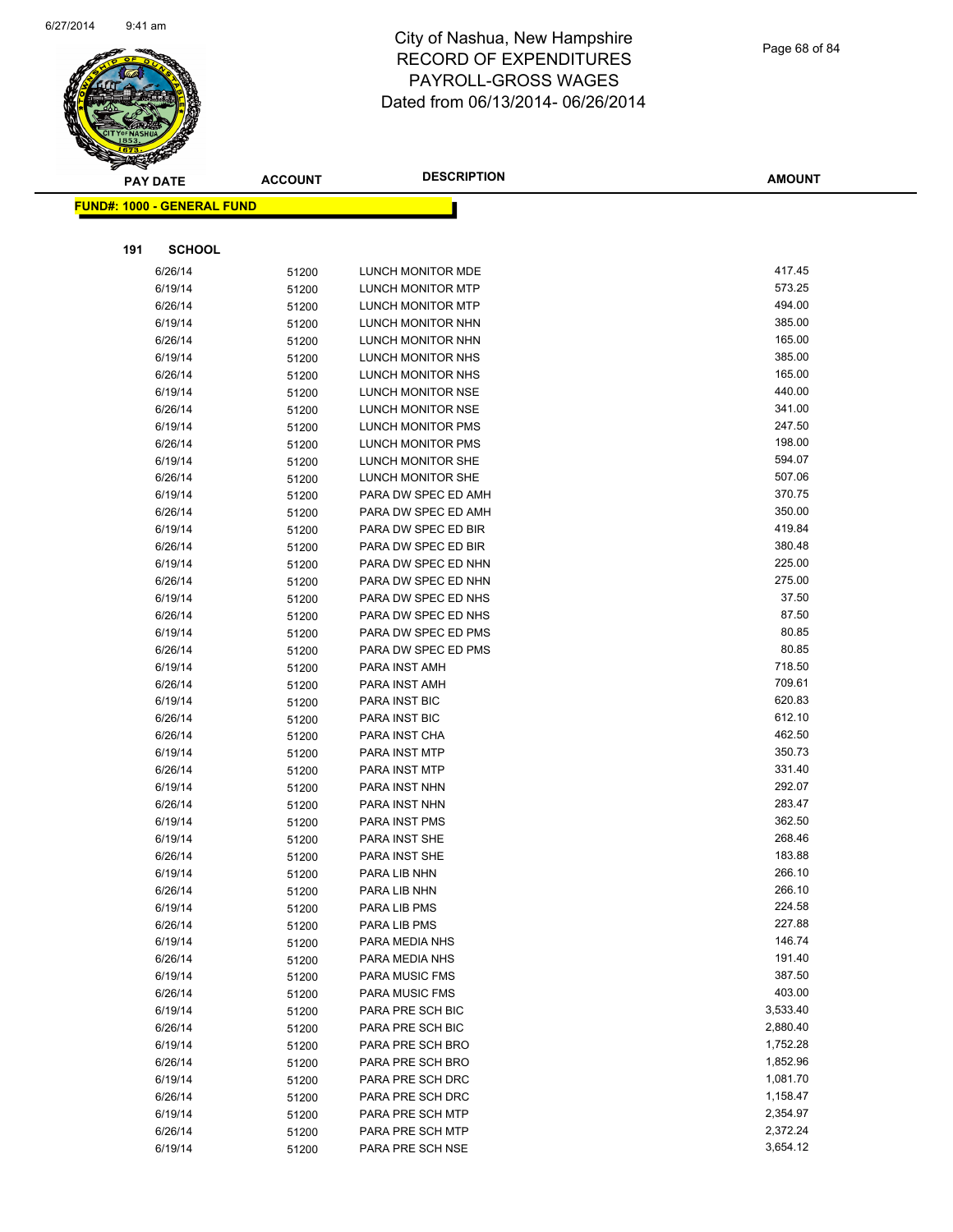# City of Nashua, New Hampshire
## RECORD OF EXPENDITURES
## PAYROLL-GROSS WAGES
## Dated from 06/13/2014- 06/26/2014

**FUND#: 1000 - GENERAL FUND**

**191 SCHOOL**

| PAY DATE | ACCOUNT | DESCRIPTION | AMOUNT |
|---|---|---|---|
| 6/26/14 | 51200 | LUNCH MONITOR MDE | 417.45 |
| 6/19/14 | 51200 | LUNCH MONITOR MTP | 573.25 |
| 6/26/14 | 51200 | LUNCH MONITOR MTP | 494.00 |
| 6/19/14 | 51200 | LUNCH MONITOR NHN | 385.00 |
| 6/26/14 | 51200 | LUNCH MONITOR NHN | 165.00 |
| 6/19/14 | 51200 | LUNCH MONITOR NHS | 385.00 |
| 6/26/14 | 51200 | LUNCH MONITOR NHS | 165.00 |
| 6/19/14 | 51200 | LUNCH MONITOR NSE | 440.00 |
| 6/26/14 | 51200 | LUNCH MONITOR NSE | 341.00 |
| 6/19/14 | 51200 | LUNCH MONITOR PMS | 247.50 |
| 6/26/14 | 51200 | LUNCH MONITOR PMS | 198.00 |
| 6/19/14 | 51200 | LUNCH MONITOR SHE | 594.07 |
| 6/26/14 | 51200 | LUNCH MONITOR SHE | 507.06 |
| 6/19/14 | 51200 | PARA DW SPEC ED AMH | 370.75 |
| 6/26/14 | 51200 | PARA DW SPEC ED AMH | 350.00 |
| 6/19/14 | 51200 | PARA DW SPEC ED BIR | 419.84 |
| 6/26/14 | 51200 | PARA DW SPEC ED BIR | 380.48 |
| 6/19/14 | 51200 | PARA DW SPEC ED NHN | 225.00 |
| 6/26/14 | 51200 | PARA DW SPEC ED NHN | 275.00 |
| 6/19/14 | 51200 | PARA DW SPEC ED NHS | 37.50 |
| 6/26/14 | 51200 | PARA DW SPEC ED NHS | 87.50 |
| 6/19/14 | 51200 | PARA DW SPEC ED PMS | 80.85 |
| 6/26/14 | 51200 | PARA DW SPEC ED PMS | 80.85 |
| 6/19/14 | 51200 | PARA INST AMH | 718.50 |
| 6/26/14 | 51200 | PARA INST AMH | 709.61 |
| 6/19/14 | 51200 | PARA INST BIC | 620.83 |
| 6/26/14 | 51200 | PARA INST BIC | 612.10 |
| 6/26/14 | 51200 | PARA INST CHA | 462.50 |
| 6/19/14 | 51200 | PARA INST MTP | 350.73 |
| 6/26/14 | 51200 | PARA INST MTP | 331.40 |
| 6/19/14 | 51200 | PARA INST NHN | 292.07 |
| 6/26/14 | 51200 | PARA INST NHN | 283.47 |
| 6/19/14 | 51200 | PARA INST PMS | 362.50 |
| 6/19/14 | 51200 | PARA INST SHE | 268.46 |
| 6/26/14 | 51200 | PARA INST SHE | 183.88 |
| 6/19/14 | 51200 | PARA LIB NHN | 266.10 |
| 6/26/14 | 51200 | PARA LIB NHN | 266.10 |
| 6/19/14 | 51200 | PARA LIB PMS | 224.58 |
| 6/26/14 | 51200 | PARA LIB PMS | 227.88 |
| 6/19/14 | 51200 | PARA MEDIA NHS | 146.74 |
| 6/26/14 | 51200 | PARA MEDIA NHS | 191.40 |
| 6/19/14 | 51200 | PARA MUSIC FMS | 387.50 |
| 6/26/14 | 51200 | PARA MUSIC FMS | 403.00 |
| 6/19/14 | 51200 | PARA PRE SCH BIC | 3,533.40 |
| 6/26/14 | 51200 | PARA PRE SCH BIC | 2,880.40 |
| 6/19/14 | 51200 | PARA PRE SCH BRO | 1,752.28 |
| 6/26/14 | 51200 | PARA PRE SCH BRO | 1,852.96 |
| 6/19/14 | 51200 | PARA PRE SCH DRC | 1,081.70 |
| 6/26/14 | 51200 | PARA PRE SCH DRC | 1,158.47 |
| 6/19/14 | 51200 | PARA PRE SCH MTP | 2,354.97 |
| 6/26/14 | 51200 | PARA PRE SCH MTP | 2,372.24 |
| 6/19/14 | 51200 | PARA PRE SCH NSE | 3,654.12 |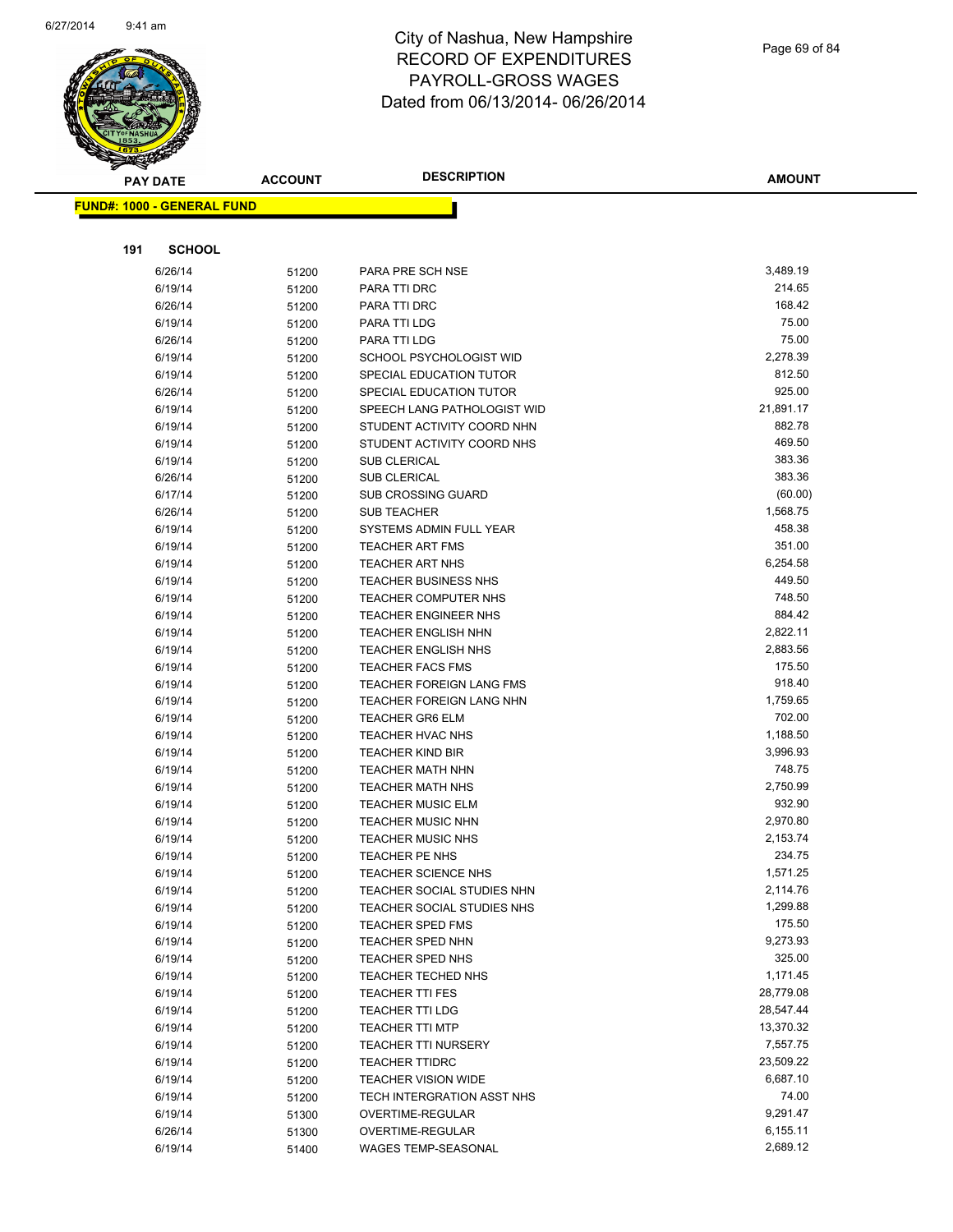# City of Nashua, New Hampshire
## RECORD OF EXPENDITURES
## PAYROLL-GROSS WAGES
## Dated from 06/13/2014- 06/26/2014

**FUND#: 1000 - GENERAL FUND**

**191 SCHOOL**

| PAY DATE | ACCOUNT | DESCRIPTION | AMOUNT |
|---|---|---|---|
| 6/26/14 | 51200 | PARA PRE SCH NSE | 3,489.19 |
| 6/19/14 | 51200 | PARA TTI DRC | 214.65 |
| 6/26/14 | 51200 | PARA TTI DRC | 168.42 |
| 6/19/14 | 51200 | PARA TTI LDG | 75.00 |
| 6/26/14 | 51200 | PARA TTI LDG | 75.00 |
| 6/19/14 | 51200 | SCHOOL PSYCHOLOGIST WID | 2,278.39 |
| 6/19/14 | 51200 | SPECIAL EDUCATION TUTOR | 812.50 |
| 6/26/14 | 51200 | SPECIAL EDUCATION TUTOR | 925.00 |
| 6/19/14 | 51200 | SPEECH LANG PATHOLOGIST WID | 21,891.17 |
| 6/19/14 | 51200 | STUDENT ACTIVITY COORD NHN | 882.78 |
| 6/19/14 | 51200 | STUDENT ACTIVITY COORD NHS | 469.50 |
| 6/19/14 | 51200 | SUB CLERICAL | 383.36 |
| 6/26/14 | 51200 | SUB CLERICAL | 383.36 |
| 6/17/14 | 51200 | SUB CROSSING GUARD | (60.00) |
| 6/26/14 | 51200 | SUB TEACHER | 1,568.75 |
| 6/19/14 | 51200 | SYSTEMS ADMIN FULL YEAR | 458.38 |
| 6/19/14 | 51200 | TEACHER ART FMS | 351.00 |
| 6/19/14 | 51200 | TEACHER ART NHS | 6,254.58 |
| 6/19/14 | 51200 | TEACHER BUSINESS NHS | 449.50 |
| 6/19/14 | 51200 | TEACHER COMPUTER NHS | 748.50 |
| 6/19/14 | 51200 | TEACHER ENGINEER NHS | 884.42 |
| 6/19/14 | 51200 | TEACHER ENGLISH NHN | 2,822.11 |
| 6/19/14 | 51200 | TEACHER ENGLISH NHS | 2,883.56 |
| 6/19/14 | 51200 | TEACHER FACS FMS | 175.50 |
| 6/19/14 | 51200 | TEACHER FOREIGN LANG FMS | 918.40 |
| 6/19/14 | 51200 | TEACHER FOREIGN LANG NHN | 1,759.65 |
| 6/19/14 | 51200 | TEACHER GR6 ELM | 702.00 |
| 6/19/14 | 51200 | TEACHER HVAC NHS | 1,188.50 |
| 6/19/14 | 51200 | TEACHER KIND BIR | 3,996.93 |
| 6/19/14 | 51200 | TEACHER MATH NHN | 748.75 |
| 6/19/14 | 51200 | TEACHER MATH NHS | 2,750.99 |
| 6/19/14 | 51200 | TEACHER MUSIC ELM | 932.90 |
| 6/19/14 | 51200 | TEACHER MUSIC NHN | 2,970.80 |
| 6/19/14 | 51200 | TEACHER MUSIC NHS | 2,153.74 |
| 6/19/14 | 51200 | TEACHER PE NHS | 234.75 |
| 6/19/14 | 51200 | TEACHER SCIENCE NHS | 1,571.25 |
| 6/19/14 | 51200 | TEACHER SOCIAL STUDIES NHN | 2,114.76 |
| 6/19/14 | 51200 | TEACHER SOCIAL STUDIES NHS | 1,299.88 |
| 6/19/14 | 51200 | TEACHER SPED FMS | 175.50 |
| 6/19/14 | 51200 | TEACHER SPED NHN | 9,273.93 |
| 6/19/14 | 51200 | TEACHER SPED NHS | 325.00 |
| 6/19/14 | 51200 | TEACHER TECHED NHS | 1,171.45 |
| 6/19/14 | 51200 | TEACHER TTI FES | 28,779.08 |
| 6/19/14 | 51200 | TEACHER TTI LDG | 28,547.44 |
| 6/19/14 | 51200 | TEACHER TTI MTP | 13,370.32 |
| 6/19/14 | 51200 | TEACHER TTI NURSERY | 7,557.75 |
| 6/19/14 | 51200 | TEACHER TTIDRC | 23,509.22 |
| 6/19/14 | 51200 | TEACHER VISION WIDE | 6,687.10 |
| 6/19/14 | 51200 | TECH INTERGRATION ASST NHS | 74.00 |
| 6/19/14 | 51300 | OVERTIME-REGULAR | 9,291.47 |
| 6/26/14 | 51300 | OVERTIME-REGULAR | 6,155.11 |
| 6/19/14 | 51400 | WAGES TEMP-SEASONAL | 2,689.12 |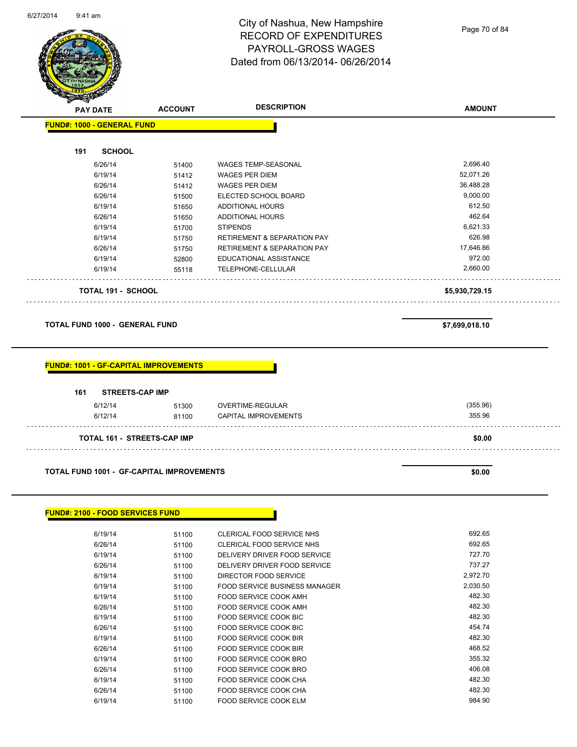# City of Nashua, New Hampshire
## RECORD OF EXPENDITURES
## PAYROLL-GROSS WAGES
## Dated from 06/13/2014- 06/26/2014

| PAY DATE | ACCOUNT | DESCRIPTION | AMOUNT |
|---|---|---|---|

**FUND#: 1000 - GENERAL FUND**

**191 SCHOOL**

| PAY DATE | ACCOUNT | DESCRIPTION | AMOUNT |
|---|---|---|---|
| 6/26/14 | 51400 | WAGES TEMP-SEASONAL | 2,696.40 |
| 6/19/14 | 51412 | WAGES PER DIEM | 52,071.26 |
| 6/26/14 | 51412 | WAGES PER DIEM | 36,488.28 |
| 6/26/14 | 51500 | ELECTED SCHOOL BOARD | 9,000.00 |
| 6/19/14 | 51650 | ADDITIONAL HOURS | 612.50 |
| 6/26/14 | 51650 | ADDITIONAL HOURS | 462.64 |
| 6/19/14 | 51700 | STIPENDS | 6,621.33 |
| 6/19/14 | 51750 | RETIREMENT & SEPARATION PAY | 626.98 |
| 6/26/14 | 51750 | RETIREMENT & SEPARATION PAY | 17,646.86 |
| 6/19/14 | 52800 | EDUCATIONAL ASSISTANCE | 972.00 |
| 6/19/14 | 55118 | TELEPHONE-CELLULAR | 2,660.00 |

**TOTAL 191 - SCHOOL** **$5,930,729.15**

**TOTAL FUND 1000 - GENERAL FUND** **$7,699,018.10**

**FUND#: 1001 - GF-CAPITAL IMPROVEMENTS**

**161 STREETS-CAP IMP**

| PAY DATE | ACCOUNT | DESCRIPTION | AMOUNT |
|---|---|---|---|
| 6/12/14 | 51300 | OVERTIME-REGULAR | (355.96) |
| 6/12/14 | 81100 | CAPITAL IMPROVEMENTS | 355.96 |

**TOTAL 161 - STREETS-CAP IMP** **$0.00**

**TOTAL FUND 1001 - GF-CAPITAL IMPROVEMENTS** **$0.00**

**FUND#: 2100 - FOOD SERVICES FUND**

| PAY DATE | ACCOUNT | DESCRIPTION | AMOUNT |
|---|---|---|---|
| 6/19/14 | 51100 | CLERICAL FOOD SERVICE NHS | 692.65 |
| 6/26/14 | 51100 | CLERICAL FOOD SERVICE NHS | 692.65 |
| 6/19/14 | 51100 | DELIVERY DRIVER FOOD SERVICE | 727.70 |
| 6/26/14 | 51100 | DELIVERY DRIVER FOOD SERVICE | 737.27 |
| 6/19/14 | 51100 | DIRECTOR FOOD SERVICE | 2,972.70 |
| 6/19/14 | 51100 | FOOD SERVICE BUSINESS MANAGER | 2,030.50 |
| 6/19/14 | 51100 | FOOD SERVICE COOK AMH | 482.30 |
| 6/26/14 | 51100 | FOOD SERVICE COOK AMH | 482.30 |
| 6/19/14 | 51100 | FOOD SERVICE COOK BIC | 482.30 |
| 6/26/14 | 51100 | FOOD SERVICE COOK BIC | 454.74 |
| 6/19/14 | 51100 | FOOD SERVICE COOK BIR | 482.30 |
| 6/26/14 | 51100 | FOOD SERVICE COOK BIR | 468.52 |
| 6/19/14 | 51100 | FOOD SERVICE COOK BRO | 355.32 |
| 6/26/14 | 51100 | FOOD SERVICE COOK BRO | 406.08 |
| 6/19/14 | 51100 | FOOD SERVICE COOK CHA | 482.30 |
| 6/26/14 | 51100 | FOOD SERVICE COOK CHA | 482.30 |
| 6/19/14 | 51100 | FOOD SERVICE COOK ELM | 984.90 |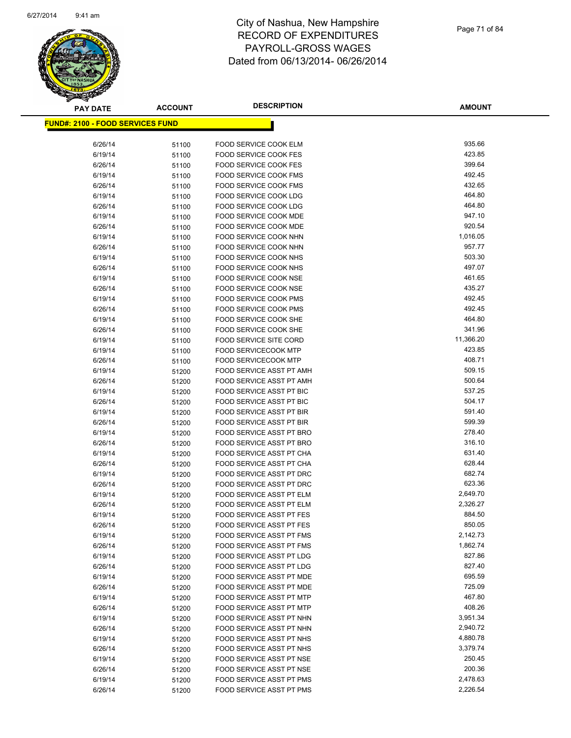# City of Nashua, New Hampshire
## RECORD OF EXPENDITURES
## PAYROLL-GROSS WAGES
## Dated from 06/13/2014- 06/26/2014

**FUND#: 2100 - FOOD SERVICES FUND**

| PAY DATE | ACCOUNT | DESCRIPTION | AMOUNT |
|---|---|---|---|
| 6/26/14 | 51100 | FOOD SERVICE COOK ELM | 935.66 |
| 6/19/14 | 51100 | FOOD SERVICE COOK FES | 423.85 |
| 6/26/14 | 51100 | FOOD SERVICE COOK FES | 399.64 |
| 6/19/14 | 51100 | FOOD SERVICE COOK FMS | 492.45 |
| 6/26/14 | 51100 | FOOD SERVICE COOK FMS | 432.65 |
| 6/19/14 | 51100 | FOOD SERVICE COOK LDG | 464.80 |
| 6/26/14 | 51100 | FOOD SERVICE COOK LDG | 464.80 |
| 6/19/14 | 51100 | FOOD SERVICE COOK MDE | 947.10 |
| 6/26/14 | 51100 | FOOD SERVICE COOK MDE | 920.54 |
| 6/19/14 | 51100 | FOOD SERVICE COOK NHN | 1,016.05 |
| 6/26/14 | 51100 | FOOD SERVICE COOK NHN | 957.77 |
| 6/19/14 | 51100 | FOOD SERVICE COOK NHS | 503.30 |
| 6/26/14 | 51100 | FOOD SERVICE COOK NHS | 497.07 |
| 6/19/14 | 51100 | FOOD SERVICE COOK NSE | 461.65 |
| 6/26/14 | 51100 | FOOD SERVICE COOK NSE | 435.27 |
| 6/19/14 | 51100 | FOOD SERVICE COOK PMS | 492.45 |
| 6/26/14 | 51100 | FOOD SERVICE COOK PMS | 492.45 |
| 6/19/14 | 51100 | FOOD SERVICE COOK SHE | 464.80 |
| 6/26/14 | 51100 | FOOD SERVICE COOK SHE | 341.96 |
| 6/19/14 | 51100 | FOOD SERVICE SITE CORD | 11,366.20 |
| 6/19/14 | 51100 | FOOD SERVICECOOK MTP | 423.85 |
| 6/26/14 | 51100 | FOOD SERVICECOOK MTP | 408.71 |
| 6/19/14 | 51200 | FOOD SERVICE ASST PT AMH | 509.15 |
| 6/26/14 | 51200 | FOOD SERVICE ASST PT AMH | 500.64 |
| 6/19/14 | 51200 | FOOD SERVICE ASST PT BIC | 537.25 |
| 6/26/14 | 51200 | FOOD SERVICE ASST PT BIC | 504.17 |
| 6/19/14 | 51200 | FOOD SERVICE ASST PT BIR | 591.40 |
| 6/26/14 | 51200 | FOOD SERVICE ASST PT BIR | 599.39 |
| 6/19/14 | 51200 | FOOD SERVICE ASST PT BRO | 278.40 |
| 6/26/14 | 51200 | FOOD SERVICE ASST PT BRO | 316.10 |
| 6/19/14 | 51200 | FOOD SERVICE ASST PT CHA | 631.40 |
| 6/26/14 | 51200 | FOOD SERVICE ASST PT CHA | 628.44 |
| 6/19/14 | 51200 | FOOD SERVICE ASST PT DRC | 682.74 |
| 6/26/14 | 51200 | FOOD SERVICE ASST PT DRC | 623.36 |
| 6/19/14 | 51200 | FOOD SERVICE ASST PT ELM | 2,649.70 |
| 6/26/14 | 51200 | FOOD SERVICE ASST PT ELM | 2,326.27 |
| 6/19/14 | 51200 | FOOD SERVICE ASST PT FES | 884.50 |
| 6/26/14 | 51200 | FOOD SERVICE ASST PT FES | 850.05 |
| 6/19/14 | 51200 | FOOD SERVICE ASST PT FMS | 2,142.73 |
| 6/26/14 | 51200 | FOOD SERVICE ASST PT FMS | 1,862.74 |
| 6/19/14 | 51200 | FOOD SERVICE ASST PT LDG | 827.86 |
| 6/26/14 | 51200 | FOOD SERVICE ASST PT LDG | 827.40 |
| 6/19/14 | 51200 | FOOD SERVICE ASST PT MDE | 695.59 |
| 6/26/14 | 51200 | FOOD SERVICE ASST PT MDE | 725.09 |
| 6/19/14 | 51200 | FOOD SERVICE ASST PT MTP | 467.80 |
| 6/26/14 | 51200 | FOOD SERVICE ASST PT MTP | 408.26 |
| 6/19/14 | 51200 | FOOD SERVICE ASST PT NHN | 3,951.34 |
| 6/26/14 | 51200 | FOOD SERVICE ASST PT NHN | 2,940.72 |
| 6/19/14 | 51200 | FOOD SERVICE ASST PT NHS | 4,880.78 |
| 6/26/14 | 51200 | FOOD SERVICE ASST PT NHS | 3,379.74 |
| 6/19/14 | 51200 | FOOD SERVICE ASST PT NSE | 250.45 |
| 6/26/14 | 51200 | FOOD SERVICE ASST PT NSE | 200.36 |
| 6/19/14 | 51200 | FOOD SERVICE ASST PT PMS | 2,478.63 |
| 6/26/14 | 51200 | FOOD SERVICE ASST PT PMS | 2,226.54 |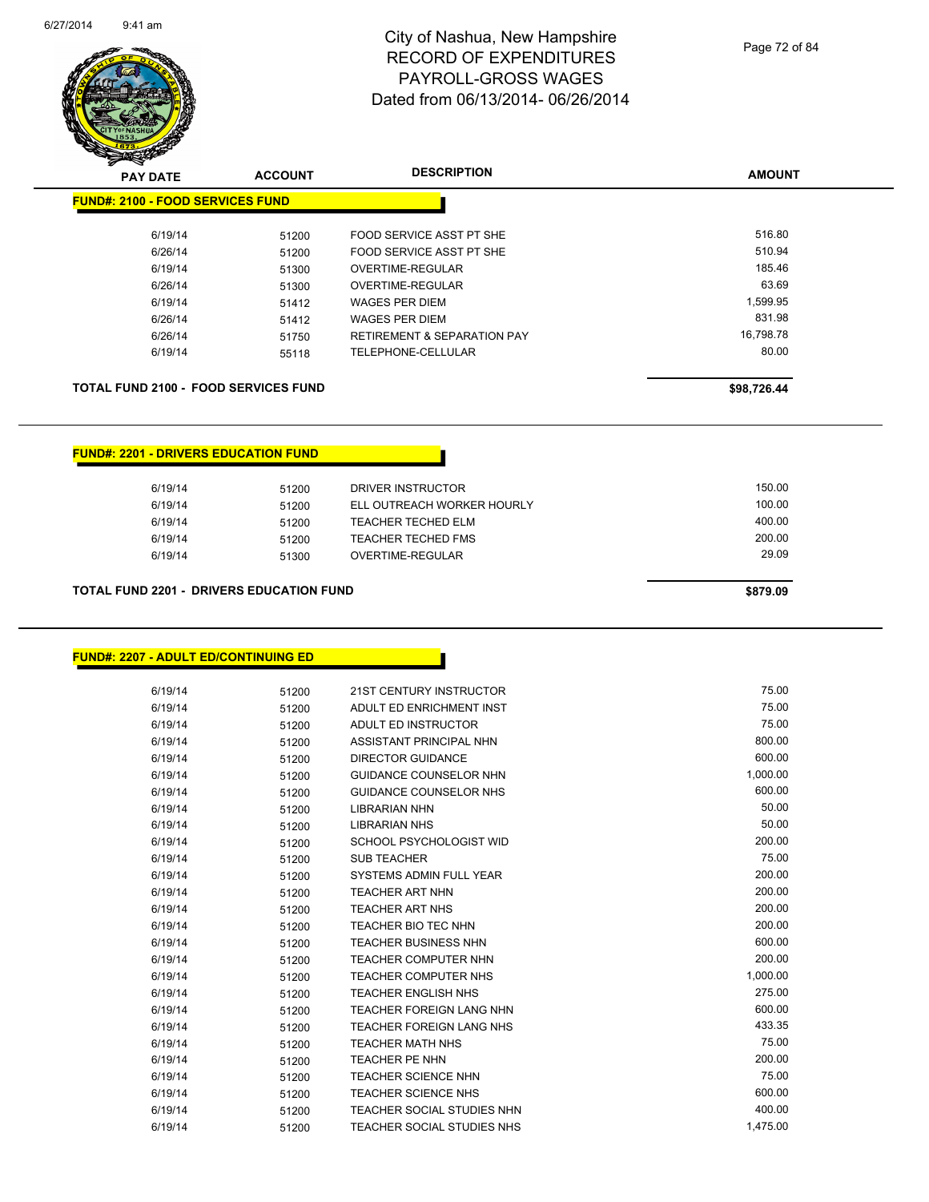# City of Nashua, New Hampshire
# RECORD OF EXPENDITURES
# PAYROLL-GROSS WAGES
# Dated from 06/13/2014- 06/26/2014

| PAY DATE | ACCOUNT | DESCRIPTION | AMOUNT |
|---|---|---|---|

**FUND#: 2100 - FOOD SERVICES FUND**

| PAY DATE | ACCOUNT | DESCRIPTION | AMOUNT |
|---|---|---|---|
| 6/19/14 | 51200 | FOOD SERVICE ASST PT SHE | 516.80 |
| 6/26/14 | 51200 | FOOD SERVICE ASST PT SHE | 510.94 |
| 6/19/14 | 51300 | OVERTIME-REGULAR | 185.46 |
| 6/26/14 | 51300 | OVERTIME-REGULAR | 63.69 |
| 6/19/14 | 51412 | WAGES PER DIEM | 1,599.95 |
| 6/26/14 | 51412 | WAGES PER DIEM | 831.98 |
| 6/26/14 | 51750 | RETIREMENT & SEPARATION PAY | 16,798.78 |
| 6/19/14 | 55118 | TELEPHONE-CELLULAR | 80.00 |

**TOTAL FUND 2100 - FOOD SERVICES FUND** **$98,726.44**

**FUND#: 2201 - DRIVERS EDUCATION FUND**

| PAY DATE | ACCOUNT | DESCRIPTION | AMOUNT |
|---|---|---|---|
| 6/19/14 | 51200 | DRIVER INSTRUCTOR | 150.00 |
| 6/19/14 | 51200 | ELL OUTREACH WORKER HOURLY | 100.00 |
| 6/19/14 | 51200 | TEACHER TECHED ELM | 400.00 |
| 6/19/14 | 51200 | TEACHER TECHED FMS | 200.00 |
| 6/19/14 | 51300 | OVERTIME-REGULAR | 29.09 |

**TOTAL FUND 2201 - DRIVERS EDUCATION FUND** **$879.09**

**FUND#: 2207 - ADULT ED/CONTINUING ED**

| PAY DATE | ACCOUNT | DESCRIPTION | AMOUNT |
|---|---|---|---|
| 6/19/14 | 51200 | 21ST CENTURY INSTRUCTOR | 75.00 |
| 6/19/14 | 51200 | ADULT ED ENRICHMENT INST | 75.00 |
| 6/19/14 | 51200 | ADULT ED INSTRUCTOR | 75.00 |
| 6/19/14 | 51200 | ASSISTANT PRINCIPAL NHN | 800.00 |
| 6/19/14 | 51200 | DIRECTOR GUIDANCE | 600.00 |
| 6/19/14 | 51200 | GUIDANCE COUNSELOR NHN | 1,000.00 |
| 6/19/14 | 51200 | GUIDANCE COUNSELOR NHS | 600.00 |
| 6/19/14 | 51200 | LIBRARIAN NHN | 50.00 |
| 6/19/14 | 51200 | LIBRARIAN NHS | 50.00 |
| 6/19/14 | 51200 | SCHOOL PSYCHOLOGIST WID | 200.00 |
| 6/19/14 | 51200 | SUB TEACHER | 75.00 |
| 6/19/14 | 51200 | SYSTEMS ADMIN FULL YEAR | 200.00 |
| 6/19/14 | 51200 | TEACHER ART NHN | 200.00 |
| 6/19/14 | 51200 | TEACHER ART NHS | 200.00 |
| 6/19/14 | 51200 | TEACHER BIO TEC NHN | 200.00 |
| 6/19/14 | 51200 | TEACHER BUSINESS NHN | 600.00 |
| 6/19/14 | 51200 | TEACHER COMPUTER NHN | 200.00 |
| 6/19/14 | 51200 | TEACHER COMPUTER NHS | 1,000.00 |
| 6/19/14 | 51200 | TEACHER ENGLISH NHS | 275.00 |
| 6/19/14 | 51200 | TEACHER FOREIGN LANG NHN | 600.00 |
| 6/19/14 | 51200 | TEACHER FOREIGN LANG NHS | 433.35 |
| 6/19/14 | 51200 | TEACHER MATH NHS | 75.00 |
| 6/19/14 | 51200 | TEACHER PE NHN | 200.00 |
| 6/19/14 | 51200 | TEACHER SCIENCE NHN | 75.00 |
| 6/19/14 | 51200 | TEACHER SCIENCE NHS | 600.00 |
| 6/19/14 | 51200 | TEACHER SOCIAL STUDIES NHN | 400.00 |
| 6/19/14 | 51200 | TEACHER SOCIAL STUDIES NHS | 1,475.00 |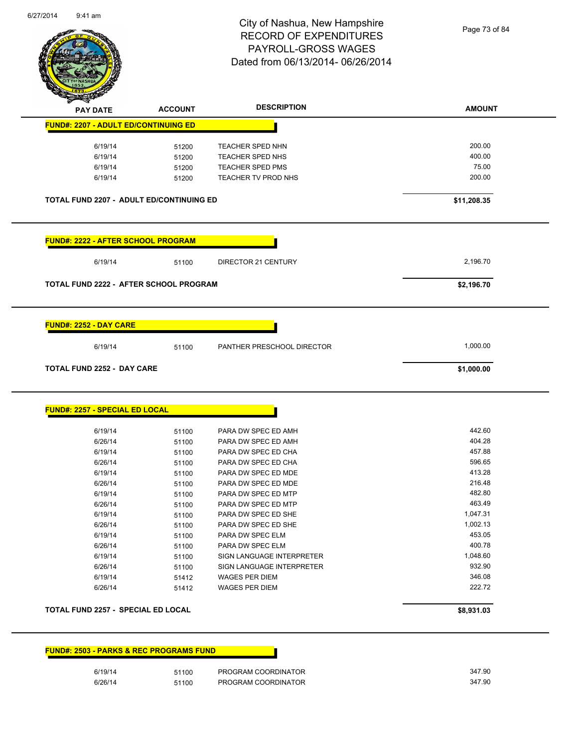# City of Nashua, New Hampshire
# RECORD OF EXPENDITURES
# PAYROLL-GROSS WAGES
# Dated from 06/13/2014- 06/26/2014

| PAY DATE | ACCOUNT | DESCRIPTION | AMOUNT |
|---|---|---|---|
| **FUND#: 2207 - ADULT ED/CONTINUING ED** | | | |
| 6/19/14 | 51200 | TEACHER SPED NHN | 200.00 |
| 6/19/14 | 51200 | TEACHER SPED NHS | 400.00 |
| 6/19/14 | 51200 | TEACHER SPED PMS | 75.00 |
| 6/19/14 | 51200 | TEACHER TV PROD NHS | 200.00 |
| **TOTAL FUND 2207 - ADULT ED/CONTINUING ED** | | | **$11,208.35** |
| **FUND#: 2222 - AFTER SCHOOL PROGRAM** | | | |
| 6/19/14 | 51100 | DIRECTOR 21 CENTURY | 2,196.70 |
| **TOTAL FUND 2222 - AFTER SCHOOL PROGRAM** | | | **$2,196.70** |
| **FUND#: 2252 - DAY CARE** | | | |
| 6/19/14 | 51100 | PANTHER PRESCHOOL DIRECTOR | 1,000.00 |
| **TOTAL FUND 2252 - DAY CARE** | | | **$1,000.00** |
| **FUND#: 2257 - SPECIAL ED LOCAL** | | | |
| 6/19/14 | 51100 | PARA DW SPEC ED AMH | 442.60 |
| 6/26/14 | 51100 | PARA DW SPEC ED AMH | 404.28 |
| 6/19/14 | 51100 | PARA DW SPEC ED CHA | 457.88 |
| 6/26/14 | 51100 | PARA DW SPEC ED CHA | 596.65 |
| 6/19/14 | 51100 | PARA DW SPEC ED MDE | 413.28 |
| 6/26/14 | 51100 | PARA DW SPEC ED MDE | 216.48 |
| 6/19/14 | 51100 | PARA DW SPEC ED MTP | 482.80 |
| 6/26/14 | 51100 | PARA DW SPEC ED MTP | 463.49 |
| 6/19/14 | 51100 | PARA DW SPEC ED SHE | 1,047.31 |
| 6/26/14 | 51100 | PARA DW SPEC ED SHE | 1,002.13 |
| 6/19/14 | 51100 | PARA DW SPEC ELM | 453.05 |
| 6/26/14 | 51100 | PARA DW SPEC ELM | 400.78 |
| 6/19/14 | 51100 | SIGN LANGUAGE INTERPRETER | 1,048.60 |
| 6/26/14 | 51100 | SIGN LANGUAGE INTERPRETER | 932.90 |
| 6/19/14 | 51412 | WAGES PER DIEM | 346.08 |
| 6/26/14 | 51412 | WAGES PER DIEM | 222.72 |
| **TOTAL FUND 2257 - SPECIAL ED LOCAL** | | | **$8,931.03** |
| **FUND#: 2503 - PARKS & REC PROGRAMS FUND** | | | |
| 6/19/14 | 51100 | PROGRAM COORDINATOR | 347.90 |
| 6/26/14 | 51100 | PROGRAM COORDINATOR | 347.90 |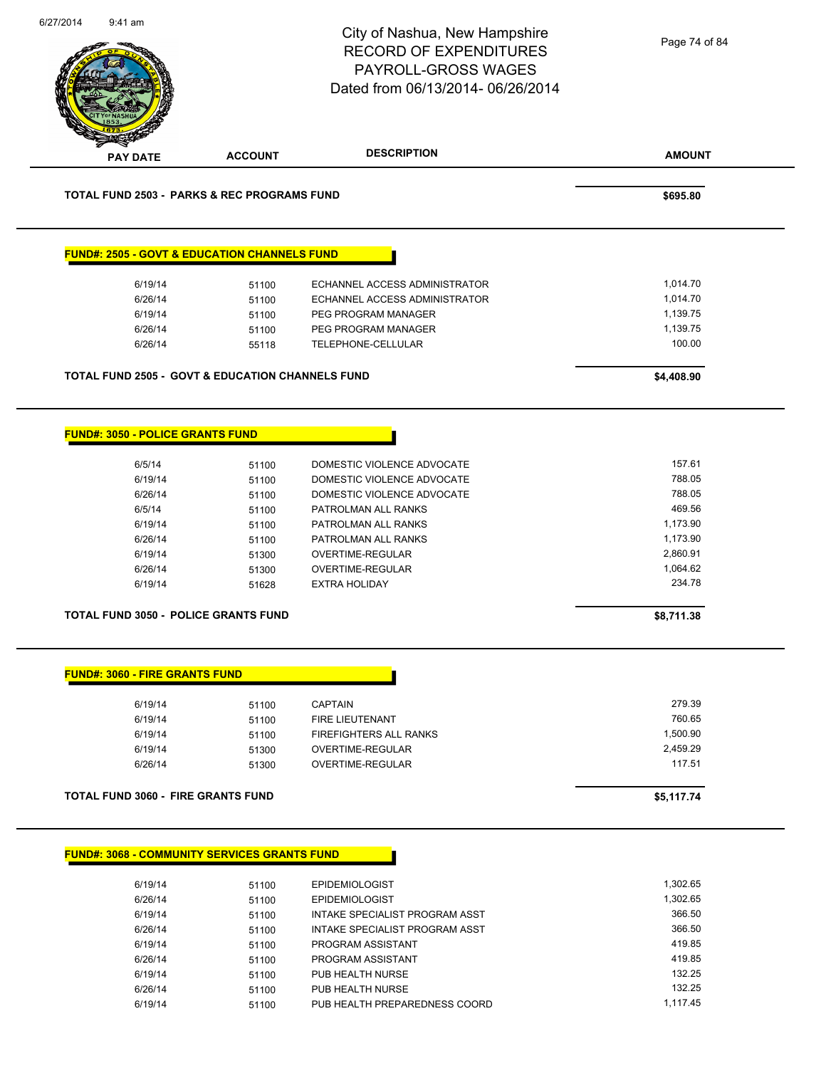| PAY DATE | ACCOUNT | DESCRIPTION | AMOUNT |
|---|---|---|---|
| **TOTAL FUND 2503 - PARKS & REC PROGRAMS FUND** | | | **$695.80** |

**FUND#: 2505 - GOVT & EDUCATION CHANNELS FUND**

| PAY DATE | ACCOUNT | DESCRIPTION | AMOUNT |
|---|---|---|---|
| 6/19/14 | 51100 | ECHANNEL ACCESS ADMINISTRATOR | 1,014.70 |
| 6/26/14 | 51100 | ECHANNEL ACCESS ADMINISTRATOR | 1,014.70 |
| 6/19/14 | 51100 | PEG PROGRAM MANAGER | 1,139.75 |
| 6/26/14 | 51100 | PEG PROGRAM MANAGER | 1,139.75 |
| 6/26/14 | 55118 | TELEPHONE-CELLULAR | 100.00 |
| **TOTAL FUND 2505 - GOVT & EDUCATION CHANNELS FUND** | | | **$4,408.90** |

**FUND#: 3050 - POLICE GRANTS FUND**

| PAY DATE | ACCOUNT | DESCRIPTION | AMOUNT |
|---|---|---|---|
| 6/5/14 | 51100 | DOMESTIC VIOLENCE ADVOCATE | 157.61 |
| 6/19/14 | 51100 | DOMESTIC VIOLENCE ADVOCATE | 788.05 |
| 6/26/14 | 51100 | DOMESTIC VIOLENCE ADVOCATE | 788.05 |
| 6/5/14 | 51100 | PATROLMAN ALL RANKS | 469.56 |
| 6/19/14 | 51100 | PATROLMAN ALL RANKS | 1,173.90 |
| 6/26/14 | 51100 | PATROLMAN ALL RANKS | 1,173.90 |
| 6/19/14 | 51300 | OVERTIME-REGULAR | 2,860.91 |
| 6/26/14 | 51300 | OVERTIME-REGULAR | 1,064.62 |
| 6/19/14 | 51628 | EXTRA HOLIDAY | 234.78 |
| **TOTAL FUND 3050 - POLICE GRANTS FUND** | | | **$8,711.38** |

**FUND#: 3060 - FIRE GRANTS FUND**

| PAY DATE | ACCOUNT | DESCRIPTION | AMOUNT |
|---|---|---|---|
| 6/19/14 | 51100 | CAPTAIN | 279.39 |
| 6/19/14 | 51100 | FIRE LIEUTENANT | 760.65 |
| 6/19/14 | 51100 | FIREFIGHTERS ALL RANKS | 1,500.90 |
| 6/19/14 | 51300 | OVERTIME-REGULAR | 2,459.29 |
| 6/26/14 | 51300 | OVERTIME-REGULAR | 117.51 |
| **TOTAL FUND 3060 - FIRE GRANTS FUND** | | | **$5,117.74** |

**FUND#: 3068 - COMMUNITY SERVICES GRANTS FUND**

| PAY DATE | ACCOUNT | DESCRIPTION | AMOUNT |
|---|---|---|---|
| 6/19/14 | 51100 | EPIDEMIOLOGIST | 1,302.65 |
| 6/26/14 | 51100 | EPIDEMIOLOGIST | 1,302.65 |
| 6/19/14 | 51100 | INTAKE SPECIALIST PROGRAM ASST | 366.50 |
| 6/26/14 | 51100 | INTAKE SPECIALIST PROGRAM ASST | 366.50 |
| 6/19/14 | 51100 | PROGRAM ASSISTANT | 419.85 |
| 6/26/14 | 51100 | PROGRAM ASSISTANT | 419.85 |
| 6/19/14 | 51100 | PUB HEALTH NURSE | 132.25 |
| 6/26/14 | 51100 | PUB HEALTH NURSE | 132.25 |
| 6/19/14 | 51100 | PUB HEALTH PREPAREDNESS COORD | 1,117.45 |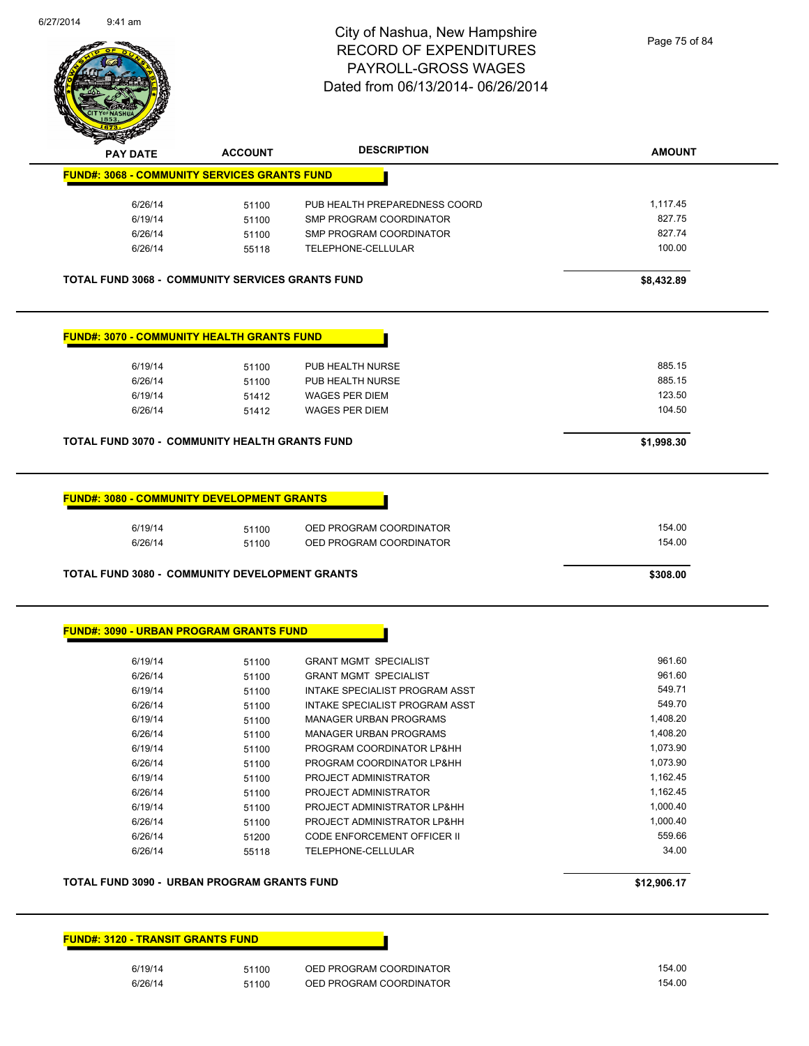# City of Nashua, New Hampshire
## RECORD OF EXPENDITURES
## PAYROLL-GROSS WAGES
## Dated from 06/13/2014- 06/26/2014

| PAY DATE | ACCOUNT | DESCRIPTION | AMOUNT |
|---|---|---|---|

**FUND#: 3068 - COMMUNITY SERVICES GRANTS FUND**

| PAY DATE | ACCOUNT | DESCRIPTION | AMOUNT |
|---|---|---|---|
| 6/26/14 | 51100 | PUB HEALTH PREPAREDNESS COORD | 1,117.45 |
| 6/19/14 | 51100 | SMP PROGRAM COORDINATOR | 827.75 |
| 6/26/14 | 51100 | SMP PROGRAM COORDINATOR | 827.74 |
| 6/26/14 | 55118 | TELEPHONE-CELLULAR | 100.00 |

**TOTAL FUND 3068 - COMMUNITY SERVICES GRANTS FUND** **$8,432.89**

**FUND#: 3070 - COMMUNITY HEALTH GRANTS FUND**

| PAY DATE | ACCOUNT | DESCRIPTION | AMOUNT |
|---|---|---|---|
| 6/19/14 | 51100 | PUB HEALTH NURSE | 885.15 |
| 6/26/14 | 51100 | PUB HEALTH NURSE | 885.15 |
| 6/19/14 | 51412 | WAGES PER DIEM | 123.50 |
| 6/26/14 | 51412 | WAGES PER DIEM | 104.50 |

**TOTAL FUND 3070 - COMMUNITY HEALTH GRANTS FUND** **$1,998.30**

**FUND#: 3080 - COMMUNITY DEVELOPMENT GRANTS**

| PAY DATE | ACCOUNT | DESCRIPTION | AMOUNT |
|---|---|---|---|
| 6/19/14 | 51100 | OED PROGRAM COORDINATOR | 154.00 |
| 6/26/14 | 51100 | OED PROGRAM COORDINATOR | 154.00 |

**TOTAL FUND 3080 - COMMUNITY DEVELOPMENT GRANTS** **$308.00**

**FUND#: 3090 - URBAN PROGRAM GRANTS FUND**

| PAY DATE | ACCOUNT | DESCRIPTION | AMOUNT |
|---|---|---|---|
| 6/19/14 | 51100 | GRANT MGMT SPECIALIST | 961.60 |
| 6/26/14 | 51100 | GRANT MGMT SPECIALIST | 961.60 |
| 6/19/14 | 51100 | INTAKE SPECIALIST PROGRAM ASST | 549.71 |
| 6/26/14 | 51100 | INTAKE SPECIALIST PROGRAM ASST | 549.70 |
| 6/19/14 | 51100 | MANAGER URBAN PROGRAMS | 1,408.20 |
| 6/26/14 | 51100 | MANAGER URBAN PROGRAMS | 1,408.20 |
| 6/19/14 | 51100 | PROGRAM COORDINATOR LP&HH | 1,073.90 |
| 6/26/14 | 51100 | PROGRAM COORDINATOR LP&HH | 1,073.90 |
| 6/19/14 | 51100 | PROJECT ADMINISTRATOR | 1,162.45 |
| 6/26/14 | 51100 | PROJECT ADMINISTRATOR | 1,162.45 |
| 6/19/14 | 51100 | PROJECT ADMINISTRATOR LP&HH | 1,000.40 |
| 6/26/14 | 51100 | PROJECT ADMINISTRATOR LP&HH | 1,000.40 |
| 6/26/14 | 51200 | CODE ENFORCEMENT OFFICER II | 559.66 |
| 6/26/14 | 55118 | TELEPHONE-CELLULAR | 34.00 |

**TOTAL FUND 3090 - URBAN PROGRAM GRANTS FUND** **$12,906.17**

**FUND#: 3120 - TRANSIT GRANTS FUND**

| PAY DATE | ACCOUNT | DESCRIPTION | AMOUNT |
|---|---|---|---|
| 6/19/14 | 51100 | OED PROGRAM COORDINATOR | 154.00 |
| 6/26/14 | 51100 | OED PROGRAM COORDINATOR | 154.00 |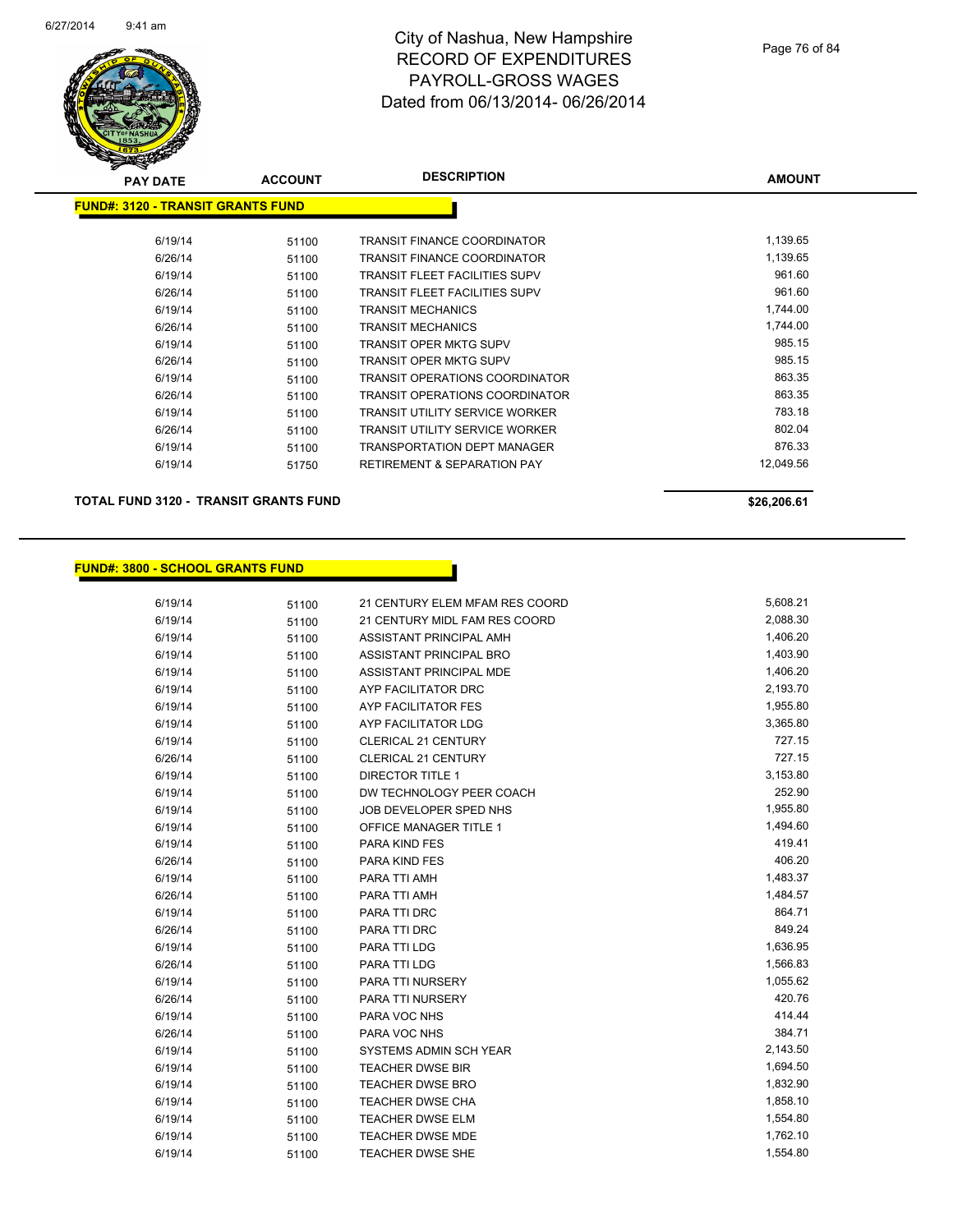# City of Nashua, New Hampshire
# RECORD OF EXPENDITURES
# PAYROLL-GROSS WAGES
# Dated from 06/13/2014- 06/26/2014

| PAY DATE | ACCOUNT | DESCRIPTION | AMOUNT |
|---|---|---|---|
| **FUND#: 3120 - TRANSIT GRANTS FUND** | | | |
| 6/19/14 | 51100 | TRANSIT FINANCE COORDINATOR | 1,139.65 |
| 6/26/14 | 51100 | TRANSIT FINANCE COORDINATOR | 1,139.65 |
| 6/19/14 | 51100 | TRANSIT FLEET FACILITIES SUPV | 961.60 |
| 6/26/14 | 51100 | TRANSIT FLEET FACILITIES SUPV | 961.60 |
| 6/19/14 | 51100 | TRANSIT MECHANICS | 1,744.00 |
| 6/26/14 | 51100 | TRANSIT MECHANICS | 1,744.00 |
| 6/19/14 | 51100 | TRANSIT OPER MKTG SUPV | 985.15 |
| 6/26/14 | 51100 | TRANSIT OPER MKTG SUPV | 985.15 |
| 6/19/14 | 51100 | TRANSIT OPERATIONS COORDINATOR | 863.35 |
| 6/26/14 | 51100 | TRANSIT OPERATIONS COORDINATOR | 863.35 |
| 6/19/14 | 51100 | TRANSIT UTILITY SERVICE WORKER | 783.18 |
| 6/26/14 | 51100 | TRANSIT UTILITY SERVICE WORKER | 802.04 |
| 6/19/14 | 51100 | TRANSPORTATION DEPT MANAGER | 876.33 |
| 6/19/14 | 51750 | RETIREMENT & SEPARATION PAY | 12,049.56 |
| **TOTAL FUND 3120 - TRANSIT GRANTS FUND** | | | **$26,206.61** |

| PAY DATE | ACCOUNT | DESCRIPTION | AMOUNT |
|---|---|---|---|
| **FUND#: 3800 - SCHOOL GRANTS FUND** | | | |
| 6/19/14 | 51100 | 21 CENTURY ELEM MFAM RES COORD | 5,608.21 |
| 6/19/14 | 51100 | 21 CENTURY MIDL FAM RES COORD | 2,088.30 |
| 6/19/14 | 51100 | ASSISTANT PRINCIPAL AMH | 1,406.20 |
| 6/19/14 | 51100 | ASSISTANT PRINCIPAL BRO | 1,403.90 |
| 6/19/14 | 51100 | ASSISTANT PRINCIPAL MDE | 1,406.20 |
| 6/19/14 | 51100 | AYP FACILITATOR DRC | 2,193.70 |
| 6/19/14 | 51100 | AYP FACILITATOR FES | 1,955.80 |
| 6/19/14 | 51100 | AYP FACILITATOR LDG | 3,365.80 |
| 6/19/14 | 51100 | CLERICAL 21 CENTURY | 727.15 |
| 6/26/14 | 51100 | CLERICAL 21 CENTURY | 727.15 |
| 6/19/14 | 51100 | DIRECTOR TITLE 1 | 3,153.80 |
| 6/19/14 | 51100 | DW TECHNOLOGY PEER COACH | 252.90 |
| 6/19/14 | 51100 | JOB DEVELOPER SPED NHS | 1,955.80 |
| 6/19/14 | 51100 | OFFICE MANAGER TITLE 1 | 1,494.60 |
| 6/19/14 | 51100 | PARA KIND FES | 419.41 |
| 6/26/14 | 51100 | PARA KIND FES | 406.20 |
| 6/19/14 | 51100 | PARA TTI AMH | 1,483.37 |
| 6/26/14 | 51100 | PARA TTI AMH | 1,484.57 |
| 6/19/14 | 51100 | PARA TTI DRC | 864.71 |
| 6/26/14 | 51100 | PARA TTI DRC | 849.24 |
| 6/19/14 | 51100 | PARA TTI LDG | 1,636.95 |
| 6/26/14 | 51100 | PARA TTI LDG | 1,566.83 |
| 6/19/14 | 51100 | PARA TTI NURSERY | 1,055.62 |
| 6/26/14 | 51100 | PARA TTI NURSERY | 420.76 |
| 6/19/14 | 51100 | PARA VOC NHS | 414.44 |
| 6/26/14 | 51100 | PARA VOC NHS | 384.71 |
| 6/19/14 | 51100 | SYSTEMS ADMIN SCH YEAR | 2,143.50 |
| 6/19/14 | 51100 | TEACHER DWSE BIR | 1,694.50 |
| 6/19/14 | 51100 | TEACHER DWSE BRO | 1,832.90 |
| 6/19/14 | 51100 | TEACHER DWSE CHA | 1,858.10 |
| 6/19/14 | 51100 | TEACHER DWSE ELM | 1,554.80 |
| 6/19/14 | 51100 | TEACHER DWSE MDE | 1,762.10 |
| 6/19/14 | 51100 | TEACHER DWSE SHE | 1,554.80 |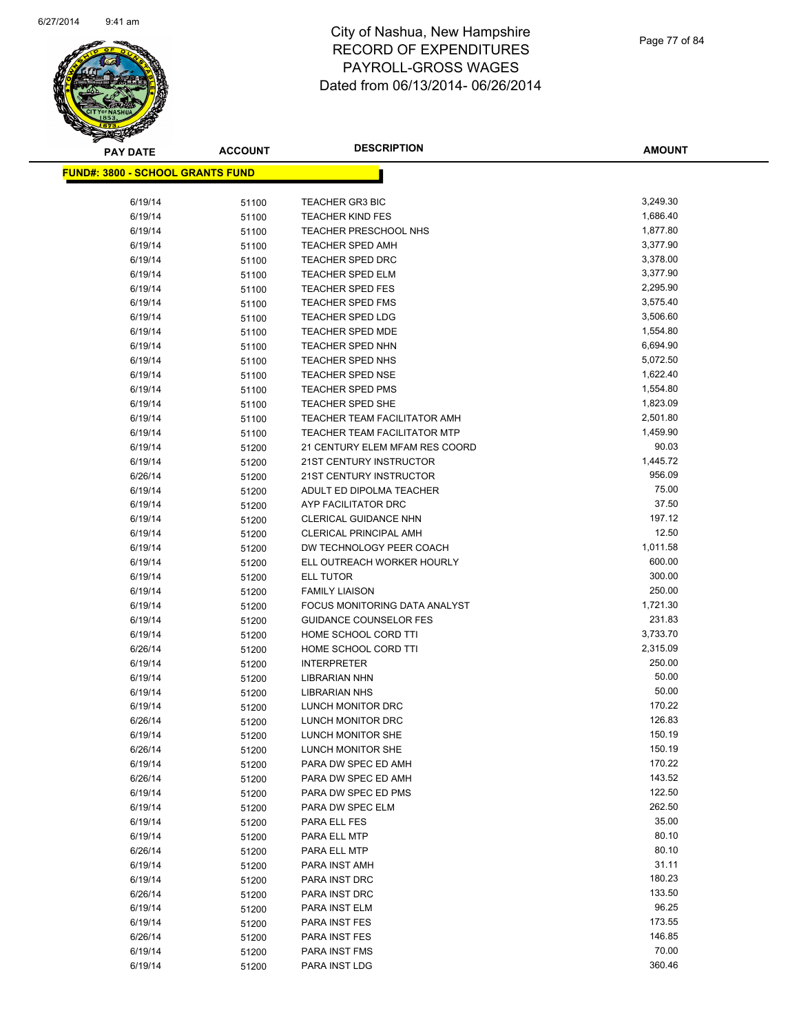# City of Nashua, New Hampshire
# RECORD OF EXPENDITURES
# PAYROLL-GROSS WAGES
# Dated from 06/13/2014- 06/26/2014

**FUND#: 3800 - SCHOOL GRANTS FUND**

| PAY DATE | ACCOUNT | DESCRIPTION | AMOUNT |
|---|---|---|---|
| 6/19/14 | 51100 | TEACHER GR3 BIC | 3,249.30 |
| 6/19/14 | 51100 | TEACHER KIND FES | 1,686.40 |
| 6/19/14 | 51100 | TEACHER PRESCHOOL NHS | 1,877.80 |
| 6/19/14 | 51100 | TEACHER SPED AMH | 3,377.90 |
| 6/19/14 | 51100 | TEACHER SPED DRC | 3,378.00 |
| 6/19/14 | 51100 | TEACHER SPED ELM | 3,377.90 |
| 6/19/14 | 51100 | TEACHER SPED FES | 2,295.90 |
| 6/19/14 | 51100 | TEACHER SPED FMS | 3,575.40 |
| 6/19/14 | 51100 | TEACHER SPED LDG | 3,506.60 |
| 6/19/14 | 51100 | TEACHER SPED MDE | 1,554.80 |
| 6/19/14 | 51100 | TEACHER SPED NHN | 6,694.90 |
| 6/19/14 | 51100 | TEACHER SPED NHS | 5,072.50 |
| 6/19/14 | 51100 | TEACHER SPED NSE | 1,622.40 |
| 6/19/14 | 51100 | TEACHER SPED PMS | 1,554.80 |
| 6/19/14 | 51100 | TEACHER SPED SHE | 1,823.09 |
| 6/19/14 | 51100 | TEACHER TEAM FACILITATOR AMH | 2,501.80 |
| 6/19/14 | 51100 | TEACHER TEAM FACILITATOR MTP | 1,459.90 |
| 6/19/14 | 51200 | 21 CENTURY ELEM MFAM RES COORD | 90.03 |
| 6/19/14 | 51200 | 21ST CENTURY INSTRUCTOR | 1,445.72 |
| 6/26/14 | 51200 | 21ST CENTURY INSTRUCTOR | 956.09 |
| 6/19/14 | 51200 | ADULT ED DIPOLMA TEACHER | 75.00 |
| 6/19/14 | 51200 | AYP FACILITATOR DRC | 37.50 |
| 6/19/14 | 51200 | CLERICAL GUIDANCE NHN | 197.12 |
| 6/19/14 | 51200 | CLERICAL PRINCIPAL AMH | 12.50 |
| 6/19/14 | 51200 | DW TECHNOLOGY PEER COACH | 1,011.58 |
| 6/19/14 | 51200 | ELL OUTREACH WORKER HOURLY | 600.00 |
| 6/19/14 | 51200 | ELL TUTOR | 300.00 |
| 6/19/14 | 51200 | FAMILY LIAISON | 250.00 |
| 6/19/14 | 51200 | FOCUS MONITORING DATA ANALYST | 1,721.30 |
| 6/19/14 | 51200 | GUIDANCE COUNSELOR FES | 231.83 |
| 6/19/14 | 51200 | HOME SCHOOL CORD TTI | 3,733.70 |
| 6/26/14 | 51200 | HOME SCHOOL CORD TTI | 2,315.09 |
| 6/19/14 | 51200 | INTERPRETER | 250.00 |
| 6/19/14 | 51200 | LIBRARIAN NHN | 50.00 |
| 6/19/14 | 51200 | LIBRARIAN NHS | 50.00 |
| 6/19/14 | 51200 | LUNCH MONITOR DRC | 170.22 |
| 6/26/14 | 51200 | LUNCH MONITOR DRC | 126.83 |
| 6/19/14 | 51200 | LUNCH MONITOR SHE | 150.19 |
| 6/26/14 | 51200 | LUNCH MONITOR SHE | 150.19 |
| 6/19/14 | 51200 | PARA DW SPEC ED AMH | 170.22 |
| 6/26/14 | 51200 | PARA DW SPEC ED AMH | 143.52 |
| 6/19/14 | 51200 | PARA DW SPEC ED PMS | 122.50 |
| 6/19/14 | 51200 | PARA DW SPEC ELM | 262.50 |
| 6/19/14 | 51200 | PARA ELL FES | 35.00 |
| 6/19/14 | 51200 | PARA ELL MTP | 80.10 |
| 6/26/14 | 51200 | PARA ELL MTP | 80.10 |
| 6/19/14 | 51200 | PARA INST AMH | 31.11 |
| 6/19/14 | 51200 | PARA INST DRC | 180.23 |
| 6/26/14 | 51200 | PARA INST DRC | 133.50 |
| 6/19/14 | 51200 | PARA INST ELM | 96.25 |
| 6/19/14 | 51200 | PARA INST FES | 173.55 |
| 6/26/14 | 51200 | PARA INST FES | 146.85 |
| 6/19/14 | 51200 | PARA INST FMS | 70.00 |
| 6/19/14 | 51200 | PARA INST LDG | 360.46 |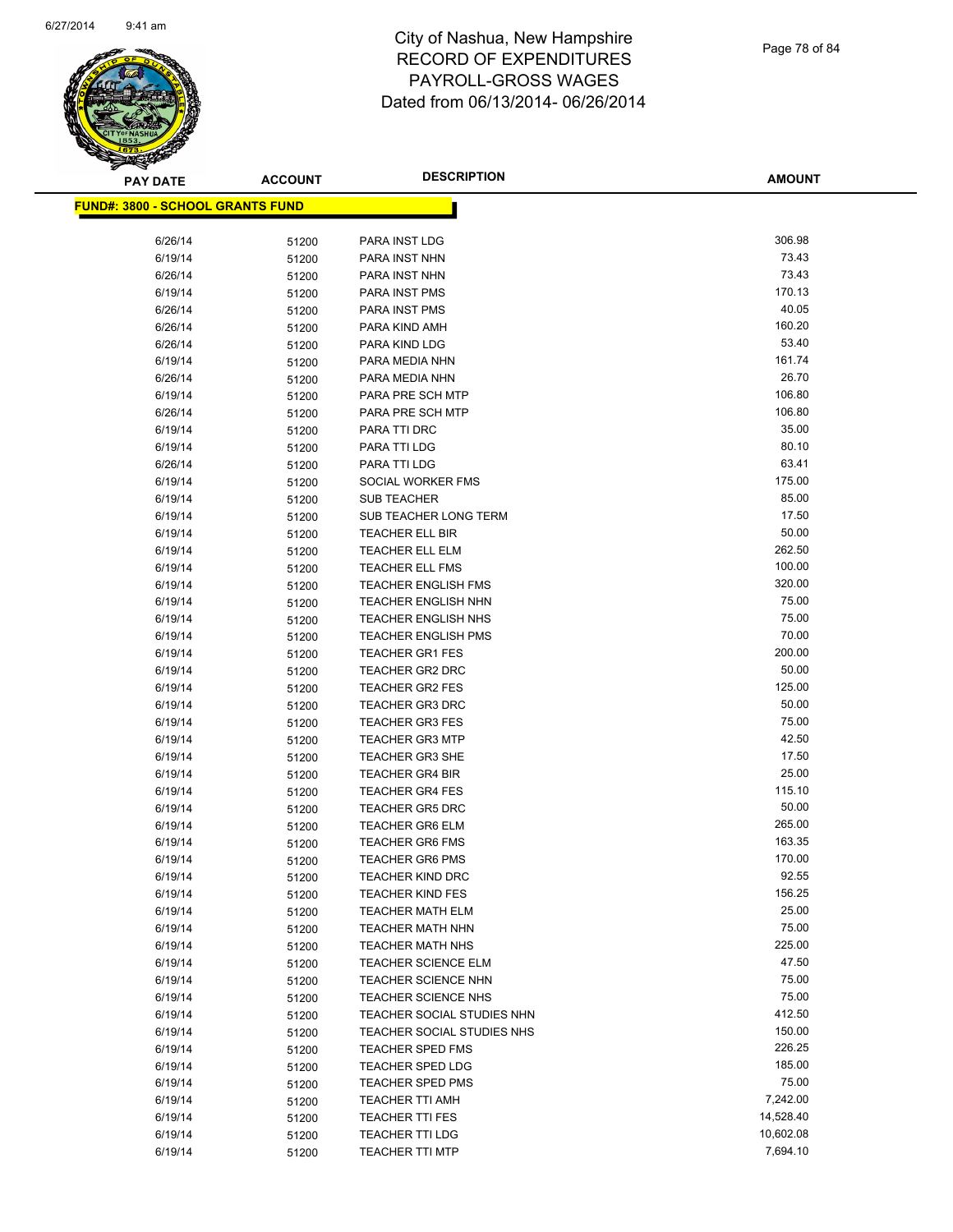# City of Nashua, New Hampshire
## RECORD OF EXPENDITURES
## PAYROLL-GROSS WAGES
## Dated from 06/13/2014- 06/26/2014

**FUND#: 3800 - SCHOOL GRANTS FUND**

| PAY DATE | ACCOUNT | DESCRIPTION | AMOUNT |
|---|---|---|---|
| 6/26/14 | 51200 | PARA INST LDG | 306.98 |
| 6/19/14 | 51200 | PARA INST NHN | 73.43 |
| 6/26/14 | 51200 | PARA INST NHN | 73.43 |
| 6/19/14 | 51200 | PARA INST PMS | 170.13 |
| 6/26/14 | 51200 | PARA INST PMS | 40.05 |
| 6/26/14 | 51200 | PARA KIND AMH | 160.20 |
| 6/26/14 | 51200 | PARA KIND LDG | 53.40 |
| 6/19/14 | 51200 | PARA MEDIA NHN | 161.74 |
| 6/26/14 | 51200 | PARA MEDIA NHN | 26.70 |
| 6/19/14 | 51200 | PARA PRE SCH MTP | 106.80 |
| 6/26/14 | 51200 | PARA PRE SCH MTP | 106.80 |
| 6/19/14 | 51200 | PARA TTI DRC | 35.00 |
| 6/19/14 | 51200 | PARA TTI LDG | 80.10 |
| 6/26/14 | 51200 | PARA TTI LDG | 63.41 |
| 6/19/14 | 51200 | SOCIAL WORKER FMS | 175.00 |
| 6/19/14 | 51200 | SUB TEACHER | 85.00 |
| 6/19/14 | 51200 | SUB TEACHER LONG TERM | 17.50 |
| 6/19/14 | 51200 | TEACHER ELL BIR | 50.00 |
| 6/19/14 | 51200 | TEACHER ELL ELM | 262.50 |
| 6/19/14 | 51200 | TEACHER ELL FMS | 100.00 |
| 6/19/14 | 51200 | TEACHER ENGLISH FMS | 320.00 |
| 6/19/14 | 51200 | TEACHER ENGLISH NHN | 75.00 |
| 6/19/14 | 51200 | TEACHER ENGLISH NHS | 75.00 |
| 6/19/14 | 51200 | TEACHER ENGLISH PMS | 70.00 |
| 6/19/14 | 51200 | TEACHER GR1 FES | 200.00 |
| 6/19/14 | 51200 | TEACHER GR2 DRC | 50.00 |
| 6/19/14 | 51200 | TEACHER GR2 FES | 125.00 |
| 6/19/14 | 51200 | TEACHER GR3 DRC | 50.00 |
| 6/19/14 | 51200 | TEACHER GR3 FES | 75.00 |
| 6/19/14 | 51200 | TEACHER GR3 MTP | 42.50 |
| 6/19/14 | 51200 | TEACHER GR3 SHE | 17.50 |
| 6/19/14 | 51200 | TEACHER GR4 BIR | 25.00 |
| 6/19/14 | 51200 | TEACHER GR4 FES | 115.10 |
| 6/19/14 | 51200 | TEACHER GR5 DRC | 50.00 |
| 6/19/14 | 51200 | TEACHER GR6 ELM | 265.00 |
| 6/19/14 | 51200 | TEACHER GR6 FMS | 163.35 |
| 6/19/14 | 51200 | TEACHER GR6 PMS | 170.00 |
| 6/19/14 | 51200 | TEACHER KIND DRC | 92.55 |
| 6/19/14 | 51200 | TEACHER KIND FES | 156.25 |
| 6/19/14 | 51200 | TEACHER MATH ELM | 25.00 |
| 6/19/14 | 51200 | TEACHER MATH NHN | 75.00 |
| 6/19/14 | 51200 | TEACHER MATH NHS | 225.00 |
| 6/19/14 | 51200 | TEACHER SCIENCE ELM | 47.50 |
| 6/19/14 | 51200 | TEACHER SCIENCE NHN | 75.00 |
| 6/19/14 | 51200 | TEACHER SCIENCE NHS | 75.00 |
| 6/19/14 | 51200 | TEACHER SOCIAL STUDIES NHN | 412.50 |
| 6/19/14 | 51200 | TEACHER SOCIAL STUDIES NHS | 150.00 |
| 6/19/14 | 51200 | TEACHER SPED FMS | 226.25 |
| 6/19/14 | 51200 | TEACHER SPED LDG | 185.00 |
| 6/19/14 | 51200 | TEACHER SPED PMS | 75.00 |
| 6/19/14 | 51200 | TEACHER TTI AMH | 7,242.00 |
| 6/19/14 | 51200 | TEACHER TTI FES | 14,528.40 |
| 6/19/14 | 51200 | TEACHER TTI LDG | 10,602.08 |
| 6/19/14 | 51200 | TEACHER TTI MTP | 7,694.10 |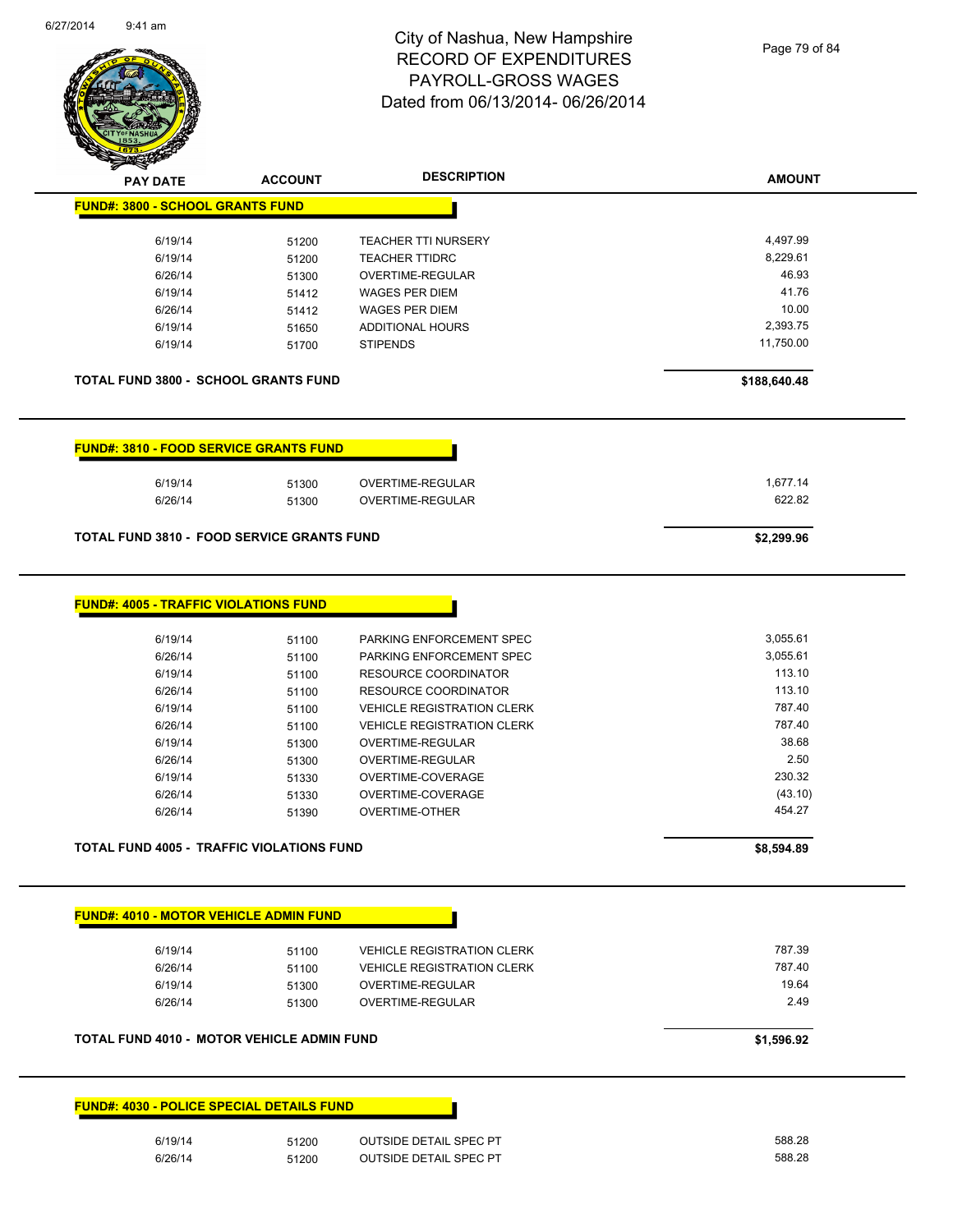City of Nashua, New Hampshire
RECORD OF EXPENDITURES
PAYROLL-GROSS WAGES
Dated from 06/13/2014- 06/26/2014

| PAY DATE | ACCOUNT | DESCRIPTION | AMOUNT |
|---|---|---|---|
| **FUND#: 3800 - SCHOOL GRANTS FUND** | | | |
| 6/19/14 | 51200 | TEACHER TTI NURSERY | 4,497.99 |
| 6/19/14 | 51200 | TEACHER TTIDRC | 8,229.61 |
| 6/26/14 | 51300 | OVERTIME-REGULAR | 46.93 |
| 6/19/14 | 51412 | WAGES PER DIEM | 41.76 |
| 6/26/14 | 51412 | WAGES PER DIEM | 10.00 |
| 6/19/14 | 51650 | ADDITIONAL HOURS | 2,393.75 |
| 6/19/14 | 51700 | STIPENDS | 11,750.00 |
| **TOTAL FUND 3800 - SCHOOL GRANTS FUND** | | | **$188,640.48** |

| PAY DATE | ACCOUNT | DESCRIPTION | AMOUNT |
|---|---|---|---|
| **FUND#: 3810 - FOOD SERVICE GRANTS FUND** | | | |
| 6/19/14 | 51300 | OVERTIME-REGULAR | 1,677.14 |
| 6/26/14 | 51300 | OVERTIME-REGULAR | 622.82 |
| **TOTAL FUND 3810 - FOOD SERVICE GRANTS FUND** | | | **$2,299.96** |

| PAY DATE | ACCOUNT | DESCRIPTION | AMOUNT |
|---|---|---|---|
| **FUND#: 4005 - TRAFFIC VIOLATIONS FUND** | | | |
| 6/19/14 | 51100 | PARKING ENFORCEMENT SPEC | 3,055.61 |
| 6/26/14 | 51100 | PARKING ENFORCEMENT SPEC | 3,055.61 |
| 6/19/14 | 51100 | RESOURCE COORDINATOR | 113.10 |
| 6/26/14 | 51100 | RESOURCE COORDINATOR | 113.10 |
| 6/19/14 | 51100 | VEHICLE REGISTRATION CLERK | 787.40 |
| 6/26/14 | 51100 | VEHICLE REGISTRATION CLERK | 787.40 |
| 6/19/14 | 51300 | OVERTIME-REGULAR | 38.68 |
| 6/26/14 | 51300 | OVERTIME-REGULAR | 2.50 |
| 6/19/14 | 51330 | OVERTIME-COVERAGE | 230.32 |
| 6/26/14 | 51330 | OVERTIME-COVERAGE | (43.10) |
| 6/26/14 | 51390 | OVERTIME-OTHER | 454.27 |
| **TOTAL FUND 4005 - TRAFFIC VIOLATIONS FUND** | | | **$8,594.89** |

| PAY DATE | ACCOUNT | DESCRIPTION | AMOUNT |
|---|---|---|---|
| **FUND#: 4010 - MOTOR VEHICLE ADMIN FUND** | | | |
| 6/19/14 | 51100 | VEHICLE REGISTRATION CLERK | 787.39 |
| 6/26/14 | 51100 | VEHICLE REGISTRATION CLERK | 787.40 |
| 6/19/14 | 51300 | OVERTIME-REGULAR | 19.64 |
| 6/26/14 | 51300 | OVERTIME-REGULAR | 2.49 |
| **TOTAL FUND 4010 - MOTOR VEHICLE ADMIN FUND** | | | **$1,596.92** |

| PAY DATE | ACCOUNT | DESCRIPTION | AMOUNT |
|---|---|---|---|
| **FUND#: 4030 - POLICE SPECIAL DETAILS FUND** | | | |
| 6/19/14 | 51200 | OUTSIDE DETAIL SPEC PT | 588.28 |
| 6/26/14 | 51200 | OUTSIDE DETAIL SPEC PT | 588.28 |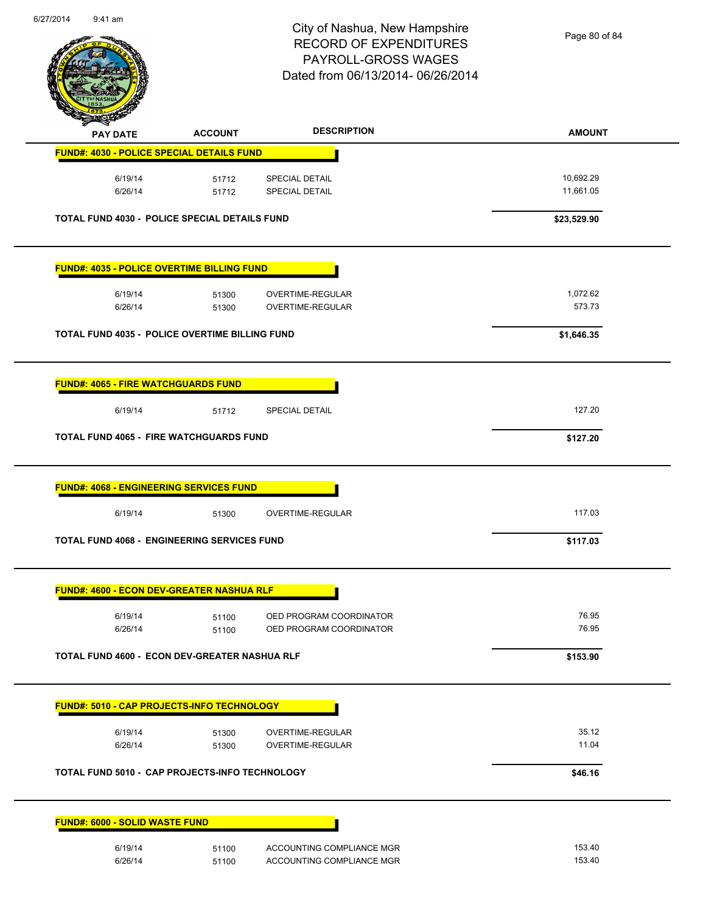# City of Nashua, New Hampshire
## RECORD OF EXPENDITURES
## PAYROLL-GROSS WAGES
## Dated from 06/13/2014- 06/26/2014

6/27/2014 9:41 am

| PAY DATE | ACCOUNT | DESCRIPTION | AMOUNT |
|---|---|---|---|
| **FUND#: 4030 - POLICE SPECIAL DETAILS FUND** | | | |
| 6/19/14 | 51712 | SPECIAL DETAIL | 10,692.29 |
| 6/26/14 | 51712 | SPECIAL DETAIL | 11,661.05 |
| **TOTAL FUND 4030 - POLICE SPECIAL DETAILS FUND** | | | **$23,529.90** |
| **FUND#: 4035 - POLICE OVERTIME BILLING FUND** | | | |
| 6/19/14 | 51300 | OVERTIME-REGULAR | 1,072.62 |
| 6/26/14 | 51300 | OVERTIME-REGULAR | 573.73 |
| **TOTAL FUND 4035 - POLICE OVERTIME BILLING FUND** | | | **$1,646.35** |
| **FUND#: 4065 - FIRE WATCHGUARDS FUND** | | | |
| 6/19/14 | 51712 | SPECIAL DETAIL | 127.20 |
| **TOTAL FUND 4065 - FIRE WATCHGUARDS FUND** | | | **$127.20** |
| **FUND#: 4068 - ENGINEERING SERVICES FUND** | | | |
| 6/19/14 | 51300 | OVERTIME-REGULAR | 117.03 |
| **TOTAL FUND 4068 - ENGINEERING SERVICES FUND** | | | **$117.03** |
| **FUND#: 4600 - ECON DEV-GREATER NASHUA RLF** | | | |
| 6/19/14 | 51100 | OED PROGRAM COORDINATOR | 76.95 |
| 6/26/14 | 51100 | OED PROGRAM COORDINATOR | 76.95 |
| **TOTAL FUND 4600 - ECON DEV-GREATER NASHUA RLF** | | | **$153.90** |
| **FUND#: 5010 - CAP PROJECTS-INFO TECHNOLOGY** | | | |
| 6/19/14 | 51300 | OVERTIME-REGULAR | 35.12 |
| 6/26/14 | 51300 | OVERTIME-REGULAR | 11.04 |
| **TOTAL FUND 5010 - CAP PROJECTS-INFO TECHNOLOGY** | | | **$46.16** |
| **FUND#: 6000 - SOLID WASTE FUND** | | | |
| 6/19/14 | 51100 | ACCOUNTING COMPLIANCE MGR | 153.40 |
| 6/26/14 | 51100 | ACCOUNTING COMPLIANCE MGR | 153.40 |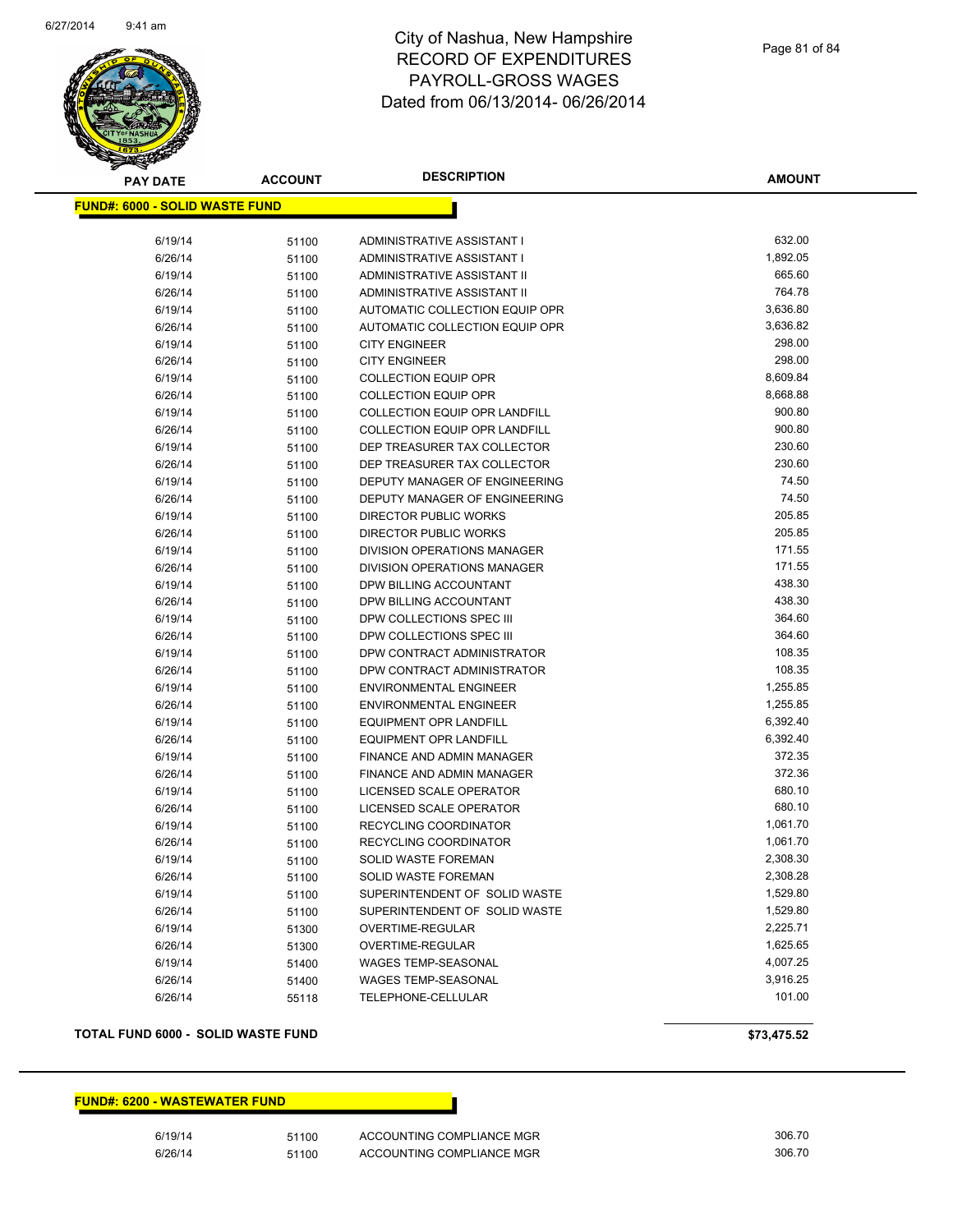City of Nashua, New Hampshire
RECORD OF EXPENDITURES
PAYROLL-GROSS WAGES
Dated from 06/13/2014- 06/26/2014

**FUND#: 6000 - SOLID WASTE FUND**

| PAY DATE | ACCOUNT | DESCRIPTION | AMOUNT |
|---|---|---|---|
| 6/19/14 | 51100 | ADMINISTRATIVE ASSISTANT I | 632.00 |
| 6/26/14 | 51100 | ADMINISTRATIVE ASSISTANT I | 1,892.05 |
| 6/19/14 | 51100 | ADMINISTRATIVE ASSISTANT II | 665.60 |
| 6/26/14 | 51100 | ADMINISTRATIVE ASSISTANT II | 764.78 |
| 6/19/14 | 51100 | AUTOMATIC COLLECTION EQUIP OPR | 3,636.80 |
| 6/26/14 | 51100 | AUTOMATIC COLLECTION EQUIP OPR | 3,636.82 |
| 6/19/14 | 51100 | CITY ENGINEER | 298.00 |
| 6/26/14 | 51100 | CITY ENGINEER | 298.00 |
| 6/19/14 | 51100 | COLLECTION EQUIP OPR | 8,609.84 |
| 6/26/14 | 51100 | COLLECTION EQUIP OPR | 8,668.88 |
| 6/19/14 | 51100 | COLLECTION EQUIP OPR LANDFILL | 900.80 |
| 6/26/14 | 51100 | COLLECTION EQUIP OPR LANDFILL | 900.80 |
| 6/19/14 | 51100 | DEP TREASURER TAX COLLECTOR | 230.60 |
| 6/26/14 | 51100 | DEP TREASURER TAX COLLECTOR | 230.60 |
| 6/19/14 | 51100 | DEPUTY MANAGER OF ENGINEERING | 74.50 |
| 6/26/14 | 51100 | DEPUTY MANAGER OF ENGINEERING | 74.50 |
| 6/19/14 | 51100 | DIRECTOR PUBLIC WORKS | 205.85 |
| 6/26/14 | 51100 | DIRECTOR PUBLIC WORKS | 205.85 |
| 6/19/14 | 51100 | DIVISION OPERATIONS MANAGER | 171.55 |
| 6/26/14 | 51100 | DIVISION OPERATIONS MANAGER | 171.55 |
| 6/19/14 | 51100 | DPW BILLING ACCOUNTANT | 438.30 |
| 6/26/14 | 51100 | DPW BILLING ACCOUNTANT | 438.30 |
| 6/19/14 | 51100 | DPW COLLECTIONS SPEC III | 364.60 |
| 6/26/14 | 51100 | DPW COLLECTIONS SPEC III | 364.60 |
| 6/19/14 | 51100 | DPW CONTRACT ADMINISTRATOR | 108.35 |
| 6/26/14 | 51100 | DPW CONTRACT ADMINISTRATOR | 108.35 |
| 6/19/14 | 51100 | ENVIRONMENTAL ENGINEER | 1,255.85 |
| 6/26/14 | 51100 | ENVIRONMENTAL ENGINEER | 1,255.85 |
| 6/19/14 | 51100 | EQUIPMENT OPR LANDFILL | 6,392.40 |
| 6/26/14 | 51100 | EQUIPMENT OPR LANDFILL | 6,392.40 |
| 6/19/14 | 51100 | FINANCE AND ADMIN MANAGER | 372.35 |
| 6/26/14 | 51100 | FINANCE AND ADMIN MANAGER | 372.36 |
| 6/19/14 | 51100 | LICENSED SCALE OPERATOR | 680.10 |
| 6/26/14 | 51100 | LICENSED SCALE OPERATOR | 680.10 |
| 6/19/14 | 51100 | RECYCLING COORDINATOR | 1,061.70 |
| 6/26/14 | 51100 | RECYCLING COORDINATOR | 1,061.70 |
| 6/19/14 | 51100 | SOLID WASTE FOREMAN | 2,308.30 |
| 6/26/14 | 51100 | SOLID WASTE FOREMAN | 2,308.28 |
| 6/19/14 | 51100 | SUPERINTENDENT OF SOLID WASTE | 1,529.80 |
| 6/26/14 | 51100 | SUPERINTENDENT OF SOLID WASTE | 1,529.80 |
| 6/19/14 | 51300 | OVERTIME-REGULAR | 2,225.71 |
| 6/26/14 | 51300 | OVERTIME-REGULAR | 1,625.65 |
| 6/19/14 | 51400 | WAGES TEMP-SEASONAL | 4,007.25 |
| 6/26/14 | 51400 | WAGES TEMP-SEASONAL | 3,916.25 |
| 6/26/14 | 55118 | TELEPHONE-CELLULAR | 101.00 |

**TOTAL FUND 6000 - SOLID WASTE FUND** **$73,475.52**

**FUND#: 6200 - WASTEWATER FUND**

| PAY DATE | ACCOUNT | DESCRIPTION | AMOUNT |
|---|---|---|---|
| 6/19/14 | 51100 | ACCOUNTING COMPLIANCE MGR | 306.70 |
| 6/26/14 | 51100 | ACCOUNTING COMPLIANCE MGR | 306.70 |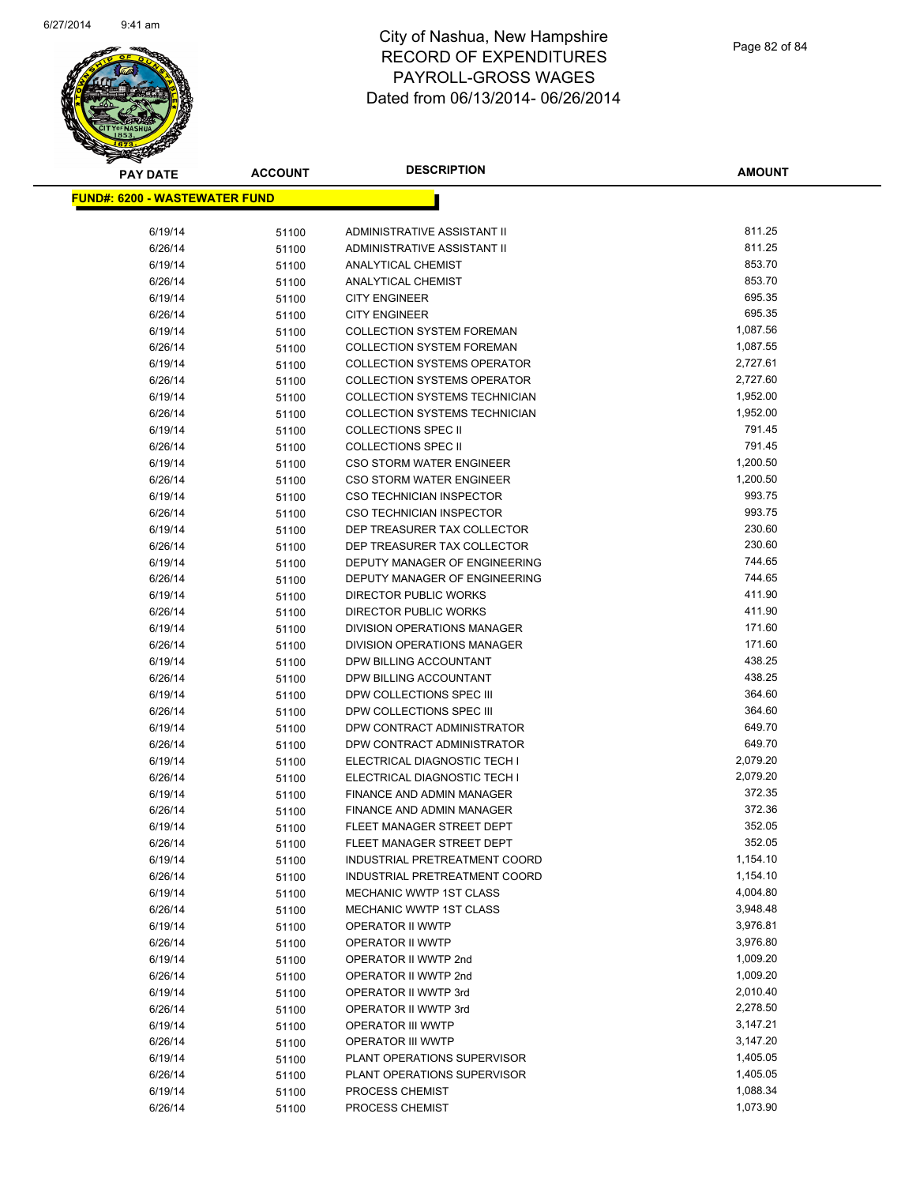# City of Nashua, New Hampshire
# RECORD OF EXPENDITURES
# PAYROLL-GROSS WAGES
# Dated from 06/13/2014- 06/26/2014

| PAY DATE | ACCOUNT | DESCRIPTION | AMOUNT |
|---|---|---|---|
| **FUND#: 6200 - WASTEWATER FUND** | | | |
| 6/19/14 | 51100 | ADMINISTRATIVE ASSISTANT II | 811.25 |
| 6/26/14 | 51100 | ADMINISTRATIVE ASSISTANT II | 811.25 |
| 6/19/14 | 51100 | ANALYTICAL CHEMIST | 853.70 |
| 6/26/14 | 51100 | ANALYTICAL CHEMIST | 853.70 |
| 6/19/14 | 51100 | CITY ENGINEER | 695.35 |
| 6/26/14 | 51100 | CITY ENGINEER | 695.35 |
| 6/19/14 | 51100 | COLLECTION SYSTEM FOREMAN | 1,087.56 |
| 6/26/14 | 51100 | COLLECTION SYSTEM FOREMAN | 1,087.55 |
| 6/19/14 | 51100 | COLLECTION SYSTEMS OPERATOR | 2,727.61 |
| 6/26/14 | 51100 | COLLECTION SYSTEMS OPERATOR | 2,727.60 |
| 6/19/14 | 51100 | COLLECTION SYSTEMS TECHNICIAN | 1,952.00 |
| 6/26/14 | 51100 | COLLECTION SYSTEMS TECHNICIAN | 1,952.00 |
| 6/19/14 | 51100 | COLLECTIONS SPEC II | 791.45 |
| 6/26/14 | 51100 | COLLECTIONS SPEC II | 791.45 |
| 6/19/14 | 51100 | CSO STORM WATER ENGINEER | 1,200.50 |
| 6/26/14 | 51100 | CSO STORM WATER ENGINEER | 1,200.50 |
| 6/19/14 | 51100 | CSO TECHNICIAN INSPECTOR | 993.75 |
| 6/26/14 | 51100 | CSO TECHNICIAN INSPECTOR | 993.75 |
| 6/19/14 | 51100 | DEP TREASURER TAX COLLECTOR | 230.60 |
| 6/26/14 | 51100 | DEP TREASURER TAX COLLECTOR | 230.60 |
| 6/19/14 | 51100 | DEPUTY MANAGER OF ENGINEERING | 744.65 |
| 6/26/14 | 51100 | DEPUTY MANAGER OF ENGINEERING | 744.65 |
| 6/19/14 | 51100 | DIRECTOR PUBLIC WORKS | 411.90 |
| 6/26/14 | 51100 | DIRECTOR PUBLIC WORKS | 411.90 |
| 6/19/14 | 51100 | DIVISION OPERATIONS MANAGER | 171.60 |
| 6/26/14 | 51100 | DIVISION OPERATIONS MANAGER | 171.60 |
| 6/19/14 | 51100 | DPW BILLING ACCOUNTANT | 438.25 |
| 6/26/14 | 51100 | DPW BILLING ACCOUNTANT | 438.25 |
| 6/19/14 | 51100 | DPW COLLECTIONS SPEC III | 364.60 |
| 6/26/14 | 51100 | DPW COLLECTIONS SPEC III | 364.60 |
| 6/19/14 | 51100 | DPW CONTRACT ADMINISTRATOR | 649.70 |
| 6/26/14 | 51100 | DPW CONTRACT ADMINISTRATOR | 649.70 |
| 6/19/14 | 51100 | ELECTRICAL DIAGNOSTIC TECH I | 2,079.20 |
| 6/26/14 | 51100 | ELECTRICAL DIAGNOSTIC TECH I | 2,079.20 |
| 6/19/14 | 51100 | FINANCE AND ADMIN MANAGER | 372.35 |
| 6/26/14 | 51100 | FINANCE AND ADMIN MANAGER | 372.36 |
| 6/19/14 | 51100 | FLEET MANAGER STREET DEPT | 352.05 |
| 6/26/14 | 51100 | FLEET MANAGER STREET DEPT | 352.05 |
| 6/19/14 | 51100 | INDUSTRIAL PRETREATMENT COORD | 1,154.10 |
| 6/26/14 | 51100 | INDUSTRIAL PRETREATMENT COORD | 1,154.10 |
| 6/19/14 | 51100 | MECHANIC WWTP 1ST CLASS | 4,004.80 |
| 6/26/14 | 51100 | MECHANIC WWTP 1ST CLASS | 3,948.48 |
| 6/19/14 | 51100 | OPERATOR II WWTP | 3,976.81 |
| 6/26/14 | 51100 | OPERATOR II WWTP | 3,976.80 |
| 6/19/14 | 51100 | OPERATOR II WWTP 2nd | 1,009.20 |
| 6/26/14 | 51100 | OPERATOR II WWTP 2nd | 1,009.20 |
| 6/19/14 | 51100 | OPERATOR II WWTP 3rd | 2,010.40 |
| 6/26/14 | 51100 | OPERATOR II WWTP 3rd | 2,278.50 |
| 6/19/14 | 51100 | OPERATOR III WWTP | 3,147.21 |
| 6/26/14 | 51100 | OPERATOR III WWTP | 3,147.20 |
| 6/19/14 | 51100 | PLANT OPERATIONS SUPERVISOR | 1,405.05 |
| 6/26/14 | 51100 | PLANT OPERATIONS SUPERVISOR | 1,405.05 |
| 6/19/14 | 51100 | PROCESS CHEMIST | 1,088.34 |
| 6/26/14 | 51100 | PROCESS CHEMIST | 1,073.90 |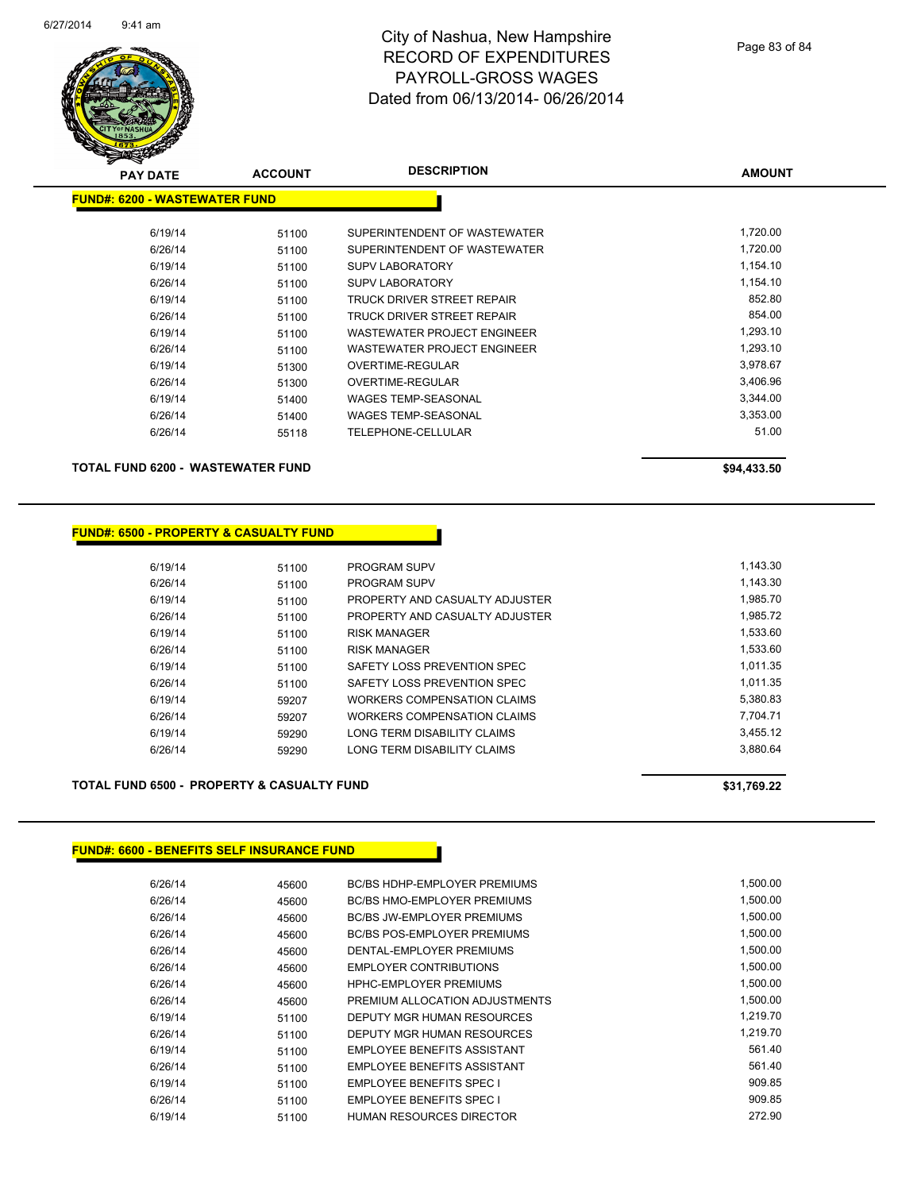# City of Nashua, New Hampshire
## RECORD OF EXPENDITURES
## PAYROLL-GROSS WAGES
## Dated from 06/13/2014- 06/26/2014

| PAY DATE | ACCOUNT | DESCRIPTION | AMOUNT |
|---|---|---|---|
| **FUND#: 6200 - WASTEWATER FUND** | | | |
| 6/19/14 | 51100 | SUPERINTENDENT OF WASTEWATER | 1,720.00 |
| 6/26/14 | 51100 | SUPERINTENDENT OF WASTEWATER | 1,720.00 |
| 6/19/14 | 51100 | SUPV LABORATORY | 1,154.10 |
| 6/26/14 | 51100 | SUPV LABORATORY | 1,154.10 |
| 6/19/14 | 51100 | TRUCK DRIVER STREET REPAIR | 852.80 |
| 6/26/14 | 51100 | TRUCK DRIVER STREET REPAIR | 854.00 |
| 6/19/14 | 51100 | WASTEWATER PROJECT ENGINEER | 1,293.10 |
| 6/26/14 | 51100 | WASTEWATER PROJECT ENGINEER | 1,293.10 |
| 6/19/14 | 51300 | OVERTIME-REGULAR | 3,978.67 |
| 6/26/14 | 51300 | OVERTIME-REGULAR | 3,406.96 |
| 6/19/14 | 51400 | WAGES TEMP-SEASONAL | 3,344.00 |
| 6/26/14 | 51400 | WAGES TEMP-SEASONAL | 3,353.00 |
| 6/26/14 | 55118 | TELEPHONE-CELLULAR | 51.00 |
| **TOTAL FUND 6200 - WASTEWATER FUND** | | | **$94,433.50** |

| PAY DATE | ACCOUNT | DESCRIPTION | AMOUNT |
|---|---|---|---|
| **FUND#: 6500 - PROPERTY & CASUALTY FUND** | | | |
| 6/19/14 | 51100 | PROGRAM SUPV | 1,143.30 |
| 6/26/14 | 51100 | PROGRAM SUPV | 1,143.30 |
| 6/19/14 | 51100 | PROPERTY AND CASUALTY ADJUSTER | 1,985.70 |
| 6/26/14 | 51100 | PROPERTY AND CASUALTY ADJUSTER | 1,985.72 |
| 6/19/14 | 51100 | RISK MANAGER | 1,533.60 |
| 6/26/14 | 51100 | RISK MANAGER | 1,533.60 |
| 6/19/14 | 51100 | SAFETY LOSS PREVENTION SPEC | 1,011.35 |
| 6/26/14 | 51100 | SAFETY LOSS PREVENTION SPEC | 1,011.35 |
| 6/19/14 | 59207 | WORKERS COMPENSATION CLAIMS | 5,380.83 |
| 6/26/14 | 59207 | WORKERS COMPENSATION CLAIMS | 7,704.71 |
| 6/19/14 | 59290 | LONG TERM DISABILITY CLAIMS | 3,455.12 |
| 6/26/14 | 59290 | LONG TERM DISABILITY CLAIMS | 3,880.64 |
| **TOTAL FUND 6500 - PROPERTY & CASUALTY FUND** | | | **$31,769.22** |

| PAY DATE | ACCOUNT | DESCRIPTION | AMOUNT |
|---|---|---|---|
| **FUND#: 6600 - BENEFITS SELF INSURANCE FUND** | | | |
| 6/26/14 | 45600 | BC/BS HDHP-EMPLOYER PREMIUMS | 1,500.00 |
| 6/26/14 | 45600 | BC/BS HMO-EMPLOYER PREMIUMS | 1,500.00 |
| 6/26/14 | 45600 | BC/BS JW-EMPLOYER PREMIUMS | 1,500.00 |
| 6/26/14 | 45600 | BC/BS POS-EMPLOYER PREMIUMS | 1,500.00 |
| 6/26/14 | 45600 | DENTAL-EMPLOYER PREMIUMS | 1,500.00 |
| 6/26/14 | 45600 | EMPLOYER CONTRIBUTIONS | 1,500.00 |
| 6/26/14 | 45600 | HPHC-EMPLOYER PREMIUMS | 1,500.00 |
| 6/26/14 | 45600 | PREMIUM ALLOCATION ADJUSTMENTS | 1,500.00 |
| 6/19/14 | 51100 | DEPUTY MGR HUMAN RESOURCES | 1,219.70 |
| 6/26/14 | 51100 | DEPUTY MGR HUMAN RESOURCES | 1,219.70 |
| 6/19/14 | 51100 | EMPLOYEE BENEFITS ASSISTANT | 561.40 |
| 6/26/14 | 51100 | EMPLOYEE BENEFITS ASSISTANT | 561.40 |
| 6/19/14 | 51100 | EMPLOYEE BENEFITS SPEC I | 909.85 |
| 6/26/14 | 51100 | EMPLOYEE BENEFITS SPEC I | 909.85 |
| 6/19/14 | 51100 | HUMAN RESOURCES DIRECTOR | 272.90 |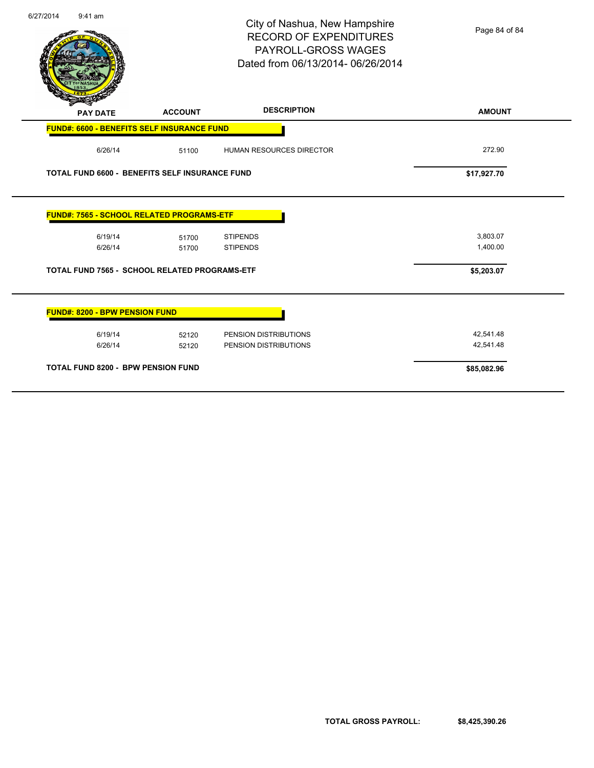City of Nashua, New Hampshire
RECORD OF EXPENDITURES
PAYROLL-GROSS WAGES
Dated from 06/13/2014- 06/26/2014

| PAY DATE | ACCOUNT | DESCRIPTION | AMOUNT |
|---|---|---|---|
| **FUND#: 6600 - BENEFITS SELF INSURANCE FUND** | | | |
| 6/26/14 | 51100 | HUMAN RESOURCES DIRECTOR | 272.90 |
| **TOTAL FUND 6600 - BENEFITS SELF INSURANCE FUND** | | | **$17,927.70** |
| **FUND#: 7565 - SCHOOL RELATED PROGRAMS-ETF** | | | |
| 6/19/14 | 51700 | STIPENDS | 3,803.07 |
| 6/26/14 | 51700 | STIPENDS | 1,400.00 |
| **TOTAL FUND 7565 - SCHOOL RELATED PROGRAMS-ETF** | | | **$5,203.07** |
| **FUND#: 8200 - BPW PENSION FUND** | | | |
| 6/19/14 | 52120 | PENSION DISTRIBUTIONS | 42,541.48 |
| 6/26/14 | 52120 | PENSION DISTRIBUTIONS | 42,541.48 |
| **TOTAL FUND 8200 - BPW PENSION FUND** | | | **$85,082.96** |

**TOTAL GROSS PAYROLL: $8,425,390.26**